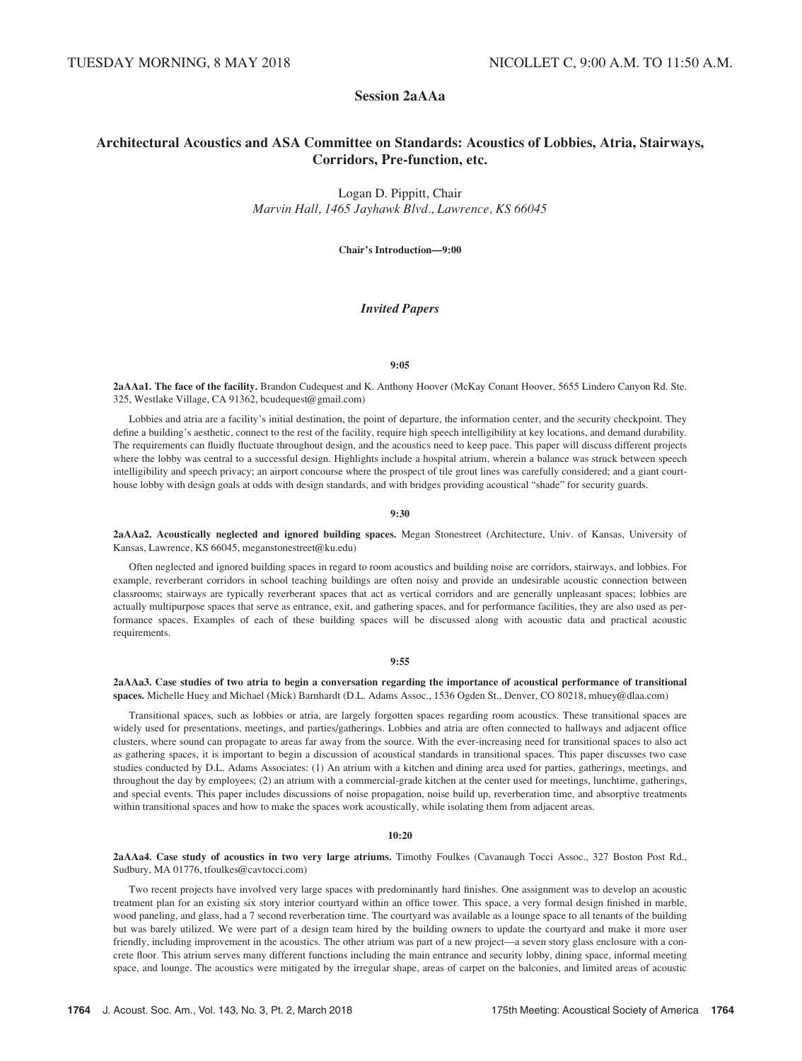TUESDAY MORNING, 8 MAY 2018 NICOLLET C, 9:00 A.M. TO 11:50 A.M.

## Session 2aAAa

## Architectural Acoustics and ASA Committee on Standards: Acoustics of Lobbies, Atria, Stairways, Corridors, Pre-function, etc.

Logan D. Pippitt, Chair
*Marvin Hall, 1465 Jayhawk Blvd., Lawrence, KS 66045*

**Chair's Introduction—9:00**

### *Invited Papers*

**9:05**

**2aAAa1. The face of the facility.** Brandon Cudequest and K. Anthony Hoover (McKay Conant Hoover, 5655 Lindero Canyon Rd. Ste. 325, Westlake Village, CA 91362, bcudequest@gmail.com)

Lobbies and atria are a facility's initial destination, the point of departure, the information center, and the security checkpoint. They define a building's aesthetic, connect to the rest of the facility, require high speech intelligibility at key locations, and demand durability. The requirements can fluidly fluctuate throughout design, and the acoustics need to keep pace. This paper will discuss different projects where the lobby was central to a successful design. Highlights include a hospital atrium, wherein a balance was struck between speech intelligibility and speech privacy; an airport concourse where the prospect of tile grout lines was carefully considered; and a giant courthouse lobby with design goals at odds with design standards, and with bridges providing acoustical "shade" for security guards.

**9:30**

**2aAAa2. Acoustically neglected and ignored building spaces.** Megan Stonestreet (Architecture, Univ. of Kansas, University of Kansas, Lawrence, KS 66045, meganstonestreet@ku.edu)

Often neglected and ignored building spaces in regard to room acoustics and building noise are corridors, stairways, and lobbies. For example, reverberant corridors in school teaching buildings are often noisy and provide an undesirable acoustic connection between classrooms; stairways are typically reverberant spaces that act as vertical corridors and are generally unpleasant spaces; lobbies are actually multipurpose spaces that serve as entrance, exit, and gathering spaces, and for performance facilities, they are also used as performance spaces. Examples of each of these building spaces will be discussed along with acoustic data and practical acoustic requirements.

**9:55**

**2aAAa3. Case studies of two atria to begin a conversation regarding the importance of acoustical performance of transitional spaces.** Michelle Huey and Michael (Mick) Barnhardt (D.L. Adams Assoc., 1536 Ogden St., Denver, CO 80218, mhuey@dlaa.com)

Transitional spaces, such as lobbies or atria, are largely forgotten spaces regarding room acoustics. These transitional spaces are widely used for presentations, meetings, and parties/gatherings. Lobbies and atria are often connected to hallways and adjacent office clusters, where sound can propagate to areas far away from the source. With the ever-increasing need for transitional spaces to also act as gathering spaces, it is important to begin a discussion of acoustical standards in transitional spaces. This paper discusses two case studies conducted by D.L. Adams Associates: (1) An atrium with a kitchen and dining area used for parties, gatherings, meetings, and throughout the day by employees; (2) an atrium with a commercial-grade kitchen at the center used for meetings, lunchtime, gatherings, and special events. This paper includes discussions of noise propagation, noise build up, reverberation time, and absorptive treatments within transitional spaces and how to make the spaces work acoustically, while isolating them from adjacent areas.

**10:20**

**2aAAa4. Case study of acoustics in two very large atriums.** Timothy Foulkes (Cavanaugh Tocci Assoc., 327 Boston Post Rd., Sudbury, MA 01776, tfoulkes@cavtocci.com)

Two recent projects have involved very large spaces with predominantly hard finishes. One assignment was to develop an acoustic treatment plan for an existing six story interior courtyard within an office tower. This space, a very formal design finished in marble, wood paneling, and glass, had a 7 second reverberation time. The courtyard was available as a lounge space to all tenants of the building but was barely utilized. We were part of a design team hired by the building owners to update the courtyard and make it more user friendly, including improvement in the acoustics. The other atrium was part of a new project—a seven story glass enclosure with a concrete floor. This atrium serves many different functions including the main entrance and security lobby, dining space, informal meeting space, and lounge. The acoustics were mitigated by the irregular shape, areas of carpet on the balconies, and limited areas of acoustic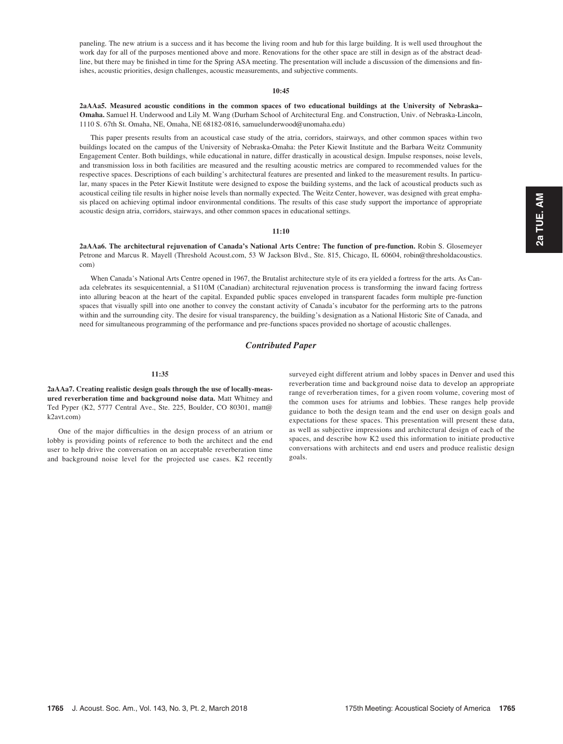paneling. The new atrium is a success and it has become the living room and hub for this large building. It is well used throughout the work day for all of the purposes mentioned above and more. Renovations for the other space are still in design as of the abstract deadline, but there may be finished in time for the Spring ASA meeting. The presentation will include a discussion of the dimensions and finishes, acoustic priorities, design challenges, acoustic measurements, and subjective comments.

10:45

**2aAAa5. Measured acoustic conditions in the common spaces of two educational buildings at the University of Nebraska–Omaha.** Samuel H. Underwood and Lily M. Wang (Durham School of Architectural Eng. and Construction, Univ. of Nebraska-Lincoln, 1110 S. 67th St. Omaha, NE, Omaha, NE 68182-0816, samuelunderwood@unomaha.edu)

This paper presents results from an acoustical case study of the atria, corridors, stairways, and other common spaces within two buildings located on the campus of the University of Nebraska-Omaha: the Peter Kiewit Institute and the Barbara Weitz Community Engagement Center. Both buildings, while educational in nature, differ drastically in acoustical design. Impulse responses, noise levels, and transmission loss in both facilities are measured and the resulting acoustic metrics are compared to recommended values for the respective spaces. Descriptions of each building's architectural features are presented and linked to the measurement results. In particular, many spaces in the Peter Kiewit Institute were designed to expose the building systems, and the lack of acoustical products such as acoustical ceiling tile results in higher noise levels than normally expected. The Weitz Center, however, was designed with great emphasis placed on achieving optimal indoor environmental conditions. The results of this case study support the importance of appropriate acoustic design atria, corridors, stairways, and other common spaces in educational settings.

11:10

**2aAAa6. The architectural rejuvenation of Canada's National Arts Centre: The function of pre-function.** Robin S. Glosemeyer Petrone and Marcus R. Mayell (Threshold Acoust.com, 53 W Jackson Blvd., Ste. 815, Chicago, IL 60604, robin@thresholdacoustics.com)

When Canada's National Arts Centre opened in 1967, the Brutalist architecture style of its era yielded a fortress for the arts. As Canada celebrates its sesquicentennial, a $110M (Canadian) architectural rejuvenation process is transforming the inward facing fortress into alluring beacon at the heart of the capital. Expanded public spaces enveloped in transparent facades form multiple pre-function spaces that visually spill into one another to convey the constant activity of Canada's incubator for the performing arts to the patrons within and the surrounding city. The desire for visual transparency, the building's designation as a National Historic Site of Canada, and need for simultaneous programming of the performance and pre-functions spaces provided no shortage of acoustic challenges.

## *Contributed Paper*

11:35

**2aAAa7. Creating realistic design goals through the use of locally-measured reverberation time and background noise data.** Matt Whitney and Ted Pyper (K2, 5777 Central Ave., Ste. 225, Boulder, CO 80301, matt@k2avt.com)

One of the major difficulties in the design process of an atrium or lobby is providing points of reference to both the architect and the end user to help drive the conversation on an acceptable reverberation time and background noise level for the projected use cases. K2 recently surveyed eight different atrium and lobby spaces in Denver and used this reverberation time and background noise data to develop an appropriate range of reverberation times, for a given room volume, covering most of the common uses for atriums and lobbies. These ranges help provide guidance to both the design team and the end user on design goals and expectations for these spaces. This presentation will present these data, as well as subjective impressions and architectural design of each of the spaces, and describe how K2 used this information to initiate productive conversations with architects and end users and produce realistic design goals.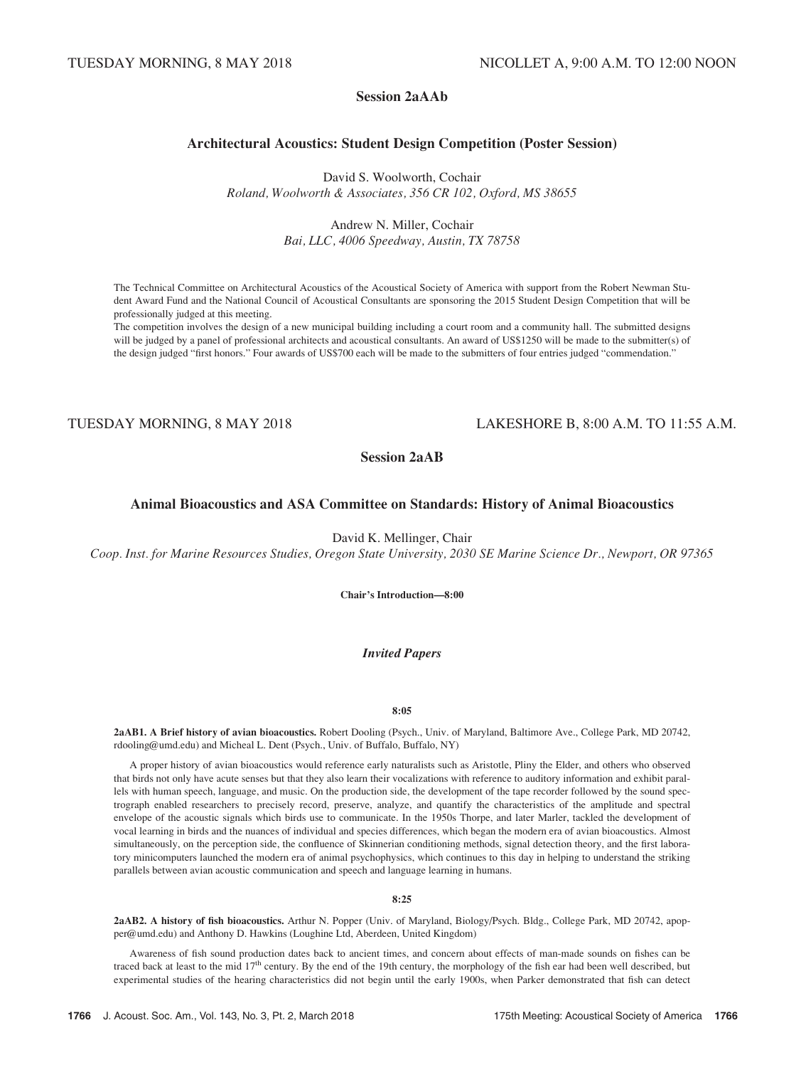TUESDAY MORNING, 8 MAY 2018 NICOLLET A, 9:00 A.M. TO 12:00 NOON

## Session 2aAAb

### Architectural Acoustics: Student Design Competition (Poster Session)

David S. Woolworth, Cochair
*Roland, Woolworth & Associates, 356 CR 102, Oxford, MS 38655*

Andrew N. Miller, Cochair
*Bai, LLC, 4006 Speedway, Austin, TX 78758*

The Technical Committee on Architectural Acoustics of the Acoustical Society of America with support from the Robert Newman Student Award Fund and the National Council of Acoustical Consultants are sponsoring the 2015 Student Design Competition that will be professionally judged at this meeting.

The competition involves the design of a new municipal building including a court room and a community hall. The submitted designs will be judged by a panel of professional architects and acoustical consultants. An award of US$1250 will be made to the submitter(s) of the design judged "first honors." Four awards of US$700 each will be made to the submitters of four entries judged "commendation."

TUESDAY MORNING, 8 MAY 2018 LAKESHORE B, 8:00 A.M. TO 11:55 A.M.

## Session 2aAB

### Animal Bioacoustics and ASA Committee on Standards: History of Animal Bioacoustics

David K. Mellinger, Chair
*Coop. Inst. for Marine Resources Studies, Oregon State University, 2030 SE Marine Science Dr., Newport, OR 97365*

**Chair's Introduction—8:00**

***Invited Papers***

**8:05**

**2aAB1. A Brief history of avian bioacoustics.** Robert Dooling (Psych., Univ. of Maryland, Baltimore Ave., College Park, MD 20742, rdooling@umd.edu) and Micheal L. Dent (Psych., Univ. of Buffalo, Buffalo, NY)

A proper history of avian bioacoustics would reference early naturalists such as Aristotle, Pliny the Elder, and others who observed that birds not only have acute senses but that they also learn their vocalizations with reference to auditory information and exhibit parallels with human speech, language, and music. On the production side, the development of the tape recorder followed by the sound spectrograph enabled researchers to precisely record, preserve, analyze, and quantify the characteristics of the amplitude and spectral envelope of the acoustic signals which birds use to communicate. In the 1950s Thorpe, and later Marler, tackled the development of vocal learning in birds and the nuances of individual and species differences, which began the modern era of avian bioacoustics. Almost simultaneously, on the perception side, the confluence of Skinnerian conditioning methods, signal detection theory, and the first laboratory minicomputers launched the modern era of animal psychophysics, which continues to this day in helping to understand the striking parallels between avian acoustic communication and speech and language learning in humans.

**8:25**

**2aAB2. A history of fish bioacoustics.** Arthur N. Popper (Univ. of Maryland, Biology/Psych. Bldg., College Park, MD 20742, apopper@umd.edu) and Anthony D. Hawkins (Loughine Ltd, Aberdeen, United Kingdom)

Awareness of fish sound production dates back to ancient times, and concern about effects of man-made sounds on fishes can be traced back at least to the mid 17th century. By the end of the 19th century, the morphology of the fish ear had been well described, but experimental studies of the hearing characteristics did not begin until the early 1900s, when Parker demonstrated that fish can detect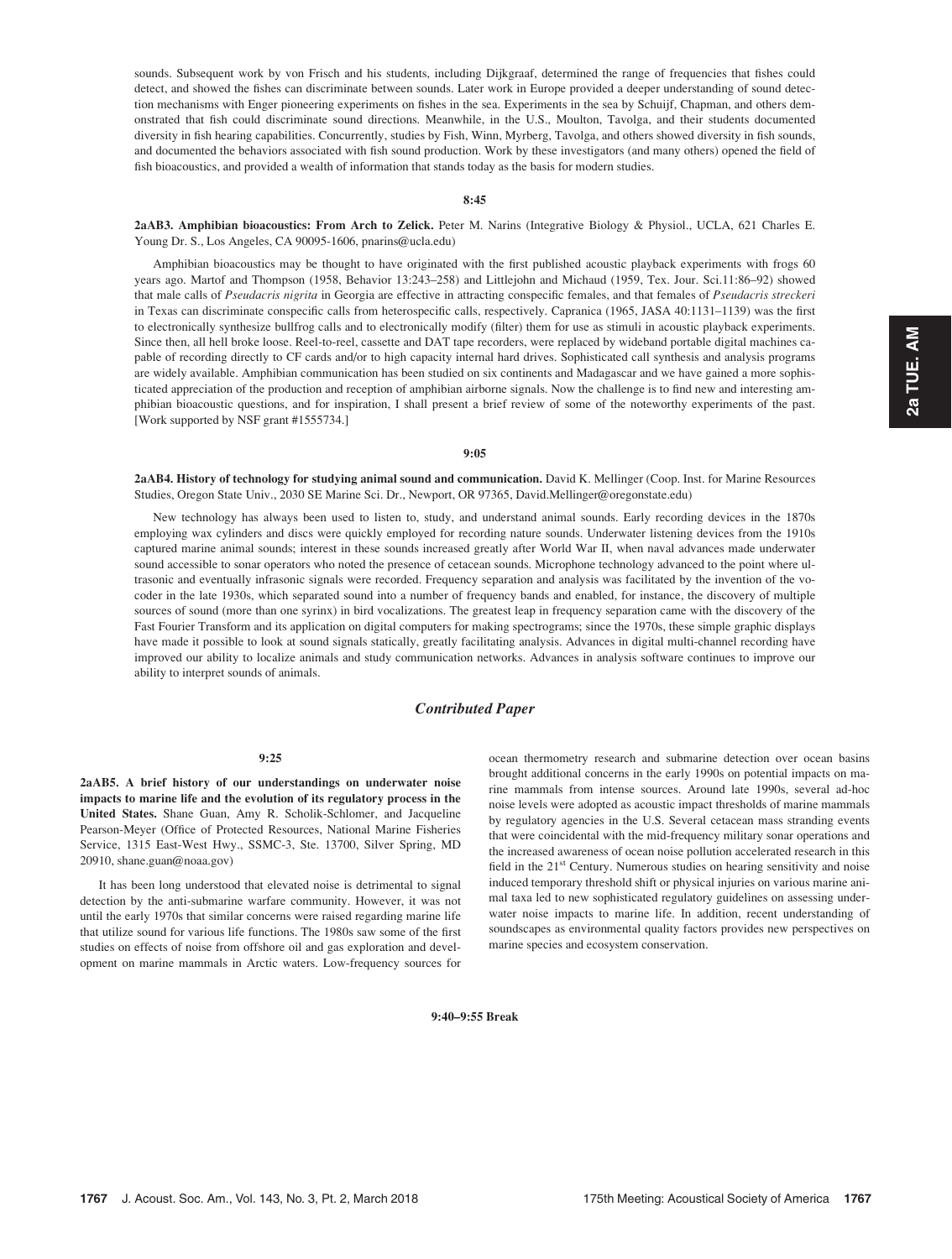sounds. Subsequent work by von Frisch and his students, including Dijkgraaf, determined the range of frequencies that fishes could detect, and showed the fishes can discriminate between sounds. Later work in Europe provided a deeper understanding of sound detection mechanisms with Enger pioneering experiments on fishes in the sea. Experiments in the sea by Schuijf, Chapman, and others demonstrated that fish could discriminate sound directions. Meanwhile, in the U.S., Moulton, Tavolga, and their students documented diversity in fish hearing capabilities. Concurrently, studies by Fish, Winn, Myrberg, Tavolga, and others showed diversity in fish sounds, and documented the behaviors associated with fish sound production. Work by these investigators (and many others) opened the field of fish bioacoustics, and provided a wealth of information that stands today as the basis for modern studies.

**8:45**

**2aAB3. Amphibian bioacoustics: From Arch to Zelick.** Peter M. Narins (Integrative Biology & Physiol., UCLA, 621 Charles E. Young Dr. S., Los Angeles, CA 90095-1606, pnarins@ucla.edu)

Amphibian bioacoustics may be thought to have originated with the first published acoustic playback experiments with frogs 60 years ago. Martof and Thompson (1958, Behavior 13:243–258) and Littlejohn and Michaud (1959, Tex. Jour. Sci.11:86–92) showed that male calls of *Pseudacris nigrita* in Georgia are effective in attracting conspecific females, and that females of *Pseudacris streckeri* in Texas can discriminate conspecific calls from heterospecific calls, respectively. Capranica (1965, JASA 40:1131–1139) was the first to electronically synthesize bullfrog calls and to electronically modify (filter) them for use as stimuli in acoustic playback experiments. Since then, all hell broke loose. Reel-to-reel, cassette and DAT tape recorders, were replaced by wideband portable digital machines capable of recording directly to CF cards and/or to high capacity internal hard drives. Sophisticated call synthesis and analysis programs are widely available. Amphibian communication has been studied on six continents and Madagascar and we have gained a more sophisticated appreciation of the production and reception of amphibian airborne signals. Now the challenge is to find new and interesting amphibian bioacoustic questions, and for inspiration, I shall present a brief review of some of the noteworthy experiments of the past. [Work supported by NSF grant #1555734.]

**9:05**

**2aAB4. History of technology for studying animal sound and communication.** David K. Mellinger (Coop. Inst. for Marine Resources Studies, Oregon State Univ., 2030 SE Marine Sci. Dr., Newport, OR 97365, David.Mellinger@oregonstate.edu)

New technology has always been used to listen to, study, and understand animal sounds. Early recording devices in the 1870s employing wax cylinders and discs were quickly employed for recording nature sounds. Underwater listening devices from the 1910s captured marine animal sounds; interest in these sounds increased greatly after World War II, when naval advances made underwater sound accessible to sonar operators who noted the presence of cetacean sounds. Microphone technology advanced to the point where ultrasonic and eventually infrasonic signals were recorded. Frequency separation and analysis was facilitated by the invention of the vocoder in the late 1930s, which separated sound into a number of frequency bands and enabled, for instance, the discovery of multiple sources of sound (more than one syrinx) in bird vocalizations. The greatest leap in frequency separation came with the discovery of the Fast Fourier Transform and its application on digital computers for making spectrograms; since the 1970s, these simple graphic displays have made it possible to look at sound signals statically, greatly facilitating analysis. Advances in digital multi-channel recording have improved our ability to localize animals and study communication networks. Advances in analysis software continues to improve our ability to interpret sounds of animals.

## *Contributed Paper*

**9:25**

**2aAB5. A brief history of our understandings on underwater noise impacts to marine life and the evolution of its regulatory process in the United States.** Shane Guan, Amy R. Scholik-Schlomer, and Jacqueline Pearson-Meyer (Office of Protected Resources, National Marine Fisheries Service, 1315 East-West Hwy., SSMC-3, Ste. 13700, Silver Spring, MD 20910, shane.guan@noaa.gov)

It has been long understood that elevated noise is detrimental to signal detection by the anti-submarine warfare community. However, it was not until the early 1970s that similar concerns were raised regarding marine life that utilize sound for various life functions. The 1980s saw some of the first studies on effects of noise from offshore oil and gas exploration and development on marine mammals in Arctic waters. Low-frequency sources for ocean thermometry research and submarine detection over ocean basins brought additional concerns in the early 1990s on potential impacts on marine mammals from intense sources. Around late 1990s, several ad-hoc noise levels were adopted as acoustic impact thresholds of marine mammals by regulatory agencies in the U.S. Several cetacean mass stranding events that were coincidental with the mid-frequency military sonar operations and the increased awareness of ocean noise pollution accelerated research in this field in the 21st Century. Numerous studies on hearing sensitivity and noise induced temporary threshold shift or physical injuries on various marine animal taxa led to new sophisticated regulatory guidelines on assessing underwater noise impacts to marine life. In addition, recent understanding of soundscapes as environmental quality factors provides new perspectives on marine species and ecosystem conservation.

**9:40–9:55 Break**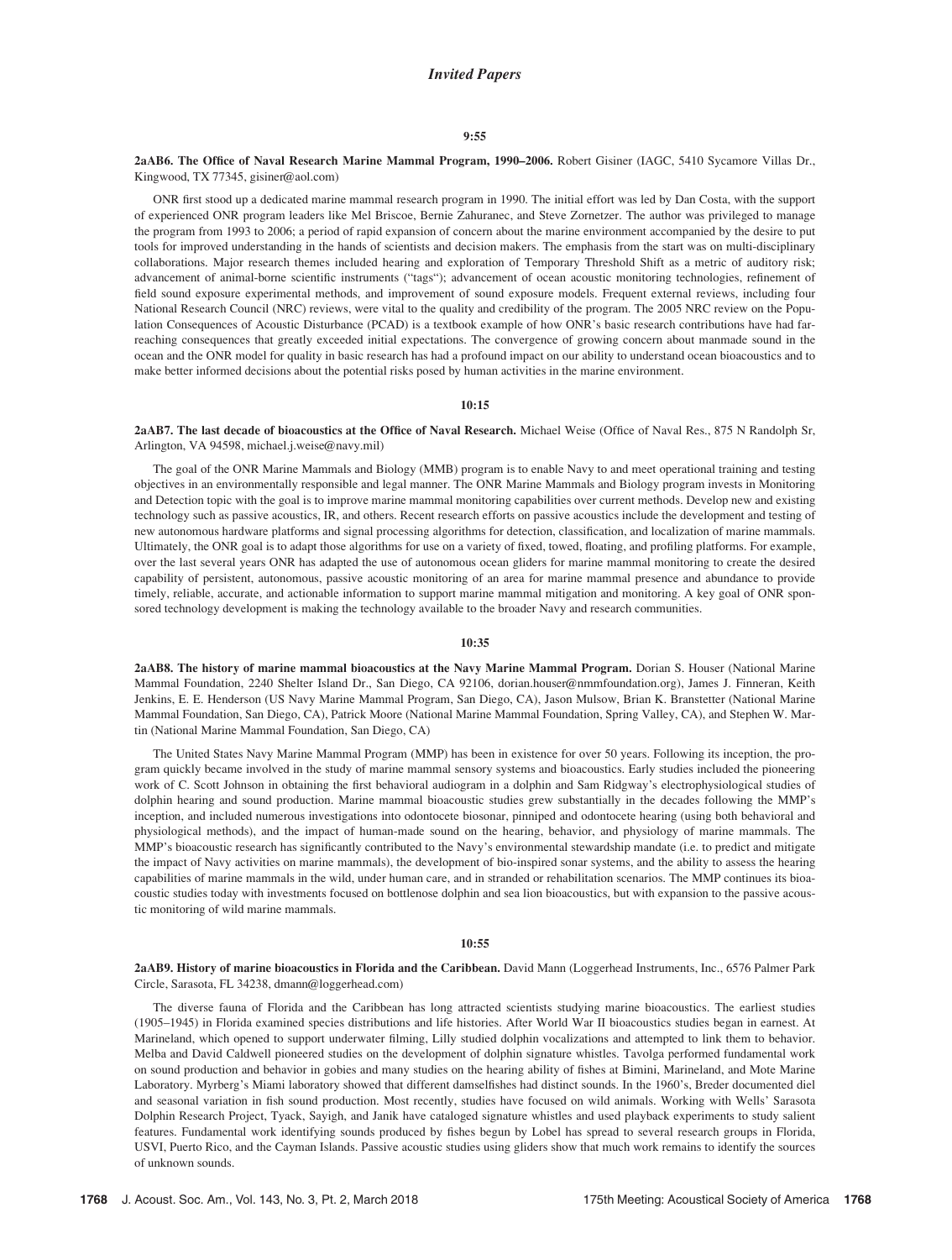## *Invited Papers*

**9:55**

**2aAB6. The Office of Naval Research Marine Mammal Program, 1990–2006.** Robert Gisiner (IAGC, 5410 Sycamore Villas Dr., Kingwood, TX 77345, gisiner@aol.com)

ONR first stood up a dedicated marine mammal research program in 1990. The initial effort was led by Dan Costa, with the support of experienced ONR program leaders like Mel Briscoe, Bernie Zahuranec, and Steve Zornetzer. The author was privileged to manage the program from 1993 to 2006; a period of rapid expansion of concern about the marine environment accompanied by the desire to put tools for improved understanding in the hands of scientists and decision makers. The emphasis from the start was on multi-disciplinary collaborations. Major research themes included hearing and exploration of Temporary Threshold Shift as a metric of auditory risk; advancement of animal-borne scientific instruments ("tags"); advancement of ocean acoustic monitoring technologies, refinement of field sound exposure experimental methods, and improvement of sound exposure models. Frequent external reviews, including four National Research Council (NRC) reviews, were vital to the quality and credibility of the program. The 2005 NRC review on the Population Consequences of Acoustic Disturbance (PCAD) is a textbook example of how ONR's basic research contributions have had far-reaching consequences that greatly exceeded initial expectations. The convergence of growing concern about manmade sound in the ocean and the ONR model for quality in basic research has had a profound impact on our ability to understand ocean bioacoustics and to make better informed decisions about the potential risks posed by human activities in the marine environment.

**10:15**

**2aAB7. The last decade of bioacoustics at the Office of Naval Research.** Michael Weise (Office of Naval Res., 875 N Randolph Sr, Arlington, VA 94598, michael.j.weise@navy.mil)

The goal of the ONR Marine Mammals and Biology (MMB) program is to enable Navy to and meet operational training and testing objectives in an environmentally responsible and legal manner. The ONR Marine Mammals and Biology program invests in Monitoring and Detection topic with the goal is to improve marine mammal monitoring capabilities over current methods. Develop new and existing technology such as passive acoustics, IR, and others. Recent research efforts on passive acoustics include the development and testing of new autonomous hardware platforms and signal processing algorithms for detection, classification, and localization of marine mammals. Ultimately, the ONR goal is to adapt those algorithms for use on a variety of fixed, towed, floating, and profiling platforms. For example, over the last several years ONR has adapted the use of autonomous ocean gliders for marine mammal monitoring to create the desired capability of persistent, autonomous, passive acoustic monitoring of an area for marine mammal presence and abundance to provide timely, reliable, accurate, and actionable information to support marine mammal mitigation and monitoring. A key goal of ONR sponsored technology development is making the technology available to the broader Navy and research communities.

**10:35**

**2aAB8. The history of marine mammal bioacoustics at the Navy Marine Mammal Program.** Dorian S. Houser (National Marine Mammal Foundation, 2240 Shelter Island Dr., San Diego, CA 92106, dorian.houser@nmmfoundation.org), James J. Finneran, Keith Jenkins, E. E. Henderson (US Navy Marine Mammal Program, San Diego, CA), Jason Mulsow, Brian K. Branstetter (National Marine Mammal Foundation, San Diego, CA), Patrick Moore (National Marine Mammal Foundation, Spring Valley, CA), and Stephen W. Martin (National Marine Mammal Foundation, San Diego, CA)

The United States Navy Marine Mammal Program (MMP) has been in existence for over 50 years. Following its inception, the program quickly became involved in the study of marine mammal sensory systems and bioacoustics. Early studies included the pioneering work of C. Scott Johnson in obtaining the first behavioral audiogram in a dolphin and Sam Ridgway's electrophysiological studies of dolphin hearing and sound production. Marine mammal bioacoustic studies grew substantially in the decades following the MMP's inception, and included numerous investigations into odontocete biosonar, pinniped and odontocete hearing (using both behavioral and physiological methods), and the impact of human-made sound on the hearing, behavior, and physiology of marine mammals. The MMP's bioacoustic research has significantly contributed to the Navy's environmental stewardship mandate (i.e. to predict and mitigate the impact of Navy activities on marine mammals), the development of bio-inspired sonar systems, and the ability to assess the hearing capabilities of marine mammals in the wild, under human care, and in stranded or rehabilitation scenarios. The MMP continues its bioacoustic studies today with investments focused on bottlenose dolphin and sea lion bioacoustics, but with expansion to the passive acoustic monitoring of wild marine mammals.

**10:55**

**2aAB9. History of marine bioacoustics in Florida and the Caribbean.** David Mann (Loggerhead Instruments, Inc., 6576 Palmer Park Circle, Sarasota, FL 34238, dmann@loggerhead.com)

The diverse fauna of Florida and the Caribbean has long attracted scientists studying marine bioacoustics. The earliest studies (1905–1945) in Florida examined species distributions and life histories. After World War II bioacoustics studies began in earnest. At Marineland, which opened to support underwater filming, Lilly studied dolphin vocalizations and attempted to link them to behavior. Melba and David Caldwell pioneered studies on the development of dolphin signature whistles. Tavolga performed fundamental work on sound production and behavior in gobies and many studies on the hearing ability of fishes at Bimini, Marineland, and Mote Marine Laboratory. Myrberg's Miami laboratory showed that different damselfishes had distinct sounds. In the 1960's, Breder documented diel and seasonal variation in fish sound production. Most recently, studies have focused on wild animals. Working with Wells' Sarasota Dolphin Research Project, Tyack, Sayigh, and Janik have cataloged signature whistles and used playback experiments to study salient features. Fundamental work identifying sounds produced by fishes begun by Lobel has spread to several research groups in Florida, USVI, Puerto Rico, and the Cayman Islands. Passive acoustic studies using gliders show that much work remains to identify the sources of unknown sounds.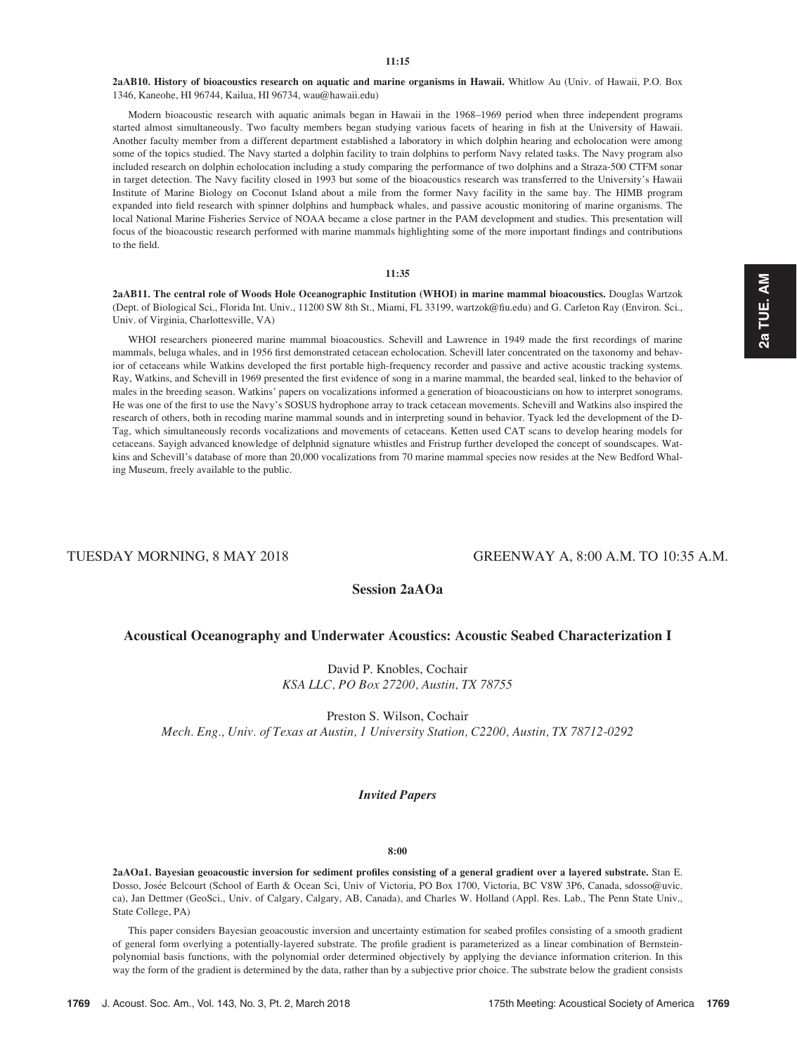**11:15**

**2aAB10. History of bioacoustics research on aquatic and marine organisms in Hawaii.** Whitlow Au (Univ. of Hawaii, P.O. Box 1346, Kaneohe, HI 96744, Kailua, HI 96734, wau@hawaii.edu)

Modern bioacoustic research with aquatic animals began in Hawaii in the 1968–1969 period when three independent programs started almost simultaneously. Two faculty members began studying various facets of hearing in fish at the University of Hawaii. Another faculty member from a different department established a laboratory in which dolphin hearing and echolocation were among some of the topics studied. The Navy started a dolphin facility to train dolphins to perform Navy related tasks. The Navy program also included research on dolphin echolocation including a study comparing the performance of two dolphins and a Straza-500 CTFM sonar in target detection. The Navy facility closed in 1993 but some of the bioacoustics research was transferred to the University's Hawaii Institute of Marine Biology on Coconut Island about a mile from the former Navy facility in the same bay. The HIMB program expanded into field research with spinner dolphins and humpback whales, and passive acoustic monitoring of marine organisms. The local National Marine Fisheries Service of NOAA became a close partner in the PAM development and studies. This presentation will focus of the bioacoustic research performed with marine mammals highlighting some of the more important findings and contributions to the field.

**11:35**

**2aAB11. The central role of Woods Hole Oceanographic Institution (WHOI) in marine mammal bioacoustics.** Douglas Wartzok (Dept. of Biological Sci., Florida Int. Univ., 11200 SW 8th St., Miami, FL 33199, wartzok@fiu.edu) and G. Carleton Ray (Environ. Sci., Univ. of Virginia, Charlottesville, VA)

WHOI researchers pioneered marine mammal bioacoustics. Schevill and Lawrence in 1949 made the first recordings of marine mammals, beluga whales, and in 1956 first demonstrated cetacean echolocation. Schevill later concentrated on the taxonomy and behavior of cetaceans while Watkins developed the first portable high-frequency recorder and passive and active acoustic tracking systems. Ray, Watkins, and Schevill in 1969 presented the first evidence of song in a marine mammal, the bearded seal, linked to the behavior of males in the breeding season. Watkins' papers on vocalizations informed a generation of bioacousticians on how to interpret sonograms. He was one of the first to use the Navy's SOSUS hydrophone array to track cetacean movements. Schevill and Watkins also inspired the research of others, both in recoding marine mammal sounds and in interpreting sound in behavior. Tyack led the development of the D-Tag, which simultaneously records vocalizations and movements of cetaceans. Ketten used CAT scans to develop hearing models for cetaceans. Sayigh advanced knowledge of delphnid signature whistles and Fristrup further developed the concept of soundscapes. Watkins and Schevill's database of more than 20,000 vocalizations from 70 marine mammal species now resides at the New Bedford Whaling Museum, freely available to the public.

TUESDAY MORNING, 8 MAY 2018 — GREENWAY A, 8:00 A.M. TO 10:35 A.M.

## Session 2aAOa

### Acoustical Oceanography and Underwater Acoustics: Acoustic Seabed Characterization I

David P. Knobles, Cochair
*KSA LLC, PO Box 27200, Austin, TX 78755*

Preston S. Wilson, Cochair
*Mech. Eng., Univ. of Texas at Austin, 1 University Station, C2200, Austin, TX 78712-0292*

#### *Invited Papers*

**8:00**

**2aAOa1. Bayesian geoacoustic inversion for sediment profiles consisting of a general gradient over a layered substrate.** Stan E. Dosso, Josée Belcourt (School of Earth & Ocean Sci, Univ of Victoria, PO Box 1700, Victoria, BC V8W 3P6, Canada, sdosso@uvic.ca), Jan Dettmer (GeoSci., Univ. of Calgary, Calgary, AB, Canada), and Charles W. Holland (Appl. Res. Lab., The Penn State Univ., State College, PA)

This paper considers Bayesian geoacoustic inversion and uncertainty estimation for seabed profiles consisting of a smooth gradient of general form overlying a potentially-layered substrate. The profile gradient is parameterized as a linear combination of Bernstein-polynomial basis functions, with the polynomial order determined objectively by applying the deviance information criterion. In this way the form of the gradient is determined by the data, rather than by a subjective prior choice. The substrate below the gradient consists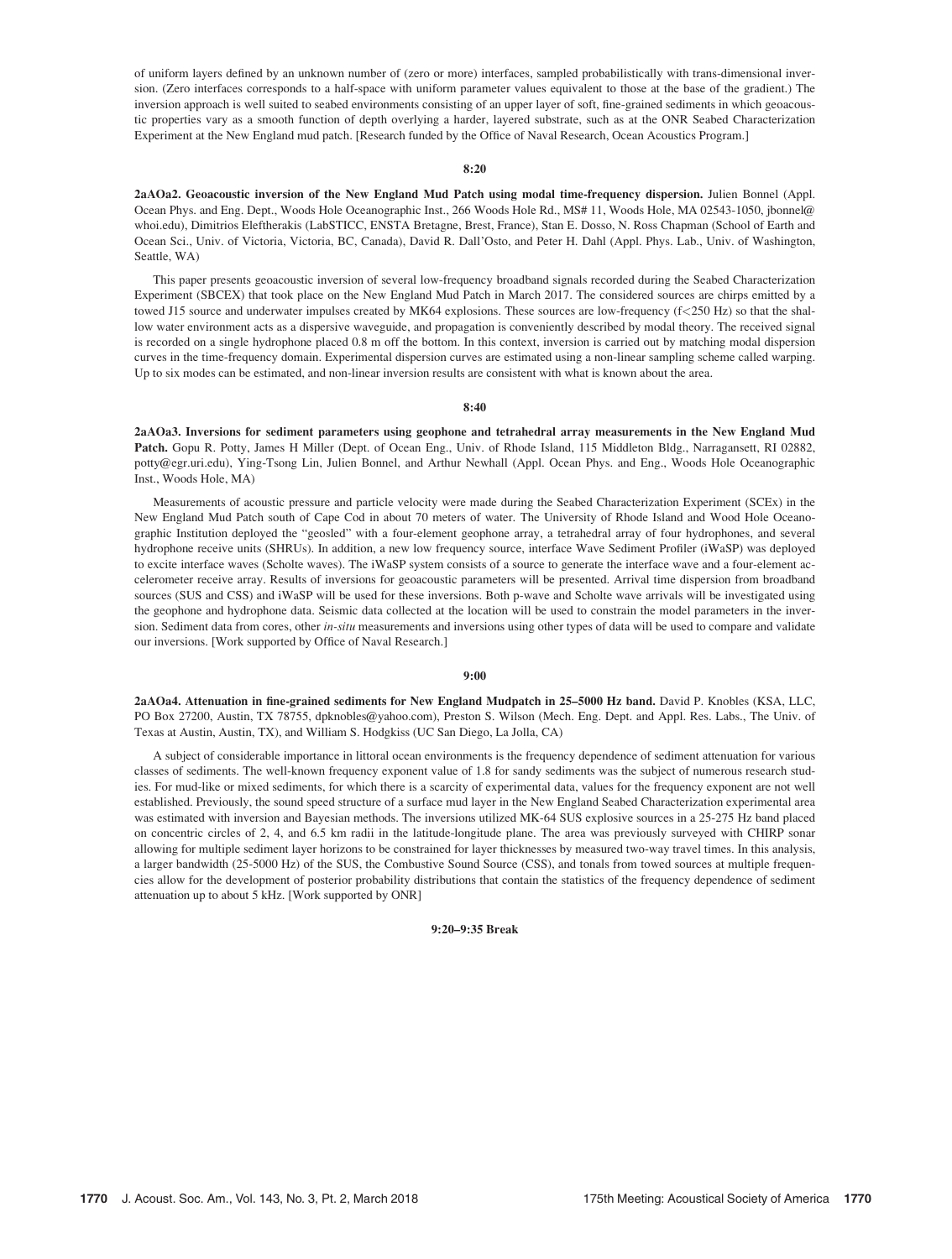of uniform layers defined by an unknown number of (zero or more) interfaces, sampled probabilistically with trans-dimensional inversion. (Zero interfaces corresponds to a half-space with uniform parameter values equivalent to those at the base of the gradient.) The inversion approach is well suited to seabed environments consisting of an upper layer of soft, fine-grained sediments in which geoacoustic properties vary as a smooth function of depth overlying a harder, layered substrate, such as at the ONR Seabed Characterization Experiment at the New England mud patch. [Research funded by the Office of Naval Research, Ocean Acoustics Program.]

**8:20**

**2aAOa2. Geoacoustic inversion of the New England Mud Patch using modal time-frequency dispersion.** Julien Bonnel (Appl. Ocean Phys. and Eng. Dept., Woods Hole Oceanographic Inst., 266 Woods Hole Rd., MS# 11, Woods Hole, MA 02543-1050, jbonnel@whoi.edu), Dimitrios Eleftherakis (LabSTICC, ENSTA Bretagne, Brest, France), Stan E. Dosso, N. Ross Chapman (School of Earth and Ocean Sci., Univ. of Victoria, Victoria, BC, Canada), David R. Dall'Osto, and Peter H. Dahl (Appl. Phys. Lab., Univ. of Washington, Seattle, WA)

This paper presents geoacoustic inversion of several low-frequency broadband signals recorded during the Seabed Characterization Experiment (SBCEX) that took place on the New England Mud Patch in March 2017. The considered sources are chirps emitted by a towed J15 source and underwater impulses created by MK64 explosions. These sources are low-frequency ($f<250$ Hz) so that the shallow water environment acts as a dispersive waveguide, and propagation is conveniently described by modal theory. The received signal is recorded on a single hydrophone placed 0.8 m off the bottom. In this context, inversion is carried out by matching modal dispersion curves in the time-frequency domain. Experimental dispersion curves are estimated using a non-linear sampling scheme called warping. Up to six modes can be estimated, and non-linear inversion results are consistent with what is known about the area.

**8:40**

**2aAOa3. Inversions for sediment parameters using geophone and tetrahedral array measurements in the New England Mud Patch.** Gopu R. Potty, James H Miller (Dept. of Ocean Eng., Univ. of Rhode Island, 115 Middleton Bldg., Narragansett, RI 02882, potty@egr.uri.edu), Ying-Tsong Lin, Julien Bonnel, and Arthur Newhall (Appl. Ocean Phys. and Eng., Woods Hole Oceanographic Inst., Woods Hole, MA)

Measurements of acoustic pressure and particle velocity were made during the Seabed Characterization Experiment (SCEx) in the New England Mud Patch south of Cape Cod in about 70 meters of water. The University of Rhode Island and Wood Hole Oceanographic Institution deployed the "geosled" with a four-element geophone array, a tetrahedral array of four hydrophones, and several hydrophone receive units (SHRUs). In addition, a new low frequency source, interface Wave Sediment Profiler (iWaSP) was deployed to excite interface waves (Scholte waves). The iWaSP system consists of a source to generate the interface wave and a four-element accelerometer receive array. Results of inversions for geoacoustic parameters will be presented. Arrival time dispersion from broadband sources (SUS and CSS) and iWaSP will be used for these inversions. Both p-wave and Scholte wave arrivals will be investigated using the geophone and hydrophone data. Seismic data collected at the location will be used to constrain the model parameters in the inversion. Sediment data from cores, other *in-situ* measurements and inversions using other types of data will be used to compare and validate our inversions. [Work supported by Office of Naval Research.]

**9:00**

**2aAOa4. Attenuation in fine-grained sediments for New England Mudpatch in 25–5000 Hz band.** David P. Knobles (KSA, LLC, PO Box 27200, Austin, TX 78755, dpknobles@yahoo.com), Preston S. Wilson (Mech. Eng. Dept. and Appl. Res. Labs., The Univ. of Texas at Austin, Austin, TX), and William S. Hodgkiss (UC San Diego, La Jolla, CA)

A subject of considerable importance in littoral ocean environments is the frequency dependence of sediment attenuation for various classes of sediments. The well-known frequency exponent value of 1.8 for sandy sediments was the subject of numerous research studies. For mud-like or mixed sediments, for which there is a scarcity of experimental data, values for the frequency exponent are not well established. Previously, the sound speed structure of a surface mud layer in the New England Seabed Characterization experimental area was estimated with inversion and Bayesian methods. The inversions utilized MK-64 SUS explosive sources in a 25-275 Hz band placed on concentric circles of 2, 4, and 6.5 km radii in the latitude-longitude plane. The area was previously surveyed with CHIRP sonar allowing for multiple sediment layer horizons to be constrained for layer thicknesses by measured two-way travel times. In this analysis, a larger bandwidth (25-5000 Hz) of the SUS, the Combustive Sound Source (CSS), and tonals from towed sources at multiple frequencies allow for the development of posterior probability distributions that contain the statistics of the frequency dependence of sediment attenuation up to about 5 kHz. [Work supported by ONR]

**9:20–9:35 Break**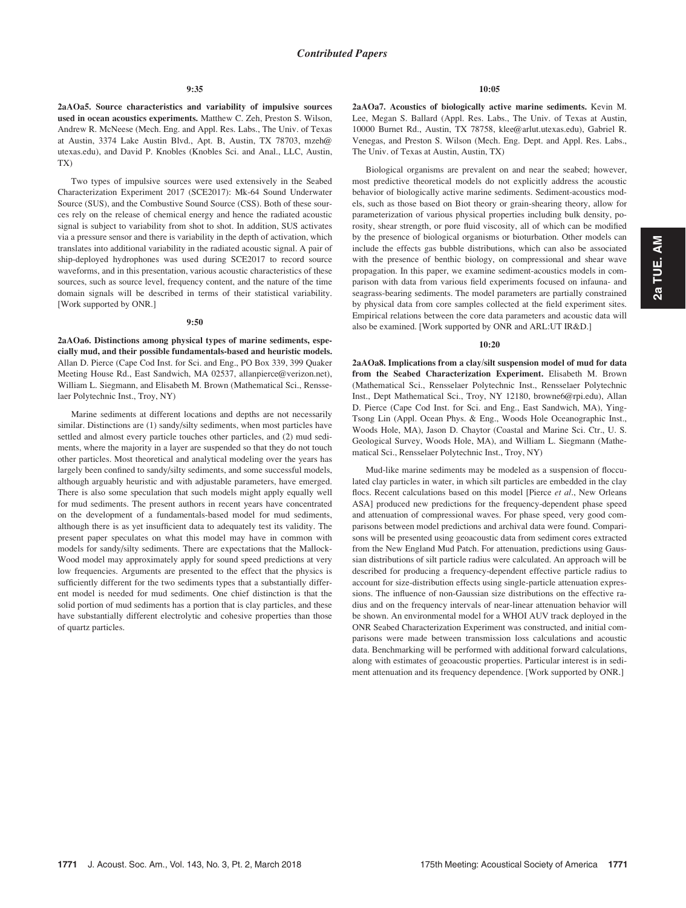## Contributed Papers

**9:35**

**2aAOa5. Source characteristics and variability of impulsive sources used in ocean acoustics experiments.** Matthew C. Zeh, Preston S. Wilson, Andrew R. McNeese (Mech. Eng. and Appl. Res. Labs., The Univ. of Texas at Austin, 3374 Lake Austin Blvd., Apt. B, Austin, TX 78703, mzeh@utexas.edu), and David P. Knobles (Knobles Sci. and Anal., LLC, Austin, TX)

Two types of impulsive sources were used extensively in the Seabed Characterization Experiment 2017 (SCE2017): Mk-64 Sound Underwater Source (SUS), and the Combustive Sound Source (CSS). Both of these sources rely on the release of chemical energy and hence the radiated acoustic signal is subject to variability from shot to shot. In addition, SUS activates via a pressure sensor and there is variability in the depth of activation, which translates into additional variability in the radiated acoustic signal. A pair of ship-deployed hydrophones was used during SCE2017 to record source waveforms, and in this presentation, various acoustic characteristics of these sources, such as source level, frequency content, and the nature of the time domain signals will be described in terms of their statistical variability. [Work supported by ONR.]

**9:50**

**2aAOa6. Distinctions among physical types of marine sediments, especially mud, and their possible fundamentals-based and heuristic models.** Allan D. Pierce (Cape Cod Inst. for Sci. and Eng., PO Box 339, 399 Quaker Meeting House Rd., East Sandwich, MA 02537, allanpierce@verizon.net), William L. Siegmann, and Elisabeth M. Brown (Mathematical Sci., Rensselaer Polytechnic Inst., Troy, NY)

Marine sediments at different locations and depths are not necessarily similar. Distinctions are (1) sandy/silty sediments, when most particles have settled and almost every particle touches other particles, and (2) mud sediments, where the majority in a layer are suspended so that they do not touch other particles. Most theoretical and analytical modeling over the years has largely been confined to sandy/silty sediments, and some successful models, although arguably heuristic and with adjustable parameters, have emerged. There is also some speculation that such models might apply equally well for mud sediments. The present authors in recent years have concentrated on the development of a fundamentals-based model for mud sediments, although there is as yet insufficient data to adequately test its validity. The present paper speculates on what this model may have in common with models for sandy/silty sediments. There are expectations that the Mallock-Wood model may approximately apply for sound speed predictions at very low frequencies. Arguments are presented to the effect that the physics is sufficiently different for the two sediments types that a substantially different model is needed for mud sediments. One chief distinction is that the solid portion of mud sediments has a portion that is clay particles, and these have substantially different electrolytic and cohesive properties than those of quartz particles.

**10:05**

**2aAOa7. Acoustics of biologically active marine sediments.** Kevin M. Lee, Megan S. Ballard (Appl. Res. Labs., The Univ. of Texas at Austin, 10000 Burnet Rd., Austin, TX 78758, klee@arlut.utexas.edu), Gabriel R. Venegas, and Preston S. Wilson (Mech. Eng. Dept. and Appl. Res. Labs., The Univ. of Texas at Austin, Austin, TX)

Biological organisms are prevalent on and near the seabed; however, most predictive theoretical models do not explicitly address the acoustic behavior of biologically active marine sediments. Sediment-acoustics models, such as those based on Biot theory or grain-shearing theory, allow for parameterization of various physical properties including bulk density, porosity, shear strength, or pore fluid viscosity, all of which can be modified by the presence of biological organisms or bioturbation. Other models can include the effects gas bubble distributions, which can also be associated with the presence of benthic biology, on compressional and shear wave propagation. In this paper, we examine sediment-acoustics models in comparison with data from various field experiments focused on infauna- and seagrass-bearing sediments. The model parameters are partially constrained by physical data from core samples collected at the field experiment sites. Empirical relations between the core data parameters and acoustic data will also be examined. [Work supported by ONR and ARL:UT IR&D.]

**10:20**

**2aAOa8. Implications from a clay/silt suspension model of mud for data from the Seabed Characterization Experiment.** Elisabeth M. Brown (Mathematical Sci., Rensselaer Polytechnic Inst., Rensselaer Polytechnic Inst., Dept Mathematical Sci., Troy, NY 12180, browne6@rpi.edu), Allan D. Pierce (Cape Cod Inst. for Sci. and Eng., East Sandwich, MA), Ying-Tsong Lin (Appl. Ocean Phys. & Eng., Woods Hole Oceanographic Inst., Woods Hole, MA), Jason D. Chaytor (Coastal and Marine Sci. Ctr., U. S. Geological Survey, Woods Hole, MA), and William L. Siegmann (Mathematical Sci., Rensselaer Polytechnic Inst., Troy, NY)

Mud-like marine sediments may be modeled as a suspension of flocculated clay particles in water, in which silt particles are embedded in the clay flocs. Recent calculations based on this model [Pierce *et al*., New Orleans ASA] produced new predictions for the frequency-dependent phase speed and attenuation of compressional waves. For phase speed, very good comparisons between model predictions and archival data were found. Comparisons will be presented using geoacoustic data from sediment cores extracted from the New England Mud Patch. For attenuation, predictions using Gaussian distributions of silt particle radius were calculated. An approach will be described for producing a frequency-dependent effective particle radius to account for size-distribution effects using single-particle attenuation expressions. The influence of non-Gaussian size distributions on the effective radius and on the frequency intervals of near-linear attenuation behavior will be shown. An environmental model for a WHOI AUV track deployed in the ONR Seabed Characterization Experiment was constructed, and initial comparisons were made between transmission loss calculations and acoustic data. Benchmarking will be performed with additional forward calculations, along with estimates of geoacoustic properties. Particular interest is in sediment attenuation and its frequency dependence. [Work supported by ONR.]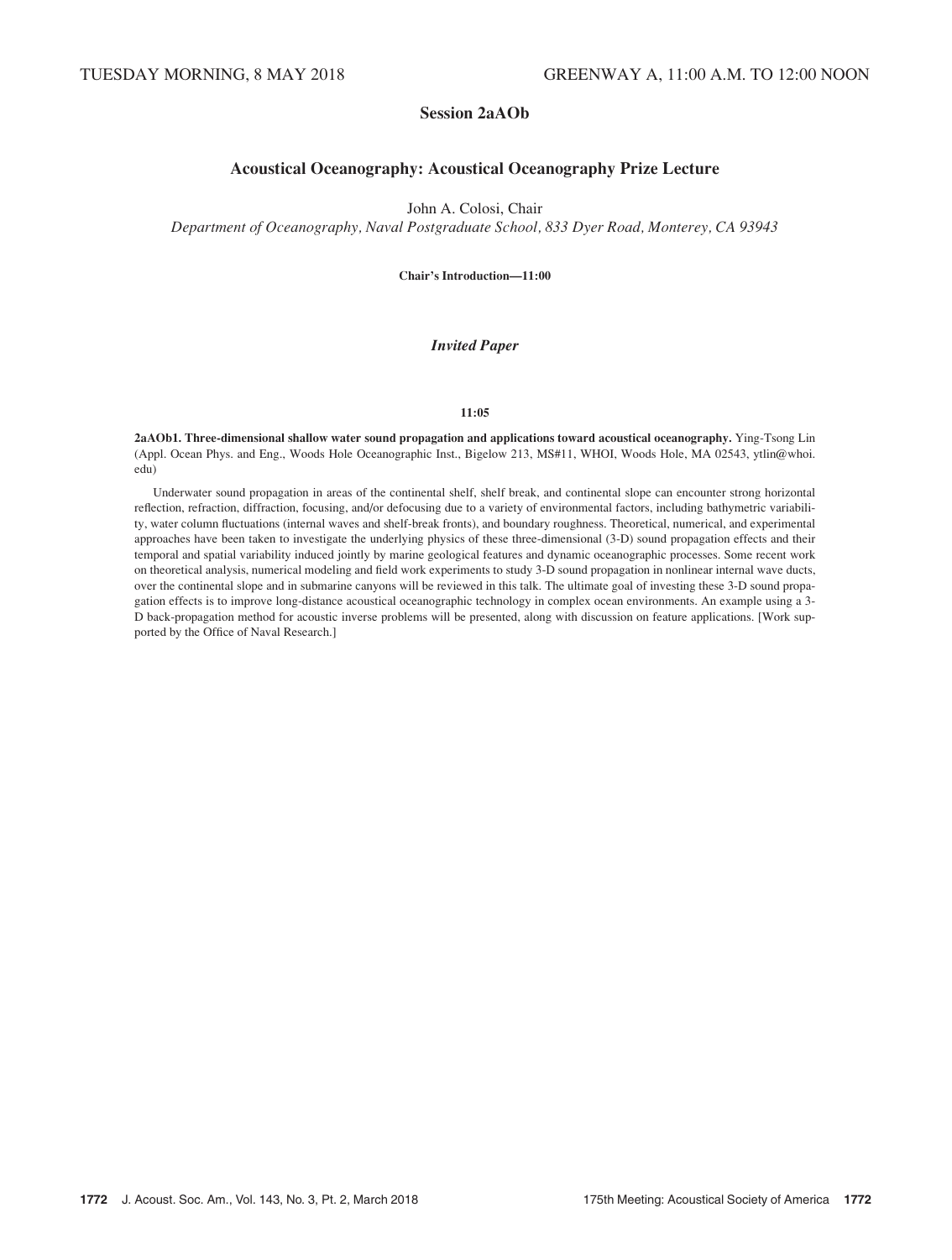TUESDAY MORNING, 8 MAY 2018 — GREENWAY A, 11:00 A.M. TO 12:00 NOON

## Session 2aAOb

## Acoustical Oceanography: Acoustical Oceanography Prize Lecture

John A. Colosi, Chair

*Department of Oceanography, Naval Postgraduate School, 833 Dyer Road, Monterey, CA 93943*

**Chair's Introduction—11:00**

### *Invited Paper*

**11:05**

**2aAOb1. Three-dimensional shallow water sound propagation and applications toward acoustical oceanography.** Ying-Tsong Lin (Appl. Ocean Phys. and Eng., Woods Hole Oceanographic Inst., Bigelow 213, MS#11, WHOI, Woods Hole, MA 02543, ytlin@whoi.edu)

Underwater sound propagation in areas of the continental shelf, shelf break, and continental slope can encounter strong horizontal reflection, refraction, diffraction, focusing, and/or defocusing due to a variety of environmental factors, including bathymetric variability, water column fluctuations (internal waves and shelf-break fronts), and boundary roughness. Theoretical, numerical, and experimental approaches have been taken to investigate the underlying physics of these three-dimensional (3-D) sound propagation effects and their temporal and spatial variability induced jointly by marine geological features and dynamic oceanographic processes. Some recent work on theoretical analysis, numerical modeling and field work experiments to study 3-D sound propagation in nonlinear internal wave ducts, over the continental slope and in submarine canyons will be reviewed in this talk. The ultimate goal of investing these 3-D sound propagation effects is to improve long-distance acoustical oceanographic technology in complex ocean environments. An example using a 3-D back-propagation method for acoustic inverse problems will be presented, along with discussion on feature applications. [Work supported by the Office of Naval Research.]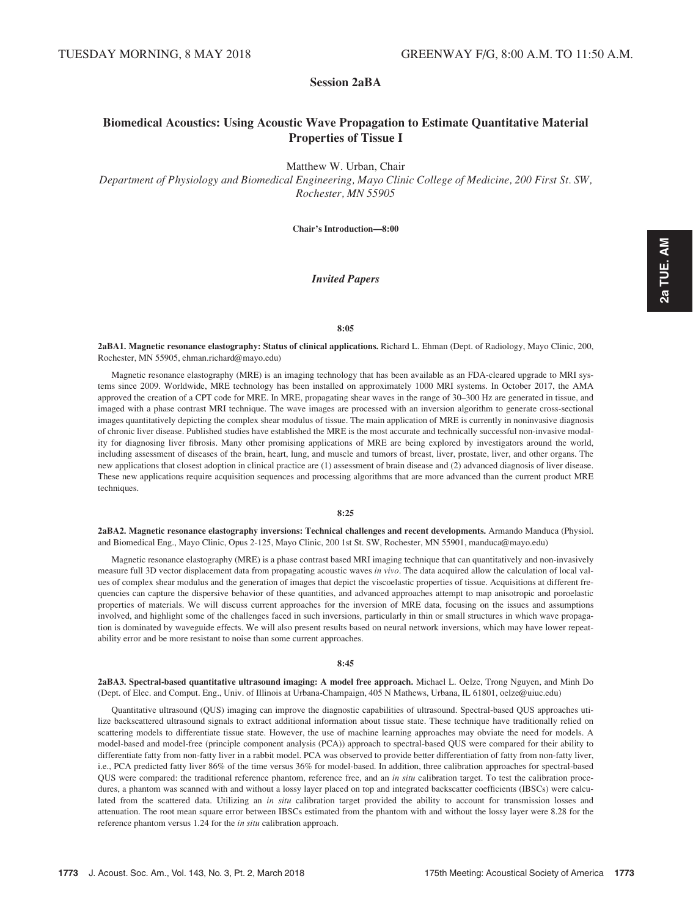TUESDAY MORNING, 8 MAY 2018 GREENWAY F/G, 8:00 A.M. TO 11:50 A.M.

## Session 2aBA

## Biomedical Acoustics: Using Acoustic Wave Propagation to Estimate Quantitative Material Properties of Tissue I

Matthew W. Urban, Chair

*Department of Physiology and Biomedical Engineering, Mayo Clinic College of Medicine, 200 First St. SW, Rochester, MN 55905*

**Chair's Introduction—8:00**

### *Invited Papers*

**8:05**

**2aBA1. Magnetic resonance elastography: Status of clinical applications.** Richard L. Ehman (Dept. of Radiology, Mayo Clinic, 200, Rochester, MN 55905, ehman.richard@mayo.edu)

Magnetic resonance elastography (MRE) is an imaging technology that has been available as an FDA-cleared upgrade to MRI systems since 2009. Worldwide, MRE technology has been installed on approximately 1000 MRI systems. In October 2017, the AMA approved the creation of a CPT code for MRE. In MRE, propagating shear waves in the range of 30–300 Hz are generated in tissue, and imaged with a phase contrast MRI technique. The wave images are processed with an inversion algorithm to generate cross-sectional images quantitatively depicting the complex shear modulus of tissue. The main application of MRE is currently in noninvasive diagnosis of chronic liver disease. Published studies have established the MRE is the most accurate and technically successful non-invasive modality for diagnosing liver fibrosis. Many other promising applications of MRE are being explored by investigators around the world, including assessment of diseases of the brain, heart, lung, and muscle and tumors of breast, liver, prostate, liver, and other organs. The new applications that closest adoption in clinical practice are (1) assessment of brain disease and (2) advanced diagnosis of liver disease. These new applications require acquisition sequences and processing algorithms that are more advanced than the current product MRE techniques.

**8:25**

**2aBA2. Magnetic resonance elastography inversions: Technical challenges and recent developments.** Armando Manduca (Physiol. and Biomedical Eng., Mayo Clinic, Opus 2-125, Mayo Clinic, 200 1st St. SW, Rochester, MN 55901, manduca@mayo.edu)

Magnetic resonance elastography (MRE) is a phase contrast based MRI imaging technique that can quantitatively and non-invasively measure full 3D vector displacement data from propagating acoustic waves *in vivo*. The data acquired allow the calculation of local values of complex shear modulus and the generation of images that depict the viscoelastic properties of tissue. Acquisitions at different frequencies can capture the dispersive behavior of these quantities, and advanced approaches attempt to map anisotropic and poroelastic properties of materials. We will discuss current approaches for the inversion of MRE data, focusing on the issues and assumptions involved, and highlight some of the challenges faced in such inversions, particularly in thin or small structures in which wave propagation is dominated by waveguide effects. We will also present results based on neural network inversions, which may have lower repeatability error and be more resistant to noise than some current approaches.

**8:45**

**2aBA3. Spectral-based quantitative ultrasound imaging: A model free approach.** Michael L. Oelze, Trong Nguyen, and Minh Do (Dept. of Elec. and Comput. Eng., Univ. of Illinois at Urbana-Champaign, 405 N Mathews, Urbana, IL 61801, oelze@uiuc.edu)

Quantitative ultrasound (QUS) imaging can improve the diagnostic capabilities of ultrasound. Spectral-based QUS approaches utilize backscattered ultrasound signals to extract additional information about tissue state. These technique have traditionally relied on scattering models to differentiate tissue state. However, the use of machine learning approaches may obviate the need for models. A model-based and model-free (principle component analysis (PCA)) approach to spectral-based QUS were compared for their ability to differentiate fatty from non-fatty liver in a rabbit model. PCA was observed to provide better differentiation of fatty from non-fatty liver, i.e., PCA predicted fatty liver 86% of the time versus 36% for model-based. In addition, three calibration approaches for spectral-based QUS were compared: the traditional reference phantom, reference free, and an *in situ* calibration target. To test the calibration procedures, a phantom was scanned with and without a lossy layer placed on top and integrated backscatter coefficients (IBSCs) were calculated from the scattered data. Utilizing an *in situ* calibration target provided the ability to account for transmission losses and attenuation. The root mean square error between IBSCs estimated from the phantom with and without the lossy layer were 8.28 for the reference phantom versus 1.24 for the *in situ* calibration approach.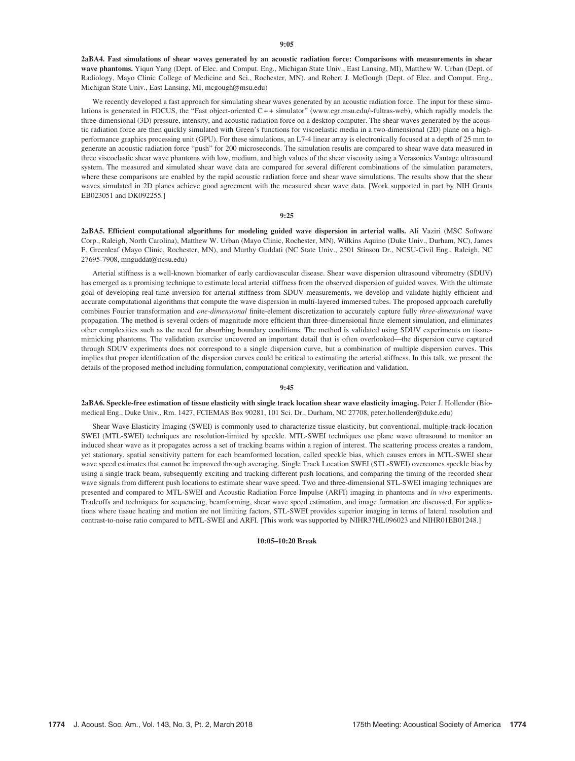**9:05**

**2aBA4. Fast simulations of shear waves generated by an acoustic radiation force: Comparisons with measurements in shear wave phantoms.** Yiqun Yang (Dept. of Elec. and Comput. Eng., Michigan State Univ., East Lansing, MI), Matthew W. Urban (Dept. of Radiology, Mayo Clinic College of Medicine and Sci., Rochester, MN), and Robert J. McGough (Dept. of Elec. and Comput. Eng., Michigan State Univ., East Lansing, MI, mcgough@msu.edu)

We recently developed a fast approach for simulating shear waves generated by an acoustic radiation force. The input for these simulations is generated in FOCUS, the "Fast object-oriented C++ simulator" (www.egr.msu.edu/~fultras-web), which rapidly models the three-dimensional (3D) pressure, intensity, and acoustic radiation force on a desktop computer. The shear waves generated by the acoustic radiation force are then quickly simulated with Green's functions for viscoelastic media in a two-dimensional (2D) plane on a high-performance graphics processing unit (GPU). For these simulations, an L7-4 linear array is electronically focused at a depth of 25 mm to generate an acoustic radiation force "push" for 200 microseconds. The simulation results are compared to shear wave data measured in three viscoelastic shear wave phantoms with low, medium, and high values of the shear viscosity using a Verasonics Vantage ultrasound system. The measured and simulated shear wave data are compared for several different combinations of the simulation parameters, where these comparisons are enabled by the rapid acoustic radiation force and shear wave simulations. The results show that the shear waves simulated in 2D planes achieve good agreement with the measured shear wave data. [Work supported in part by NIH Grants EB023051 and DK092255.]

**9:25**

**2aBA5. Efficient computational algorithms for modeling guided wave dispersion in arterial walls.** Ali Vaziri (MSC Software Corp., Raleigh, North Carolina), Matthew W. Urban (Mayo Clinic, Rochester, MN), Wilkins Aquino (Duke Univ., Durham, NC), James F. Greenleaf (Mayo Clinic, Rochester, MN), and Murthy Guddati (NC State Univ., 2501 Stinson Dr., NCSU-Civil Eng., Raleigh, NC 27695-7908, mnguddat@ncsu.edu)

Arterial stiffness is a well-known biomarker of early cardiovascular disease. Shear wave dispersion ultrasound vibrometry (SDUV) has emerged as a promising technique to estimate local arterial stiffness from the observed dispersion of guided waves. With the ultimate goal of developing real-time inversion for arterial stiffness from SDUV measurements, we develop and validate highly efficient and accurate computational algorithms that compute the wave dispersion in multi-layered immersed tubes. The proposed approach carefully combines Fourier transformation and *one-dimensional* finite-element discretization to accurately capture fully *three-dimensional* wave propagation. The method is several orders of magnitude more efficient than three-dimensional finite element simulation, and eliminates other complexities such as the need for absorbing boundary conditions. The method is validated using SDUV experiments on tissue-mimicking phantoms. The validation exercise uncovered an important detail that is often overlooked—the dispersion curve captured through SDUV experiments does not correspond to a single dispersion curve, but a combination of multiple dispersion curves. This implies that proper identification of the dispersion curves could be critical to estimating the arterial stiffness. In this talk, we present the details of the proposed method including formulation, computational complexity, verification and validation.

**9:45**

**2aBA6. Speckle-free estimation of tissue elasticity with single track location shear wave elasticity imaging.** Peter J. Hollender (Biomedical Eng., Duke Univ., Rm. 1427, FCIEMAS Box 90281, 101 Sci. Dr., Durham, NC 27708, peter.hollender@duke.edu)

Shear Wave Elasticity Imaging (SWEI) is commonly used to characterize tissue elasticity, but conventional, multiple-track-location SWEI (MTL-SWEI) techniques are resolution-limited by speckle. MTL-SWEI techniques use plane wave ultrasound to monitor an induced shear wave as it propagates across a set of tracking beams within a region of interest. The scattering process creates a random, yet stationary, spatial sensitivity pattern for each beamformed location, called speckle bias, which causes errors in MTL-SWEI shear wave speed estimates that cannot be improved through averaging. Single Track Location SWEI (STL-SWEI) overcomes speckle bias by using a single track beam, subsequently exciting and tracking different push locations, and comparing the timing of the recorded shear wave signals from different push locations to estimate shear wave speed. Two and three-dimensional STL-SWEI imaging techniques are presented and compared to MTL-SWEI and Acoustic Radiation Force Impulse (ARFI) imaging in phantoms and *in vivo* experiments. Tradeoffs and techniques for sequencing, beamforming, shear wave speed estimation, and image formation are discussed. For applications where tissue heating and motion are not limiting factors, STL-SWEI provides superior imaging in terms of lateral resolution and contrast-to-noise ratio compared to MTL-SWEI and ARFI. [This work was supported by NIHR37HL096023 and NIHR01EB01248.]

**10:05–10:20 Break**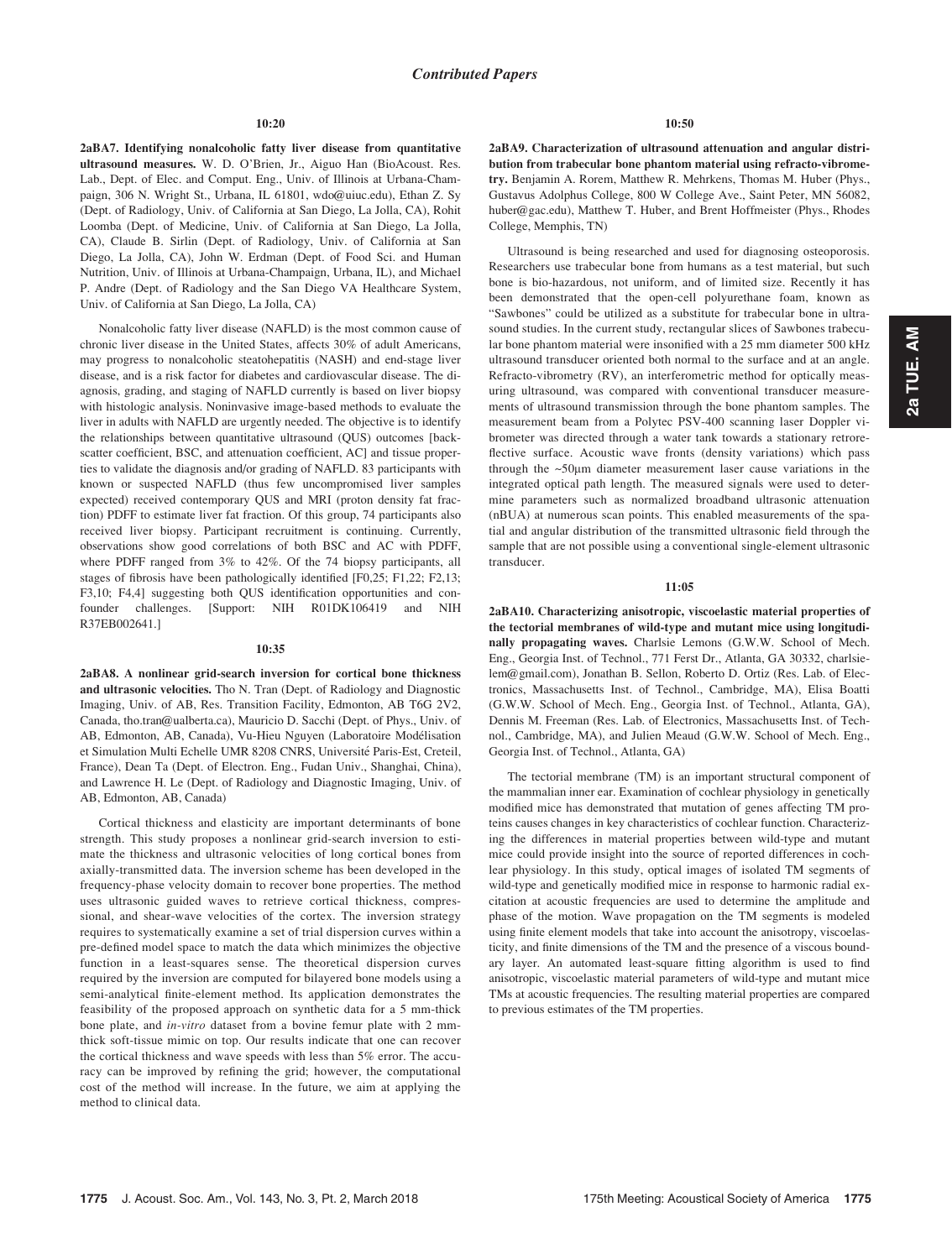## Contributed Papers

**10:20**

**2aBA7. Identifying nonalcoholic fatty liver disease from quantitative ultrasound measures.** W. D. O'Brien, Jr., Aiguo Han (BioAcoust. Res. Lab., Dept. of Elec. and Comput. Eng., Univ. of Illinois at Urbana-Champaign, 306 N. Wright St., Urbana, IL 61801, wdo@uiuc.edu), Ethan Z. Sy (Dept. of Radiology, Univ. of California at San Diego, La Jolla, CA), Rohit Loomba (Dept. of Medicine, Univ. of California at San Diego, La Jolla, CA), Claude B. Sirlin (Dept. of Radiology, Univ. of California at San Diego, La Jolla, CA), John W. Erdman (Dept. of Food Sci. and Human Nutrition, Univ. of Illinois at Urbana-Champaign, Urbana, IL), and Michael P. Andre (Dept. of Radiology and the San Diego VA Healthcare System, Univ. of California at San Diego, La Jolla, CA)

Nonalcoholic fatty liver disease (NAFLD) is the most common cause of chronic liver disease in the United States, affects 30% of adult Americans, may progress to nonalcoholic steatohepatitis (NASH) and end-stage liver disease, and is a risk factor for diabetes and cardiovascular disease. The diagnosis, grading, and staging of NAFLD currently is based on liver biopsy with histologic analysis. Noninvasive image-based methods to evaluate the liver in adults with NAFLD are urgently needed. The objective is to identify the relationships between quantitative ultrasound (QUS) outcomes [backscatter coefficient, BSC, and attenuation coefficient, AC] and tissue properties to validate the diagnosis and/or grading of NAFLD. 83 participants with known or suspected NAFLD (thus few uncompromised liver samples expected) received contemporary QUS and MRI (proton density fat fraction) PDFF to estimate liver fat fraction. Of this group, 74 participants also received liver biopsy. Participant recruitment is continuing. Currently, observations show good correlations of both BSC and AC with PDFF, where PDFF ranged from 3% to 42%. Of the 74 biopsy participants, all stages of fibrosis have been pathologically identified [F0,25; F1,22; F2,13; F3,10; F4,4] suggesting both QUS identification opportunities and confounder challenges. [Support: NIH R01DK106419 and NIH R37EB002641.]

**10:35**

**2aBA8. A nonlinear grid-search inversion for cortical bone thickness and ultrasonic velocities.** Tho N. Tran (Dept. of Radiology and Diagnostic Imaging, Univ. of AB, Res. Transition Facility, Edmonton, AB T6G 2V2, Canada, tho.tran@ualberta.ca), Mauricio D. Sacchi (Dept. of Phys., Univ. of AB, Edmonton, AB, Canada), Vu-Hieu Nguyen (Laboratoire Modélisation et Simulation Multi Echelle UMR 8208 CNRS, Université Paris-Est, Creteil, France), Dean Ta (Dept. of Electron. Eng., Fudan Univ., Shanghai, China), and Lawrence H. Le (Dept. of Radiology and Diagnostic Imaging, Univ. of AB, Edmonton, AB, Canada)

Cortical thickness and elasticity are important determinants of bone strength. This study proposes a nonlinear grid-search inversion to estimate the thickness and ultrasonic velocities of long cortical bones from axially-transmitted data. The inversion scheme has been developed in the frequency-phase velocity domain to recover bone properties. The method uses ultrasonic guided waves to retrieve cortical thickness, compressional, and shear-wave velocities of the cortex. The inversion strategy requires to systematically examine a set of trial dispersion curves within a pre-defined model space to match the data which minimizes the objective function in a least-squares sense. The theoretical dispersion curves required by the inversion are computed for bilayered bone models using a semi-analytical finite-element method. Its application demonstrates the feasibility of the proposed approach on synthetic data for a 5 mm-thick bone plate, and *in-vitro* dataset from a bovine femur plate with 2 mm-thick soft-tissue mimic on top. Our results indicate that one can recover the cortical thickness and wave speeds with less than 5% error. The accuracy can be improved by refining the grid; however, the computational cost of the method will increase. In the future, we aim at applying the method to clinical data.

**10:50**

**2aBA9. Characterization of ultrasound attenuation and angular distribution from trabecular bone phantom material using refracto-vibrometry.** Benjamin A. Rorem, Matthew R. Mehrkens, Thomas M. Huber (Phys., Gustavus Adolphus College, 800 W College Ave., Saint Peter, MN 56082, huber@gac.edu), Matthew T. Huber, and Brent Hoffmeister (Phys., Rhodes College, Memphis, TN)

Ultrasound is being researched and used for diagnosing osteoporosis. Researchers use trabecular bone from humans as a test material, but such bone is bio-hazardous, not uniform, and of limited size. Recently it has been demonstrated that the open-cell polyurethane foam, known as "Sawbones" could be utilized as a substitute for trabecular bone in ultrasound studies. In the current study, rectangular slices of Sawbones trabecular bone phantom material were insonified with a 25 mm diameter 500 kHz ultrasound transducer oriented both normal to the surface and at an angle. Refracto-vibrometry (RV), an interferometric method for optically measuring ultrasound, was compared with conventional transducer measurements of ultrasound transmission through the bone phantom samples. The measurement beam from a Polytec PSV-400 scanning laser Doppler vibrometer was directed through a water tank towards a stationary retroreflective surface. Acoustic wave fronts (density variations) which pass through the ~50μm diameter measurement laser cause variations in the integrated optical path length. The measured signals were used to determine parameters such as normalized broadband ultrasonic attenuation (nBUA) at numerous scan points. This enabled measurements of the spatial and angular distribution of the transmitted ultrasonic field through the sample that are not possible using a conventional single-element ultrasonic transducer.

**11:05**

**2aBA10. Characterizing anisotropic, viscoelastic material properties of the tectorial membranes of wild-type and mutant mice using longitudinally propagating waves.** Charlsie Lemons (G.W.W. School of Mech. Eng., Georgia Inst. of Technol., 771 Ferst Dr., Atlanta, GA 30332, charlsielem@gmail.com), Jonathan B. Sellon, Roberto D. Ortiz (Res. Lab. of Electronics, Massachusetts Inst. of Technol., Cambridge, MA), Elisa Boatti (G.W.W. School of Mech. Eng., Georgia Inst. of Technol., Atlanta, GA), Dennis M. Freeman (Res. Lab. of Electronics, Massachusetts Inst. of Technol., Cambridge, MA), and Julien Meaud (G.W.W. School of Mech. Eng., Georgia Inst. of Technol., Atlanta, GA)

The tectorial membrane (TM) is an important structural component of the mammalian inner ear. Examination of cochlear physiology in genetically modified mice has demonstrated that mutation of genes affecting TM proteins causes changes in key characteristics of cochlear function. Characterizing the differences in material properties between wild-type and mutant mice could provide insight into the source of reported differences in cochlear physiology. In this study, optical images of isolated TM segments of wild-type and genetically modified mice in response to harmonic radial excitation at acoustic frequencies are used to determine the amplitude and phase of the motion. Wave propagation on the TM segments is modeled using finite element models that take into account the anisotropy, viscoelasticity, and finite dimensions of the TM and the presence of a viscous boundary layer. An automated least-square fitting algorithm is used to find anisotropic, viscoelastic material parameters of wild-type and mutant mice TMs at acoustic frequencies. The resulting material properties are compared to previous estimates of the TM properties.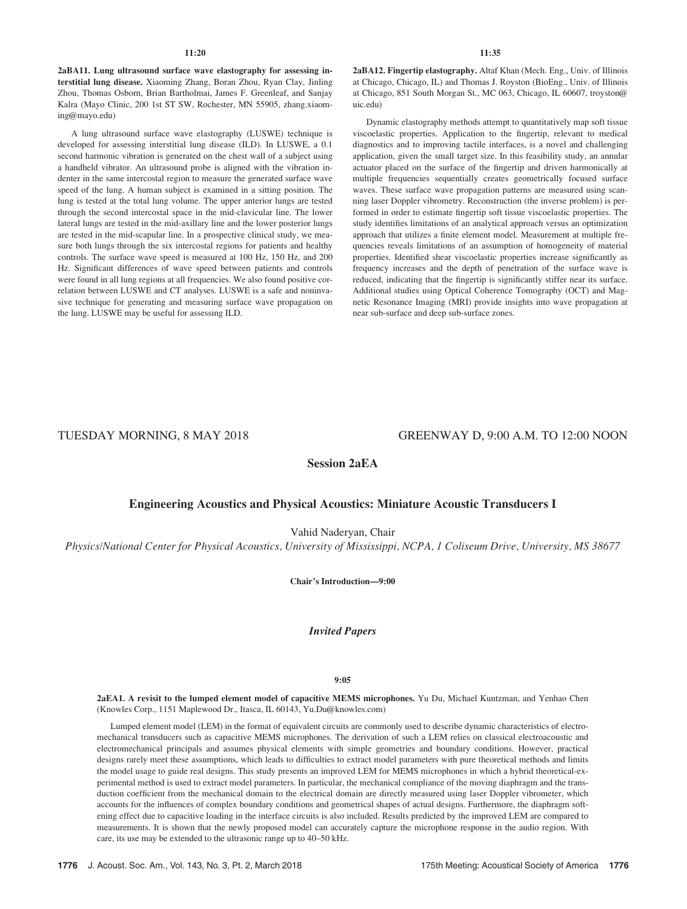11:20

**2aBA11. Lung ultrasound surface wave elastography for assessing interstitial lung disease.** Xiaoming Zhang, Boran Zhou, Ryan Clay, Jinling Zhou, Thomas Osborn, Brian Bartholmai, James F. Greenleaf, and Sanjay Kalra (Mayo Clinic, 200 1st ST SW, Rochester, MN 55905, zhang.xiaoming@mayo.edu)

A lung ultrasound surface wave elastography (LUSWE) technique is developed for assessing interstitial lung disease (ILD). In LUSWE, a 0.1 second harmonic vibration is generated on the chest wall of a subject using a handheld vibrator. An ultrasound probe is aligned with the vibration indenter in the same intercostal region to measure the generated surface wave speed of the lung. A human subject is examined in a sitting position. The lung is tested at the total lung volume. The upper anterior lungs are tested through the second intercostal space in the mid-clavicular line. The lower lateral lungs are tested in the mid-axillary line and the lower posterior lungs are tested in the mid-scapular line. In a prospective clinical study, we measure both lungs through the six intercostal regions for patients and healthy controls. The surface wave speed is measured at 100 Hz, 150 Hz, and 200 Hz. Significant differences of wave speed between patients and controls were found in all lung regions at all frequencies. We also found positive correlation between LUSWE and CT analyses. LUSWE is a safe and noninvasive technique for generating and measuring surface wave propagation on the lung. LUSWE may be useful for assessing ILD.

11:35

**2aBA12. Fingertip elastography.** Altaf Khan (Mech. Eng., Univ. of Illinois at Chicago, Chicago, IL) and Thomas J. Royston (BioEng., Univ. of Illinois at Chicago, 851 South Morgan St., MC 063, Chicago, IL 60607, troyston@uic.edu)

Dynamic elastography methods attempt to quantitatively map soft tissue viscoelastic properties. Application to the fingertip, relevant to medical diagnostics and to improving tactile interfaces, is a novel and challenging application, given the small target size. In this feasibility study, an annular actuator placed on the surface of the fingertip and driven harmonically at multiple frequencies sequentially creates geometrically focused surface waves. These surface wave propagation patterns are measured using scanning laser Doppler vibrometry. Reconstruction (the inverse problem) is performed in order to estimate fingertip soft tissue viscoelastic properties. The study identifies limitations of an analytical approach versus an optimization approach that utilizes a finite element model. Measurement at multiple frequencies reveals limitations of an assumption of homogeneity of material properties. Identified shear viscoelastic properties increase significantly as frequency increases and the depth of penetration of the surface wave is reduced, indicating that the fingertip is significantly stiffer near its surface. Additional studies using Optical Coherence Tomography (OCT) and Magnetic Resonance Imaging (MRI) provide insights into wave propagation at near sub-surface and deep sub-surface zones.

TUESDAY MORNING, 8 MAY 2018 — GREENWAY D, 9:00 A.M. TO 12:00 NOON

## Session 2aEA

## Engineering Acoustics and Physical Acoustics: Miniature Acoustic Transducers I

Vahid Naderyan, Chair

*Physics/National Center for Physical Acoustics, University of Mississippi, NCPA, 1 Coliseum Drive, University, MS 38677*

**Chair's Introduction—9:00**

### *Invited Papers*

9:05

**2aEA1. A revisit to the lumped element model of capacitive MEMS microphones.** Yu Du, Michael Kuntzman, and Yenhao Chen (Knowles Corp., 1151 Maplewood Dr., Itasca, IL 60143, Yu.Du@knowles.com)

Lumped element model (LEM) in the format of equivalent circuits are commonly used to describe dynamic characteristics of electromechanical transducers such as capacitive MEMS microphones. The derivation of such a LEM relies on classical electroacoustic and electromechanical principals and assumes physical elements with simple geometries and boundary conditions. However, practical designs rarely meet these assumptions, which leads to difficulties to extract model parameters with pure theoretical methods and limits the model usage to guide real designs. This study presents an improved LEM for MEMS microphones in which a hybrid theoretical-experimental method is used to extract model parameters. In particular, the mechanical compliance of the moving diaphragm and the transduction coefficient from the mechanical domain to the electrical domain are directly measured using laser Doppler vibrometer, which accounts for the influences of complex boundary conditions and geometrical shapes of actual designs. Furthermore, the diaphragm softening effect due to capacitive loading in the interface circuits is also included. Results predicted by the improved LEM are compared to measurements. It is shown that the newly proposed model can accurately capture the microphone response in the audio region. With care, its use may be extended to the ultrasonic range up to 40–50 kHz.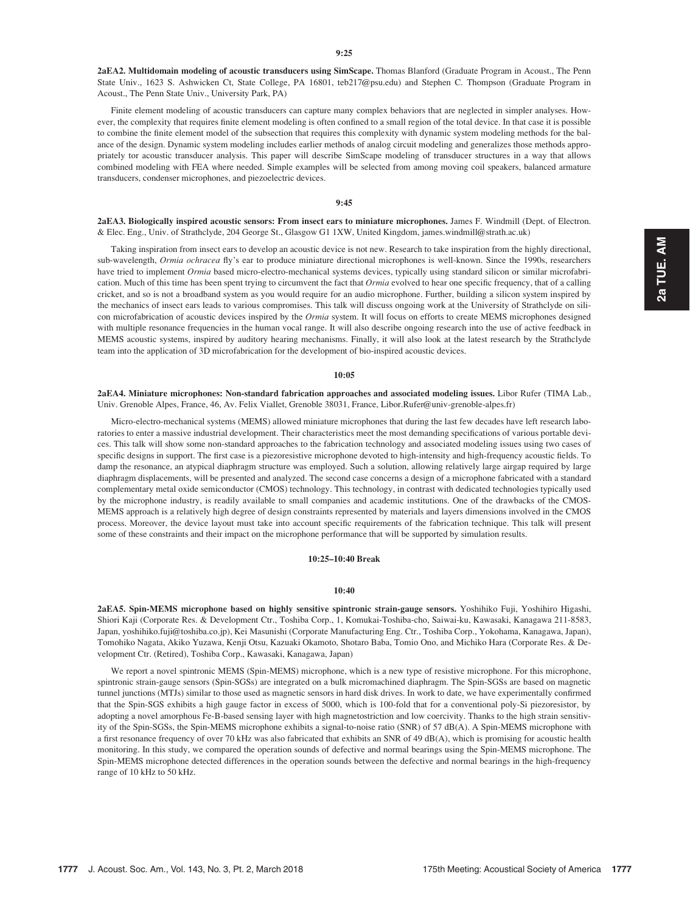**9:25**

**2aEA2. Multidomain modeling of acoustic transducers using SimScape.** Thomas Blanford (Graduate Program in Acoust., The Penn State Univ., 1623 S. Ashwicken Ct, State College, PA 16801, teb217@psu.edu) and Stephen C. Thompson (Graduate Program in Acoust., The Penn State Univ., University Park, PA)

Finite element modeling of acoustic transducers can capture many complex behaviors that are neglected in simpler analyses. However, the complexity that requires finite element modeling is often confined to a small region of the total device. In that case it is possible to combine the finite element model of the subsection that requires this complexity with dynamic system modeling methods for the balance of the design. Dynamic system modeling includes earlier methods of analog circuit modeling and generalizes those methods appropriately tor acoustic transducer analysis. This paper will describe SimScape modeling of transducer structures in a way that allows combined modeling with FEA where needed. Simple examples will be selected from among moving coil speakers, balanced armature transducers, condenser microphones, and piezoelectric devices.

**9:45**

**2aEA3. Biologically inspired acoustic sensors: From insect ears to miniature microphones.** James F. Windmill (Dept. of Electron. & Elec. Eng., Univ. of Strathclyde, 204 George St., Glasgow G1 1XW, United Kingdom, james.windmill@strath.ac.uk)

Taking inspiration from insect ears to develop an acoustic device is not new. Research to take inspiration from the highly directional, sub-wavelength, *Ormia ochracea* fly's ear to produce miniature directional microphones is well-known. Since the 1990s, researchers have tried to implement *Ormia* based micro-electro-mechanical systems devices, typically using standard silicon or similar microfabrication. Much of this time has been spent trying to circumvent the fact that *Ormia* evolved to hear one specific frequency, that of a calling cricket, and so is not a broadband system as you would require for an audio microphone. Further, building a silicon system inspired by the mechanics of insect ears leads to various compromises. This talk will discuss ongoing work at the University of Strathclyde on silicon microfabrication of acoustic devices inspired by the *Ormia* system. It will focus on efforts to create MEMS microphones designed with multiple resonance frequencies in the human vocal range. It will also describe ongoing research into the use of active feedback in MEMS acoustic systems, inspired by auditory hearing mechanisms. Finally, it will also look at the latest research by the Strathclyde team into the application of 3D microfabrication for the development of bio-inspired acoustic devices.

**10:05**

**2aEA4. Miniature microphones: Non-standard fabrication approaches and associated modeling issues.** Libor Rufer (TIMA Lab., Univ. Grenoble Alpes, France, 46, Av. Felix Viallet, Grenoble 38031, France, Libor.Rufer@univ-grenoble-alpes.fr)

Micro-electro-mechanical systems (MEMS) allowed miniature microphones that during the last few decades have left research laboratories to enter a massive industrial development. Their characteristics meet the most demanding specifications of various portable devices. This talk will show some non-standard approaches to the fabrication technology and associated modeling issues using two cases of specific designs in support. The first case is a piezoresistive microphone devoted to high-intensity and high-frequency acoustic fields. To damp the resonance, an atypical diaphragm structure was employed. Such a solution, allowing relatively large airgap required by large diaphragm displacements, will be presented and analyzed. The second case concerns a design of a microphone fabricated with a standard complementary metal oxide semiconductor (CMOS) technology. This technology, in contrast with dedicated technologies typically used by the microphone industry, is readily available to small companies and academic institutions. One of the drawbacks of the CMOS-MEMS approach is a relatively high degree of design constraints represented by materials and layers dimensions involved in the CMOS process. Moreover, the device layout must take into account specific requirements of the fabrication technique. This talk will present some of these constraints and their impact on the microphone performance that will be supported by simulation results.

**10:25–10:40 Break**

**10:40**

**2aEA5. Spin-MEMS microphone based on highly sensitive spintronic strain-gauge sensors.** Yoshihiko Fuji, Yoshihiro Higashi, Shiori Kaji (Corporate Res. & Development Ctr., Toshiba Corp., 1, Komukai-Toshiba-cho, Saiwai-ku, Kawasaki, Kanagawa 211-8583, Japan, yoshihiko.fuji@toshiba.co.jp), Kei Masunishi (Corporate Manufacturing Eng. Ctr., Toshiba Corp., Yokohama, Kanagawa, Japan), Tomohiko Nagata, Akiko Yuzawa, Kenji Otsu, Kazuaki Okamoto, Shotaro Baba, Tomio Ono, and Michiko Hara (Corporate Res. & Development Ctr. (Retired), Toshiba Corp., Kawasaki, Kanagawa, Japan)

We report a novel spintronic MEMS (Spin-MEMS) microphone, which is a new type of resistive microphone. For this microphone, spintronic strain-gauge sensors (Spin-SGSs) are integrated on a bulk micromachined diaphragm. The Spin-SGSs are based on magnetic tunnel junctions (MTJs) similar to those used as magnetic sensors in hard disk drives. In work to date, we have experimentally confirmed that the Spin-SGS exhibits a high gauge factor in excess of 5000, which is 100-fold that for a conventional poly-Si piezoresistor, by adopting a novel amorphous Fe-B-based sensing layer with high magnetostriction and low coercivity. Thanks to the high strain sensitivity of the Spin-SGSs, the Spin-MEMS microphone exhibits a signal-to-noise ratio (SNR) of 57 dB(A). A Spin-MEMS microphone with a first resonance frequency of over 70 kHz was also fabricated that exhibits an SNR of 49 dB(A), which is promising for acoustic health monitoring. In this study, we compared the operation sounds of defective and normal bearings using the Spin-MEMS microphone. The Spin-MEMS microphone detected differences in the operation sounds between the defective and normal bearings in the high-frequency range of 10 kHz to 50 kHz.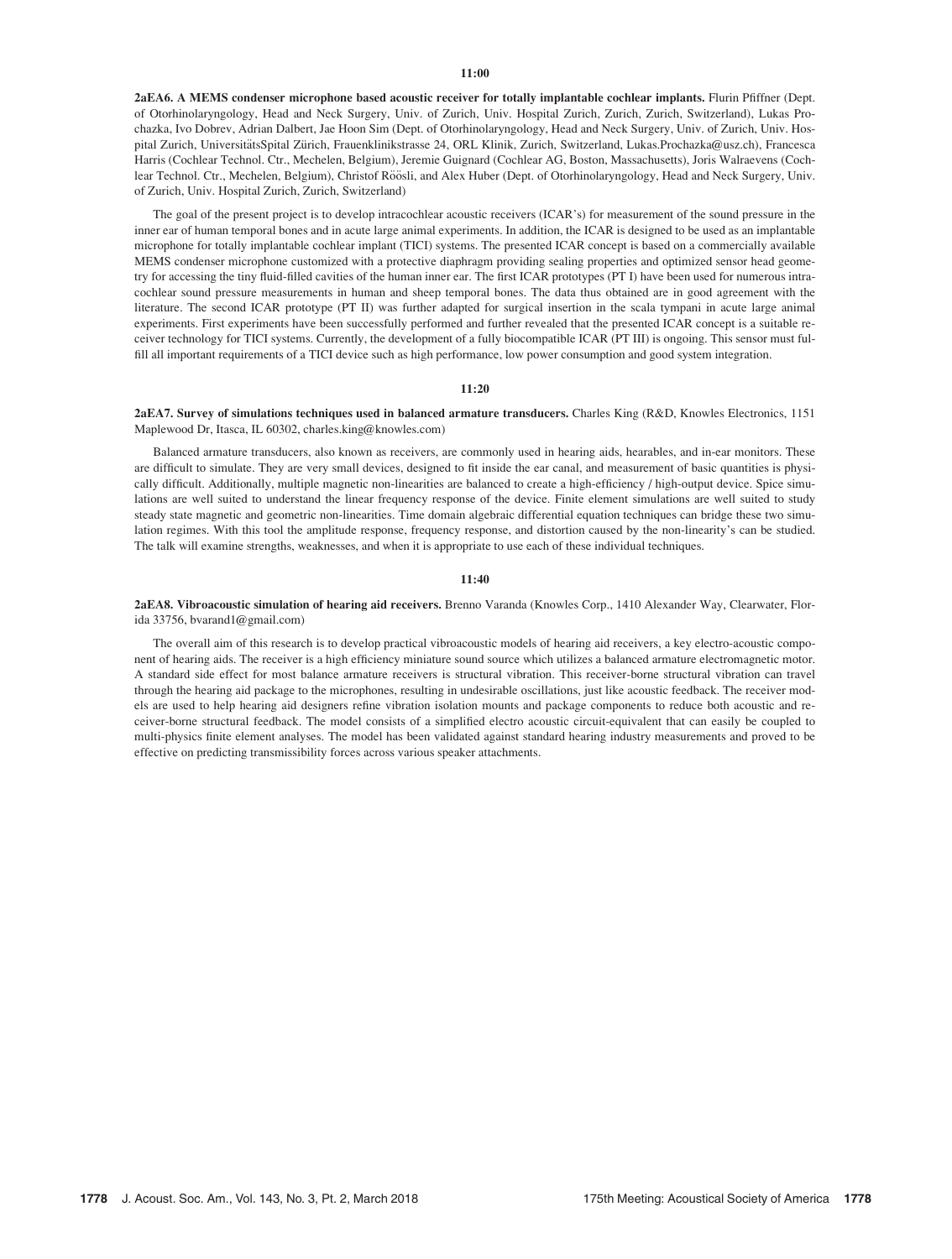**11:00**

**2aEA6. A MEMS condenser microphone based acoustic receiver for totally implantable cochlear implants.** Flurin Pfiffner (Dept. of Otorhinolaryngology, Head and Neck Surgery, Univ. of Zurich, Univ. Hospital Zurich, Zurich, Zurich, Switzerland), Lukas Prochazka, Ivo Dobrev, Adrian Dalbert, Jae Hoon Sim (Dept. of Otorhinolaryngology, Head and Neck Surgery, Univ. of Zurich, Univ. Hospital Zurich, UniversitätsSpital Zürich, Frauenklinikstrasse 24, ORL Klinik, Zurich, Switzerland, Lukas.Prochazka@usz.ch), Francesca Harris (Cochlear Technol. Ctr., Mechelen, Belgium), Jeremie Guignard (Cochlear AG, Boston, Massachusetts), Joris Walraevens (Cochlear Technol. Ctr., Mechelen, Belgium), Christof Röösli, and Alex Huber (Dept. of Otorhinolaryngology, Head and Neck Surgery, Univ. of Zurich, Univ. Hospital Zurich, Zurich, Switzerland)

The goal of the present project is to develop intracochlear acoustic receivers (ICAR's) for measurement of the sound pressure in the inner ear of human temporal bones and in acute large animal experiments. In addition, the ICAR is designed to be used as an implantable microphone for totally implantable cochlear implant (TICI) systems. The presented ICAR concept is based on a commercially available MEMS condenser microphone customized with a protective diaphragm providing sealing properties and optimized sensor head geometry for accessing the tiny fluid-filled cavities of the human inner ear. The first ICAR prototypes (PT I) have been used for numerous intracochlear sound pressure measurements in human and sheep temporal bones. The data thus obtained are in good agreement with the literature. The second ICAR prototype (PT II) was further adapted for surgical insertion in the scala tympani in acute large animal experiments. First experiments have been successfully performed and further revealed that the presented ICAR concept is a suitable receiver technology for TICI systems. Currently, the development of a fully biocompatible ICAR (PT III) is ongoing. This sensor must fulfill all important requirements of a TICI device such as high performance, low power consumption and good system integration.

**11:20**

**2aEA7. Survey of simulations techniques used in balanced armature transducers.** Charles King (R&D, Knowles Electronics, 1151 Maplewood Dr, Itasca, IL 60302, charles.king@knowles.com)

Balanced armature transducers, also known as receivers, are commonly used in hearing aids, hearables, and in-ear monitors. These are difficult to simulate. They are very small devices, designed to fit inside the ear canal, and measurement of basic quantities is physically difficult. Additionally, multiple magnetic non-linearities are balanced to create a high-efficiency / high-output device. Spice simulations are well suited to understand the linear frequency response of the device. Finite element simulations are well suited to study steady state magnetic and geometric non-linearities. Time domain algebraic differential equation techniques can bridge these two simulation regimes. With this tool the amplitude response, frequency response, and distortion caused by the non-linearity's can be studied. The talk will examine strengths, weaknesses, and when it is appropriate to use each of these individual techniques.

**11:40**

**2aEA8. Vibroacoustic simulation of hearing aid receivers.** Brenno Varanda (Knowles Corp., 1410 Alexander Way, Clearwater, Florida 33756, bvarand1@gmail.com)

The overall aim of this research is to develop practical vibroacoustic models of hearing aid receivers, a key electro-acoustic component of hearing aids. The receiver is a high efficiency miniature sound source which utilizes a balanced armature electromagnetic motor. A standard side effect for most balance armature receivers is structural vibration. This receiver-borne structural vibration can travel through the hearing aid package to the microphones, resulting in undesirable oscillations, just like acoustic feedback. The receiver models are used to help hearing aid designers refine vibration isolation mounts and package components to reduce both acoustic and receiver-borne structural feedback. The model consists of a simplified electro acoustic circuit-equivalent that can easily be coupled to multi-physics finite element analyses. The model has been validated against standard hearing industry measurements and proved to be effective on predicting transmissibility forces across various speaker attachments.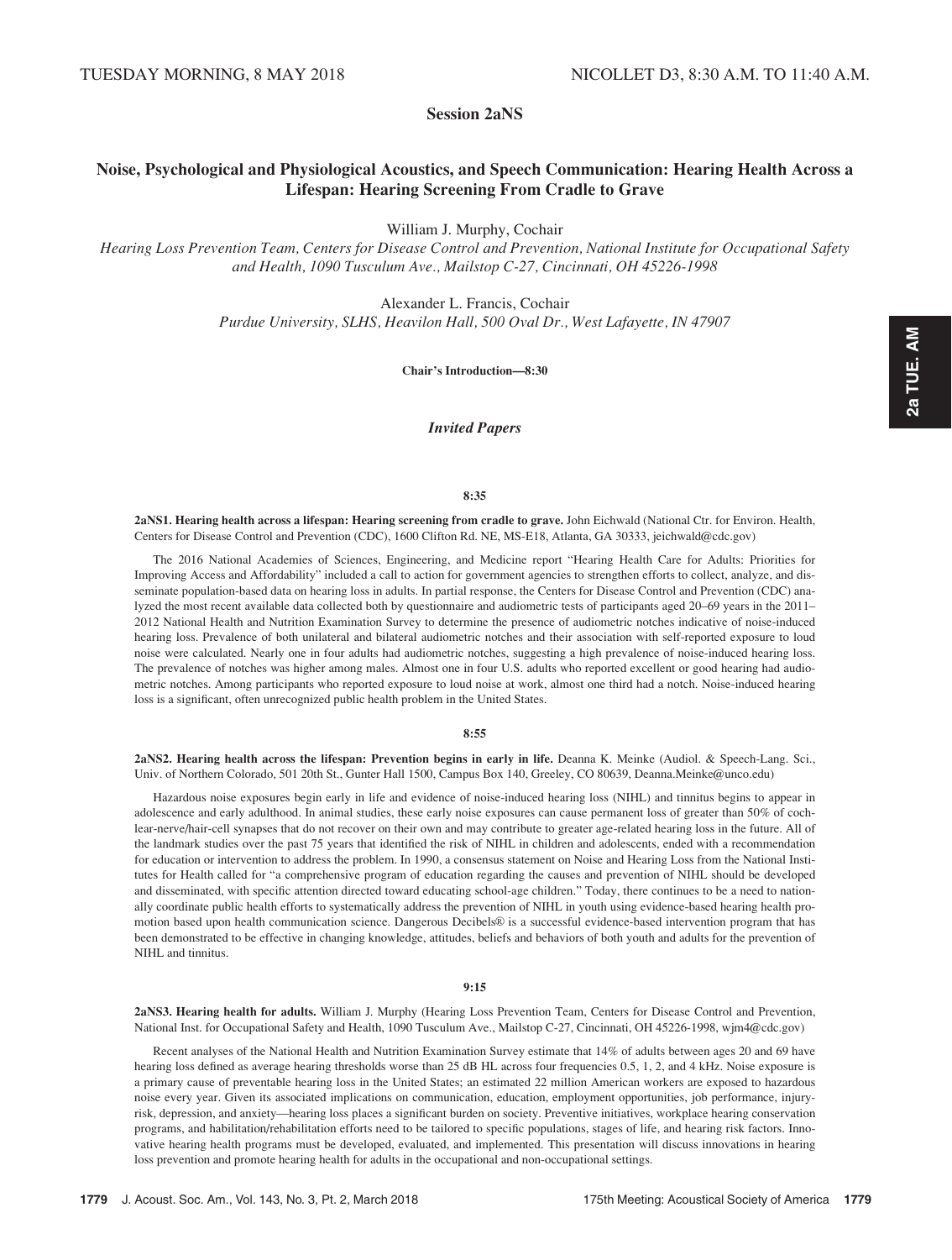TUESDAY MORNING, 8 MAY 2018 NICOLLET D3, 8:30 A.M. TO 11:40 A.M.

## Session 2aNS

## Noise, Psychological and Physiological Acoustics, and Speech Communication: Hearing Health Across a Lifespan: Hearing Screening From Cradle to Grave

William J. Murphy, Cochair

*Hearing Loss Prevention Team, Centers for Disease Control and Prevention, National Institute for Occupational Safety and Health, 1090 Tusculum Ave., Mailstop C-27, Cincinnati, OH 45226-1998*

Alexander L. Francis, Cochair

*Purdue University, SLHS, Heavilon Hall, 500 Oval Dr., West Lafayette, IN 47907*

**Chair's Introduction—8:30**

### *Invited Papers*

**8:35**

**2aNS1. Hearing health across a lifespan: Hearing screening from cradle to grave.** John Eichwald (National Ctr. for Environ. Health, Centers for Disease Control and Prevention (CDC), 1600 Clifton Rd. NE, MS-E18, Atlanta, GA 30333, jeichwald@cdc.gov)

The 2016 National Academies of Sciences, Engineering, and Medicine report "Hearing Health Care for Adults: Priorities for Improving Access and Affordability" included a call to action for government agencies to strengthen efforts to collect, analyze, and disseminate population-based data on hearing loss in adults. In partial response, the Centers for Disease Control and Prevention (CDC) analyzed the most recent available data collected both by questionnaire and audiometric tests of participants aged 20–69 years in the 2011–2012 National Health and Nutrition Examination Survey to determine the presence of audiometric notches indicative of noise-induced hearing loss. Prevalence of both unilateral and bilateral audiometric notches and their association with self-reported exposure to loud noise were calculated. Nearly one in four adults had audiometric notches, suggesting a high prevalence of noise-induced hearing loss. The prevalence of notches was higher among males. Almost one in four U.S. adults who reported excellent or good hearing had audiometric notches. Among participants who reported exposure to loud noise at work, almost one third had a notch. Noise-induced hearing loss is a significant, often unrecognized public health problem in the United States.

**8:55**

**2aNS2. Hearing health across the lifespan: Prevention begins in early in life.** Deanna K. Meinke (Audiol. & Speech-Lang. Sci., Univ. of Northern Colorado, 501 20th St., Gunter Hall 1500, Campus Box 140, Greeley, CO 80639, Deanna.Meinke@unco.edu)

Hazardous noise exposures begin early in life and evidence of noise-induced hearing loss (NIHL) and tinnitus begins to appear in adolescence and early adulthood. In animal studies, these early noise exposures can cause permanent loss of greater than 50% of cochlear-nerve/hair-cell synapses that do not recover on their own and may contribute to greater age-related hearing loss in the future. All of the landmark studies over the past 75 years that identified the risk of NIHL in children and adolescents, ended with a recommendation for education or intervention to address the problem. In 1990, a consensus statement on Noise and Hearing Loss from the National Institutes for Health called for "a comprehensive program of education regarding the causes and prevention of NIHL should be developed and disseminated, with specific attention directed toward educating school-age children." Today, there continues to be a need to nationally coordinate public health efforts to systematically address the prevention of NIHL in youth using evidence-based hearing health promotion based upon health communication science. Dangerous Decibels® is a successful evidence-based intervention program that has been demonstrated to be effective in changing knowledge, attitudes, beliefs and behaviors of both youth and adults for the prevention of NIHL and tinnitus.

**9:15**

**2aNS3. Hearing health for adults.** William J. Murphy (Hearing Loss Prevention Team, Centers for Disease Control and Prevention, National Inst. for Occupational Safety and Health, 1090 Tusculum Ave., Mailstop C-27, Cincinnati, OH 45226-1998, wjm4@cdc.gov)

Recent analyses of the National Health and Nutrition Examination Survey estimate that 14% of adults between ages 20 and 69 have hearing loss defined as average hearing thresholds worse than 25 dB HL across four frequencies 0.5, 1, 2, and 4 kHz. Noise exposure is a primary cause of preventable hearing loss in the United States; an estimated 22 million American workers are exposed to hazardous noise every year. Given its associated implications on communication, education, employment opportunities, job performance, injury-risk, depression, and anxiety—hearing loss places a significant burden on society. Preventive initiatives, workplace hearing conservation programs, and habilitation/rehabilitation efforts need to be tailored to specific populations, stages of life, and hearing risk factors. Innovative hearing health programs must be developed, evaluated, and implemented. This presentation will discuss innovations in hearing loss prevention and promote hearing health for adults in the occupational and non-occupational settings.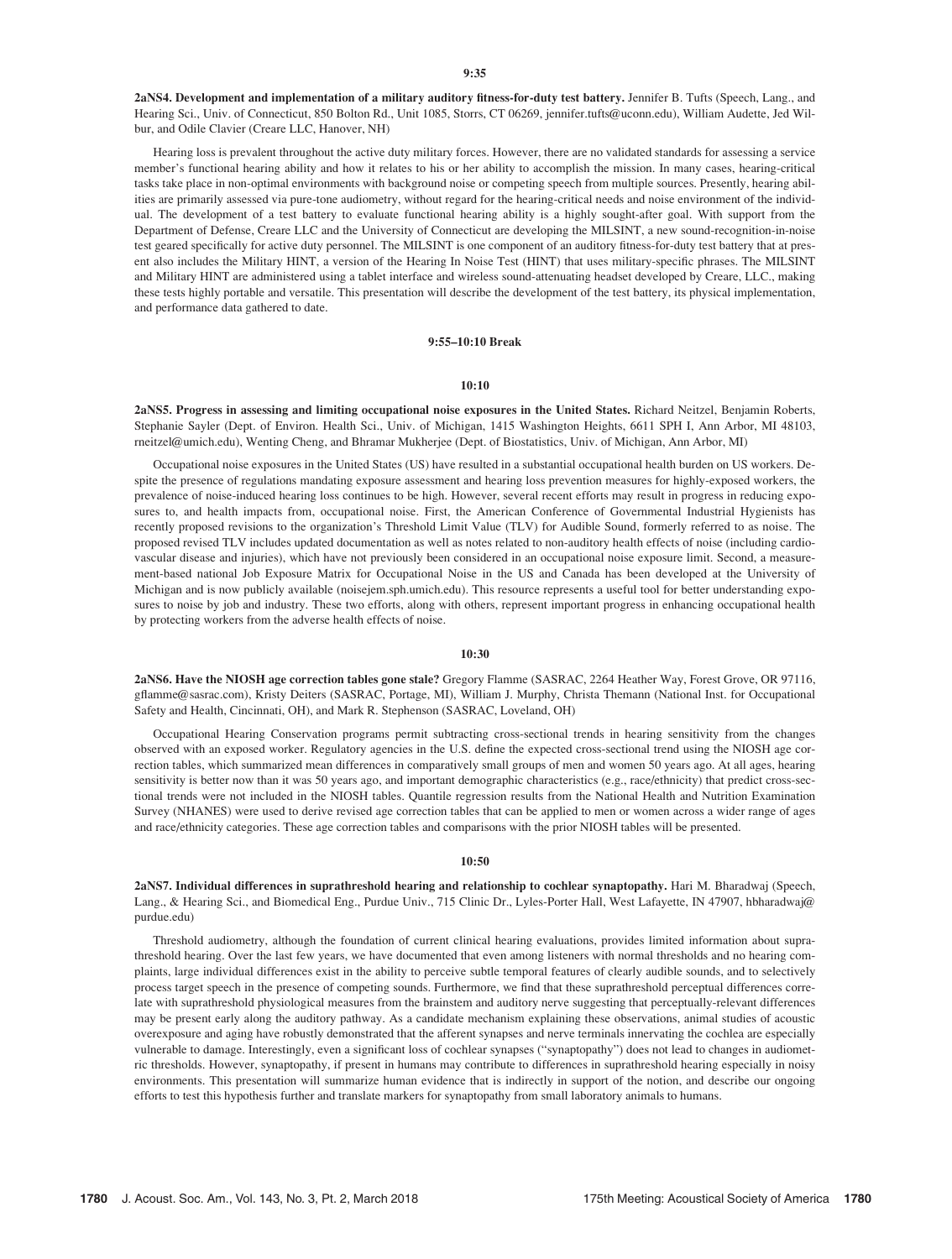**9:35**

**2aNS4. Development and implementation of a military auditory fitness-for-duty test battery.** Jennifer B. Tufts (Speech, Lang., and Hearing Sci., Univ. of Connecticut, 850 Bolton Rd., Unit 1085, Storrs, CT 06269, jennifer.tufts@uconn.edu), William Audette, Jed Wilbur, and Odile Clavier (Creare LLC, Hanover, NH)

Hearing loss is prevalent throughout the active duty military forces. However, there are no validated standards for assessing a service member's functional hearing ability and how it relates to his or her ability to accomplish the mission. In many cases, hearing-critical tasks take place in non-optimal environments with background noise or competing speech from multiple sources. Presently, hearing abilities are primarily assessed via pure-tone audiometry, without regard for the hearing-critical needs and noise environment of the individual. The development of a test battery to evaluate functional hearing ability is a highly sought-after goal. With support from the Department of Defense, Creare LLC and the University of Connecticut are developing the MILSINT, a new sound-recognition-in-noise test geared specifically for active duty personnel. The MILSINT is one component of an auditory fitness-for-duty test battery that at present also includes the Military HINT, a version of the Hearing In Noise Test (HINT) that uses military-specific phrases. The MILSINT and Military HINT are administered using a tablet interface and wireless sound-attenuating headset developed by Creare, LLC., making these tests highly portable and versatile. This presentation will describe the development of the test battery, its physical implementation, and performance data gathered to date.

**9:55–10:10 Break**

**10:10**

**2aNS5. Progress in assessing and limiting occupational noise exposures in the United States.** Richard Neitzel, Benjamin Roberts, Stephanie Sayler (Dept. of Environ. Health Sci., Univ. of Michigan, 1415 Washington Heights, 6611 SPH I, Ann Arbor, MI 48103, rneitzel@umich.edu), Wenting Cheng, and Bhramar Mukherjee (Dept. of Biostatistics, Univ. of Michigan, Ann Arbor, MI)

Occupational noise exposures in the United States (US) have resulted in a substantial occupational health burden on US workers. Despite the presence of regulations mandating exposure assessment and hearing loss prevention measures for highly-exposed workers, the prevalence of noise-induced hearing loss continues to be high. However, several recent efforts may result in progress in reducing exposures to, and health impacts from, occupational noise. First, the American Conference of Governmental Industrial Hygienists has recently proposed revisions to the organization's Threshold Limit Value (TLV) for Audible Sound, formerly referred to as noise. The proposed revised TLV includes updated documentation as well as notes related to non-auditory health effects of noise (including cardiovascular disease and injuries), which have not previously been considered in an occupational noise exposure limit. Second, a measurement-based national Job Exposure Matrix for Occupational Noise in the US and Canada has been developed at the University of Michigan and is now publicly available (noisejem.sph.umich.edu). This resource represents a useful tool for better understanding exposures to noise by job and industry. These two efforts, along with others, represent important progress in enhancing occupational health by protecting workers from the adverse health effects of noise.

**10:30**

**2aNS6. Have the NIOSH age correction tables gone stale?** Gregory Flamme (SASRAC, 2264 Heather Way, Forest Grove, OR 97116, gflamme@sasrac.com), Kristy Deiters (SASRAC, Portage, MI), William J. Murphy, Christa Themann (National Inst. for Occupational Safety and Health, Cincinnati, OH), and Mark R. Stephenson (SASRAC, Loveland, OH)

Occupational Hearing Conservation programs permit subtracting cross-sectional trends in hearing sensitivity from the changes observed with an exposed worker. Regulatory agencies in the U.S. define the expected cross-sectional trend using the NIOSH age correction tables, which summarized mean differences in comparatively small groups of men and women 50 years ago. At all ages, hearing sensitivity is better now than it was 50 years ago, and important demographic characteristics (e.g., race/ethnicity) that predict cross-sectional trends were not included in the NIOSH tables. Quantile regression results from the National Health and Nutrition Examination Survey (NHANES) were used to derive revised age correction tables that can be applied to men or women across a wider range of ages and race/ethnicity categories. These age correction tables and comparisons with the prior NIOSH tables will be presented.

**10:50**

**2aNS7. Individual differences in suprathreshold hearing and relationship to cochlear synaptopathy.** Hari M. Bharadwaj (Speech, Lang., & Hearing Sci., and Biomedical Eng., Purdue Univ., 715 Clinic Dr., Lyles-Porter Hall, West Lafayette, IN 47907, hbharadwaj@purdue.edu)

Threshold audiometry, although the foundation of current clinical hearing evaluations, provides limited information about suprathreshold hearing. Over the last few years, we have documented that even among listeners with normal thresholds and no hearing complaints, large individual differences exist in the ability to perceive subtle temporal features of clearly audible sounds, and to selectively process target speech in the presence of competing sounds. Furthermore, we find that these suprathreshold perceptual differences correlate with suprathreshold physiological measures from the brainstem and auditory nerve suggesting that perceptually-relevant differences may be present early along the auditory pathway. As a candidate mechanism explaining these observations, animal studies of acoustic overexposure and aging have robustly demonstrated that the afferent synapses and nerve terminals innervating the cochlea are especially vulnerable to damage. Interestingly, even a significant loss of cochlear synapses ("synaptopathy") does not lead to changes in audiometric thresholds. However, synaptopathy, if present in humans may contribute to differences in suprathreshold hearing especially in noisy environments. This presentation will summarize human evidence that is indirectly in support of the notion, and describe our ongoing efforts to test this hypothesis further and translate markers for synaptopathy from small laboratory animals to humans.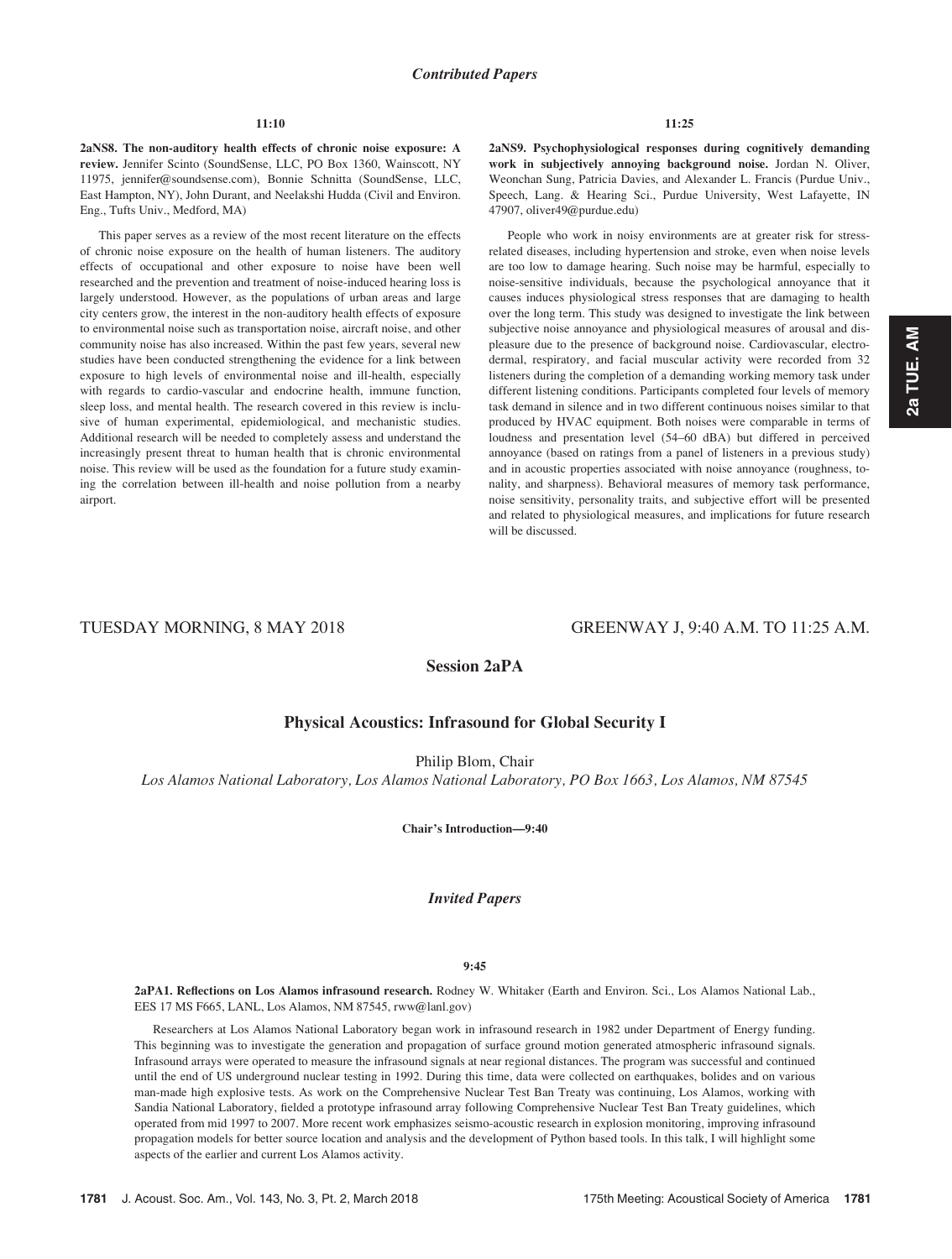### *Contributed Papers*

11:10

**2aNS8. The non-auditory health effects of chronic noise exposure: A review.** Jennifer Scinto (SoundSense, LLC, PO Box 1360, Wainscott, NY 11975, jennifer@soundsense.com), Bonnie Schnitta (SoundSense, LLC, East Hampton, NY), John Durant, and Neelakshi Hudda (Civil and Environ. Eng., Tufts Univ., Medford, MA)

This paper serves as a review of the most recent literature on the effects of chronic noise exposure on the health of human listeners. The auditory effects of occupational and other exposure to noise have been well researched and the prevention and treatment of noise-induced hearing loss is largely understood. However, as the populations of urban areas and large city centers grow, the interest in the non-auditory health effects of exposure to environmental noise such as transportation noise, aircraft noise, and other community noise has also increased. Within the past few years, several new studies have been conducted strengthening the evidence for a link between exposure to high levels of environmental noise and ill-health, especially with regards to cardio-vascular and endocrine health, immune function, sleep loss, and mental health. The research covered in this review is inclusive of human experimental, epidemiological, and mechanistic studies. Additional research will be needed to completely assess and understand the increasingly present threat to human health that is chronic environmental noise. This review will be used as the foundation for a future study examining the correlation between ill-health and noise pollution from a nearby airport.

11:25

**2aNS9. Psychophysiological responses during cognitively demanding work in subjectively annoying background noise.** Jordan N. Oliver, Weonchan Sung, Patricia Davies, and Alexander L. Francis (Purdue Univ., Speech, Lang. & Hearing Sci., Purdue University, West Lafayette, IN 47907, oliver49@purdue.edu)

People who work in noisy environments are at greater risk for stress-related diseases, including hypertension and stroke, even when noise levels are too low to damage hearing. Such noise may be harmful, especially to noise-sensitive individuals, because the psychological annoyance that it causes induces physiological stress responses that are damaging to health over the long term. This study was designed to investigate the link between subjective noise annoyance and physiological measures of arousal and displeasure due to the presence of background noise. Cardiovascular, electrodermal, respiratory, and facial muscular activity were recorded from 32 listeners during the completion of a demanding working memory task under different listening conditions. Participants completed four levels of memory task demand in silence and in two different continuous noises similar to that produced by HVAC equipment. Both noises were comparable in terms of loudness and presentation level (54–60 dBA) but differed in perceived annoyance (based on ratings from a panel of listeners in a previous study) and in acoustic properties associated with noise annoyance (roughness, tonality, and sharpness). Behavioral measures of memory task performance, noise sensitivity, personality traits, and subjective effort will be presented and related to physiological measures, and implications for future research will be discussed.

TUESDAY MORNING, 8 MAY 2018 — GREENWAY J, 9:40 A.M. TO 11:25 A.M.

## Session 2aPA

## Physical Acoustics: Infrasound for Global Security I

Philip Blom, Chair

*Los Alamos National Laboratory, Los Alamos National Laboratory, PO Box 1663, Los Alamos, NM 87545*

**Chair's Introduction—9:40**

### *Invited Papers*

9:45

**2aPA1. Reflections on Los Alamos infrasound research.** Rodney W. Whitaker (Earth and Environ. Sci., Los Alamos National Lab., EES 17 MS F665, LANL, Los Alamos, NM 87545, rww@lanl.gov)

Researchers at Los Alamos National Laboratory began work in infrasound research in 1982 under Department of Energy funding. This beginning was to investigate the generation and propagation of surface ground motion generated atmospheric infrasound signals. Infrasound arrays were operated to measure the infrasound signals at near regional distances. The program was successful and continued until the end of US underground nuclear testing in 1992. During this time, data were collected on earthquakes, bolides and on various man-made high explosive tests. As work on the Comprehensive Nuclear Test Ban Treaty was continuing, Los Alamos, working with Sandia National Laboratory, fielded a prototype infrasound array following Comprehensive Nuclear Test Ban Treaty guidelines, which operated from mid 1997 to 2007. More recent work emphasizes seismo-acoustic research in explosion monitoring, improving infrasound propagation models for better source location and analysis and the development of Python based tools. In this talk, I will highlight some aspects of the earlier and current Los Alamos activity.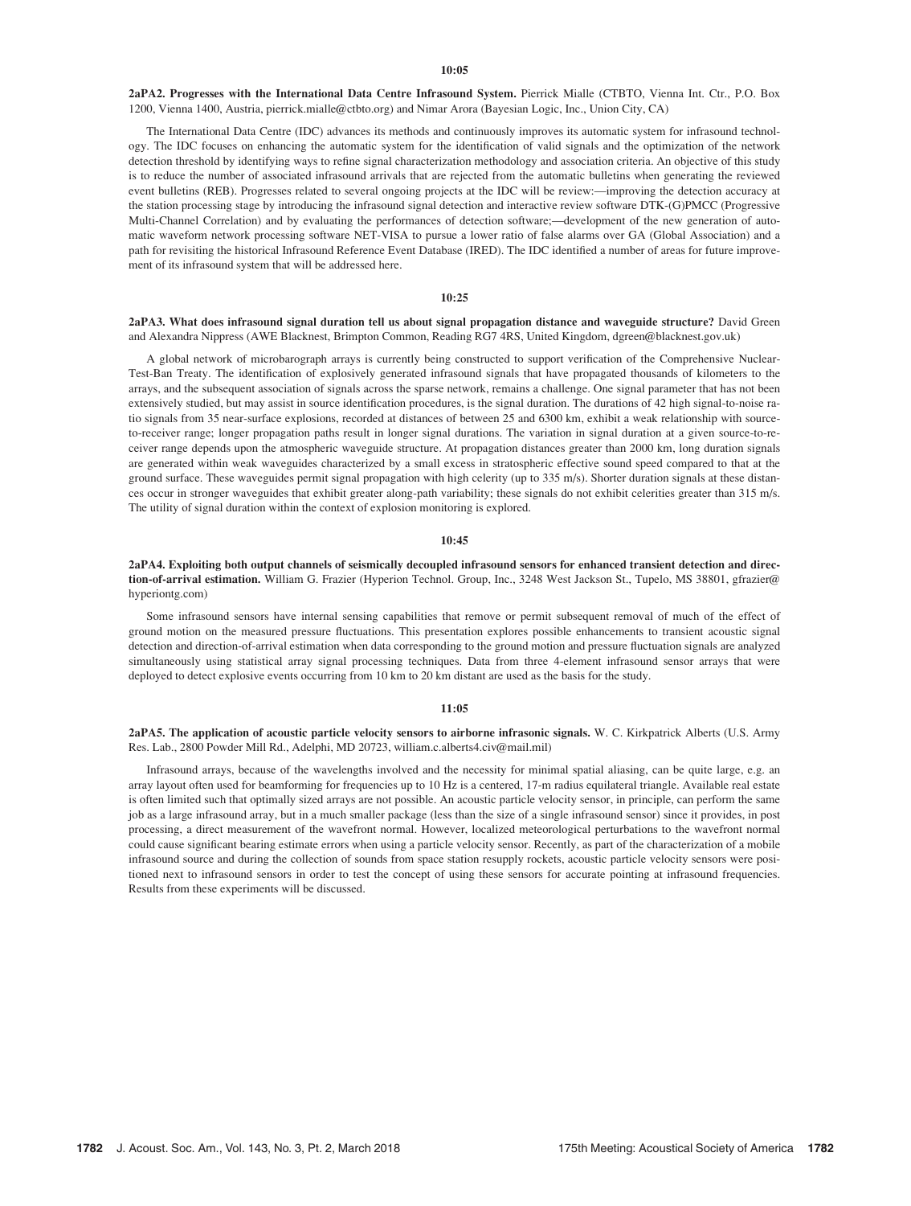**10:05**

**2aPA2. Progresses with the International Data Centre Infrasound System.** Pierrick Mialle (CTBTO, Vienna Int. Ctr., P.O. Box 1200, Vienna 1400, Austria, pierrick.mialle@ctbto.org) and Nimar Arora (Bayesian Logic, Inc., Union City, CA)

The International Data Centre (IDC) advances its methods and continuously improves its automatic system for infrasound technology. The IDC focuses on enhancing the automatic system for the identification of valid signals and the optimization of the network detection threshold by identifying ways to refine signal characterization methodology and association criteria. An objective of this study is to reduce the number of associated infrasound arrivals that are rejected from the automatic bulletins when generating the reviewed event bulletins (REB). Progresses related to several ongoing projects at the IDC will be review:—improving the detection accuracy at the station processing stage by introducing the infrasound signal detection and interactive review software DTK-(G)PMCC (Progressive Multi-Channel Correlation) and by evaluating the performances of detection software;—development of the new generation of automatic waveform network processing software NET-VISA to pursue a lower ratio of false alarms over GA (Global Association) and a path for revisiting the historical Infrasound Reference Event Database (IRED). The IDC identified a number of areas for future improvement of its infrasound system that will be addressed here.

**10:25**

**2aPA3. What does infrasound signal duration tell us about signal propagation distance and waveguide structure?** David Green and Alexandra Nippress (AWE Blacknest, Brimpton Common, Reading RG7 4RS, United Kingdom, dgreen@blacknest.gov.uk)

A global network of microbarograph arrays is currently being constructed to support verification of the Comprehensive Nuclear-Test-Ban Treaty. The identification of explosively generated infrasound signals that have propagated thousands of kilometers to the arrays, and the subsequent association of signals across the sparse network, remains a challenge. One signal parameter that has not been extensively studied, but may assist in source identification procedures, is the signal duration. The durations of 42 high signal-to-noise ratio signals from 35 near-surface explosions, recorded at distances of between 25 and 6300 km, exhibit a weak relationship with source-to-receiver range; longer propagation paths result in longer signal durations. The variation in signal duration at a given source-to-receiver range depends upon the atmospheric waveguide structure. At propagation distances greater than 2000 km, long duration signals are generated within weak waveguides characterized by a small excess in stratospheric effective sound speed compared to that at the ground surface. These waveguides permit signal propagation with high celerity (up to 335 m/s). Shorter duration signals at these distances occur in stronger waveguides that exhibit greater along-path variability; these signals do not exhibit celerities greater than 315 m/s. The utility of signal duration within the context of explosion monitoring is explored.

**10:45**

**2aPA4. Exploiting both output channels of seismically decoupled infrasound sensors for enhanced transient detection and direction-of-arrival estimation.** William G. Frazier (Hyperion Technol. Group, Inc., 3248 West Jackson St., Tupelo, MS 38801, gfrazier@hyperiontg.com)

Some infrasound sensors have internal sensing capabilities that remove or permit subsequent removal of much of the effect of ground motion on the measured pressure fluctuations. This presentation explores possible enhancements to transient acoustic signal detection and direction-of-arrival estimation when data corresponding to the ground motion and pressure fluctuation signals are analyzed simultaneously using statistical array signal processing techniques. Data from three 4-element infrasound sensor arrays that were deployed to detect explosive events occurring from 10 km to 20 km distant are used as the basis for the study.

**11:05**

**2aPA5. The application of acoustic particle velocity sensors to airborne infrasonic signals.** W. C. Kirkpatrick Alberts (U.S. Army Res. Lab., 2800 Powder Mill Rd., Adelphi, MD 20723, william.c.alberts4.civ@mail.mil)

Infrasound arrays, because of the wavelengths involved and the necessity for minimal spatial aliasing, can be quite large, e.g. an array layout often used for beamforming for frequencies up to 10 Hz is a centered, 17-m radius equilateral triangle. Available real estate is often limited such that optimally sized arrays are not possible. An acoustic particle velocity sensor, in principle, can perform the same job as a large infrasound array, but in a much smaller package (less than the size of a single infrasound sensor) since it provides, in post processing, a direct measurement of the wavefront normal. However, localized meteorological perturbations to the wavefront normal could cause significant bearing estimate errors when using a particle velocity sensor. Recently, as part of the characterization of a mobile infrasound source and during the collection of sounds from space station resupply rockets, acoustic particle velocity sensors were positioned next to infrasound sensors in order to test the concept of using these sensors for accurate pointing at infrasound frequencies. Results from these experiments will be discussed.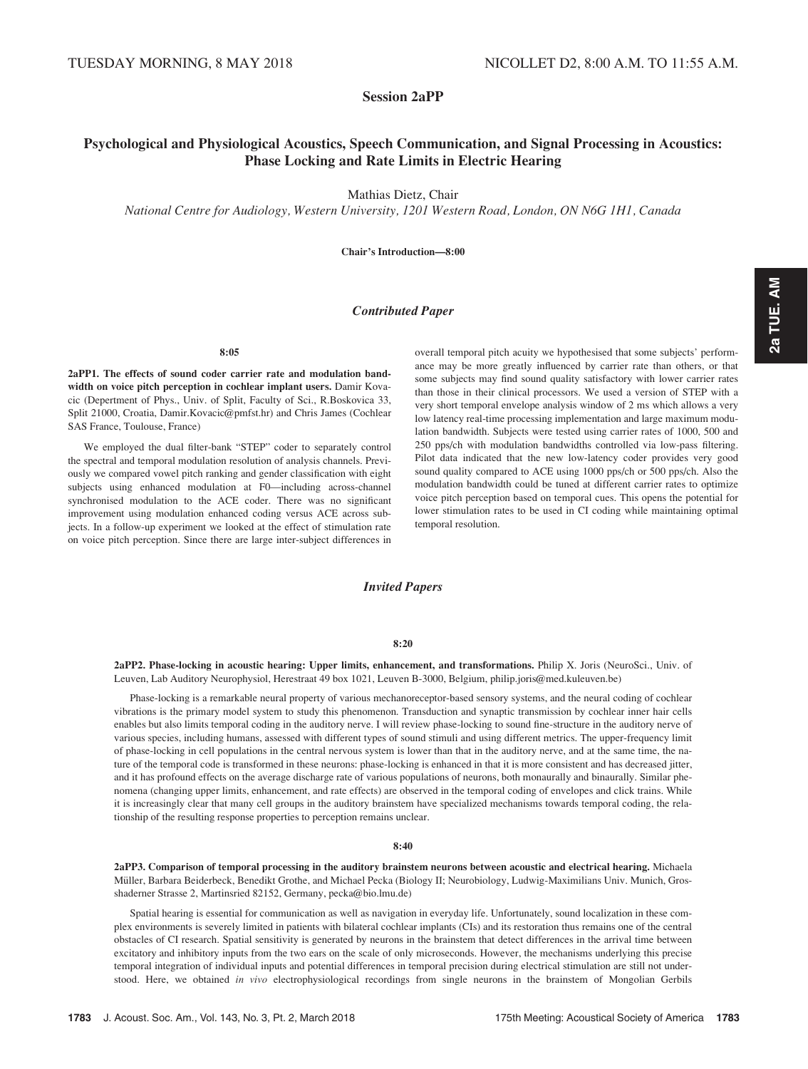TUESDAY MORNING, 8 MAY 2018 NICOLLET D2, 8:00 A.M. TO 11:55 A.M.

## Session 2aPP

## Psychological and Physiological Acoustics, Speech Communication, and Signal Processing in Acoustics: Phase Locking and Rate Limits in Electric Hearing

Mathias Dietz, Chair

*National Centre for Audiology, Western University, 1201 Western Road, London, ON N6G 1H1, Canada*

**Chair's Introduction—8:00**

### *Contributed Paper*

**8:05**

**2aPP1. The effects of sound coder carrier rate and modulation bandwidth on voice pitch perception in cochlear implant users.** Damir Kovacic (Department of Phys., Univ. of Split, Faculty of Sci., R.Boskovica 33, Split 21000, Croatia, Damir.Kovacic@pmfst.hr) and Chris James (Cochlear SAS France, Toulouse, France)

We employed the dual filter-bank "STEP" coder to separately control the spectral and temporal modulation resolution of analysis channels. Previously we compared vowel pitch ranking and gender classification with eight subjects using enhanced modulation at F0—including across-channel synchronised modulation to the ACE coder. There was no significant improvement using modulation enhanced coding versus ACE across subjects. In a follow-up experiment we looked at the effect of stimulation rate on voice pitch perception. Since there are large inter-subject differences in overall temporal pitch acuity we hypothesised that some subjects' performance may be more greatly influenced by carrier rate than others, or that some subjects may find sound quality satisfactory with lower carrier rates than those in their clinical processors. We used a version of STEP with a very short temporal envelope analysis window of 2 ms which allows a very low latency real-time processing implementation and large maximum modulation bandwidth. Subjects were tested using carrier rates of 1000, 500 and 250 pps/ch with modulation bandwidths controlled via low-pass filtering. Pilot data indicated that the new low-latency coder provides very good sound quality compared to ACE using 1000 pps/ch or 500 pps/ch. Also the modulation bandwidth could be tuned at different carrier rates to optimize voice pitch perception based on temporal cues. This opens the potential for lower stimulation rates to be used in CI coding while maintaining optimal temporal resolution.

### *Invited Papers*

**8:20**

**2aPP2. Phase-locking in acoustic hearing: Upper limits, enhancement, and transformations.** Philip X. Joris (NeuroSci., Univ. of Leuven, Lab Auditory Neurophysiol, Herestraat 49 box 1021, Leuven B-3000, Belgium, philip.joris@med.kuleuven.be)

Phase-locking is a remarkable neural property of various mechanoreceptor-based sensory systems, and the neural coding of cochlear vibrations is the primary model system to study this phenomenon. Transduction and synaptic transmission by cochlear inner hair cells enables but also limits temporal coding in the auditory nerve. I will review phase-locking to sound fine-structure in the auditory nerve of various species, including humans, assessed with different types of sound stimuli and using different metrics. The upper-frequency limit of phase-locking in cell populations in the central nervous system is lower than that in the auditory nerve, and at the same time, the nature of the temporal code is transformed in these neurons: phase-locking is enhanced in that it is more consistent and has decreased jitter, and it has profound effects on the average discharge rate of various populations of neurons, both monaurally and binaurally. Similar phenomena (changing upper limits, enhancement, and rate effects) are observed in the temporal coding of envelopes and click trains. While it is increasingly clear that many cell groups in the auditory brainstem have specialized mechanisms towards temporal coding, the relationship of the resulting response properties to perception remains unclear.

**8:40**

**2aPP3. Comparison of temporal processing in the auditory brainstem neurons between acoustic and electrical hearing.** Michaela Müller, Barbara Beiderbeck, Benedikt Grothe, and Michael Pecka (Biology II; Neurobiology, Ludwig-Maximilians Univ. Munich, Grosshaderner Strasse 2, Martinsried 82152, Germany, pecka@bio.lmu.de)

Spatial hearing is essential for communication as well as navigation in everyday life. Unfortunately, sound localization in these complex environments is severely limited in patients with bilateral cochlear implants (CIs) and its restoration thus remains one of the central obstacles of CI research. Spatial sensitivity is generated by neurons in the brainstem that detect differences in the arrival time between excitatory and inhibitory inputs from the two ears on the scale of only microseconds. However, the mechanisms underlying this precise temporal integration of individual inputs and potential differences in temporal precision during electrical stimulation are still not understood. Here, we obtained *in vivo* electrophysiological recordings from single neurons in the brainstem of Mongolian Gerbils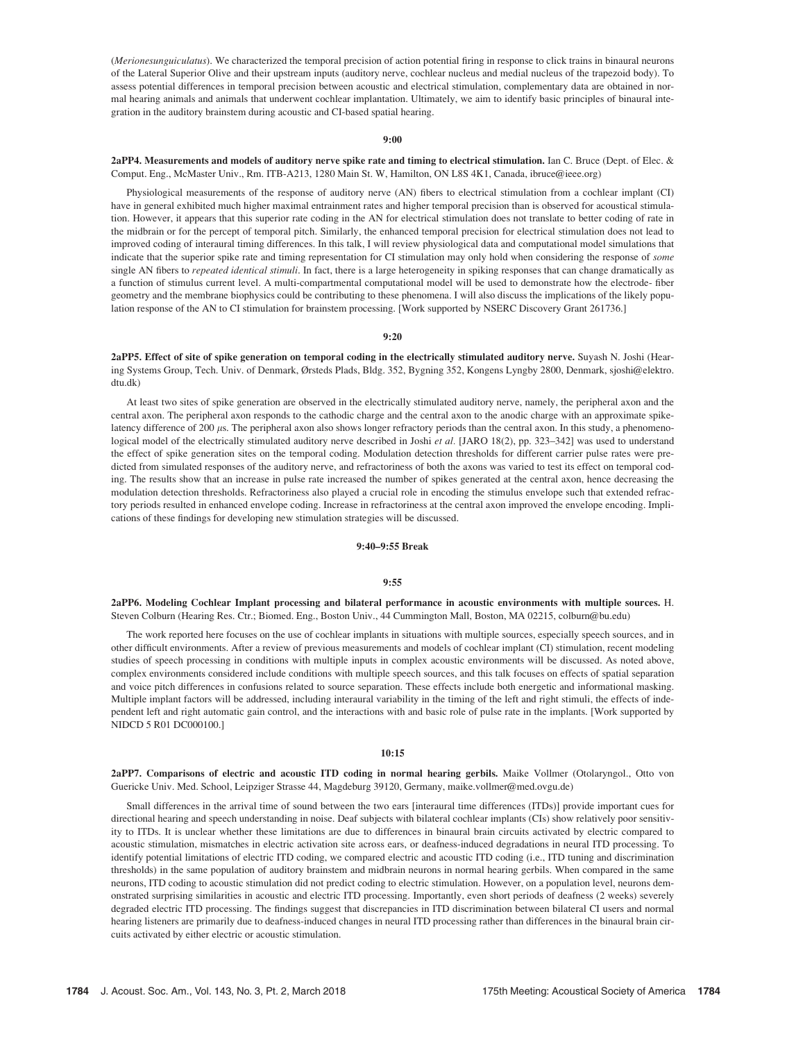(*Merionesunguiculatus*). We characterized the temporal precision of action potential firing in response to click trains in binaural neurons of the Lateral Superior Olive and their upstream inputs (auditory nerve, cochlear nucleus and medial nucleus of the trapezoid body). To assess potential differences in temporal precision between acoustic and electrical stimulation, complementary data are obtained in normal hearing animals and animals that underwent cochlear implantation. Ultimately, we aim to identify basic principles of binaural integration in the auditory brainstem during acoustic and CI-based spatial hearing.

**9:00**

**2aPP4. Measurements and models of auditory nerve spike rate and timing to electrical stimulation.** Ian C. Bruce (Dept. of Elec. & Comput. Eng., McMaster Univ., Rm. ITB-A213, 1280 Main St. W, Hamilton, ON L8S 4K1, Canada, ibruce@ieee.org)

Physiological measurements of the response of auditory nerve (AN) fibers to electrical stimulation from a cochlear implant (CI) have in general exhibited much higher maximal entrainment rates and higher temporal precision than is observed for acoustical stimulation. However, it appears that this superior rate coding in the AN for electrical stimulation does not translate to better coding of rate in the midbrain or for the percept of temporal pitch. Similarly, the enhanced temporal precision for electrical stimulation does not lead to improved coding of interaural timing differences. In this talk, I will review physiological data and computational model simulations that indicate that the superior spike rate and timing representation for CI stimulation may only hold when considering the response of *some* single AN fibers to *repeated identical stimuli*. In fact, there is a large heterogeneity in spiking responses that can change dramatically as a function of stimulus current level. A multi-compartmental computational model will be used to demonstrate how the electrode- fiber geometry and the membrane biophysics could be contributing to these phenomena. I will also discuss the implications of the likely population response of the AN to CI stimulation for brainstem processing. [Work supported by NSERC Discovery Grant 261736.]

**9:20**

**2aPP5. Effect of site of spike generation on temporal coding in the electrically stimulated auditory nerve.** Suyash N. Joshi (Hearing Systems Group, Tech. Univ. of Denmark, Ørsteds Plads, Bldg. 352, Bygning 352, Kongens Lyngby 2800, Denmark, sjoshi@elektro.dtu.dk)

At least two sites of spike generation are observed in the electrically stimulated auditory nerve, namely, the peripheral axon and the central axon. The peripheral axon responds to the cathodic charge and the central axon to the anodic charge with an approximate spike-latency difference of 200 $\mu$s. The peripheral axon also shows longer refractory periods than the central axon. In this study, a phenomenological model of the electrically stimulated auditory nerve described in Joshi *et al.* [JARO 18(2), pp. 323–342] was used to understand the effect of spike generation sites on the temporal coding. Modulation detection thresholds for different carrier pulse rates were predicted from simulated responses of the auditory nerve, and refractoriness of both the axons was varied to test its effect on temporal coding. The results show that an increase in pulse rate increased the number of spikes generated at the central axon, hence decreasing the modulation detection thresholds. Refractoriness also played a crucial role in encoding the stimulus envelope such that extended refractory periods resulted in enhanced envelope coding. Increase in refractoriness at the central axon improved the envelope encoding. Implications of these findings for developing new stimulation strategies will be discussed.

**9:40–9:55 Break**

**9:55**

**2aPP6. Modeling Cochlear Implant processing and bilateral performance in acoustic environments with multiple sources.** H. Steven Colburn (Hearing Res. Ctr.; Biomed. Eng., Boston Univ., 44 Cummington Mall, Boston, MA 02215, colburn@bu.edu)

The work reported here focuses on the use of cochlear implants in situations with multiple sources, especially speech sources, and in other difficult environments. After a review of previous measurements and models of cochlear implant (CI) stimulation, recent modeling studies of speech processing in conditions with multiple inputs in complex acoustic environments will be discussed. As noted above, complex environments considered include conditions with multiple speech sources, and this talk focuses on effects of spatial separation and voice pitch differences in confusions related to source separation. These effects include both energetic and informational masking. Multiple implant factors will be addressed, including interaural variability in the timing of the left and right stimuli, the effects of independent left and right automatic gain control, and the interactions with and basic role of pulse rate in the implants. [Work supported by NIDCD 5 R01 DC000100.]

**10:15**

**2aPP7. Comparisons of electric and acoustic ITD coding in normal hearing gerbils.** Maike Vollmer (Otolaryngol., Otto von Guericke Univ. Med. School, Leipziger Strasse 44, Magdeburg 39120, Germany, maike.vollmer@med.ovgu.de)

Small differences in the arrival time of sound between the two ears [interaural time differences (ITDs)] provide important cues for directional hearing and speech understanding in noise. Deaf subjects with bilateral cochlear implants (CIs) show relatively poor sensitivity to ITDs. It is unclear whether these limitations are due to differences in binaural brain circuits activated by electric compared to acoustic stimulation, mismatches in electric activation site across ears, or deafness-induced degradations in neural ITD processing. To identify potential limitations of electric ITD coding, we compared electric and acoustic ITD coding (i.e., ITD tuning and discrimination thresholds) in the same population of auditory brainstem and midbrain neurons in normal hearing gerbils. When compared in the same neurons, ITD coding to acoustic stimulation did not predict coding to electric stimulation. However, on a population level, neurons demonstrated surprising similarities in acoustic and electric ITD processing. Importantly, even short periods of deafness (2 weeks) severely degraded electric ITD processing. The findings suggest that discrepancies in ITD discrimination between bilateral CI users and normal hearing listeners are primarily due to deafness-induced changes in neural ITD processing rather than differences in the binaural brain circuits activated by either electric or acoustic stimulation.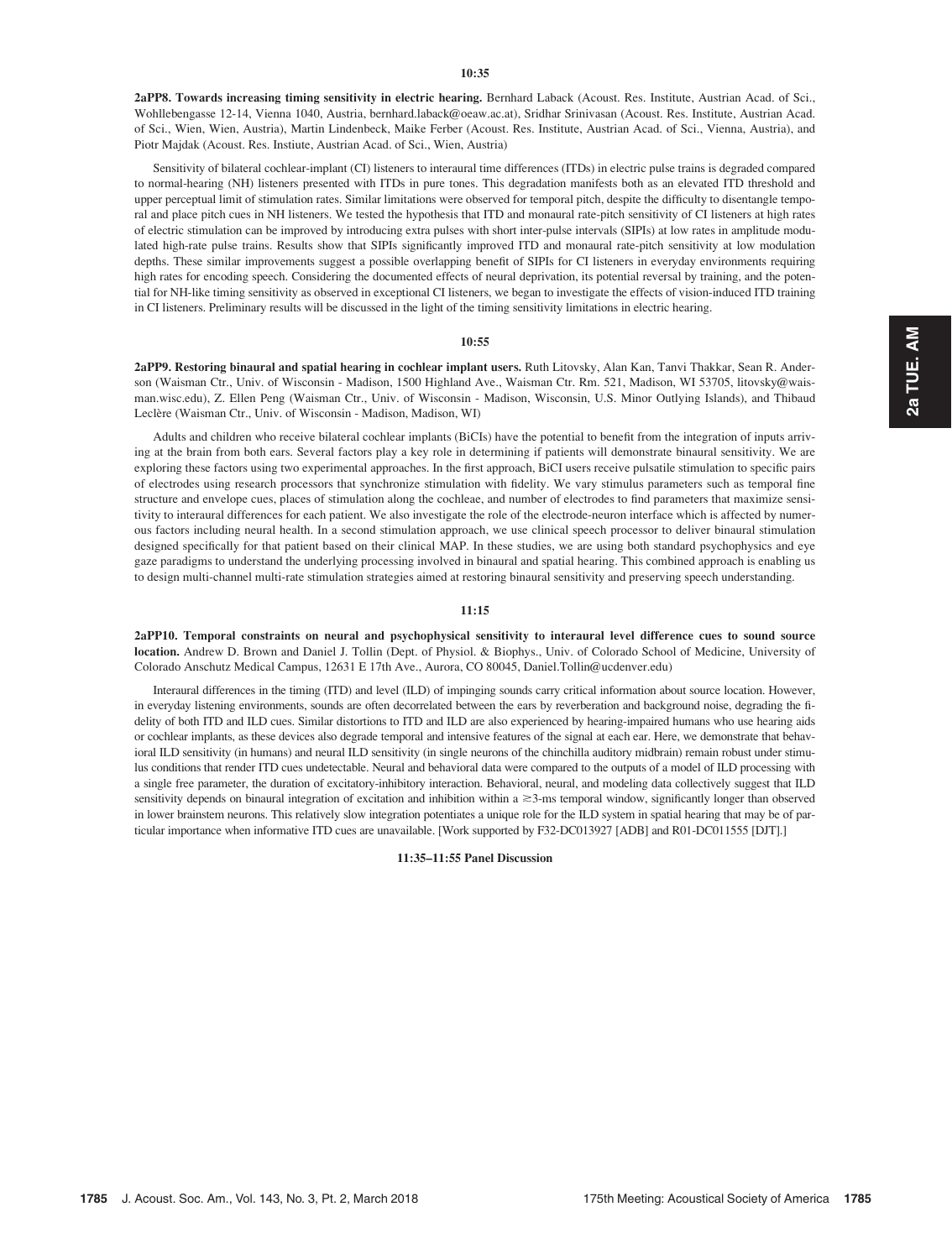**10:35**

**2aPP8. Towards increasing timing sensitivity in electric hearing.** Bernhard Laback (Acoust. Res. Institute, Austrian Acad. of Sci., Wohllebengasse 12-14, Vienna 1040, Austria, bernhard.laback@oeaw.ac.at), Sridhar Srinivasan (Acoust. Res. Institute, Austrian Acad. of Sci., Wien, Wien, Austria), Martin Lindenbeck, Maike Ferber (Acoust. Res. Institute, Austrian Acad. of Sci., Vienna, Austria), and Piotr Majdak (Acoust. Res. Instiute, Austrian Acad. of Sci., Wien, Austria)

Sensitivity of bilateral cochlear-implant (CI) listeners to interaural time differences (ITDs) in electric pulse trains is degraded compared to normal-hearing (NH) listeners presented with ITDs in pure tones. This degradation manifests both as an elevated ITD threshold and upper perceptual limit of stimulation rates. Similar limitations were observed for temporal pitch, despite the difficulty to disentangle temporal and place pitch cues in NH listeners. We tested the hypothesis that ITD and monaural rate-pitch sensitivity of CI listeners at high rates of electric stimulation can be improved by introducing extra pulses with short inter-pulse intervals (SIPIs) at low rates in amplitude modulated high-rate pulse trains. Results show that SIPIs significantly improved ITD and monaural rate-pitch sensitivity at low modulation depths. These similar improvements suggest a possible overlapping benefit of SIPIs for CI listeners in everyday environments requiring high rates for encoding speech. Considering the documented effects of neural deprivation, its potential reversal by training, and the potential for NH-like timing sensitivity as observed in exceptional CI listeners, we began to investigate the effects of vision-induced ITD training in CI listeners. Preliminary results will be discussed in the light of the timing sensitivity limitations in electric hearing.

**10:55**

**2aPP9. Restoring binaural and spatial hearing in cochlear implant users.** Ruth Litovsky, Alan Kan, Tanvi Thakkar, Sean R. Anderson (Waisman Ctr., Univ. of Wisconsin - Madison, 1500 Highland Ave., Waisman Ctr. Rm. 521, Madison, WI 53705, litovsky@waisman.wisc.edu), Z. Ellen Peng (Waisman Ctr., Univ. of Wisconsin - Madison, Wisconsin, U.S. Minor Outlying Islands), and Thibaud Leclère (Waisman Ctr., Univ. of Wisconsin - Madison, Madison, WI)

Adults and children who receive bilateral cochlear implants (BiCIs) have the potential to benefit from the integration of inputs arriving at the brain from both ears. Several factors play a key role in determining if patients will demonstrate binaural sensitivity. We are exploring these factors using two experimental approaches. In the first approach, BiCI users receive pulsatile stimulation to specific pairs of electrodes using research processors that synchronize stimulation with fidelity. We vary stimulus parameters such as temporal fine structure and envelope cues, places of stimulation along the cochleae, and number of electrodes to find parameters that maximize sensitivity to interaural differences for each patient. We also investigate the role of the electrode-neuron interface which is affected by numerous factors including neural health. In a second stimulation approach, we use clinical speech processor to deliver binaural stimulation designed specifically for that patient based on their clinical MAP. In these studies, we are using both standard psychophysics and eye gaze paradigms to understand the underlying processing involved in binaural and spatial hearing. This combined approach is enabling us to design multi-channel multi-rate stimulation strategies aimed at restoring binaural sensitivity and preserving speech understanding.

**11:15**

**2aPP10. Temporal constraints on neural and psychophysical sensitivity to interaural level difference cues to sound source location.** Andrew D. Brown and Daniel J. Tollin (Dept. of Physiol. & Biophys., Univ. of Colorado School of Medicine, University of Colorado Anschutz Medical Campus, 12631 E 17th Ave., Aurora, CO 80045, Daniel.Tollin@ucdenver.edu)

Interaural differences in the timing (ITD) and level (ILD) of impinging sounds carry critical information about source location. However, in everyday listening environments, sounds are often decorrelated between the ears by reverberation and background noise, degrading the fidelity of both ITD and ILD cues. Similar distortions to ITD and ILD are also experienced by hearing-impaired humans who use hearing aids or cochlear implants, as these devices also degrade temporal and intensive features of the signal at each ear. Here, we demonstrate that behavioral ILD sensitivity (in humans) and neural ILD sensitivity (in single neurons of the chinchilla auditory midbrain) remain robust under stimulus conditions that render ITD cues undetectable. Neural and behavioral data were compared to the outputs of a model of ILD processing with a single free parameter, the duration of excitatory-inhibitory interaction. Behavioral, neural, and modeling data collectively suggest that ILD sensitivity depends on binaural integration of excitation and inhibition within a $\gtrsim$3-ms temporal window, significantly longer than observed in lower brainstem neurons. This relatively slow integration potentiates a unique role for the ILD system in spatial hearing that may be of particular importance when informative ITD cues are unavailable. [Work supported by F32-DC013927 [ADB] and R01-DC011555 [DJT].]

**11:35–11:55 Panel Discussion**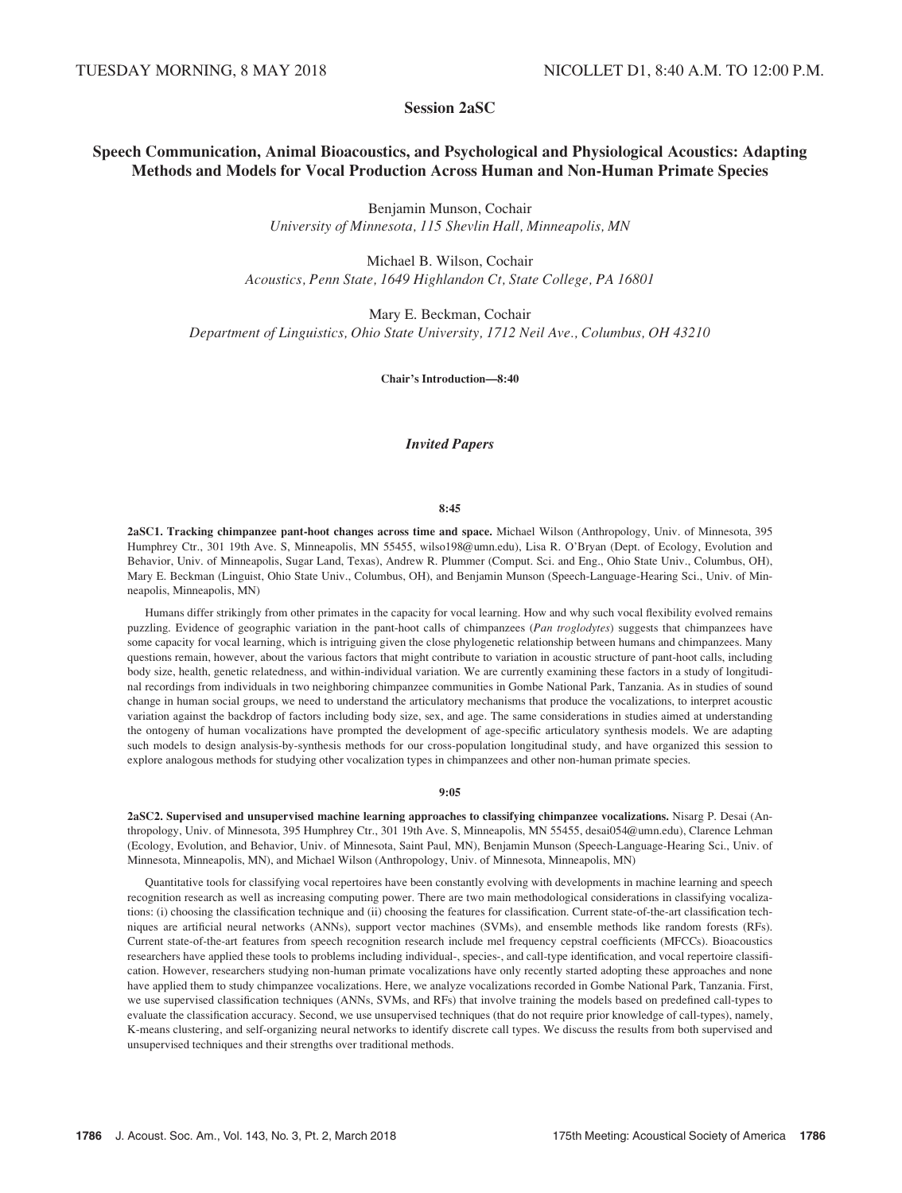TUESDAY MORNING, 8 MAY 2018 NICOLLET D1, 8:40 A.M. TO 12:00 P.M.

## Session 2aSC

## Speech Communication, Animal Bioacoustics, and Psychological and Physiological Acoustics: Adapting Methods and Models for Vocal Production Across Human and Non-Human Primate Species

Benjamin Munson, Cochair
*University of Minnesota, 115 Shevlin Hall, Minneapolis, MN*

Michael B. Wilson, Cochair
*Acoustics, Penn State, 1649 Highlandon Ct, State College, PA 16801*

Mary E. Beckman, Cochair
*Department of Linguistics, Ohio State University, 1712 Neil Ave., Columbus, OH 43210*

**Chair's Introduction—8:40**

### *Invited Papers*

**8:45**

**2aSC1. Tracking chimpanzee pant-hoot changes across time and space.** Michael Wilson (Anthropology, Univ. of Minnesota, 395 Humphrey Ctr., 301 19th Ave. S, Minneapolis, MN 55455, wilso198@umn.edu), Lisa R. O'Bryan (Dept. of Ecology, Evolution and Behavior, Univ. of Minneapolis, Sugar Land, Texas), Andrew R. Plummer (Comput. Sci. and Eng., Ohio State Univ., Columbus, OH), Mary E. Beckman (Linguist, Ohio State Univ., Columbus, OH), and Benjamin Munson (Speech-Language-Hearing Sci., Univ. of Minneapolis, Minneapolis, MN)

Humans differ strikingly from other primates in the capacity for vocal learning. How and why such vocal flexibility evolved remains puzzling. Evidence of geographic variation in the pant-hoot calls of chimpanzees (*Pan troglodytes*) suggests that chimpanzees have some capacity for vocal learning, which is intriguing given the close phylogenetic relationship between humans and chimpanzees. Many questions remain, however, about the various factors that might contribute to variation in acoustic structure of pant-hoot calls, including body size, health, genetic relatedness, and within-individual variation. We are currently examining these factors in a study of longitudinal recordings from individuals in two neighboring chimpanzee communities in Gombe National Park, Tanzania. As in studies of sound change in human social groups, we need to understand the articulatory mechanisms that produce the vocalizations, to interpret acoustic variation against the backdrop of factors including body size, sex, and age. The same considerations in studies aimed at understanding the ontogeny of human vocalizations have prompted the development of age-specific articulatory synthesis models. We are adapting such models to design analysis-by-synthesis methods for our cross-population longitudinal study, and have organized this session to explore analogous methods for studying other vocalization types in chimpanzees and other non-human primate species.

**9:05**

**2aSC2. Supervised and unsupervised machine learning approaches to classifying chimpanzee vocalizations.** Nisarg P. Desai (Anthropology, Univ. of Minnesota, 395 Humphrey Ctr., 301 19th Ave. S, Minneapolis, MN 55455, desai054@umn.edu), Clarence Lehman (Ecology, Evolution, and Behavior, Univ. of Minnesota, Saint Paul, MN), Benjamin Munson (Speech-Language-Hearing Sci., Univ. of Minnesota, Minneapolis, MN), and Michael Wilson (Anthropology, Univ. of Minnesota, Minneapolis, MN)

Quantitative tools for classifying vocal repertoires have been constantly evolving with developments in machine learning and speech recognition research as well as increasing computing power. There are two main methodological considerations in classifying vocalizations: (i) choosing the classification technique and (ii) choosing the features for classification. Current state-of-the-art classification techniques are artificial neural networks (ANNs), support vector machines (SVMs), and ensemble methods like random forests (RFs). Current state-of-the-art features from speech recognition research include mel frequency cepstral coefficients (MFCCs). Bioacoustics researchers have applied these tools to problems including individual-, species-, and call-type identification, and vocal repertoire classification. However, researchers studying non-human primate vocalizations have only recently started adopting these approaches and none have applied them to study chimpanzee vocalizations. Here, we analyze vocalizations recorded in Gombe National Park, Tanzania. First, we use supervised classification techniques (ANNs, SVMs, and RFs) that involve training the models based on predefined call-types to evaluate the classification accuracy. Second, we use unsupervised techniques (that do not require prior knowledge of call-types), namely, K-means clustering, and self-organizing neural networks to identify discrete call types. We discuss the results from both supervised and unsupervised techniques and their strengths over traditional methods.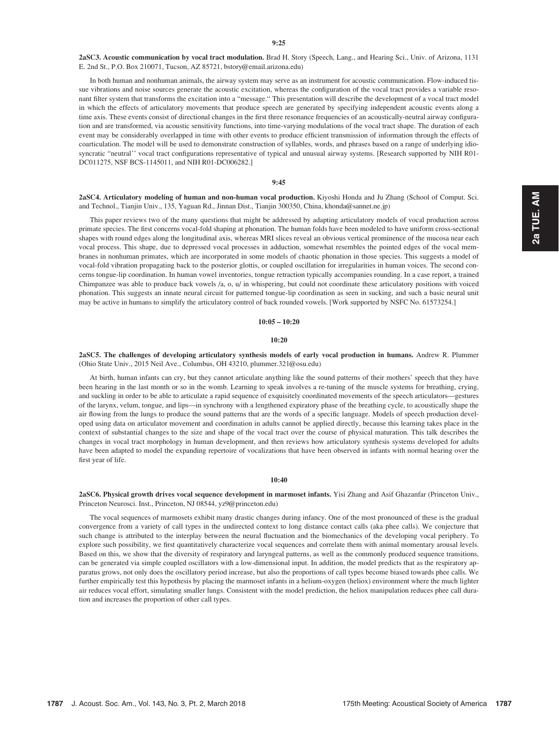**9:25**

**2aSC3. Acoustic communication by vocal tract modulation.** Brad H. Story (Speech, Lang., and Hearing Sci., Univ. of Arizona, 1131 E. 2nd St., P.O. Box 210071, Tucson, AZ 85721, bstory@email.arizona.edu)

In both human and nonhuman animals, the airway system may serve as an instrument for acoustic communication. Flow-induced tissue vibrations and noise sources generate the acoustic excitation, whereas the configuration of the vocal tract provides a variable resonant filter system that transforms the excitation into a "message." This presentation will describe the development of a vocal tract model in which the effects of articulatory movements that produce speech are generated by specifying independent acoustic events along a time axis. These events consist of directional changes in the first three resonance frequencies of an acoustically-neutral airway configuration and are transformed, via acoustic sensitivity functions, into time-varying modulations of the vocal tract shape. The duration of each event may be considerably overlapped in time with other events to produce efficient transmission of information through the effects of coarticulation. The model will be used to demonstrate construction of syllables, words, and phrases based on a range of underlying idiosyncratic "neutral" vocal tract configurations representative of typical and unusual airway systems. [Research supported by NIH R01-DC011275, NSF BCS-1145011, and NIH R01-DC006282.]

**9:45**

**2aSC4. Articulatory modeling of human and non-human vocal production.** Kiyoshi Honda and Ju Zhang (School of Comput. Sci. and Technol., Tianjin Univ., 135, Yaguan Rd., Jinnan Dist., Tianjin 300350, China, khonda@sannet.ne.jp)

This paper reviews two of the many questions that might be addressed by adapting articulatory models of vocal production across primate species. The first concerns vocal-fold shaping at phonation. The human folds have been modeled to have uniform cross-sectional shapes with round edges along the longitudinal axis, whereas MRI slices reveal an obvious vertical prominence of the mucosa near each vocal process. This shape, due to depressed vocal processes in adduction, somewhat resembles the pointed edges of the vocal membranes in nonhuman primates, which are incorporated in some models of chaotic phonation in those species. This suggests a model of vocal-fold vibration propagating back to the posterior glottis, or coupled oscillation for irregularities in human voices. The second concerns tongue-lip coordination. In human vowel inventories, tongue retraction typically accompanies rounding. In a case report, a trained Chimpanzee was able to produce back vowels /a, o, u/ in whispering, but could not coordinate these articulatory positions with voiced phonation. This suggests an innate neural circuit for patterned tongue-lip coordination as seen in sucking, and such a basic neural unit may be active in humans to simplify the articulatory control of back rounded vowels. [Work supported by NSFC No. 61573254.]

**10:05 – 10:20**

**10:20**

**2aSC5. The challenges of developing articulatory synthesis models of early vocal production in humans.** Andrew R. Plummer (Ohio State Univ., 2015 Neil Ave., Columbus, OH 43210, plummer.321@osu.edu)

At birth, human infants can cry, but they cannot articulate anything like the sound patterns of their mothers' speech that they have been hearing in the last month or so in the womb. Learning to speak involves a re-tuning of the muscle systems for breathing, crying, and suckling in order to be able to articulate a rapid sequence of exquisitely coordinated movements of the speech articulators—gestures of the larynx, velum, tongue, and lips—in synchrony with a lengthened expiratory phase of the breathing cycle, to acoustically shape the air flowing from the lungs to produce the sound patterns that are the words of a specific language. Models of speech production developed using data on articulator movement and coordination in adults cannot be applied directly, because this learning takes place in the context of substantial changes to the size and shape of the vocal tract over the course of physical maturation. This talk describes the changes in vocal tract morphology in human development, and then reviews how articulatory synthesis systems developed for adults have been adapted to model the expanding repertoire of vocalizations that have been observed in infants with normal hearing over the first year of life.

**10:40**

**2aSC6. Physical growth drives vocal sequence development in marmoset infants.** Yisi Zhang and Asif Ghazanfar (Princeton Univ., Princeton Neurosci. Inst., Princeton, NJ 08544, yz9@princeton.edu)

The vocal sequences of marmosets exhibit many drastic changes during infancy. One of the most pronounced of these is the gradual convergence from a variety of call types in the undirected context to long distance contact calls (aka phee calls). We conjecture that such change is attributed to the interplay between the neural fluctuation and the biomechanics of the developing vocal periphery. To explore such possibility, we first quantitatively characterize vocal sequences and correlate them with animal momentary arousal levels. Based on this, we show that the diversity of respiratory and laryngeal patterns, as well as the commonly produced sequence transitions, can be generated via simple coupled oscillators with a low-dimensional input. In addition, the model predicts that as the respiratory apparatus grows, not only does the oscillatory period increase, but also the proportions of call types become biased towards phee calls. We further empirically test this hypothesis by placing the marmoset infants in a helium-oxygen (heliox) environment where the much lighter air reduces vocal effort, simulating smaller lungs. Consistent with the model prediction, the heliox manipulation reduces phee call duration and increases the proportion of other call types.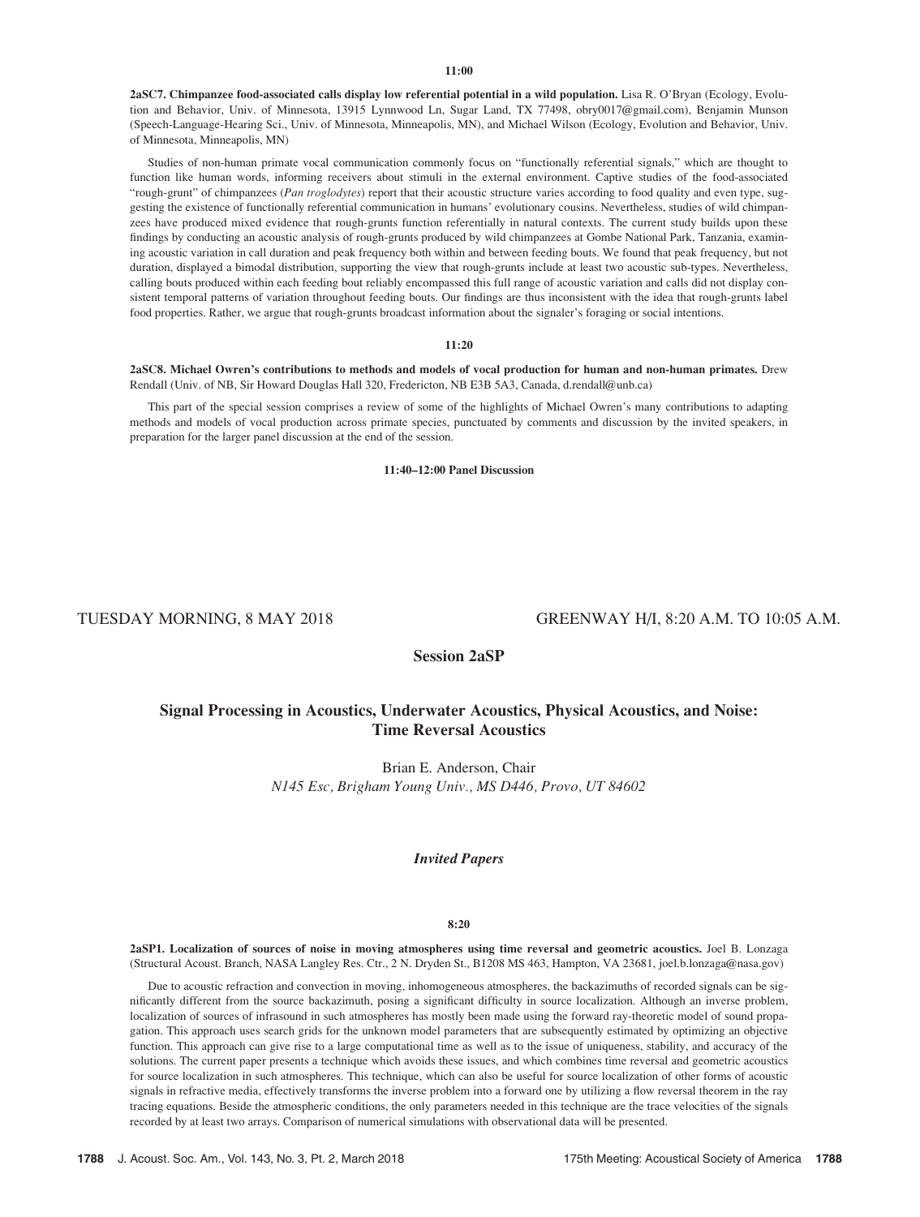**11:00**

**2aSC7. Chimpanzee food-associated calls display low referential potential in a wild population.** Lisa R. O'Bryan (Ecology, Evolution and Behavior, Univ. of Minnesota, 13915 Lynnwood Ln, Sugar Land, TX 77498, obry0017@gmail.com), Benjamin Munson (Speech-Language-Hearing Sci., Univ. of Minnesota, Minneapolis, MN), and Michael Wilson (Ecology, Evolution and Behavior, Univ. of Minnesota, Minneapolis, MN)

Studies of non-human primate vocal communication commonly focus on "functionally referential signals," which are thought to function like human words, informing receivers about stimuli in the external environment. Captive studies of the food-associated "rough-grunt" of chimpanzees (*Pan troglodytes*) report that their acoustic structure varies according to food quality and even type, suggesting the existence of functionally referential communication in humans' evolutionary cousins. Nevertheless, studies of wild chimpanzees have produced mixed evidence that rough-grunts function referentially in natural contexts. The current study builds upon these findings by conducting an acoustic analysis of rough-grunts produced by wild chimpanzees at Gombe National Park, Tanzania, examining acoustic variation in call duration and peak frequency both within and between feeding bouts. We found that peak frequency, but not duration, displayed a bimodal distribution, supporting the view that rough-grunts include at least two acoustic sub-types. Nevertheless, calling bouts produced within each feeding bout reliably encompassed this full range of acoustic variation and calls did not display consistent temporal patterns of variation throughout feeding bouts. Our findings are thus inconsistent with the idea that rough-grunts label food properties. Rather, we argue that rough-grunts broadcast information about the signaler's foraging or social intentions.

**11:20**

**2aSC8. Michael Owren's contributions to methods and models of vocal production for human and non-human primates.** Drew Rendall (Univ. of NB, Sir Howard Douglas Hall 320, Fredericton, NB E3B 5A3, Canada, d.rendall@unb.ca)

This part of the special session comprises a review of some of the highlights of Michael Owren's many contributions to adapting methods and models of vocal production across primate species, punctuated by comments and discussion by the invited speakers, in preparation for the larger panel discussion at the end of the session.

**11:40–12:00 Panel Discussion**

TUESDAY MORNING, 8 MAY 2018 GREENWAY H/I, 8:20 A.M. TO 10:05 A.M.

## Session 2aSP

## Signal Processing in Acoustics, Underwater Acoustics, Physical Acoustics, and Noise: Time Reversal Acoustics

Brian E. Anderson, Chair
*N145 Esc, Brigham Young Univ., MS D446, Provo, UT 84602*

### *Invited Papers*

**8:20**

**2aSP1. Localization of sources of noise in moving atmospheres using time reversal and geometric acoustics.** Joel B. Lonzaga (Structural Acoust. Branch, NASA Langley Res. Ctr., 2 N. Dryden St., B1208 MS 463, Hampton, VA 23681, joel.b.lonzaga@nasa.gov)

Due to acoustic refraction and convection in moving, inhomogeneous atmospheres, the backazimuths of recorded signals can be significantly different from the source backazimuth, posing a significant difficulty in source localization. Although an inverse problem, localization of sources of infrasound in such atmospheres has mostly been made using the forward ray-theoretic model of sound propagation. This approach uses search grids for the unknown model parameters that are subsequently estimated by optimizing an objective function. This approach can give rise to a large computational time as well as to the issue of uniqueness, stability, and accuracy of the solutions. The current paper presents a technique which avoids these issues, and which combines time reversal and geometric acoustics for source localization in such atmospheres. This technique, which can also be useful for source localization of other forms of acoustic signals in refractive media, effectively transforms the inverse problem into a forward one by utilizing a flow reversal theorem in the ray tracing equations. Beside the atmospheric conditions, the only parameters needed in this technique are the trace velocities of the signals recorded by at least two arrays. Comparison of numerical simulations with observational data will be presented.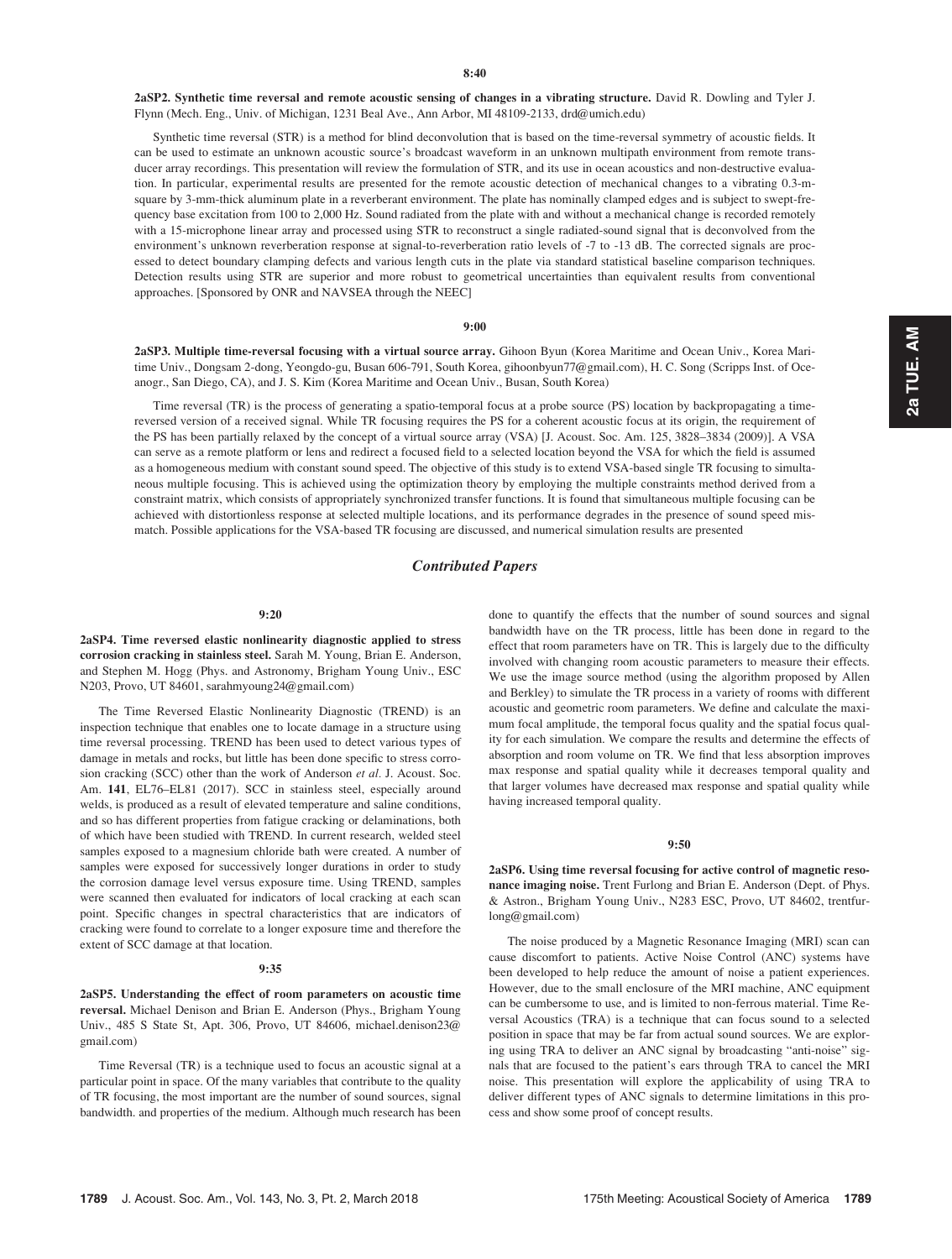**8:40**

**2aSP2. Synthetic time reversal and remote acoustic sensing of changes in a vibrating structure.** David R. Dowling and Tyler J. Flynn (Mech. Eng., Univ. of Michigan, 1231 Beal Ave., Ann Arbor, MI 48109-2133, drd@umich.edu)

Synthetic time reversal (STR) is a method for blind deconvolution that is based on the time-reversal symmetry of acoustic fields. It can be used to estimate an unknown acoustic source's broadcast waveform in an unknown multipath environment from remote transducer array recordings. This presentation will review the formulation of STR, and its use in ocean acoustics and non-destructive evaluation. In particular, experimental results are presented for the remote acoustic detection of mechanical changes to a vibrating 0.3-m-square by 3-mm-thick aluminum plate in a reverberant environment. The plate has nominally clamped edges and is subject to swept-frequency base excitation from 100 to 2,000 Hz. Sound radiated from the plate with and without a mechanical change is recorded remotely with a 15-microphone linear array and processed using STR to reconstruct a single radiated-sound signal that is deconvolved from the environment's unknown reverberation response at signal-to-reverberation ratio levels of -7 to -13 dB. The corrected signals are processed to detect boundary clamping defects and various length cuts in the plate via standard statistical baseline comparison techniques. Detection results using STR are superior and more robust to geometrical uncertainties than equivalent results from conventional approaches. [Sponsored by ONR and NAVSEA through the NEEC]

**9:00**

**2aSP3. Multiple time-reversal focusing with a virtual source array.** Gihoon Byun (Korea Maritime and Ocean Univ., Korea Maritime Univ., Dongsam 2-dong, Yeongdo-gu, Busan 606-791, South Korea, gihoonbyun77@gmail.com), H. C. Song (Scripps Inst. of Oceanogr., San Diego, CA), and J. S. Kim (Korea Maritime and Ocean Univ., Busan, South Korea)

Time reversal (TR) is the process of generating a spatio-temporal focus at a probe source (PS) location by backpropagating a time-reversed version of a received signal. While TR focusing requires the PS for a coherent acoustic focus at its origin, the requirement of the PS has been partially relaxed by the concept of a virtual source array (VSA) [J. Acoust. Soc. Am. 125, 3828–3834 (2009)]. A VSA can serve as a remote platform or lens and redirect a focused field to a selected location beyond the VSA for which the field is assumed as a homogeneous medium with constant sound speed. The objective of this study is to extend VSA-based single TR focusing to simultaneous multiple focusing. This is achieved using the optimization theory by employing the multiple constraints method derived from a constraint matrix, which consists of appropriately synchronized transfer functions. It is found that simultaneous multiple focusing can be achieved with distortionless response at selected multiple locations, and its performance degrades in the presence of sound speed mismatch. Possible applications for the VSA-based TR focusing are discussed, and numerical simulation results are presented

## *Contributed Papers*

**9:20**

**2aSP4. Time reversed elastic nonlinearity diagnostic applied to stress corrosion cracking in stainless steel.** Sarah M. Young, Brian E. Anderson, and Stephen M. Hogg (Phys. and Astronomy, Brigham Young Univ., ESC N203, Provo, UT 84601, sarahmyoung24@gmail.com)

The Time Reversed Elastic Nonlinearity Diagnostic (TREND) is an inspection technique that enables one to locate damage in a structure using time reversal processing. TREND has been used to detect various types of damage in metals and rocks, but little has been done specific to stress corrosion cracking (SCC) other than the work of Anderson *et al.* J. Acoust. Soc. Am. **141**, EL76–EL81 (2017). SCC in stainless steel, especially around welds, is produced as a result of elevated temperature and saline conditions, and so has different properties from fatigue cracking or delaminations, both of which have been studied with TREND. In current research, welded steel samples exposed to a magnesium chloride bath were created. A number of samples were exposed for successively longer durations in order to study the corrosion damage level versus exposure time. Using TREND, samples were scanned then evaluated for indicators of local cracking at each scan point. Specific changes in spectral characteristics that are indicators of cracking were found to correlate to a longer exposure time and therefore the extent of SCC damage at that location.

**9:35**

**2aSP5. Understanding the effect of room parameters on acoustic time reversal.** Michael Denison and Brian E. Anderson (Phys., Brigham Young Univ., 485 S State St, Apt. 306, Provo, UT 84606, michael.denison23@gmail.com)

Time Reversal (TR) is a technique used to focus an acoustic signal at a particular point in space. Of the many variables that contribute to the quality of TR focusing, the most important are the number of sound sources, signal bandwidth. and properties of the medium. Although much research has been done to quantify the effects that the number of sound sources and signal bandwidth have on the TR process, little has been done in regard to the effect that room parameters have on TR. This is largely due to the difficulty involved with changing room acoustic parameters to measure their effects. We use the image source method (using the algorithm proposed by Allen and Berkley) to simulate the TR process in a variety of rooms with different acoustic and geometric room parameters. We define and calculate the maximum focal amplitude, the temporal focus quality and the spatial focus quality for each simulation. We compare the results and determine the effects of absorption and room volume on TR. We find that less absorption improves max response and spatial quality while it decreases temporal quality and that larger volumes have decreased max response and spatial quality while having increased temporal quality.

**9:50**

**2aSP6. Using time reversal focusing for active control of magnetic resonance imaging noise.** Trent Furlong and Brian E. Anderson (Dept. of Phys. & Astron., Brigham Young Univ., N283 ESC, Provo, UT 84602, trentfurlong@gmail.com)

The noise produced by a Magnetic Resonance Imaging (MRI) scan can cause discomfort to patients. Active Noise Control (ANC) systems have been developed to help reduce the amount of noise a patient experiences. However, due to the small enclosure of the MRI machine, ANC equipment can be cumbersome to use, and is limited to non-ferrous material. Time Reversal Acoustics (TRA) is a technique that can focus sound to a selected position in space that may be far from actual sound sources. We are exploring using TRA to deliver an ANC signal by broadcasting "anti-noise" signals that are focused to the patient's ears through TRA to cancel the MRI noise. This presentation will explore the applicability of using TRA to deliver different types of ANC signals to determine limitations in this process and show some proof of concept results.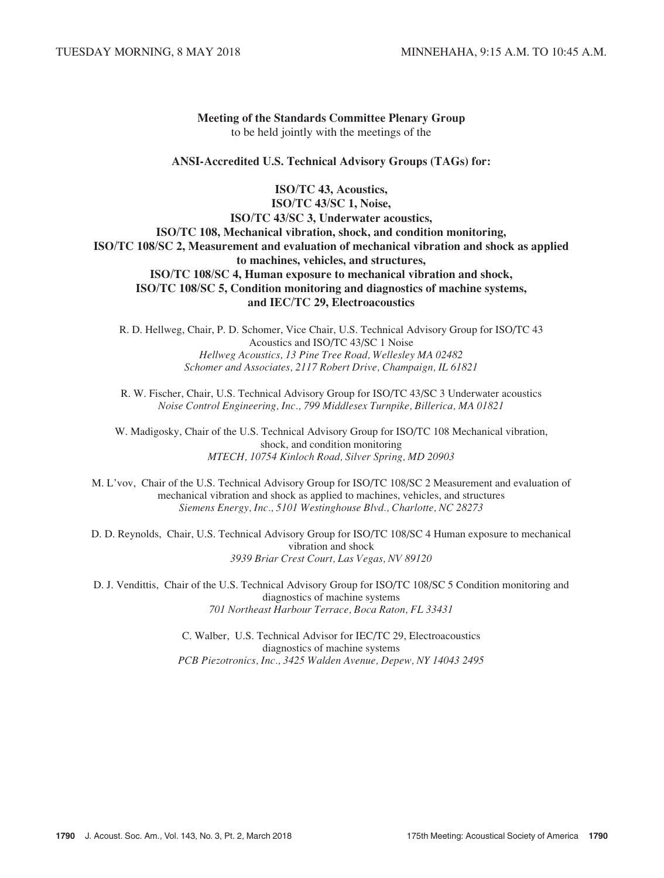TUESDAY MORNING, 8 MAY 2018 MINNEHAHA, 9:15 A.M. TO 10:45 A.M.

**Meeting of the Standards Committee Plenary Group**
to be held jointly with the meetings of the

**ANSI-Accredited U.S. Technical Advisory Groups (TAGs) for:**

**ISO/TC 43, Acoustics,**
**ISO/TC 43/SC 1, Noise,**
**ISO/TC 43/SC 3, Underwater acoustics,**
**ISO/TC 108, Mechanical vibration, shock, and condition monitoring,**
**ISO/TC 108/SC 2, Measurement and evaluation of mechanical vibration and shock as applied to machines, vehicles, and structures,**
**ISO/TC 108/SC 4, Human exposure to mechanical vibration and shock,**
**ISO/TC 108/SC 5, Condition monitoring and diagnostics of machine systems,**
**and IEC/TC 29, Electroacoustics**

R. D. Hellweg, Chair, P. D. Schomer, Vice Chair, U.S. Technical Advisory Group for ISO/TC 43 Acoustics and ISO/TC 43/SC 1 Noise
*Hellweg Acoustics, 13 Pine Tree Road, Wellesley MA 02482*
*Schomer and Associates, 2117 Robert Drive, Champaign, IL 61821*

R. W. Fischer, Chair, U.S. Technical Advisory Group for ISO/TC 43/SC 3 Underwater acoustics
*Noise Control Engineering, Inc., 799 Middlesex Turnpike, Billerica, MA 01821*

W. Madigosky, Chair of the U.S. Technical Advisory Group for ISO/TC 108 Mechanical vibration, shock, and condition monitoring
*MTECH, 10754 Kinloch Road, Silver Spring, MD 20903*

M. L'vov, Chair of the U.S. Technical Advisory Group for ISO/TC 108/SC 2 Measurement and evaluation of mechanical vibration and shock as applied to machines, vehicles, and structures
*Siemens Energy, Inc., 5101 Westinghouse Blvd., Charlotte, NC 28273*

D. D. Reynolds, Chair, U.S. Technical Advisory Group for ISO/TC 108/SC 4 Human exposure to mechanical vibration and shock
*3939 Briar Crest Court, Las Vegas, NV 89120*

D. J. Vendittis, Chair of the U.S. Technical Advisory Group for ISO/TC 108/SC 5 Condition monitoring and diagnostics of machine systems
*701 Northeast Harbour Terrace, Boca Raton, FL 33431*

C. Walber, U.S. Technical Advisor for IEC/TC 29, Electroacoustics diagnostics of machine systems
*PCB Piezotronics, Inc., 3425 Walden Avenue, Depew, NY 14043 2495*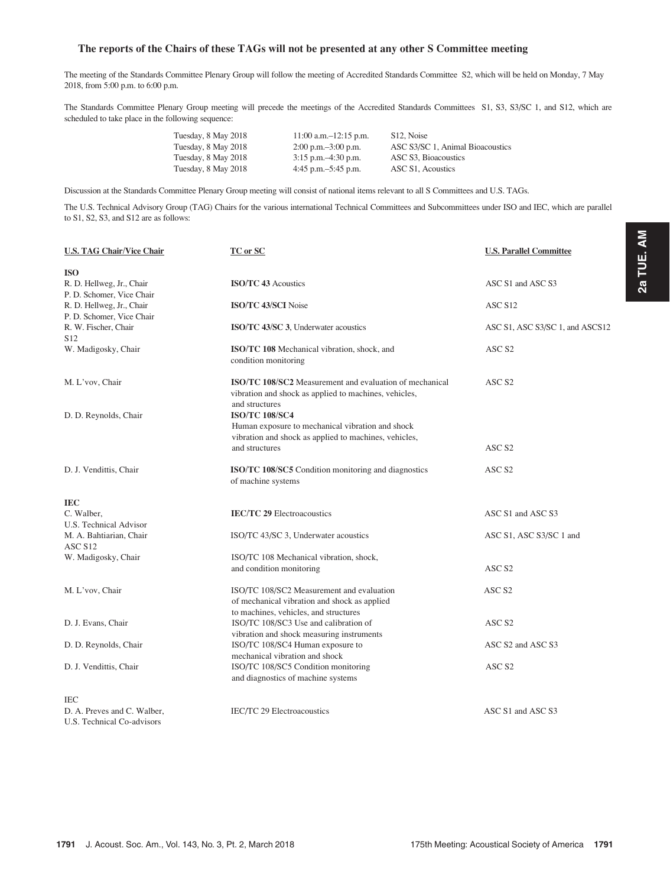### The reports of the Chairs of these TAGs will not be presented at any other S Committee meeting

The meeting of the Standards Committee Plenary Group will follow the meeting of Accredited Standards Committee S2, which will be held on Monday, 7 May 2018, from 5:00 p.m. to 6:00 p.m.

The Standards Committee Plenary Group meeting will precede the meetings of the Accredited Standards Committees S1, S3, S3/SC 1, and S12, which are scheduled to take place in the following sequence:

| | | |
|---|---|---|
| Tuesday, 8 May 2018 | 11:00 a.m.–12:15 p.m. | S12, Noise |
| Tuesday, 8 May 2018 | 2:00 p.m.–3:00 p.m. | ASC S3/SC 1, Animal Bioacoustics |
| Tuesday, 8 May 2018 | 3:15 p.m.–4:30 p.m. | ASC S3, Bioacoustics |
| Tuesday, 8 May 2018 | 4:45 p.m.–5:45 p.m. | ASC S1, Acoustics |

Discussion at the Standards Committee Plenary Group meeting will consist of national items relevant to all S Committees and U.S. TAGs.

The U.S. Technical Advisory Group (TAG) Chairs for the various international Technical Committees and Subcommittees under ISO and IEC, which are parallel to S1, S2, S3, and S12 are as follows:

| U.S. TAG Chair/Vice Chair | TC or SC | U.S. Parallel Committee |
|---|---|---|
| **ISO** | | |
| R. D. Hellweg, Jr., Chair<br>P. D. Schomer, Vice Chair | **ISO/TC 43** Acoustics | ASC S1 and ASC S3 |
| R. D. Hellweg, Jr., Chair<br>P. D. Schomer, Vice Chair | **ISO/TC 43/SCI** Noise | ASC S12 |
| R. W. Fischer, Chair<br>S12 | **ISO/TC 43/SC 3**, Underwater acoustics | ASC S1, ASC S3/SC 1, and ASCS12 |
| W. Madigosky, Chair | **ISO/TC 108** Mechanical vibration, shock, and condition monitoring | ASC S2 |
| M. L'vov, Chair | **ISO/TC 108/SC2** Measurement and evaluation of mechanical vibration and shock as applied to machines, vehicles, and structures | ASC S2 |
| D. D. Reynolds, Chair | **ISO/TC 108/SC4** Human exposure to mechanical vibration and shock vibration and shock as applied to machines, vehicles, and structures | ASC S2 |
| D. J. Vendittis, Chair | **ISO/TC 108/SC5** Condition monitoring and diagnostics of machine systems | ASC S2 |
| **IEC** | | |
| C. Walber,<br>U.S. Technical Advisor | **IEC/TC 29** Electroacoustics | ASC S1 and ASC S3 |
| M. A. Bahtiarian, Chair<br>ASC S12 | ISO/TC 43/SC 3, Underwater acoustics | ASC S1, ASC S3/SC 1 and |
| W. Madigosky, Chair | ISO/TC 108 Mechanical vibration, shock, and condition monitoring | ASC S2 |
| M. L'vov, Chair | ISO/TC 108/SC2 Measurement and evaluation of mechanical vibration and shock as applied to machines, vehicles, and structures | ASC S2 |
| D. J. Evans, Chair | ISO/TC 108/SC3 Use and calibration of vibration and shock measuring instruments | ASC S2 |
| D. D. Reynolds, Chair | ISO/TC 108/SC4 Human exposure to mechanical vibration and shock | ASC S2 and ASC S3 |
| D. J. Vendittis, Chair | ISO/TC 108/SC5 Condition monitoring and diagnostics of machine systems | ASC S2 |
| IEC | | |
| D. A. Preves and C. Walber,<br>U.S. Technical Co-advisors | IEC/TC 29 Electroacoustics | ASC S1 and ASC S3 |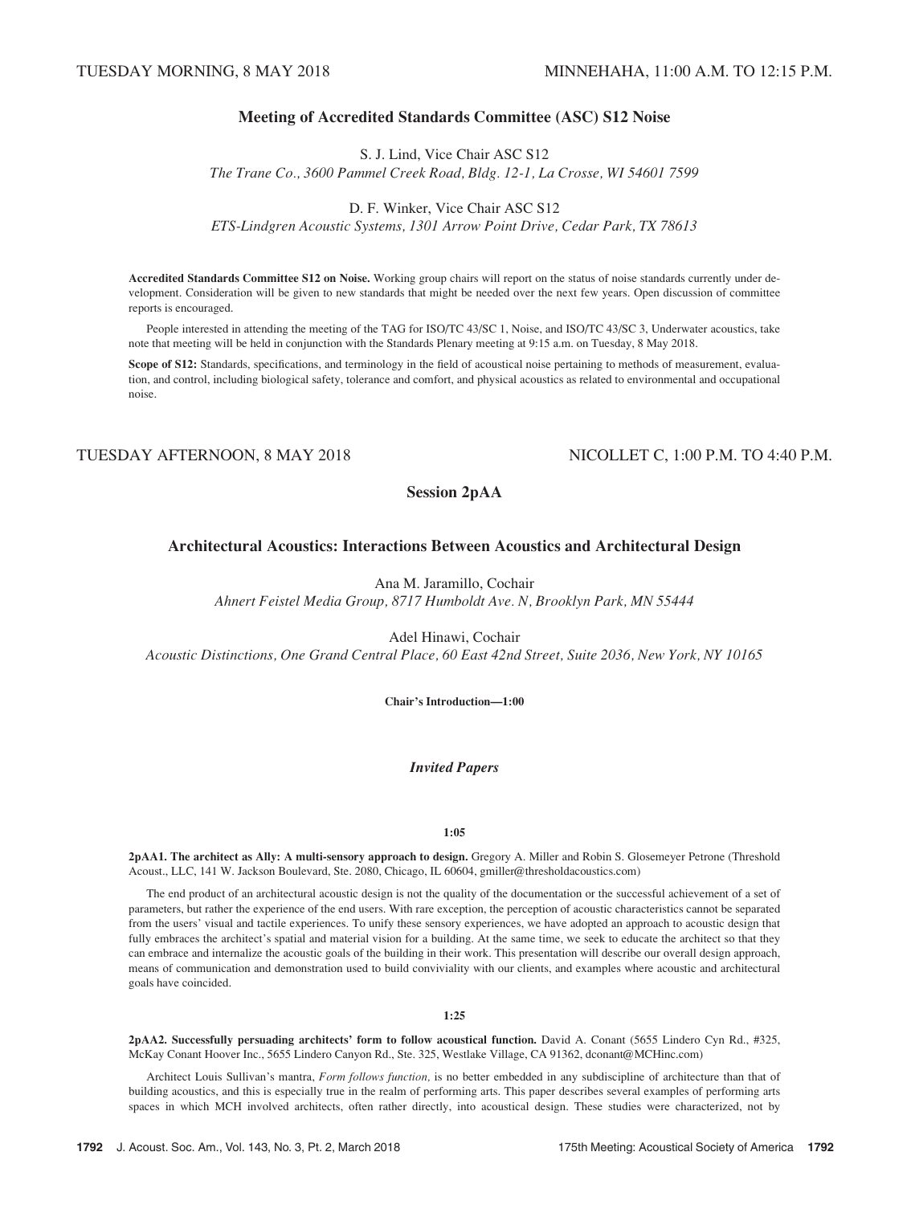TUESDAY MORNING, 8 MAY 2018 MINNEHAHA, 11:00 A.M. TO 12:15 P.M.

## Meeting of Accredited Standards Committee (ASC) S12 Noise

S. J. Lind, Vice Chair ASC S12
*The Trane Co., 3600 Pammel Creek Road, Bldg. 12-1, La Crosse, WI 54601 7599*

D. F. Winker, Vice Chair ASC S12
*ETS-Lindgren Acoustic Systems, 1301 Arrow Point Drive, Cedar Park, TX 78613*

**Accredited Standards Committee S12 on Noise.** Working group chairs will report on the status of noise standards currently under development. Consideration will be given to new standards that might be needed over the next few years. Open discussion of committee reports is encouraged.

People interested in attending the meeting of the TAG for ISO/TC 43/SC 1, Noise, and ISO/TC 43/SC 3, Underwater acoustics, take note that meeting will be held in conjunction with the Standards Plenary meeting at 9:15 a.m. on Tuesday, 8 May 2018.

**Scope of S12:** Standards, specifications, and terminology in the field of acoustical noise pertaining to methods of measurement, evaluation, and control, including biological safety, tolerance and comfort, and physical acoustics as related to environmental and occupational noise.

TUESDAY AFTERNOON, 8 MAY 2018 NICOLLET C, 1:00 P.M. TO 4:40 P.M.

## Session 2pAA

## Architectural Acoustics: Interactions Between Acoustics and Architectural Design

Ana M. Jaramillo, Cochair
*Ahnert Feistel Media Group, 8717 Humboldt Ave. N, Brooklyn Park, MN 55444*

Adel Hinawi, Cochair
*Acoustic Distinctions, One Grand Central Place, 60 East 42nd Street, Suite 2036, New York, NY 10165*

**Chair's Introduction—1:00**

### *Invited Papers*

**1:05**

**2pAA1. The architect as Ally: A multi-sensory approach to design.** Gregory A. Miller and Robin S. Glosemeyer Petrone (Threshold Acoust., LLC, 141 W. Jackson Boulevard, Ste. 2080, Chicago, IL 60604, gmiller@thresholdacoustics.com)

The end product of an architectural acoustic design is not the quality of the documentation or the successful achievement of a set of parameters, but rather the experience of the end users. With rare exception, the perception of acoustic characteristics cannot be separated from the users' visual and tactile experiences. To unify these sensory experiences, we have adopted an approach to acoustic design that fully embraces the architect's spatial and material vision for a building. At the same time, we seek to educate the architect so that they can embrace and internalize the acoustic goals of the building in their work. This presentation will describe our overall design approach, means of communication and demonstration used to build conviviality with our clients, and examples where acoustic and architectural goals have coincided.

**1:25**

**2pAA2. Successfully persuading architects' form to follow acoustical function.** David A. Conant (5655 Lindero Cyn Rd., #325, McKay Conant Hoover Inc., 5655 Lindero Canyon Rd., Ste. 325, Westlake Village, CA 91362, dconant@MCHinc.com)

Architect Louis Sullivan's mantra, *Form follows function,* is no better embedded in any subdiscipline of architecture than that of building acoustics, and this is especially true in the realm of performing arts. This paper describes several examples of performing arts spaces in which MCH involved architects, often rather directly, into acoustical design. These studies were characterized, not by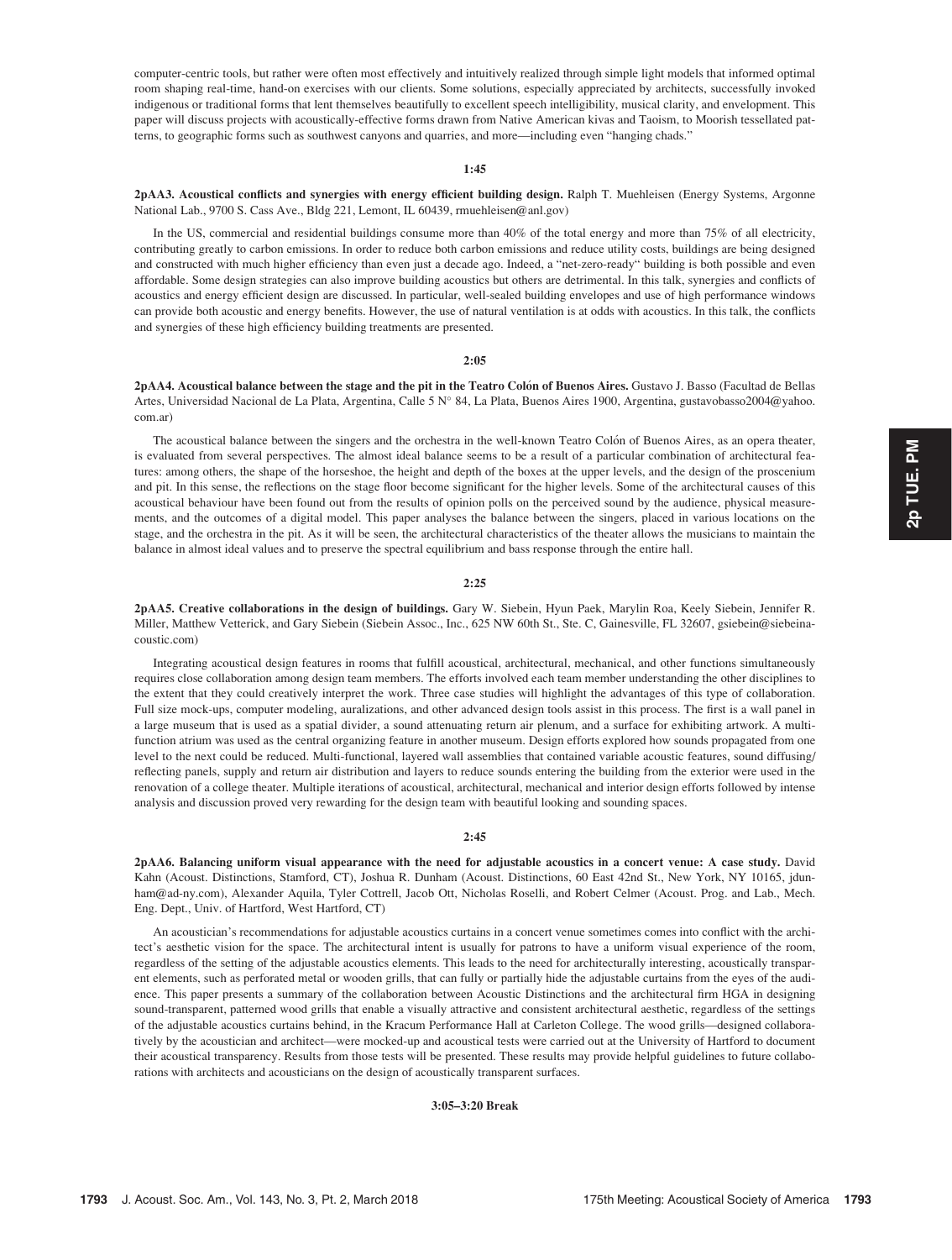computer-centric tools, but rather were often most effectively and intuitively realized through simple light models that informed optimal room shaping real-time, hand-on exercises with our clients. Some solutions, especially appreciated by architects, successfully invoked indigenous or traditional forms that lent themselves beautifully to excellent speech intelligibility, musical clarity, and envelopment. This paper will discuss projects with acoustically-effective forms drawn from Native American kivas and Taoism, to Moorish tessellated patterns, to geographic forms such as southwest canyons and quarries, and more—including even "hanging chads."

**1:45**

**2pAA3. Acoustical conflicts and synergies with energy efficient building design.** Ralph T. Muehleisen (Energy Systems, Argonne National Lab., 9700 S. Cass Ave., Bldg 221, Lemont, IL 60439, rmuehleisen@anl.gov)

In the US, commercial and residential buildings consume more than 40% of the total energy and more than 75% of all electricity, contributing greatly to carbon emissions. In order to reduce both carbon emissions and reduce utility costs, buildings are being designed and constructed with much higher efficiency than even just a decade ago. Indeed, a "net-zero-ready" building is both possible and even affordable. Some design strategies can also improve building acoustics but others are detrimental. In this talk, synergies and conflicts of acoustics and energy efficient design are discussed. In particular, well-sealed building envelopes and use of high performance windows can provide both acoustic and energy benefits. However, the use of natural ventilation is at odds with acoustics. In this talk, the conflicts and synergies of these high efficiency building treatments are presented.

**2:05**

**2pAA4. Acoustical balance between the stage and the pit in the Teatro Colón of Buenos Aires.** Gustavo J. Basso (Facultad de Bellas Artes, Universidad Nacional de La Plata, Argentina, Calle 5 N° 84, La Plata, Buenos Aires 1900, Argentina, gustavobasso2004@yahoo.com.ar)

The acoustical balance between the singers and the orchestra in the well-known Teatro Colón of Buenos Aires, as an opera theater, is evaluated from several perspectives. The almost ideal balance seems to be a result of a particular combination of architectural features: among others, the shape of the horseshoe, the height and depth of the boxes at the upper levels, and the design of the proscenium and pit. In this sense, the reflections on the stage floor become significant for the higher levels. Some of the architectural causes of this acoustical behaviour have been found out from the results of opinion polls on the perceived sound by the audience, physical measurements, and the outcomes of a digital model. This paper analyses the balance between the singers, placed in various locations on the stage, and the orchestra in the pit. As it will be seen, the architectural characteristics of the theater allows the musicians to maintain the balance in almost ideal values and to preserve the spectral equilibrium and bass response through the entire hall.

**2:25**

**2pAA5. Creative collaborations in the design of buildings.** Gary W. Siebein, Hyun Paek, Marylin Roa, Keely Siebein, Jennifer R. Miller, Matthew Vetterick, and Gary Siebein (Siebein Assoc., Inc., 625 NW 60th St., Ste. C, Gainesville, FL 32607, gsiebein@siebeinacoustic.com)

Integrating acoustical design features in rooms that fulfill acoustical, architectural, mechanical, and other functions simultaneously requires close collaboration among design team members. The efforts involved each team member understanding the other disciplines to the extent that they could creatively interpret the work. Three case studies will highlight the advantages of this type of collaboration. Full size mock-ups, computer modeling, auralizations, and other advanced design tools assist in this process. The first is a wall panel in a large museum that is used as a spatial divider, a sound attenuating return air plenum, and a surface for exhibiting artwork. A multi-function atrium was used as the central organizing feature in another museum. Design efforts explored how sounds propagated from one level to the next could be reduced. Multi-functional, layered wall assemblies that contained variable acoustic features, sound diffusing/reflecting panels, supply and return air distribution and layers to reduce sounds entering the building from the exterior were used in the renovation of a college theater. Multiple iterations of acoustical, architectural, mechanical and interior design efforts followed by intense analysis and discussion proved very rewarding for the design team with beautiful looking and sounding spaces.

**2:45**

**2pAA6. Balancing uniform visual appearance with the need for adjustable acoustics in a concert venue: A case study.** David Kahn (Acoust. Distinctions, Stamford, CT), Joshua R. Dunham (Acoust. Distinctions, 60 East 42nd St., New York, NY 10165, jdunham@ad-ny.com), Alexander Aquila, Tyler Cottrell, Jacob Ott, Nicholas Roselli, and Robert Celmer (Acoust. Prog. and Lab., Mech. Eng. Dept., Univ. of Hartford, West Hartford, CT)

An acoustician's recommendations for adjustable acoustics curtains in a concert venue sometimes comes into conflict with the architect's aesthetic vision for the space. The architectural intent is usually for patrons to have a uniform visual experience of the room, regardless of the setting of the adjustable acoustics elements. This leads to the need for architecturally interesting, acoustically transparent elements, such as perforated metal or wooden grills, that can fully or partially hide the adjustable curtains from the eyes of the audience. This paper presents a summary of the collaboration between Acoustic Distinctions and the architectural firm HGA in designing sound-transparent, patterned wood grills that enable a visually attractive and consistent architectural aesthetic, regardless of the settings of the adjustable acoustics curtains behind, in the Kracum Performance Hall at Carleton College. The wood grills—designed collaboratively by the acoustician and architect—were mocked-up and acoustical tests were carried out at the University of Hartford to document their acoustical transparency. Results from those tests will be presented. These results may provide helpful guidelines to future collaborations with architects and acousticians on the design of acoustically transparent surfaces.

**3:05–3:20 Break**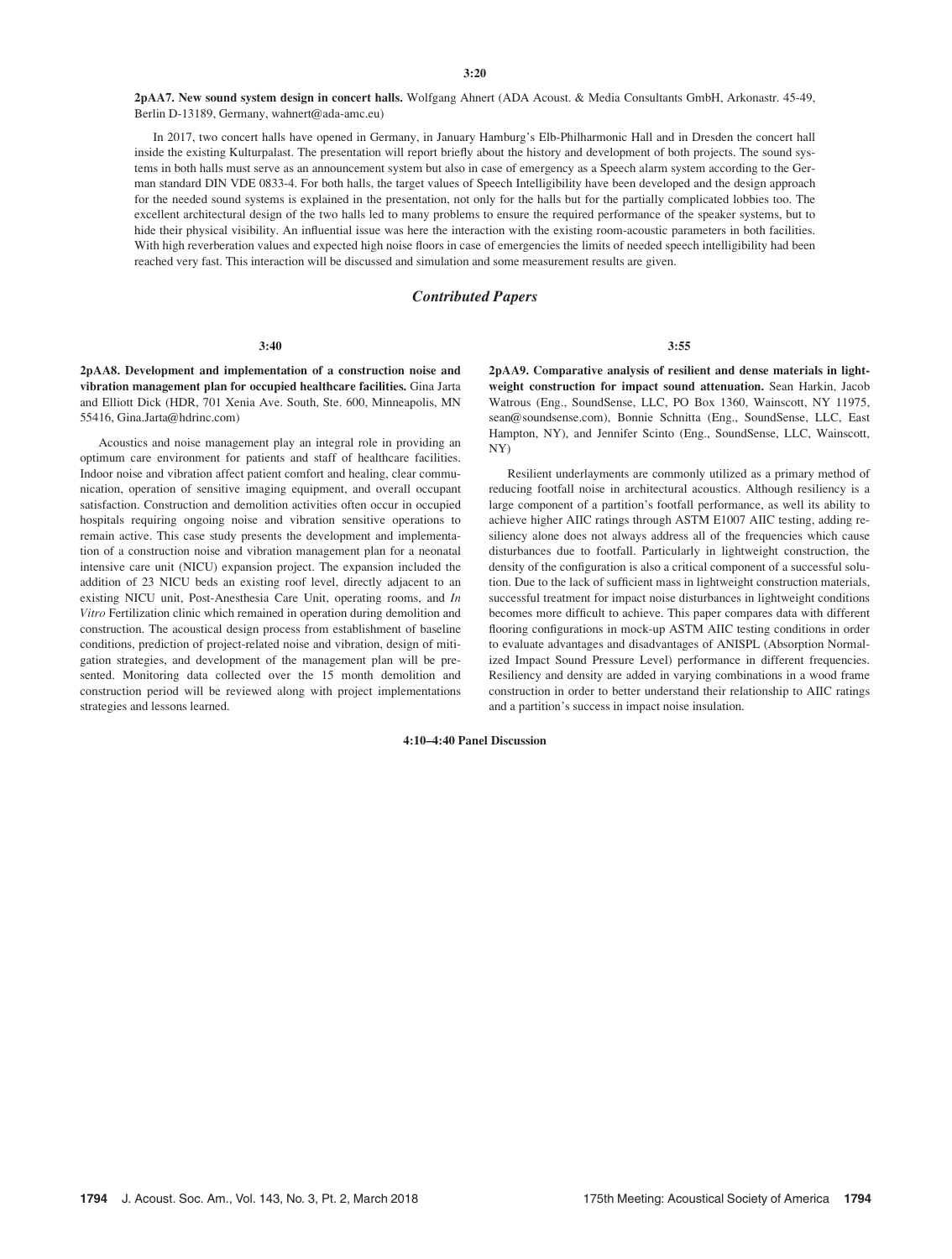**3:20**

**2pAA7. New sound system design in concert halls.** Wolfgang Ahnert (ADA Acoust. & Media Consultants GmbH, Arkonastr. 45-49, Berlin D-13189, Germany, wahnert@ada-amc.eu)

In 2017, two concert halls have opened in Germany, in January Hamburg's Elb-Philharmonic Hall and in Dresden the concert hall inside the existing Kulturpalast. The presentation will report briefly about the history and development of both projects. The sound systems in both halls must serve as an announcement system but also in case of emergency as a Speech alarm system according to the German standard DIN VDE 0833-4. For both halls, the target values of Speech Intelligibility have been developed and the design approach for the needed sound systems is explained in the presentation, not only for the halls but for the partially complicated lobbies too. The excellent architectural design of the two halls led to many problems to ensure the required performance of the speaker systems, but to hide their physical visibility. An influential issue was here the interaction with the existing room-acoustic parameters in both facilities. With high reverberation values and expected high noise floors in case of emergencies the limits of needed speech intelligibility had been reached very fast. This interaction will be discussed and simulation and some measurement results are given.

## *Contributed Papers*

**3:40**

**2pAA8. Development and implementation of a construction noise and vibration management plan for occupied healthcare facilities.** Gina Jarta and Elliott Dick (HDR, 701 Xenia Ave. South, Ste. 600, Minneapolis, MN 55416, Gina.Jarta@hdrinc.com)

Acoustics and noise management play an integral role in providing an optimum care environment for patients and staff of healthcare facilities. Indoor noise and vibration affect patient comfort and healing, clear communication, operation of sensitive imaging equipment, and overall occupant satisfaction. Construction and demolition activities often occur in occupied hospitals requiring ongoing noise and vibration sensitive operations to remain active. This case study presents the development and implementation of a construction noise and vibration management plan for a neonatal intensive care unit (NICU) expansion project. The expansion included the addition of 23 NICU beds an existing roof level, directly adjacent to an existing NICU unit, Post-Anesthesia Care Unit, operating rooms, and *In Vitro* Fertilization clinic which remained in operation during demolition and construction. The acoustical design process from establishment of baseline conditions, prediction of project-related noise and vibration, design of mitigation strategies, and development of the management plan will be presented. Monitoring data collected over the 15 month demolition and construction period will be reviewed along with project implementations strategies and lessons learned.

**3:55**

**2pAA9. Comparative analysis of resilient and dense materials in lightweight construction for impact sound attenuation.** Sean Harkin, Jacob Watrous (Eng., SoundSense, LLC, PO Box 1360, Wainscott, NY 11975, sean@soundsense.com), Bonnie Schnitta (Eng., SoundSense, LLC, East Hampton, NY), and Jennifer Scinto (Eng., SoundSense, LLC, Wainscott, NY)

Resilient underlayments are commonly utilized as a primary method of reducing footfall noise in architectural acoustics. Although resiliency is a large component of a partition's footfall performance, as well its ability to achieve higher AIIC ratings through ASTM E1007 AIIC testing, adding resiliency alone does not always address all of the frequencies which cause disturbances due to footfall. Particularly in lightweight construction, the density of the configuration is also a critical component of a successful solution. Due to the lack of sufficient mass in lightweight construction materials, successful treatment for impact noise disturbances in lightweight conditions becomes more difficult to achieve. This paper compares data with different flooring configurations in mock-up ASTM AIIC testing conditions in order to evaluate advantages and disadvantages of ANISPL (Absorption Normalized Impact Sound Pressure Level) performance in different frequencies. Resiliency and density are added in varying combinations in a wood frame construction in order to better understand their relationship to AIIC ratings and a partition's success in impact noise insulation.

**4:10–4:40 Panel Discussion**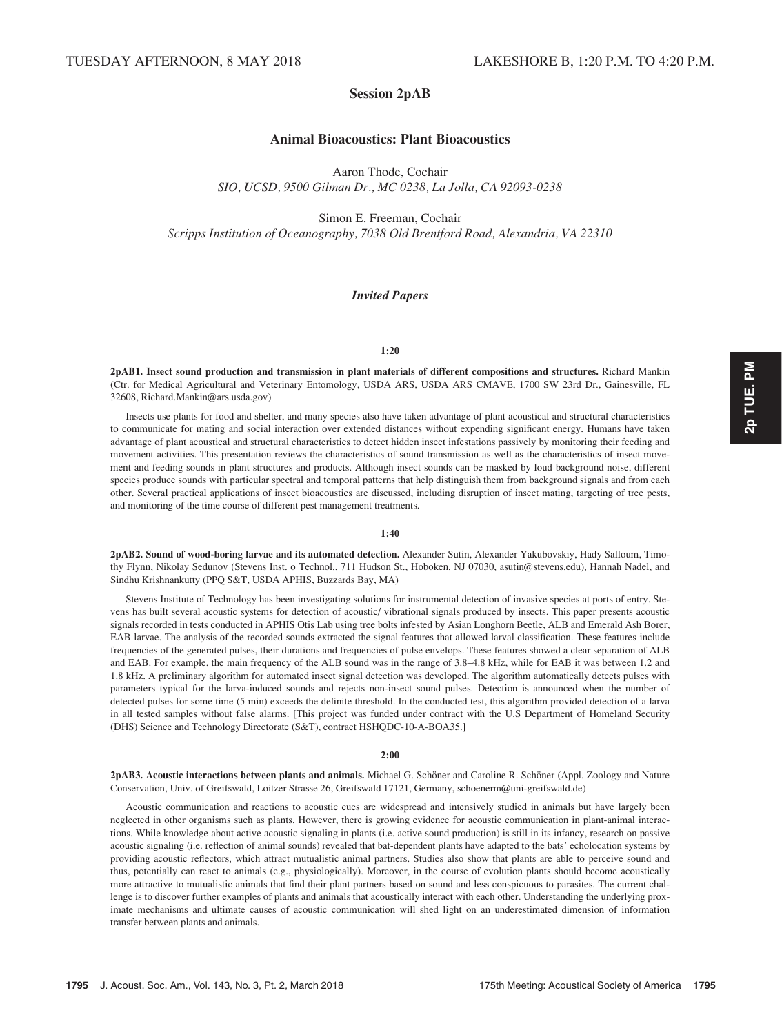TUESDAY AFTERNOON, 8 MAY 2018 LAKESHORE B, 1:20 P.M. TO 4:20 P.M.

## Session 2pAB

### Animal Bioacoustics: Plant Bioacoustics

Aaron Thode, Cochair
*SIO, UCSD, 9500 Gilman Dr., MC 0238, La Jolla, CA 92093-0238*

Simon E. Freeman, Cochair
*Scripps Institution of Oceanography, 7038 Old Brentford Road, Alexandria, VA 22310*

### *Invited Papers*

**1:20**

**2pAB1. Insect sound production and transmission in plant materials of different compositions and structures.** Richard Mankin (Ctr. for Medical Agricultural and Veterinary Entomology, USDA ARS, USDA ARS CMAVE, 1700 SW 23rd Dr., Gainesville, FL 32608, Richard.Mankin@ars.usda.gov)

Insects use plants for food and shelter, and many species also have taken advantage of plant acoustical and structural characteristics to communicate for mating and social interaction over extended distances without expending significant energy. Humans have taken advantage of plant acoustical and structural characteristics to detect hidden insect infestations passively by monitoring their feeding and movement activities. This presentation reviews the characteristics of sound transmission as well as the characteristics of insect movement and feeding sounds in plant structures and products. Although insect sounds can be masked by loud background noise, different species produce sounds with particular spectral and temporal patterns that help distinguish them from background signals and from each other. Several practical applications of insect bioacoustics are discussed, including disruption of insect mating, targeting of tree pests, and monitoring of the time course of different pest management treatments.

**1:40**

**2pAB2. Sound of wood-boring larvae and its automated detection.** Alexander Sutin, Alexander Yakubovskiy, Hady Salloum, Timothy Flynn, Nikolay Sedunov (Stevens Inst. o Technol., 711 Hudson St., Hoboken, NJ 07030, asutin@stevens.edu), Hannah Nadel, and Sindhu Krishnankutty (PPQ S&T, USDA APHIS, Buzzards Bay, MA)

Stevens Institute of Technology has been investigating solutions for instrumental detection of invasive species at ports of entry. Stevens has built several acoustic systems for detection of acoustic/ vibrational signals produced by insects. This paper presents acoustic signals recorded in tests conducted in APHIS Otis Lab using tree bolts infested by Asian Longhorn Beetle, ALB and Emerald Ash Borer, EAB larvae. The analysis of the recorded sounds extracted the signal features that allowed larval classification. These features include frequencies of the generated pulses, their durations and frequencies of pulse envelops. These features showed a clear separation of ALB and EAB. For example, the main frequency of the ALB sound was in the range of 3.8–4.8 kHz, while for EAB it was between 1.2 and 1.8 kHz. A preliminary algorithm for automated insect signal detection was developed. The algorithm automatically detects pulses with parameters typical for the larva-induced sounds and rejects non-insect sound pulses. Detection is announced when the number of detected pulses for some time (5 min) exceeds the definite threshold. In the conducted test, this algorithm provided detection of a larva in all tested samples without false alarms. [This project was funded under contract with the U.S Department of Homeland Security (DHS) Science and Technology Directorate (S&T), contract HSHQDC-10-A-BOA35.]

**2:00**

**2pAB3. Acoustic interactions between plants and animals.** Michael G. Schöner and Caroline R. Schöner (Appl. Zoology and Nature Conservation, Univ. of Greifswald, Loitzer Strasse 26, Greifswald 17121, Germany, schoenerm@uni-greifswald.de)

Acoustic communication and reactions to acoustic cues are widespread and intensively studied in animals but have largely been neglected in other organisms such as plants. However, there is growing evidence for acoustic communication in plant-animal interactions. While knowledge about active acoustic signaling in plants (i.e. active sound production) is still in its infancy, research on passive acoustic signaling (i.e. reflection of animal sounds) revealed that bat-dependent plants have adapted to the bats' echolocation systems by providing acoustic reflectors, which attract mutualistic animal partners. Studies also show that plants are able to perceive sound and thus, potentially can react to animals (e.g., physiologically). Moreover, in the course of evolution plants should become acoustically more attractive to mutualistic animals that find their plant partners based on sound and less conspicuous to parasites. The current challenge is to discover further examples of plants and animals that acoustically interact with each other. Understanding the underlying proximate mechanisms and ultimate causes of acoustic communication will shed light on an underestimated dimension of information transfer between plants and animals.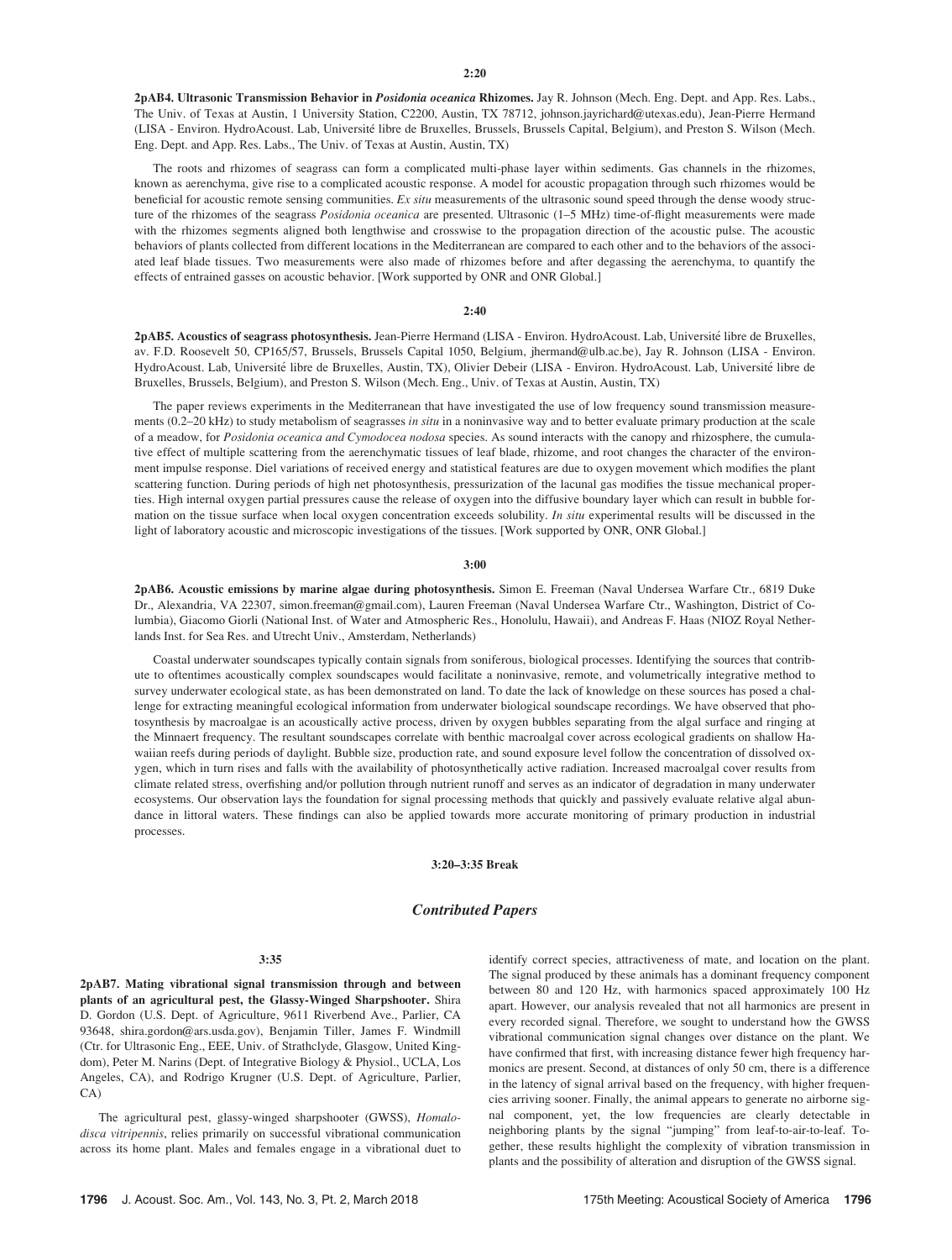**2:20**

**2pAB4. Ultrasonic Transmission Behavior in *Posidonia oceanica* Rhizomes.** Jay R. Johnson (Mech. Eng. Dept. and App. Res. Labs., The Univ. of Texas at Austin, 1 University Station, C2200, Austin, TX 78712, johnson.jayrichard@utexas.edu), Jean-Pierre Hermand (LISA - Environ. HydroAcoust. Lab, Université libre de Bruxelles, Brussels, Brussels Capital, Belgium), and Preston S. Wilson (Mech. Eng. Dept. and App. Res. Labs., The Univ. of Texas at Austin, Austin, TX)

The roots and rhizomes of seagrass can form a complicated multi-phase layer within sediments. Gas channels in the rhizomes, known as aerenchyma, give rise to a complicated acoustic response. A model for acoustic propagation through such rhizomes would be beneficial for acoustic remote sensing communities. *Ex situ* measurements of the ultrasonic sound speed through the dense woody structure of the rhizomes of the seagrass *Posidonia oceanica* are presented. Ultrasonic (1–5 MHz) time-of-flight measurements were made with the rhizomes segments aligned both lengthwise and crosswise to the propagation direction of the acoustic pulse. The acoustic behaviors of plants collected from different locations in the Mediterranean are compared to each other and to the behaviors of the associated leaf blade tissues. Two measurements were also made of rhizomes before and after degassing the aerenchyma, to quantify the effects of entrained gasses on acoustic behavior. [Work supported by ONR and ONR Global.]

**2:40**

**2pAB5. Acoustics of seagrass photosynthesis.** Jean-Pierre Hermand (LISA - Environ. HydroAcoust. Lab, Université libre de Bruxelles, av. F.D. Roosevelt 50, CP165/57, Brussels, Brussels Capital 1050, Belgium, jhermand@ulb.ac.be), Jay R. Johnson (LISA - Environ. HydroAcoust. Lab, Université libre de Bruxelles, Austin, TX), Olivier Debeir (LISA - Environ. HydroAcoust. Lab, Université libre de Bruxelles, Brussels, Belgium), and Preston S. Wilson (Mech. Eng., Univ. of Texas at Austin, Austin, TX)

The paper reviews experiments in the Mediterranean that have investigated the use of low frequency sound transmission measurements (0.2–20 kHz) to study metabolism of seagrasses *in situ* in a noninvasive way and to better evaluate primary production at the scale of a meadow, for *Posidonia oceanica and Cymodocea nodosa* species. As sound interacts with the canopy and rhizosphere, the cumulative effect of multiple scattering from the aerenchymatic tissues of leaf blade, rhizome, and root changes the character of the environment impulse response. Diel variations of received energy and statistical features are due to oxygen movement which modifies the plant scattering function. During periods of high net photosynthesis, pressurization of the lacunal gas modifies the tissue mechanical properties. High internal oxygen partial pressures cause the release of oxygen into the diffusive boundary layer which can result in bubble formation on the tissue surface when local oxygen concentration exceeds solubility. *In situ* experimental results will be discussed in the light of laboratory acoustic and microscopic investigations of the tissues. [Work supported by ONR, ONR Global.]

**3:00**

**2pAB6. Acoustic emissions by marine algae during photosynthesis.** Simon E. Freeman (Naval Undersea Warfare Ctr., 6819 Duke Dr., Alexandria, VA 22307, simon.freeman@gmail.com), Lauren Freeman (Naval Undersea Warfare Ctr., Washington, District of Columbia), Giacomo Giorli (National Inst. of Water and Atmospheric Res., Honolulu, Hawaii), and Andreas F. Haas (NIOZ Royal Netherlands Inst. for Sea Res. and Utrecht Univ., Amsterdam, Netherlands)

Coastal underwater soundscapes typically contain signals from soniferous, biological processes. Identifying the sources that contribute to oftentimes acoustically complex soundscapes would facilitate a noninvasive, remote, and volumetrically integrative method to survey underwater ecological state, as has been demonstrated on land. To date the lack of knowledge on these sources has posed a challenge for extracting meaningful ecological information from underwater biological soundscape recordings. We have observed that photosynthesis by macroalgae is an acoustically active process, driven by oxygen bubbles separating from the algal surface and ringing at the Minnaert frequency. The resultant soundscapes correlate with benthic macroalgal cover across ecological gradients on shallow Hawaiian reefs during periods of daylight. Bubble size, production rate, and sound exposure level follow the concentration of dissolved oxygen, which in turn rises and falls with the availability of photosynthetically active radiation. Increased macroalgal cover results from climate related stress, overfishing and/or pollution through nutrient runoff and serves as an indicator of degradation in many underwater ecosystems. Our observation lays the foundation for signal processing methods that quickly and passively evaluate relative algal abundance in littoral waters. These findings can also be applied towards more accurate monitoring of primary production in industrial processes.

**3:20–3:35 Break**

## *Contributed Papers*

**3:35**

**2pAB7. Mating vibrational signal transmission through and between plants of an agricultural pest, the Glassy-Winged Sharpshooter.** Shira D. Gordon (U.S. Dept. of Agriculture, 9611 Riverbend Ave., Parlier, CA 93648, shira.gordon@ars.usda.gov), Benjamin Tiller, James F. Windmill (Ctr. for Ultrasonic Eng., EEE, Univ. of Strathclyde, Glasgow, United Kingdom), Peter M. Narins (Dept. of Integrative Biology & Physiol., UCLA, Los Angeles, CA), and Rodrigo Krugner (U.S. Dept. of Agriculture, Parlier, CA)

The agricultural pest, glassy-winged sharpshooter (GWSS), *Homalodisca vitripennis*, relies primarily on successful vibrational communication across its home plant. Males and females engage in a vibrational duet to identify correct species, attractiveness of mate, and location on the plant. The signal produced by these animals has a dominant frequency component between 80 and 120 Hz, with harmonics spaced approximately 100 Hz apart. However, our analysis revealed that not all harmonics are present in every recorded signal. Therefore, we sought to understand how the GWSS vibrational communication signal changes over distance on the plant. We have confirmed that first, with increasing distance fewer high frequency harmonics are present. Second, at distances of only 50 cm, there is a difference in the latency of signal arrival based on the frequency, with higher frequencies arriving sooner. Finally, the animal appears to generate no airborne signal component, yet, the low frequencies are clearly detectable in neighboring plants by the signal "jumping" from leaf-to-air-to-leaf. Together, these results highlight the complexity of vibration transmission in plants and the possibility of alteration and disruption of the GWSS signal.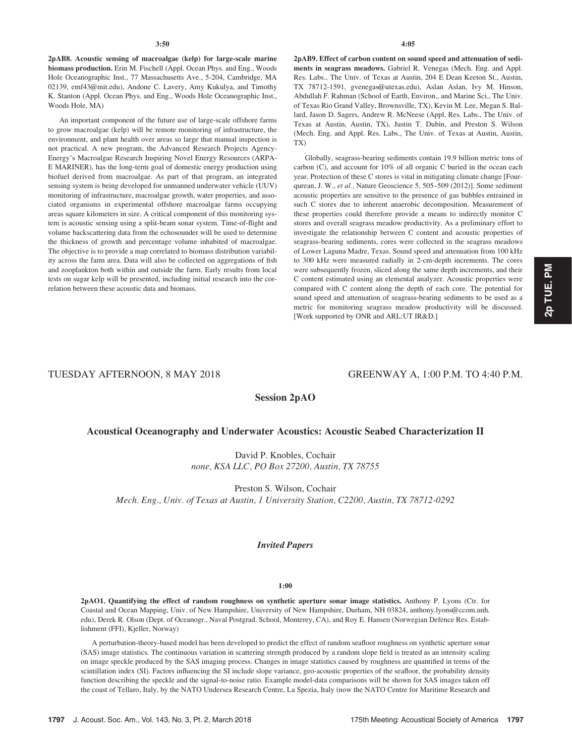3:50

**2pAB8. Acoustic sensing of macroalgae (kelp) for large-scale marine biomass production.** Erin M. Fischell (Appl. Ocean Phys. and Eng., Woods Hole Oceanographic Inst., 77 Massachusetts Ave., 5-204, Cambridge, MA 02139, emf43@mit.edu), Andone C. Lavery, Amy Kukulya, and Timothy K. Stanton (Appl. Ocean Phys. and Eng., Woods Hole Oceanographic Inst., Woods Hole, MA)

An important component of the future use of large-scale offshore farms to grow macroalgae (kelp) will be remote monitoring of infrastructure, the environment, and plant health over areas so large that manual inspection is not practical. A new program, the Advanced Research Projects Agency-Energy's Macroalgae Research Inspiring Novel Energy Resources (ARPA-E MARINER), has the long-term goal of domestic energy production using biofuel derived from macroalgae. As part of that program, an integrated sensing system is being developed for unmanned underwater vehicle (UUV) monitoring of infrastructure, macroalgae growth, water properties, and associated organisms in experimental offshore macroalgae farms occupying areas square kilometers in size. A critical component of this monitoring system is acoustic sensing using a split-beam sonar system. Time-of-flight and volume backscattering data from the echosounder will be used to determine the thickness of growth and percentage volume inhabited of macroalgae. The objective is to provide a map correlated to biomass distribution variability across the farm area. Data will also be collected on aggregations of fish and zooplankton both within and outside the farm. Early results from local tests on sugar kelp will be presented, including initial research into the correlation between these acoustic data and biomass.

4:05

**2pAB9. Effect of carbon content on sound speed and attenuation of sediments in seagrass meadows.** Gabriel R. Venegas (Mech. Eng. and Appl. Res. Labs., The Univ. of Texas at Austin, 204 E Dean Keeton St., Austin, TX 78712-1591, gvenegas@utexas.edu), Aslan Aslan, Ivy M. Hinson, Abdullah F. Rahman (School of Earth, Environ., and Marine Sci., The Univ. of Texas Rio Grand Valley, Brownsville, TX), Kevin M. Lee, Megan S. Ballard, Jason D. Sagers, Andrew R. McNeese (Appl. Res. Labs., The Univ. of Texas at Austin, Austin, TX), Justin T. Dubin, and Preston S. Wilson (Mech. Eng. and Appl. Res. Labs., The Univ. of Texas at Austin, Austin, TX)

Globally, seagrass-bearing sediments contain 19.9 billion metric tons of carbon (C), and account for 10% of all organic C buried in the ocean each year. Protection of these C stores is vital in mitigating climate change [Fourqurean, J. W., *et al.,* Nature Geoscience 5, 505–509 (2012)]. Some sediment acoustic properties are sensitive to the presence of gas bubbles entrained in such C stores due to inherent anaerobic decomposition. Measurement of these properties could therefore provide a means to indirectly monitor C stores and overall seagrass meadow productivity. As a preliminary effort to investigate the relationship between C content and acoustic properties of seagrass-bearing sediments, cores were collected in the seagrass meadows of Lower Laguna Madre, Texas. Sound speed and attenuation from 100 kHz to 300 kHz were measured radially in 2-cm-depth increments. The cores were subsequently frozen, sliced along the same depth increments, and their C content estimated using an elemental analyzer. Acoustic properties were compared with C content along the depth of each core. The potential for sound speed and attenuation of seagrass-bearing sediments to be used as a metric for monitoring seagrass meadow productivity will be discussed. [Work supported by ONR and ARL:UT IR&D.]

TUESDAY AFTERNOON, 8 MAY 2018 — GREENWAY A, 1:00 P.M. TO 4:40 P.M.

## Session 2pAO

## Acoustical Oceanography and Underwater Acoustics: Acoustic Seabed Characterization II

David P. Knobles, Cochair
*none, KSA LLC, PO Box 27200, Austin, TX 78755*

Preston S. Wilson, Cochair
*Mech. Eng., Univ. of Texas at Austin, 1 University Station, C2200, Austin, TX 78712-0292*

### *Invited Papers*

1:00

**2pAO1. Quantifying the effect of random roughness on synthetic aperture sonar image statistics.** Anthony P. Lyons (Ctr. for Coastal and Ocean Mapping, Univ. of New Hampshire, University of New Hampshire, Durham, NH 03824, anthony.lyons@ccom.unh.edu), Derek R. Olson (Dept. of Oceanogr., Naval Postgrad. School, Monterey, CA), and Roy E. Hansen (Norwegian Defence Res. Establishment (FFI), Kjeller, Norway)

A perturbation-theory-based model has been developed to predict the effect of random seafloor roughness on synthetic aperture sonar (SAS) image statistics. The continuous variation in scattering strength produced by a random slope field is treated as an intensity scaling on image speckle produced by the SAS imaging process. Changes in image statistics caused by roughness are quantified in terms of the scintillation index (SI). Factors influencing the SI include slope variance, geo-acoustic properties of the seafloor, the probability density function describing the speckle and the signal-to-noise ratio. Example model-data comparisons will be shown for SAS images taken off the coast of Tellaro, Italy, by the NATO Undersea Research Centre, La Spezia, Italy (now the NATO Centre for Maritime Research and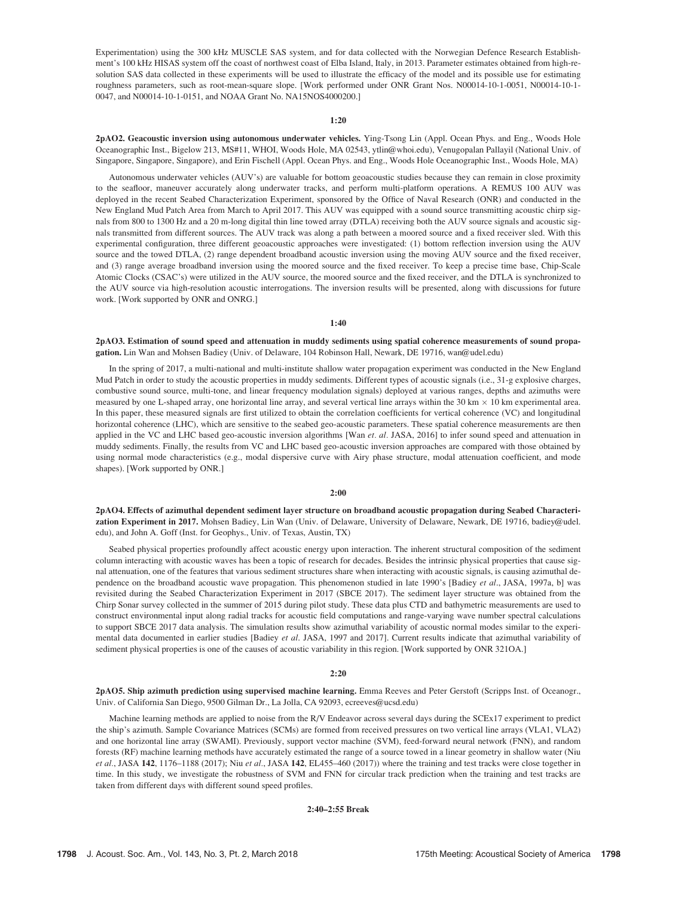Experimentation) using the 300 kHz MUSCLE SAS system, and for data collected with the Norwegian Defence Research Establishment's 100 kHz HISAS system off the coast of northwest coast of Elba Island, Italy, in 2013. Parameter estimates obtained from high-resolution SAS data collected in these experiments will be used to illustrate the efficacy of the model and its possible use for estimating roughness parameters, such as root-mean-square slope. [Work performed under ONR Grant Nos. N00014-10-1-0051, N00014-10-1-0047, and N00014-10-1-0151, and NOAA Grant No. NA15NOS4000200.]

**1:20**

**2pAO2. Geacoustic inversion using autonomous underwater vehicles.** Ying-Tsong Lin (Appl. Ocean Phys. and Eng., Woods Hole Oceanographic Inst., Bigelow 213, MS#11, WHOI, Woods Hole, MA 02543, ytlin@whoi.edu), Venugopalan Pallayil (National Univ. of Singapore, Singapore, Singapore), and Erin Fischell (Appl. Ocean Phys. and Eng., Woods Hole Oceanographic Inst., Woods Hole, MA)

Autonomous underwater vehicles (AUV's) are valuable for bottom geoacoustic studies because they can remain in close proximity to the seafloor, maneuver accurately along underwater tracks, and perform multi-platform operations. A REMUS 100 AUV was deployed in the recent Seabed Characterization Experiment, sponsored by the Office of Naval Research (ONR) and conducted in the New England Mud Patch Area from March to April 2017. This AUV was equipped with a sound source transmitting acoustic chirp signals from 800 to 1300 Hz and a 20 m-long digital thin line towed array (DTLA) receiving both the AUV source signals and acoustic signals transmitted from different sources. The AUV track was along a path between a moored source and a fixed receiver sled. With this experimental configuration, three different geoacoustic approaches were investigated: (1) bottom reflection inversion using the AUV source and the towed DTLA, (2) range dependent broadband acoustic inversion using the moving AUV source and the fixed receiver, and (3) range average broadband inversion using the moored source and the fixed receiver. To keep a precise time base, Chip-Scale Atomic Clocks (CSAC's) were utilized in the AUV source, the moored source and the fixed receiver, and the DTLA is synchronized to the AUV source via high-resolution acoustic interrogations. The inversion results will be presented, along with discussions for future work. [Work supported by ONR and ONRG.]

**1:40**

**2pAO3. Estimation of sound speed and attenuation in muddy sediments using spatial coherence measurements of sound propagation.** Lin Wan and Mohsen Badiey (Univ. of Delaware, 104 Robinson Hall, Newark, DE 19716, wan@udel.edu)

In the spring of 2017, a multi-national and multi-institute shallow water propagation experiment was conducted in the New England Mud Patch in order to study the acoustic properties in muddy sediments. Different types of acoustic signals (i.e., 31-g explosive charges, combustive sound source, multi-tone, and linear frequency modulation signals) deployed at various ranges, depths and azimuths were measured by one L-shaped array, one horizontal line array, and several vertical line arrays within the 30 km $\times$ 10 km experimental area. In this paper, these measured signals are first utilized to obtain the correlation coefficients for vertical coherence (VC) and longitudinal horizontal coherence (LHC), which are sensitive to the seabed geo-acoustic parameters. These spatial coherence measurements are then applied in the VC and LHC based geo-acoustic inversion algorithms [Wan *et. al*. JASA, 2016] to infer sound speed and attenuation in muddy sediments. Finally, the results from VC and LHC based geo-acoustic inversion approaches are compared with those obtained by using normal mode characteristics (e.g., modal dispersive curve with Airy phase structure, modal attenuation coefficient, and mode shapes). [Work supported by ONR.]

**2:00**

**2pAO4. Effects of azimuthal dependent sediment layer structure on broadband acoustic propagation during Seabed Characterization Experiment in 2017.** Mohsen Badiey, Lin Wan (Univ. of Delaware, University of Delaware, Newark, DE 19716, badiey@udel.edu), and John A. Goff (Inst. for Geophys., Univ. of Texas, Austin, TX)

Seabed physical properties profoundly affect acoustic energy upon interaction. The inherent structural composition of the sediment column interacting with acoustic waves has been a topic of research for decades. Besides the intrinsic physical properties that cause signal attenuation, one of the features that various sediment structures share when interacting with acoustic signals, is causing azimuthal dependence on the broadband acoustic wave propagation. This phenomenon studied in late 1990's [Badiey *et al*., JASA, 1997a, b] was revisited during the Seabed Characterization Experiment in 2017 (SBCE 2017). The sediment layer structure was obtained from the Chirp Sonar survey collected in the summer of 2015 during pilot study. These data plus CTD and bathymetric measurements are used to construct environmental input along radial tracks for acoustic field computations and range-varying wave number spectral calculations to support SBCE 2017 data analysis. The simulation results show azimuthal variability of acoustic normal modes similar to the experimental data documented in earlier studies [Badiey *et al*. JASA, 1997 and 2017]. Current results indicate that azimuthal variability of sediment physical properties is one of the causes of acoustic variability in this region. [Work supported by ONR 321OA.]

**2:20**

**2pAO5. Ship azimuth prediction using supervised machine learning.** Emma Reeves and Peter Gerstoft (Scripps Inst. of Oceanogr., Univ. of California San Diego, 9500 Gilman Dr., La Jolla, CA 92093, ecreeves@ucsd.edu)

Machine learning methods are applied to noise from the R/V Endeavor across several days during the SCEx17 experiment to predict the ship's azimuth. Sample Covariance Matrices (SCMs) are formed from received pressures on two vertical line arrays (VLA1, VLA2) and one horizontal line array (SWAMI). Previously, support vector machine (SVM), feed-forward neural network (FNN), and random forests (RF) machine learning methods have accurately estimated the range of a source towed in a linear geometry in shallow water (Niu *et al*., JASA **142**, 1176–1188 (2017); Niu *et al*., JASA **142**, EL455–460 (2017)) where the training and test tracks were close together in time. In this study, we investigate the robustness of SVM and FNN for circular track prediction when the training and test tracks are taken from different days with different sound speed profiles.

**2:40–2:55 Break**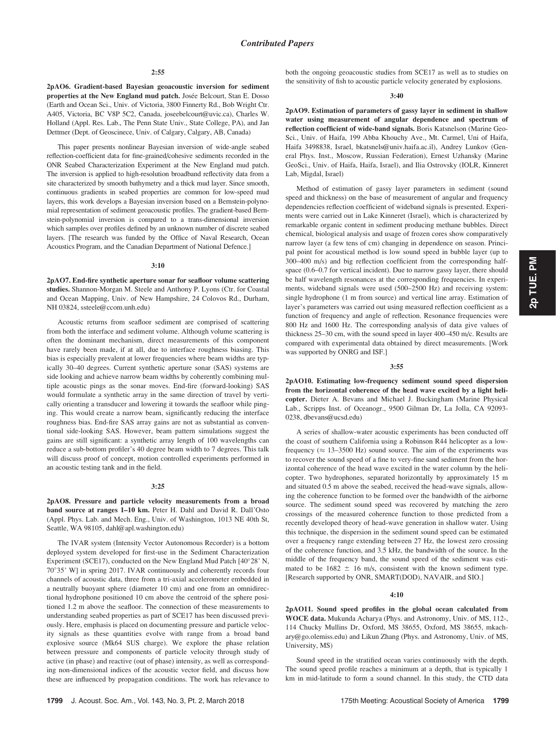## Contributed Papers

**2:55**

**2pAO6. Gradient-based Bayesian geoacoustic inversion for sediment properties at the New England mud patch.** Josée Belcourt, Stan E. Dosso (Earth and Ocean Sci., Univ. of Victoria, 3800 Finnerty Rd., Bob Wright Ctr. A405, Victoria, BC V8P 5C2, Canada, joseebelcourt@uvic.ca), Charles W. Holland (Appl. Res. Lab., The Penn State Univ., State College, PA), and Jan Dettmer (Dept. of Geoscinece, Univ. of Calgary, Calgary, AB, Canada)

This paper presents nonlinear Bayesian inversion of wide-angle seabed reflection-coefficient data for fine-grained/cohesive sediments recorded in the ONR Seabed Characterization Experiment at the New England mud patch. The inversion is applied to high-resolution broadband reflectivity data from a site characterized by smooth bathymetry and a thick mud layer. Since smooth, continuous gradients in seabed properties are common for low-speed mud layers, this work develops a Bayesian inversion based on a Bernstein-polynomial representation of sediment geoacoustic profiles. The gradient-based Bernstein-polynomial inversion is compared to a trans-dimensional inversion which samples over profiles defined by an unknown number of discrete seabed layers. [The research was funded by the Office of Naval Research, Ocean Acoustics Program, and the Canadian Department of National Defence.]

**3:10**

**2pAO7. End-fire synthetic aperture sonar for seafloor volume scattering studies.** Shannon-Morgan M. Steele and Anthony P. Lyons (Ctr. for Coastal and Ocean Mapping, Univ. of New Hampshire, 24 Colovos Rd., Durham, NH 03824, ssteele@ccom.unh.edu)

Acoustic returns from seafloor sediment are comprised of scattering from both the interface and sediment volume. Although volume scattering is often the dominant mechanism, direct measurements of this component have rarely been made, if at all, due to interface roughness biasing. This bias is especially prevalent at lower frequencies where beam widths are typically 30–40 degrees. Current synthetic aperture sonar (SAS) systems are side looking and achieve narrow beam widths by coherently combining multiple acoustic pings as the sonar moves. End-fire (forward-looking) SAS would formulate a synthetic array in the same direction of travel by vertically orienting a transducer and lowering it towards the seafloor while pinging. This would create a narrow beam, significantly reducing the interface roughness bias. End-fire SAS array gains are not as substantial as conventional side-looking SAS. However, beam pattern simulations suggest the gains are still significant: a synthetic array length of 100 wavelengths can reduce a sub-bottom profiler's 40 degree beam width to 7 degrees. This talk will discuss proof of concept, motion controlled experiments performed in an acoustic testing tank and in the field.

**3:25**

**2pAO8. Pressure and particle velocity measurements from a broad band source at ranges 1–10 km.** Peter H. Dahl and David R. Dall'Osto (Appl. Phys. Lab. and Mech. Eng., Univ. of Washington, 1013 NE 40th St, Seattle, WA 98105, dahl@apl.washington.edu)

The IVAR system (Intensity Vector Autonomous Recorder) is a bottom deployed system developed for first-use in the Sediment Characterization Experiment (SCE17), conducted on the New England Mud Patch [40°28' N, 70°35' W] in spring 2017. IVAR continuously and coherently records four channels of acoustic data, three from a tri-axial accelerometer embedded in a neutrally buoyant sphere (diameter 10 cm) and one from an omnidirectional hydrophone positioned 10 cm above the centroid of the sphere positioned 1.2 m above the seafloor. The connection of these measurements to understanding seabed properties as part of SCE17 has been discussed previously. Here, emphasis is placed on documenting pressure and particle velocity signals as these quantities evolve with range from a broad band explosive source (Mk64 SUS charge). We explore the phase relation between pressure and components of particle velocity through study of active (in phase) and reactive (out of phase) intensity, as well as corresponding non-dimensional indices of the acoustic vector field, and discuss how these are influenced by propagation conditions. The work has relevance to both the ongoing geoacoustic studies from SCE17 as well as to studies on the sensitivity of fish to acoustic particle velocity generated by explosions.

**3:40**

**2pAO9. Estimation of parameters of gassy layer in sediment in shallow water using measurement of angular dependence and spectrum of reflection coefficient of wide-band signals.** Boris Katsnelson (Marine GeoSci., Univ. of Haifa, 199 Abba Khouchy Ave., Mt. Carmel, Uni of Haifa, Haifa 3498838, Israel, bkatsnels@univ.haifa.ac.il), Andrey Lunkov (General Phys. Inst., Moscow, Russian Federation), Ernest Uzhansky (Marine GeoSci., Univ. of Haifa, Haifa, Israel), and Ilia Ostrovsky (IOLR, Kinneret Lab, Migdal, Israel)

Method of estimation of gassy layer parameters in sediment (sound speed and thickness) on the base of measurement of angular and frequency dependencies reflection coefficient of wideband signals is presented. Experiments were carried out in Lake Kinneret (Israel), which is characterized by remarkable organic content in sediment producing methane bubbles. Direct chemical, biological analysis and usage of frozen cores show comparatively narrow layer (a few tens of cm) changing in dependence on season. Principal point for acoustical method is low sound speed in bubble layer (up to 300–400 m/s) and big reflection coefficient from the corresponding half-space (0.6–0.7 for vertical incident). Due to narrow gassy layer, there should be half wavelength resonances at the corresponding frequencies. In experiments, wideband signals were used (500–2500 Hz) and receiving system: single hydrophone (1 m from source) and vertical line array. Estimation of layer's parameters was carried out using measured reflection coefficient as a function of frequency and angle of reflection. Resonance frequencies were 800 Hz and 1600 Hz. The corresponding analysis of data give values of thickness 25–30 cm, with the sound speed in layer 400–450 m/c. Results are compared with experimental data obtained by direct measurements. [Work was supported by ONRG and ISF.]

**3:55**

**2pAO10. Estimating low-frequency sediment sound speed dispersion from the horizontal coherence of the head wave excited by a light helicopter.** Dieter A. Bevans and Michael J. Buckingham (Marine Physical Lab., Scripps Inst. of Oceanogr., 9500 Gilman Dr, La Jolla, CA 92093-0238, dbevans@ucsd.edu)

A series of shallow-water acoustic experiments has been conducted off the coast of southern California using a Robinson R44 helicopter as a low-frequency ($\approx$ 13–3500 Hz) sound source. The aim of the experiments was to recover the sound speed of a fine to very-fine sand sediment from the horizontal coherence of the head wave excited in the water column by the helicopter. Two hydrophones, separated horizontally by approximately 15 m and situated 0.5 m above the seabed, received the head-wave signals, allowing the coherence function to be formed over the bandwidth of the airborne source. The sediment sound speed was recovered by matching the zero crossings of the measured coherence function to those predicted from a recently developed theory of head-wave generation in shallow water. Using this technique, the dispersion in the sediment sound speed can be estimated over a frequency range extending between 27 Hz, the lowest zero crossing of the coherence function, and 3.5 kHz, the bandwidth of the source. In the middle of the frequency band, the sound speed of the sediment was estimated to be 1682 $\pm$ 16 m/s, consistent with the known sediment type. [Research supported by ONR, SMART(DOD), NAVAIR, and SIO.]

**4:10**

**2pAO11. Sound speed profiles in the global ocean calculated from WOCE data.** Mukunda Acharya (Phys. and Astronomy, Univ. of MS, 112-, 114 Chucky Mullins Dr, Oxford, MS 38655, Oxford, MS 38655, mkachary@go.olemiss.edu) and Likun Zhang (Phys. and Astronomy, Univ. of MS, University, MS)

Sound speed in the stratified ocean varies continuously with the depth. The sound speed profile reaches a minimum at a depth, that is typically 1 km in mid-latitude to form a sound channel. In this study, the CTD data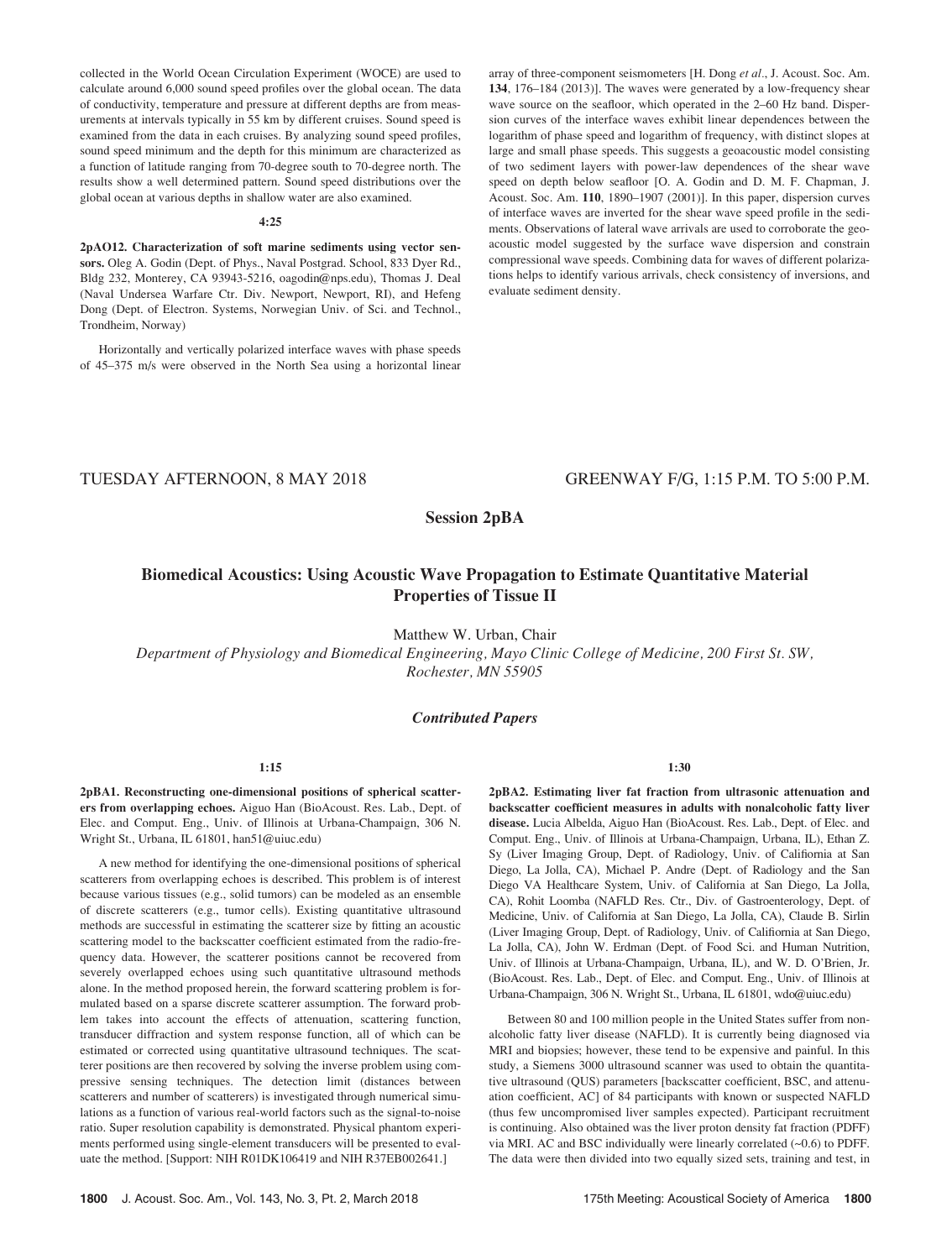collected in the World Ocean Circulation Experiment (WOCE) are used to calculate around 6,000 sound speed profiles over the global ocean. The data of conductivity, temperature and pressure at different depths are from measurements at intervals typically in 55 km by different cruises. Sound speed is examined from the data in each cruises. By analyzing sound speed profiles, sound speed minimum and the depth for this minimum are characterized as a function of latitude ranging from 70-degree south to 70-degree north. The results show a well determined pattern. Sound speed distributions over the global ocean at various depths in shallow water are also examined.

**4:25**

**2pAO12. Characterization of soft marine sediments using vector sensors.** Oleg A. Godin (Dept. of Phys., Naval Postgrad. School, 833 Dyer Rd., Bldg 232, Monterey, CA 93943-5216, oagodin@nps.edu), Thomas J. Deal (Naval Undersea Warfare Ctr. Div. Newport, Newport, RI), and Hefeng Dong (Dept. of Electron. Systems, Norwegian Univ. of Sci. and Technol., Trondheim, Norway)

Horizontally and vertically polarized interface waves with phase speeds of 45–375 m/s were observed in the North Sea using a horizontal linear array of three-component seismometers [H. Dong *et al.*, J. Acoust. Soc. Am. **134**, 176–184 (2013)]. The waves were generated by a low-frequency shear wave source on the seafloor, which operated in the 2–60 Hz band. Dispersion curves of the interface waves exhibit linear dependences between the logarithm of phase speed and logarithm of frequency, with distinct slopes at large and small phase speeds. This suggests a geoacoustic model consisting of two sediment layers with power-law dependences of the shear wave speed on depth below seafloor [O. A. Godin and D. M. F. Chapman, J. Acoust. Soc. Am. **110**, 1890–1907 (2001)]. In this paper, dispersion curves of interface waves are inverted for the shear wave speed profile in the sediments. Observations of lateral wave arrivals are used to corroborate the geoacoustic model suggested by the surface wave dispersion and constrain compressional wave speeds. Combining data for waves of different polarizations helps to identify various arrivals, check consistency of inversions, and evaluate sediment density.

TUESDAY AFTERNOON, 8 MAY 2018 — GREENWAY F/G, 1:15 P.M. TO 5:00 P.M.

## Session 2pBA

## Biomedical Acoustics: Using Acoustic Wave Propagation to Estimate Quantitative Material Properties of Tissue II

Matthew W. Urban, Chair

*Department of Physiology and Biomedical Engineering, Mayo Clinic College of Medicine, 200 First St. SW, Rochester, MN 55905*

### *Contributed Papers*

**1:15**

**2pBA1. Reconstructing one-dimensional positions of spherical scatterers from overlapping echoes.** Aiguo Han (BioAcoust. Res. Lab., Dept. of Elec. and Comput. Eng., Univ. of Illinois at Urbana-Champaign, 306 N. Wright St., Urbana, IL 61801, han51@uiuc.edu)

A new method for identifying the one-dimensional positions of spherical scatterers from overlapping echoes is described. This problem is of interest because various tissues (e.g., solid tumors) can be modeled as an ensemble of discrete scatterers (e.g., tumor cells). Existing quantitative ultrasound methods are successful in estimating the scatterer size by fitting an acoustic scattering model to the backscatter coefficient estimated from the radio-frequency data. However, the scatterer positions cannot be recovered from severely overlapped echoes using such quantitative ultrasound methods alone. In the method proposed herein, the forward scattering problem is formulated based on a sparse discrete scatterer assumption. The forward problem takes into account the effects of attenuation, scattering function, transducer diffraction and system response function, all of which can be estimated or corrected using quantitative ultrasound techniques. The scatterer positions are then recovered by solving the inverse problem using compressive sensing techniques. The detection limit (distances between scatterers and number of scatterers) is investigated through numerical simulations as a function of various real-world factors such as the signal-to-noise ratio. Super resolution capability is demonstrated. Physical phantom experiments performed using single-element transducers will be presented to evaluate the method. [Support: NIH R01DK106419 and NIH R37EB002641.]

**1:30**

**2pBA2. Estimating liver fat fraction from ultrasonic attenuation and backscatter coefficient measures in adults with nonalcoholic fatty liver disease.** Lucia Albelda, Aiguo Han (BioAcoust. Res. Lab., Dept. of Elec. and Comput. Eng., Univ. of Illinois at Urbana-Champaign, Urbana, IL), Ethan Z. Sy (Liver Imaging Group, Dept. of Radiology, Univ. of California at San Diego, La Jolla, CA), Michael P. Andre (Dept. of Radiology and the San Diego VA Healthcare System, Univ. of California at San Diego, La Jolla, CA), Rohit Loomba (NAFLD Res. Ctr., Div. of Gastroenterology, Dept. of Medicine, Univ. of California at San Diego, La Jolla, CA), Claude B. Sirlin (Liver Imaging Group, Dept. of Radiology, Univ. of California at San Diego, La Jolla, CA), John W. Erdman (Dept. of Food Sci. and Human Nutrition, Univ. of Illinois at Urbana-Champaign, Urbana, IL), and W. D. O'Brien, Jr. (BioAcoust. Res. Lab., Dept. of Elec. and Comput. Eng., Univ. of Illinois at Urbana-Champaign, 306 N. Wright St., Urbana, IL 61801, wdo@uiuc.edu)

Between 80 and 100 million people in the United States suffer from nonalcoholic fatty liver disease (NAFLD). It is currently being diagnosed via MRI and biopsies; however, these tend to be expensive and painful. In this study, a Siemens 3000 ultrasound scanner was used to obtain the quantitative ultrasound (QUS) parameters [backscatter coefficient, BSC, and attenuation coefficient, AC] of 84 participants with known or suspected NAFLD (thus few uncompromised liver samples expected). Participant recruitment is continuing. Also obtained was the liver proton density fat fraction (PDFF) via MRI. AC and BSC individually were linearly correlated (~0.6) to PDFF. The data were then divided into two equally sized sets, training and test, in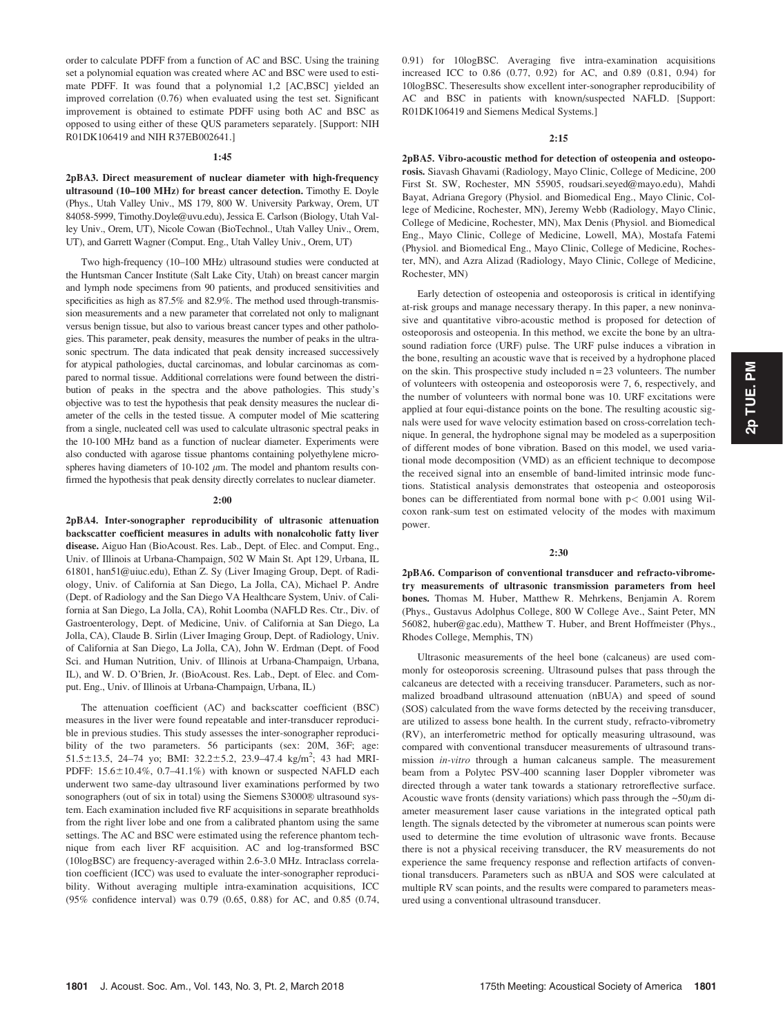order to calculate PDFF from a function of AC and BSC. Using the training set a polynomial equation was created where AC and BSC were used to estimate PDFF. It was found that a polynomial 1,2 [AC,BSC] yielded an improved correlation (0.76) when evaluated using the test set. Significant improvement is obtained to estimate PDFF using both AC and BSC as opposed to using either of these QUS parameters separately. [Support: NIH R01DK106419 and NIH R37EB002641.]

**1:45**

**2pBA3. Direct measurement of nuclear diameter with high-frequency ultrasound (10–100 MHz) for breast cancer detection.** Timothy E. Doyle (Phys., Utah Valley Univ., MS 179, 800 W. University Parkway, Orem, UT 84058-5999, Timothy.Doyle@uvu.edu), Jessica E. Carlson (Biology, Utah Valley Univ., Orem, UT), Nicole Cowan (BioTechnol., Utah Valley Univ., Orem, UT), and Garrett Wagner (Comput. Eng., Utah Valley Univ., Orem, UT)

Two high-frequency (10–100 MHz) ultrasound studies were conducted at the Huntsman Cancer Institute (Salt Lake City, Utah) on breast cancer margin and lymph node specimens from 90 patients, and produced sensitivities and specificities as high as 87.5% and 82.9%. The method used through-transmission measurements and a new parameter that correlated not only to malignant versus benign tissue, but also to various breast cancer types and other pathologies. This parameter, peak density, measures the number of peaks in the ultrasonic spectrum. The data indicated that peak density increased successively for atypical pathologies, ductal carcinomas, and lobular carcinomas as compared to normal tissue. Additional correlations were found between the distribution of peaks in the spectra and the above pathologies. This study's objective was to test the hypothesis that peak density measures the nuclear diameter of the cells in the tested tissue. A computer model of Mie scattering from a single, nucleated cell was used to calculate ultrasonic spectral peaks in the 10-100 MHz band as a function of nuclear diameter. Experiments were also conducted with agarose tissue phantoms containing polyethylene microspheres having diameters of 10-102 $\mu$m. The model and phantom results confirmed the hypothesis that peak density directly correlates to nuclear diameter.

**2:00**

**2pBA4. Inter-sonographer reproducibility of ultrasonic attenuation backscatter coefficient measures in adults with nonalcoholic fatty liver disease.** Aiguo Han (BioAcoust. Res. Lab., Dept. of Elec. and Comput. Eng., Univ. of Illinois at Urbana-Champaign, 502 W Main St. Apt 129, Urbana, IL 61801, han51@uiuc.edu), Ethan Z. Sy (Liver Imaging Group, Dept. of Radiology, Univ. of California at San Diego, La Jolla, CA), Michael P. Andre (Dept. of Radiology and the San Diego VA Healthcare System, Univ. of California at San Diego, La Jolla, CA), Rohit Loomba (NAFLD Res. Ctr., Div. of Gastroenterology, Dept. of Medicine, Univ. of California at San Diego, La Jolla, CA), Claude B. Sirlin (Liver Imaging Group, Dept. of Radiology, Univ. of California at San Diego, La Jolla, CA), John W. Erdman (Dept. of Food Sci. and Human Nutrition, Univ. of Illinois at Urbana-Champaign, Urbana, IL), and W. D. O'Brien, Jr. (BioAcoust. Res. Lab., Dept. of Elec. and Comput. Eng., Univ. of Illinois at Urbana-Champaign, Urbana, IL)

The attenuation coefficient (AC) and backscatter coefficient (BSC) measures in the liver were found repeatable and inter-transducer reproducible in previous studies. This study assesses the inter-sonographer reproducibility of the two parameters. 56 participants (sex: 20M, 36F; age: $51.5\pm13.5$, 24–74 yo; BMI: $32.2\pm5.2$, 23.9–47.4 kg/m$^2$; 43 had MRI-PDFF: $15.6\pm10.4$%, 0.7–41.1%) with known or suspected NAFLD each underwent two same-day ultrasound liver examinations performed by two sonographers (out of six in total) using the Siemens S3000® ultrasound system. Each examination included five RF acquisitions in separate breathholds from the right liver lobe and one from a calibrated phantom using the same settings. The AC and BSC were estimated using the reference phantom technique from each liver RF acquisition. AC and log-transformed BSC (10logBSC) are frequency-averaged within 2.6-3.0 MHz. Intraclass correlation coefficient (ICC) was used to evaluate the inter-sonographer reproducibility. Without averaging multiple intra-examination acquisitions, ICC (95% confidence interval) was 0.79 (0.65, 0.88) for AC, and 0.85 (0.74, 0.91) for 10logBSC. Averaging five intra-examination acquisitions increased ICC to 0.86 (0.77, 0.92) for AC, and 0.89 (0.81, 0.94) for 10logBSC. Theseresults show excellent inter-sonographer reproducibility of AC and BSC in patients with known/suspected NAFLD. [Support: R01DK106419 and Siemens Medical Systems.]

**2:15**

**2pBA5. Vibro-acoustic method for detection of osteopenia and osteoporosis.** Siavash Ghavami (Radiology, Mayo Clinic, College of Medicine, 200 First St. SW, Rochester, MN 55905, roudsari.seyed@mayo.edu), Mahdi Bayat, Adriana Gregory (Physiol. and Biomedical Eng., Mayo Clinic, College of Medicine, Rochester, MN), Jeremy Webb (Radiology, Mayo Clinic, College of Medicine, Rochester, MN), Max Denis (Physiol. and Biomedical Eng., Mayo Clinic, College of Medicine, Lowell, MA), Mostafa Fatemi (Physiol. and Biomedical Eng., Mayo Clinic, College of Medicine, Rochester, MN), and Azra Alizad (Radiology, Mayo Clinic, College of Medicine, Rochester, MN)

Early detection of osteopenia and osteoporosis is critical in identifying at-risk groups and manage necessary therapy. In this paper, a new noninvasive and quantitative vibro-acoustic method is proposed for detection of osteoporosis and osteopenia. In this method, we excite the bone by an ultrasound radiation force (URF) pulse. The URF pulse induces a vibration in the bone, resulting an acoustic wave that is received by a hydrophone placed on the skin. This prospective study included $n=23$ volunteers. The number of volunteers with osteopenia and osteoporosis were 7, 6, respectively, and the number of volunteers with normal bone was 10. URF excitations were applied at four equi-distance points on the bone. The resulting acoustic signals were used for wave velocity estimation based on cross-correlation technique. In general, the hydrophone signal may be modeled as a superposition of different modes of bone vibration. Based on this model, we used variational mode decomposition (VMD) as an efficient technique to decompose the received signal into an ensemble of band-limited intrinsic mode functions. Statistical analysis demonstrates that osteopenia and osteoporosis bones can be differentiated from normal bone with $p< 0.001$ using Wilcoxon rank-sum test on estimated velocity of the modes with maximum power.

**2:30**

**2pBA6. Comparison of conventional transducer and refracto-vibrometry measurements of ultrasonic transmission parameters from heel bones.** Thomas M. Huber, Matthew R. Mehrkens, Benjamin A. Rorem (Phys., Gustavus Adolphus College, 800 W College Ave., Saint Peter, MN 56082, huber@gac.edu), Matthew T. Huber, and Brent Hoffmeister (Phys., Rhodes College, Memphis, TN)

Ultrasonic measurements of the heel bone (calcaneus) are used commonly for osteoporosis screening. Ultrasound pulses that pass through the calcaneus are detected with a receiving transducer. Parameters, such as normalized broadband ultrasound attenuation (nBUA) and speed of sound (SOS) calculated from the wave forms detected by the receiving transducer, are utilized to assess bone health. In the current study, refracto-vibrometry (RV), an interferometric method for optically measuring ultrasound, was compared with conventional transducer measurements of ultrasound transmission *in-vitro* through a human calcaneus sample. The measurement beam from a Polytec PSV-400 scanning laser Doppler vibrometer was directed through a water tank towards a stationary retroreflective surface. Acoustic wave fronts (density variations) which pass through the ~50$\mu$m diameter measurement laser cause variations in the integrated optical path length. The signals detected by the vibrometer at numerous scan points were used to determine the time evolution of ultrasonic wave fronts. Because there is not a physical receiving transducer, the RV measurements do not experience the same frequency response and reflection artifacts of conventional transducers. Parameters such as nBUA and SOS were calculated at multiple RV scan points, and the results were compared to parameters measured using a conventional ultrasound transducer.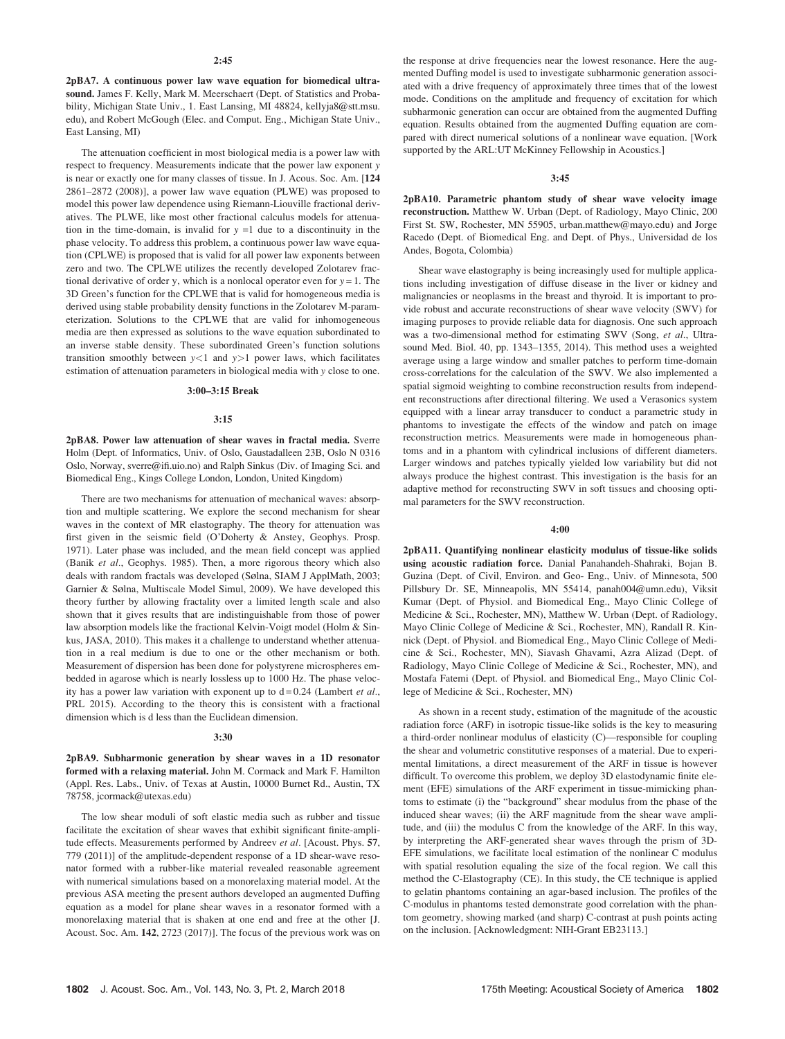**2:45**

**2pBA7. A continuous power law wave equation for biomedical ultrasound.** James F. Kelly, Mark M. Meerschaert (Dept. of Statistics and Probability, Michigan State Univ., 1. East Lansing, MI 48824, kellyja8@stt.msu.edu), and Robert McGough (Elec. and Comput. Eng., Michigan State Univ., East Lansing, MI)

The attenuation coefficient in most biological media is a power law with respect to frequency. Measurements indicate that the power law exponent $y$ is near or exactly one for many classes of tissue. In J. Acous. Soc. Am. [**124** 2861–2872 (2008)], a power law wave equation (PLWE) was proposed to model this power law dependence using Riemann-Liouville fractional derivatives. The PLWE, like most other fractional calculus models for attenuation in the time-domain, is invalid for $y = 1$ due to a discontinuity in the phase velocity. To address this problem, a continuous power law wave equation (CPLWE) is proposed that is valid for all power law exponents between zero and two. The CPLWE utilizes the recently developed Zolotarev fractional derivative of order y, which is a nonlocal operator even for $y = 1$. The 3D Green's function for the CPLWE that is valid for homogeneous media is derived using stable probability density functions in the Zolotarev M-parameterization. Solutions to the CPLWE that are valid for inhomogeneous media are then expressed as solutions to the wave equation subordinated to an inverse stable density. These subordinated Green's function solutions transition smoothly between $y<1$ and $y>1$ power laws, which facilitates estimation of attenuation parameters in biological media with $y$ close to one.

**3:00–3:15 Break**

**3:15**

**2pBA8. Power law attenuation of shear waves in fractal media.** Sverre Holm (Dept. of Informatics, Univ. of Oslo, Gaustadalleen 23B, Oslo N 0316 Oslo, Norway, sverre@ifi.uio.no) and Ralph Sinkus (Div. of Imaging Sci. and Biomedical Eng., Kings College London, London, United Kingdom)

There are two mechanisms for attenuation of mechanical waves: absorption and multiple scattering. We explore the second mechanism for shear waves in the context of MR elastography. The theory for attenuation was first given in the seismic field (O'Doherty & Anstey, Geophys. Prosp. 1971). Later phase was included, and the mean field concept was applied (Banik *et al.*, Geophys. 1985). Then, a more rigorous theory which also deals with random fractals was developed (Sølna, SIAM J ApplMath, 2003; Garnier & Sølna, Multiscale Model Simul, 2009). We have developed this theory further by allowing fractality over a limited length scale and also shown that it gives results that are indistinguishable from those of power law absorption models like the fractional Kelvin-Voigt model (Holm & Sinkus, JASA, 2010). This makes it a challenge to understand whether attenuation in a real medium is due to one or the other mechanism or both. Measurement of dispersion has been done for polystyrene microspheres embedded in agarose which is nearly lossless up to 1000 Hz. The phase velocity has a power law variation with exponent up to $d = 0.24$ (Lambert *et al.*, PRL 2015). According to the theory this is consistent with a fractional dimension which is d less than the Euclidean dimension.

**3:30**

**2pBA9. Subharmonic generation by shear waves in a 1D resonator formed with a relaxing material.** John M. Cormack and Mark F. Hamilton (Appl. Res. Labs., Univ. of Texas at Austin, 10000 Burnet Rd., Austin, TX 78758, jcormack@utexas.edu)

The low shear moduli of soft elastic media such as rubber and tissue facilitate the excitation of shear waves that exhibit significant finite-amplitude effects. Measurements performed by Andreev *et al.* [Acoust. Phys. **57**, 779 (2011)] of the amplitude-dependent response of a 1D shear-wave resonator formed with a rubber-like material revealed reasonable agreement with numerical simulations based on a monorelaxing material model. At the previous ASA meeting the present authors developed an augmented Duffing equation as a model for plane shear waves in a resonator formed with a monorelaxing material that is shaken at one end and free at the other [J. Acoust. Soc. Am. **142**, 2723 (2017)]. The focus of the previous work was on the response at drive frequencies near the lowest resonance. Here the augmented Duffing model is used to investigate subharmonic generation associated with a drive frequency of approximately three times that of the lowest mode. Conditions on the amplitude and frequency of excitation for which subharmonic generation can occur are obtained from the augmented Duffing equation. Results obtained from the augmented Duffing equation are compared with direct numerical solutions of a nonlinear wave equation. [Work supported by the ARL:UT McKinney Fellowship in Acoustics.]

**3:45**

**2pBA10. Parametric phantom study of shear wave velocity image reconstruction.** Matthew W. Urban (Dept. of Radiology, Mayo Clinic, 200 First St. SW, Rochester, MN 55905, urban.matthew@mayo.edu) and Jorge Racedo (Dept. of Biomedical Eng. and Dept. of Phys., Universidad de los Andes, Bogota, Colombia)

Shear wave elastography is being increasingly used for multiple applications including investigation of diffuse disease in the liver or kidney and malignancies or neoplasms in the breast and thyroid. It is important to provide robust and accurate reconstructions of shear wave velocity (SWV) for imaging purposes to provide reliable data for diagnosis. One such approach was a two-dimensional method for estimating SWV (Song, *et al*., Ultrasound Med. Biol. 40, pp. 1343–1355, 2014). This method uses a weighted average using a large window and smaller patches to perform time-domain cross-correlations for the calculation of the SWV. We also implemented a spatial sigmoid weighting to combine reconstruction results from independent reconstructions after directional filtering. We used a Verasonics system equipped with a linear array transducer to conduct a parametric study in phantoms to investigate the effects of the window and patch on image reconstruction metrics. Measurements were made in homogeneous phantoms and in a phantom with cylindrical inclusions of different diameters. Larger windows and patches typically yielded low variability but did not always produce the highest contrast. This investigation is the basis for an adaptive method for reconstructing SWV in soft tissues and choosing optimal parameters for the SWV reconstruction.

**4:00**

**2pBA11. Quantifying nonlinear elasticity modulus of tissue-like solids using acoustic radiation force.** Danial Panahandeh-Shahraki, Bojan B. Guzina (Dept. of Civil, Environ. and Geo- Eng., Univ. of Minnesota, 500 Pillsbury Dr. SE, Minneapolis, MN 55414, panah004@umn.edu), Viksit Kumar (Dept. of Physiol. and Biomedical Eng., Mayo Clinic College of Medicine & Sci., Rochester, MN), Matthew W. Urban (Dept. of Radiology, Mayo Clinic College of Medicine & Sci., Rochester, MN), Randall R. Kinnick (Dept. of Physiol. and Biomedical Eng., Mayo Clinic College of Medicine & Sci., Rochester, MN), Siavash Ghavami, Azra Alizad (Dept. of Radiology, Mayo Clinic College of Medicine & Sci., Rochester, MN), and Mostafa Fatemi (Dept. of Physiol. and Biomedical Eng., Mayo Clinic College of Medicine & Sci., Rochester, MN)

As shown in a recent study, estimation of the magnitude of the acoustic radiation force (ARF) in isotropic tissue-like solids is the key to measuring a third-order nonlinear modulus of elasticity (C)—responsible for coupling the shear and volumetric constitutive responses of a material. Due to experimental limitations, a direct measurement of the ARF in tissue is however difficult. To overcome this problem, we deploy 3D elastodynamic finite element (EFE) simulations of the ARF experiment in tissue-mimicking phantoms to estimate (i) the "background" shear modulus from the phase of the induced shear waves; (ii) the ARF magnitude from the shear wave amplitude, and (iii) the modulus C from the knowledge of the ARF. In this way, by interpreting the ARF-generated shear waves through the prism of 3D-EFE simulations, we facilitate local estimation of the nonlinear C modulus with spatial resolution equaling the size of the focal region. We call this method the C-Elastography (CE). In this study, the CE technique is applied to gelatin phantoms containing an agar-based inclusion. The profiles of the C-modulus in phantoms tested demonstrate good correlation with the phantom geometry, showing marked (and sharp) C-contrast at push points acting on the inclusion. [Acknowledgment: NIH-Grant EB23113.]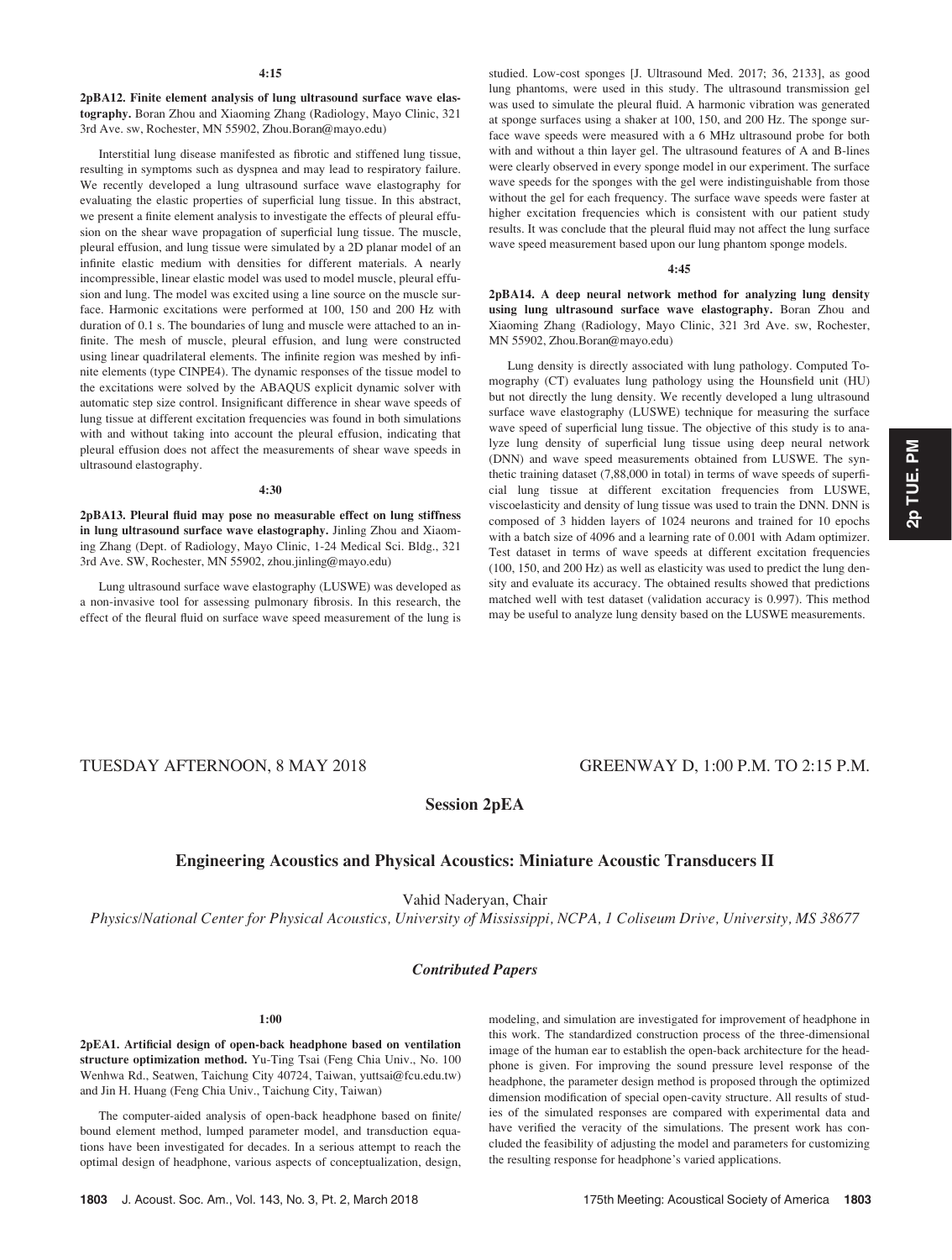4:15

**2pBA12. Finite element analysis of lung ultrasound surface wave elastography.** Boran Zhou and Xiaoming Zhang (Radiology, Mayo Clinic, 321 3rd Ave. sw, Rochester, MN 55902, Zhou.Boran@mayo.edu)

Interstitial lung disease manifested as fibrotic and stiffened lung tissue, resulting in symptoms such as dyspnea and may lead to respiratory failure. We recently developed a lung ultrasound surface wave elastography for evaluating the elastic properties of superficial lung tissue. In this abstract, we present a finite element analysis to investigate the effects of pleural effusion on the shear wave propagation of superficial lung tissue. The muscle, pleural effusion, and lung tissue were simulated by a 2D planar model of an infinite elastic medium with densities for different materials. A nearly incompressible, linear elastic model was used to model muscle, pleural effusion and lung. The model was excited using a line source on the muscle surface. Harmonic excitations were performed at 100, 150 and 200 Hz with duration of 0.1 s. The boundaries of lung and muscle were attached to an infinite. The mesh of muscle, pleural effusion, and lung were constructed using linear quadrilateral elements. The infinite region was meshed by infinite elements (type CINPE4). The dynamic responses of the tissue model to the excitations were solved by the ABAQUS explicit dynamic solver with automatic step size control. Insignificant difference in shear wave speeds of lung tissue at different excitation frequencies was found in both simulations with and without taking into account the pleural effusion, indicating that pleural effusion does not affect the measurements of shear wave speeds in ultrasound elastography.

4:30

**2pBA13. Pleural fluid may pose no measurable effect on lung stiffness in lung ultrasound surface wave elastography.** Jinling Zhou and Xiaoming Zhang (Dept. of Radiology, Mayo Clinic, 1-24 Medical Sci. Bldg., 321 3rd Ave. SW, Rochester, MN 55902, zhou.jinling@mayo.edu)

Lung ultrasound surface wave elastography (LUSWE) was developed as a non-invasive tool for assessing pulmonary fibrosis. In this research, the effect of the fleural fluid on surface wave speed measurement of the lung is studied. Low-cost sponges [J. Ultrasound Med. 2017; 36, 2133], as good lung phantoms, were used in this study. The ultrasound transmission gel was used to simulate the pleural fluid. A harmonic vibration was generated at sponge surfaces using a shaker at 100, 150, and 200 Hz. The sponge surface wave speeds were measured with a 6 MHz ultrasound probe for both with and without a thin layer gel. The ultrasound features of A and B-lines were clearly observed in every sponge model in our experiment. The surface wave speeds for the sponges with the gel were indistinguishable from those without the gel for each frequency. The surface wave speeds were faster at higher excitation frequencies which is consistent with our patient study results. It was conclude that the pleural fluid may not affect the lung surface wave speed measurement based upon our lung phantom sponge models.

4:45

**2pBA14. A deep neural network method for analyzing lung density using lung ultrasound surface wave elastography.** Boran Zhou and Xiaoming Zhang (Radiology, Mayo Clinic, 321 3rd Ave. sw, Rochester, MN 55902, Zhou.Boran@mayo.edu)

Lung density is directly associated with lung pathology. Computed Tomography (CT) evaluates lung pathology using the Hounsfield unit (HU) but not directly the lung density. We recently developed a lung ultrasound surface wave elastography (LUSWE) technique for measuring the surface wave speed of superficial lung tissue. The objective of this study is to analyze lung density of superficial lung tissue using deep neural network (DNN) and wave speed measurements obtained from LUSWE. The synthetic training dataset (7,88,000 in total) in terms of wave speeds of superficial lung tissue at different excitation frequencies from LUSWE, viscoelasticity and density of lung tissue was used to train the DNN. DNN is composed of 3 hidden layers of 1024 neurons and trained for 10 epochs with a batch size of 4096 and a learning rate of 0.001 with Adam optimizer. Test dataset in terms of wave speeds at different excitation frequencies (100, 150, and 200 Hz) as well as elasticity was used to predict the lung density and evaluate its accuracy. The obtained results showed that predictions matched well with test dataset (validation accuracy is 0.997). This method may be useful to analyze lung density based on the LUSWE measurements.

TUESDAY AFTERNOON, 8 MAY 2018 — GREENWAY D, 1:00 P.M. TO 2:15 P.M.

## Session 2pEA

### Engineering Acoustics and Physical Acoustics: Miniature Acoustic Transducers II

Vahid Naderyan, Chair

*Physics/National Center for Physical Acoustics, University of Mississippi, NCPA, 1 Coliseum Drive, University, MS 38677*

#### *Contributed Papers*

1:00

**2pEA1. Artificial design of open-back headphone based on ventilation structure optimization method.** Yu-Ting Tsai (Feng Chia Univ., No. 100 Wenhwa Rd., Seatwen, Taichung City 40724, Taiwan, yuttsai@fcu.edu.tw) and Jin H. Huang (Feng Chia Univ., Taichung City, Taiwan)

The computer-aided analysis of open-back headphone based on finite/bound element method, lumped parameter model, and transduction equations have been investigated for decades. In a serious attempt to reach the optimal design of headphone, various aspects of conceptualization, design, modeling, and simulation are investigated for improvement of headphone in this work. The standardized construction process of the three-dimensional image of the human ear to establish the open-back architecture for the headphone is given. For improving the sound pressure level response of the headphone, the parameter design method is proposed through the optimized dimension modification of special open-cavity structure. All results of studies of the simulated responses are compared with experimental data and have verified the veracity of the simulations. The present work has concluded the feasibility of adjusting the model and parameters for customizing the resulting response for headphone's varied applications.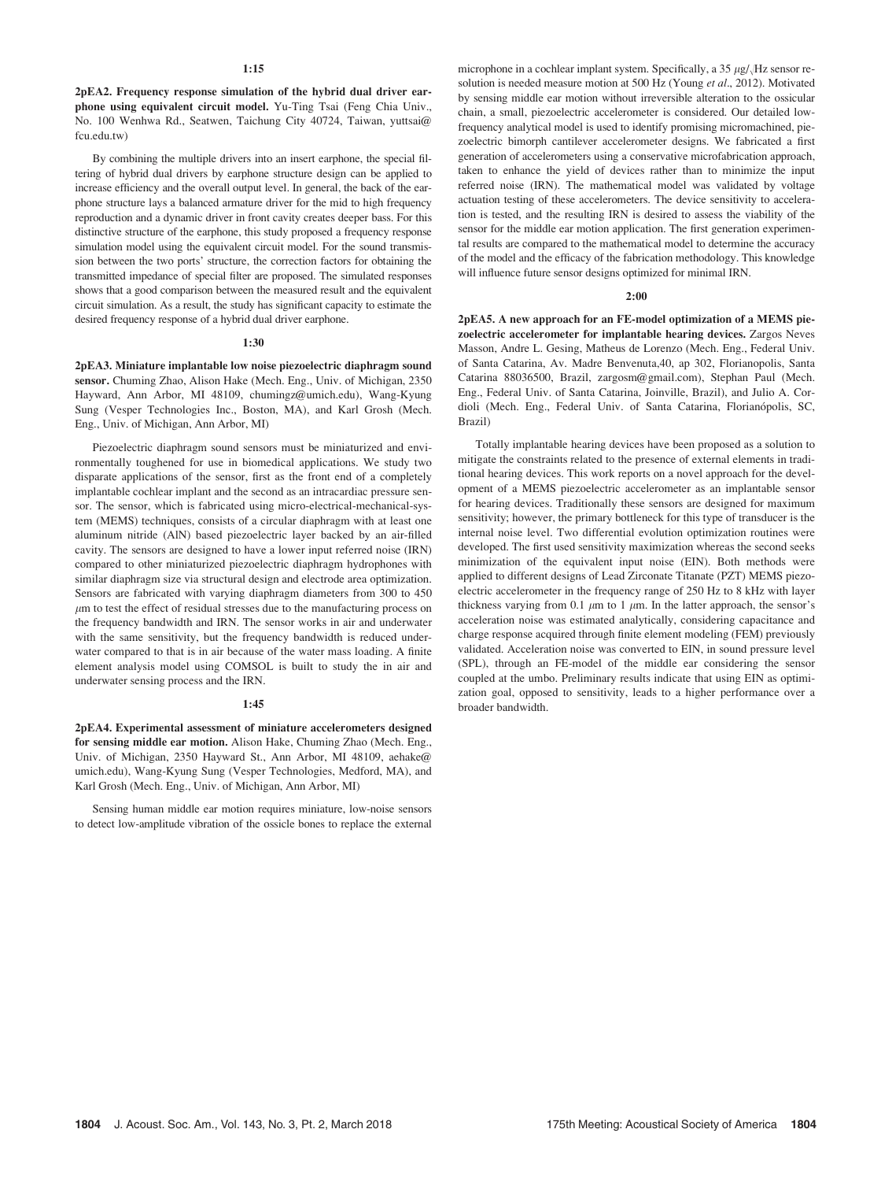**1:15**

**2pEA2. Frequency response simulation of the hybrid dual driver earphone using equivalent circuit model.** Yu-Ting Tsai (Feng Chia Univ., No. 100 Wenhwa Rd., Seatwen, Taichung City 40724, Taiwan, yuttsai@fcu.edu.tw)

By combining the multiple drivers into an insert earphone, the special filtering of hybrid dual drivers by earphone structure design can be applied to increase efficiency and the overall output level. In general, the back of the earphone structure lays a balanced armature driver for the mid to high frequency reproduction and a dynamic driver in front cavity creates deeper bass. For this distinctive structure of the earphone, this study proposed a frequency response simulation model using the equivalent circuit model. For the sound transmission between the two ports' structure, the correction factors for obtaining the transmitted impedance of special filter are proposed. The simulated responses shows that a good comparison between the measured result and the equivalent circuit simulation. As a result, the study has significant capacity to estimate the desired frequency response of a hybrid dual driver earphone.

**1:30**

**2pEA3. Miniature implantable low noise piezoelectric diaphragm sound sensor.** Chuming Zhao, Alison Hake (Mech. Eng., Univ. of Michigan, 2350 Hayward, Ann Arbor, MI 48109, chumingz@umich.edu), Wang-Kyung Sung (Vesper Technologies Inc., Boston, MA), and Karl Grosh (Mech. Eng., Univ. of Michigan, Ann Arbor, MI)

Piezoelectric diaphragm sound sensors must be miniaturized and environmentally toughened for use in biomedical applications. We study two disparate applications of the sensor, first as the front end of a completely implantable cochlear implant and the second as an intracardiac pressure sensor. The sensor, which is fabricated using micro-electrical-mechanical-system (MEMS) techniques, consists of a circular diaphragm with at least one aluminum nitride (AlN) based piezoelectric layer backed by an air-filled cavity. The sensors are designed to have a lower input referred noise (IRN) compared to other miniaturized piezoelectric diaphragm hydrophones with similar diaphragm size via structural design and electrode area optimization. Sensors are fabricated with varying diaphragm diameters from 300 to 450 $\mu$m to test the effect of residual stresses due to the manufacturing process on the frequency bandwidth and IRN. The sensor works in air and underwater with the same sensitivity, but the frequency bandwidth is reduced underwater compared to that is in air because of the water mass loading. A finite element analysis model using COMSOL is built to study the in air and underwater sensing process and the IRN.

**1:45**

**2pEA4. Experimental assessment of miniature accelerometers designed for sensing middle ear motion.** Alison Hake, Chuming Zhao (Mech. Eng., Univ. of Michigan, 2350 Hayward St., Ann Arbor, MI 48109, aehake@umich.edu), Wang-Kyung Sung (Vesper Technologies, Medford, MA), and Karl Grosh (Mech. Eng., Univ. of Michigan, Ann Arbor, MI)

Sensing human middle ear motion requires miniature, low-noise sensors to detect low-amplitude vibration of the ossicle bones to replace the external microphone in a cochlear implant system. Specifically, a 35 $\mu g/\sqrt{Hz}$ sensor resolution is needed measure motion at 500 Hz (Young *et al.*, 2012). Motivated by sensing middle ear motion without irreversible alteration to the ossicular chain, a small, piezoelectric accelerometer is considered. Our detailed low-frequency analytical model is used to identify promising micromachined, piezoelectric bimorph cantilever accelerometer designs. We fabricated a first generation of accelerometers using a conservative microfabrication approach, taken to enhance the yield of devices rather than to minimize the input referred noise (IRN). The mathematical model was validated by voltage actuation testing of these accelerometers. The device sensitivity to acceleration is tested, and the resulting IRN is desired to assess the viability of the sensor for the middle ear motion application. The first generation experimental results are compared to the mathematical model to determine the accuracy of the model and the efficacy of the fabrication methodology. This knowledge will influence future sensor designs optimized for minimal IRN.

**2:00**

**2pEA5. A new approach for an FE-model optimization of a MEMS piezoelectric accelerometer for implantable hearing devices.** Zargos Neves Masson, Andre L. Gesing, Matheus de Lorenzo (Mech. Eng., Federal Univ. of Santa Catarina, Av. Madre Benvenuta,40, ap 302, Florianopolis, Santa Catarina 88036500, Brazil, zargosm@gmail.com), Stephan Paul (Mech. Eng., Federal Univ. of Santa Catarina, Joinville, Brazil), and Julio A. Cordioli (Mech. Eng., Federal Univ. of Santa Catarina, Florianópolis, SC, Brazil)

Totally implantable hearing devices have been proposed as a solution to mitigate the constraints related to the presence of external elements in traditional hearing devices. This work reports on a novel approach for the development of a MEMS piezoelectric accelerometer as an implantable sensor for hearing devices. Traditionally these sensors are designed for maximum sensitivity; however, the primary bottleneck for this type of transducer is the internal noise level. Two differential evolution optimization routines were developed. The first used sensitivity maximization whereas the second seeks minimization of the equivalent input noise (EIN). Both methods were applied to different designs of Lead Zirconate Titanate (PZT) MEMS piezoelectric accelerometer in the frequency range of 250 Hz to 8 kHz with layer thickness varying from 0.1 $\mu$m to 1 $\mu$m. In the latter approach, the sensor's acceleration noise was estimated analytically, considering capacitance and charge response acquired through finite element modeling (FEM) previously validated. Acceleration noise was converted to EIN, in sound pressure level (SPL), through an FE-model of the middle ear considering the sensor coupled at the umbo. Preliminary results indicate that using EIN as optimization goal, opposed to sensitivity, leads to a higher performance over a broader bandwidth.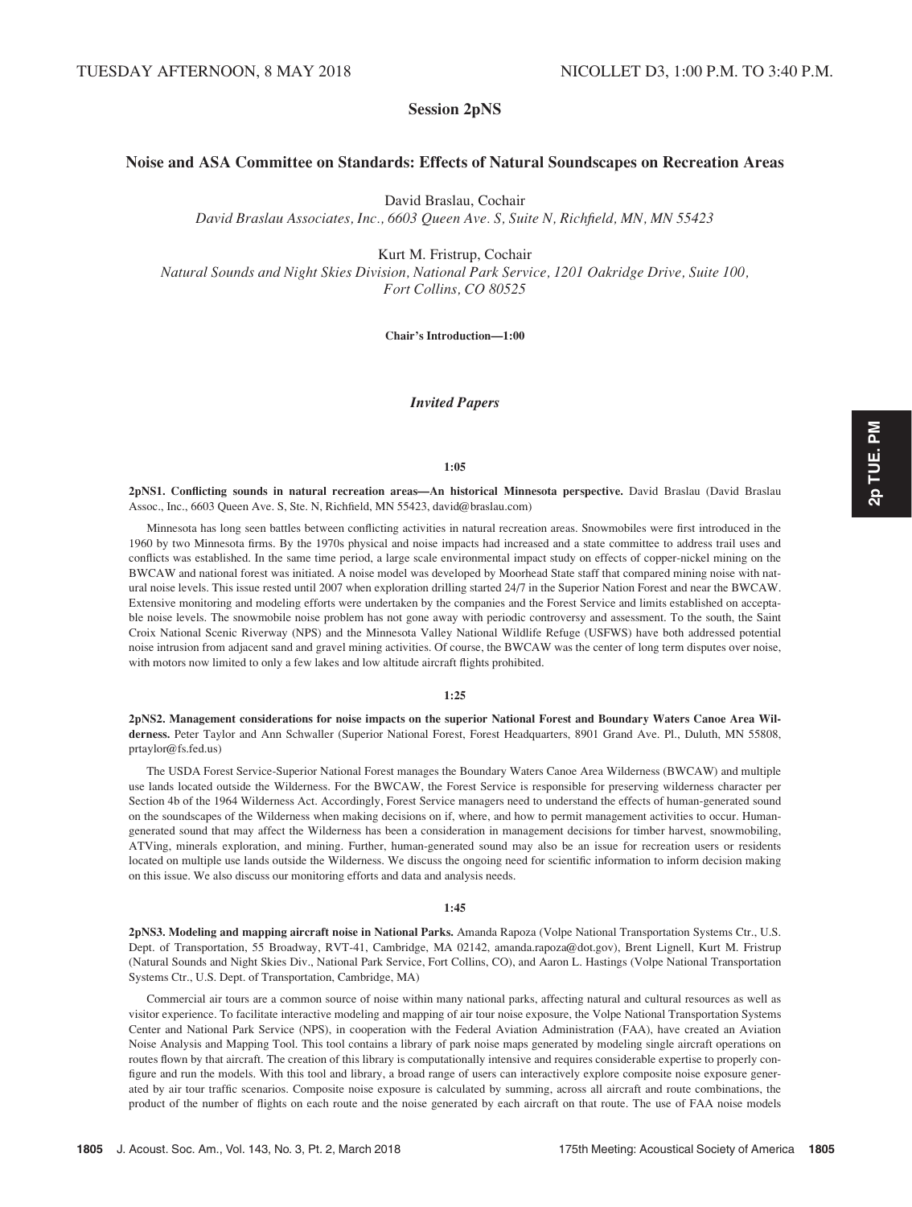TUESDAY AFTERNOON, 8 MAY 2018 NICOLLET D3, 1:00 P.M. TO 3:40 P.M.

## Session 2pNS

### Noise and ASA Committee on Standards: Effects of Natural Soundscapes on Recreation Areas

David Braslau, Cochair
*David Braslau Associates, Inc., 6603 Queen Ave. S, Suite N, Richfield, MN, MN 55423*

Kurt M. Fristrup, Cochair
*Natural Sounds and Night Skies Division, National Park Service, 1201 Oakridge Drive, Suite 100, Fort Collins, CO 80525*

**Chair's Introduction—1:00**

### *Invited Papers*

**1:05**

**2pNS1. Conflicting sounds in natural recreation areas—An historical Minnesota perspective.** David Braslau (David Braslau Assoc., Inc., 6603 Queen Ave. S, Ste. N, Richfield, MN 55423, david@braslau.com)

Minnesota has long seen battles between conflicting activities in natural recreation areas. Snowmobiles were first introduced in the 1960 by two Minnesota firms. By the 1970s physical and noise impacts had increased and a state committee to address trail uses and conflicts was established. In the same time period, a large scale environmental impact study on effects of copper-nickel mining on the BWCAW and national forest was initiated. A noise model was developed by Moorhead State staff that compared mining noise with natural noise levels. This issue rested until 2007 when exploration drilling started 24/7 in the Superior Nation Forest and near the BWCAW. Extensive monitoring and modeling efforts were undertaken by the companies and the Forest Service and limits established on acceptable noise levels. The snowmobile noise problem has not gone away with periodic controversy and assessment. To the south, the Saint Croix National Scenic Riverway (NPS) and the Minnesota Valley National Wildlife Refuge (USFWS) have both addressed potential noise intrusion from adjacent sand and gravel mining activities. Of course, the BWCAW was the center of long term disputes over noise, with motors now limited to only a few lakes and low altitude aircraft flights prohibited.

**1:25**

**2pNS2. Management considerations for noise impacts on the superior National Forest and Boundary Waters Canoe Area Wilderness.** Peter Taylor and Ann Schwaller (Superior National Forest, Forest Headquarters, 8901 Grand Ave. Pl., Duluth, MN 55808, prtaylor@fs.fed.us)

The USDA Forest Service-Superior National Forest manages the Boundary Waters Canoe Area Wilderness (BWCAW) and multiple use lands located outside the Wilderness. For the BWCAW, the Forest Service is responsible for preserving wilderness character per Section 4b of the 1964 Wilderness Act. Accordingly, Forest Service managers need to understand the effects of human-generated sound on the soundscapes of the Wilderness when making decisions on if, where, and how to permit management activities to occur. Human-generated sound that may affect the Wilderness has been a consideration in management decisions for timber harvest, snowmobiling, ATVing, minerals exploration, and mining. Further, human-generated sound may also be an issue for recreation users or residents located on multiple use lands outside the Wilderness. We discuss the ongoing need for scientific information to inform decision making on this issue. We also discuss our monitoring efforts and data and analysis needs.

**1:45**

**2pNS3. Modeling and mapping aircraft noise in National Parks.** Amanda Rapoza (Volpe National Transportation Systems Ctr., U.S. Dept. of Transportation, 55 Broadway, RVT-41, Cambridge, MA 02142, amanda.rapoza@dot.gov), Brent Lignell, Kurt M. Fristrup (Natural Sounds and Night Skies Div., National Park Service, Fort Collins, CO), and Aaron L. Hastings (Volpe National Transportation Systems Ctr., U.S. Dept. of Transportation, Cambridge, MA)

Commercial air tours are a common source of noise within many national parks, affecting natural and cultural resources as well as visitor experience. To facilitate interactive modeling and mapping of air tour noise exposure, the Volpe National Transportation Systems Center and National Park Service (NPS), in cooperation with the Federal Aviation Administration (FAA), have created an Aviation Noise Analysis and Mapping Tool. This tool contains a library of park noise maps generated by modeling single aircraft operations on routes flown by that aircraft. The creation of this library is computationally intensive and requires considerable expertise to properly configure and run the models. With this tool and library, a broad range of users can interactively explore composite noise exposure generated by air tour traffic scenarios. Composite noise exposure is calculated by summing, across all aircraft and route combinations, the product of the number of flights on each route and the noise generated by each aircraft on that route. The use of FAA noise models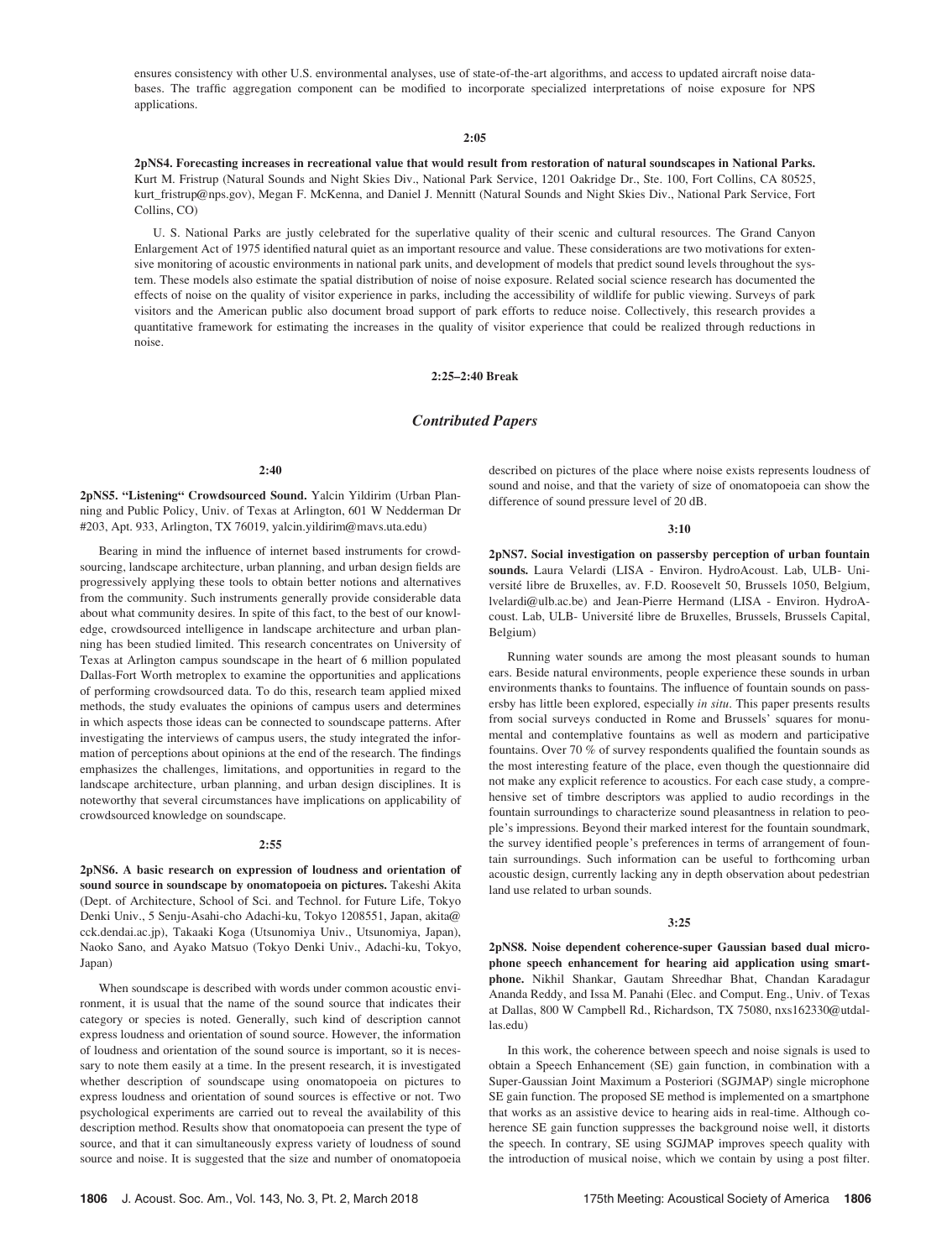ensures consistency with other U.S. environmental analyses, use of state-of-the-art algorithms, and access to updated aircraft noise databases. The traffic aggregation component can be modified to incorporate specialized interpretations of noise exposure for NPS applications.

**2:05**

**2pNS4. Forecasting increases in recreational value that would result from restoration of natural soundscapes in National Parks.** Kurt M. Fristrup (Natural Sounds and Night Skies Div., National Park Service, 1201 Oakridge Dr., Ste. 100, Fort Collins, CA 80525, kurt_fristrup@nps.gov), Megan F. McKenna, and Daniel J. Mennitt (Natural Sounds and Night Skies Div., National Park Service, Fort Collins, CO)

U. S. National Parks are justly celebrated for the superlative quality of their scenic and cultural resources. The Grand Canyon Enlargement Act of 1975 identified natural quiet as an important resource and value. These considerations are two motivations for extensive monitoring of acoustic environments in national park units, and development of models that predict sound levels throughout the system. These models also estimate the spatial distribution of noise of noise exposure. Related social science research has documented the effects of noise on the quality of visitor experience in parks, including the accessibility of wildlife for public viewing. Surveys of park visitors and the American public also document broad support of park efforts to reduce noise. Collectively, this research provides a quantitative framework for estimating the increases in the quality of visitor experience that could be realized through reductions in noise.

**2:25–2:40 Break**

## *Contributed Papers*

**2:40**

**2pNS5. "Listening" Crowdsourced Sound.** Yalcin Yildirim (Urban Planning and Public Policy, Univ. of Texas at Arlington, 601 W Nedderman Dr #203, Apt. 933, Arlington, TX 76019, yalcin.yildirim@mavs.uta.edu)

Bearing in mind the influence of internet based instruments for crowdsourcing, landscape architecture, urban planning, and urban design fields are progressively applying these tools to obtain better notions and alternatives from the community. Such instruments generally provide considerable data about what community desires. In spite of this fact, to the best of our knowledge, crowdsourced intelligence in landscape architecture and urban planning has been studied limited. This research concentrates on University of Texas at Arlington campus soundscape in the heart of 6 million populated Dallas-Fort Worth metroplex to examine the opportunities and applications of performing crowdsourced data. To do this, research team applied mixed methods, the study evaluates the opinions of campus users and determines in which aspects those ideas can be connected to soundscape patterns. After investigating the interviews of campus users, the study integrated the information of perceptions about opinions at the end of the research. The findings emphasizes the challenges, limitations, and opportunities in regard to the landscape architecture, urban planning, and urban design disciplines. It is noteworthy that several circumstances have implications on applicability of crowdsourced knowledge on soundscape.

**2:55**

**2pNS6. A basic research on expression of loudness and orientation of sound source in soundscape by onomatopoeia on pictures.** Takeshi Akita (Dept. of Architecture, School of Sci. and Technol. for Future Life, Tokyo Denki Univ., 5 Senju-Asahi-cho Adachi-ku, Tokyo 1208551, Japan, akita@cck.dendai.ac.jp), Takaaki Koga (Utsunomiya Univ., Utsunomiya, Japan), Naoko Sano, and Ayako Matsuo (Tokyo Denki Univ., Adachi-ku, Tokyo, Japan)

When soundscape is described with words under common acoustic environment, it is usual that the name of the sound source that indicates their category or species is noted. Generally, such kind of description cannot express loudness and orientation of sound source. However, the information of loudness and orientation of the sound source is important, so it is necessary to note them easily at a time. In the present research, it is investigated whether description of soundscape using onomatopoeia on pictures to express loudness and orientation of sound sources is effective or not. Two psychological experiments are carried out to reveal the availability of this description method. Results show that onomatopoeia can present the type of source, and that it can simultaneously express variety of loudness of sound source and noise. It is suggested that the size and number of onomatopoeia described on pictures of the place where noise exists represents loudness of sound and noise, and that the variety of size of onomatopoeia can show the difference of sound pressure level of 20 dB.

**3:10**

**2pNS7. Social investigation on passersby perception of urban fountain sounds.** Laura Velardi (LISA - Environ. HydroAcoust. Lab, ULB- Université libre de Bruxelles, av. F.D. Roosevelt 50, Brussels 1050, Belgium, lvelardi@ulb.ac.be) and Jean-Pierre Hermand (LISA - Environ. HydroAcoust. Lab, ULB- Université libre de Bruxelles, Brussels, Brussels Capital, Belgium)

Running water sounds are among the most pleasant sounds to human ears. Beside natural environments, people experience these sounds in urban environments thanks to fountains. The influence of fountain sounds on passersby has little been explored, especially *in situ*. This paper presents results from social surveys conducted in Rome and Brussels' squares for monumental and contemplative fountains as well as modern and participative fountains. Over 70 % of survey respondents qualified the fountain sounds as the most interesting feature of the place, even though the questionnaire did not make any explicit reference to acoustics. For each case study, a comprehensive set of timbre descriptors was applied to audio recordings in the fountain surroundings to characterize sound pleasantness in relation to people's impressions. Beyond their marked interest for the fountain soundmark, the survey identified people's preferences in terms of arrangement of fountain surroundings. Such information can be useful to forthcoming urban acoustic design, currently lacking any in depth observation about pedestrian land use related to urban sounds.

**3:25**

**2pNS8. Noise dependent coherence-super Gaussian based dual microphone speech enhancement for hearing aid application using smartphone.** Nikhil Shankar, Gautam Shreedhar Bhat, Chandan Karadagur Ananda Reddy, and Issa M. Panahi (Elec. and Comput. Eng., Univ. of Texas at Dallas, 800 W Campbell Rd., Richardson, TX 75080, nxs162330@utdallas.edu)

In this work, the coherence between speech and noise signals is used to obtain a Speech Enhancement (SE) gain function, in combination with a Super-Gaussian Joint Maximum a Posteriori (SGJMAP) single microphone SE gain function. The proposed SE method is implemented on a smartphone that works as an assistive device to hearing aids in real-time. Although coherence SE gain function suppresses the background noise well, it distorts the speech. In contrary, SE using SGJMAP improves speech quality with the introduction of musical noise, which we contain by using a post filter.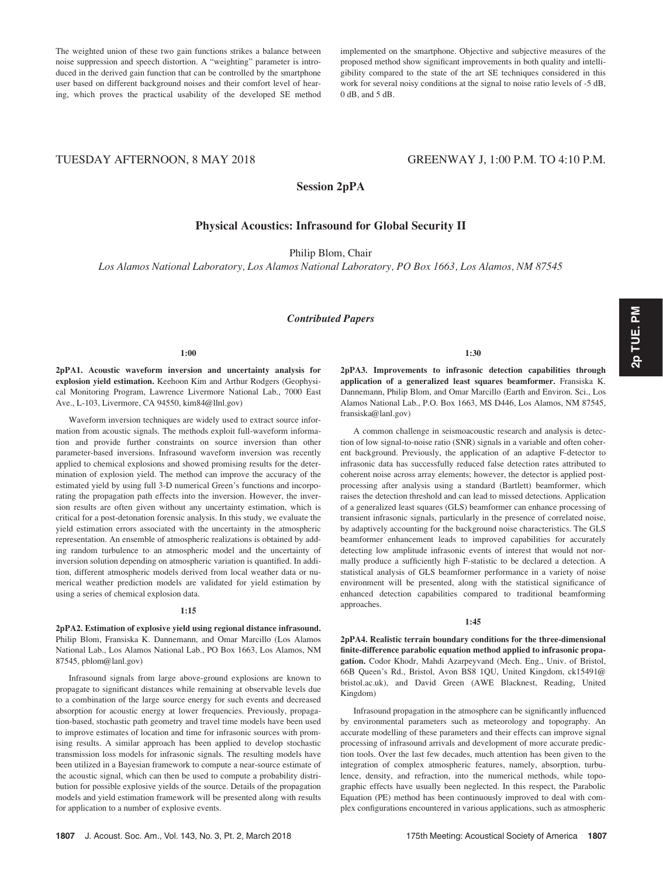The weighted union of these two gain functions strikes a balance between noise suppression and speech distortion. A "weighting" parameter is introduced in the derived gain function that can be controlled by the smartphone user based on different background noises and their comfort level of hearing, which proves the practical usability of the developed SE method implemented on the smartphone. Objective and subjective measures of the proposed method show significant improvements in both quality and intelligibility compared to the state of the art SE techniques considered in this work for several noisy conditions at the signal to noise ratio levels of -5 dB, 0 dB, and 5 dB.

TUESDAY AFTERNOON, 8 MAY 2018 — GREENWAY J, 1:00 P.M. TO 4:10 P.M.

## Session 2pPA

## Physical Acoustics: Infrasound for Global Security II

Philip Blom, Chair

*Los Alamos National Laboratory, Los Alamos National Laboratory, PO Box 1663, Los Alamos, NM 87545*

### *Contributed Papers*

1:00

**2pPA1. Acoustic waveform inversion and uncertainty analysis for explosion yield estimation.** Keehoon Kim and Arthur Rodgers (Geophysical Monitoring Program, Lawrence Livermore National Lab., 7000 East Ave., L-103, Livermore, CA 94550, kim84@llnl.gov)

Waveform inversion techniques are widely used to extract source information from acoustic signals. The methods exploit full-waveform information and provide further constraints on source inversion than other parameter-based inversions. Infrasound waveform inversion was recently applied to chemical explosions and showed promising results for the determination of explosion yield. The method can improve the accuracy of the estimated yield by using full 3-D numerical Green's functions and incorporating the propagation path effects into the inversion. However, the inversion results are often given without any uncertainty estimation, which is critical for a post-detonation forensic analysis. In this study, we evaluate the yield estimation errors associated with the uncertainty in the atmospheric representation. An ensemble of atmospheric realizations is obtained by adding random turbulence to an atmospheric model and the uncertainty of inversion solution depending on atmospheric variation is quantified. In addition, different atmospheric models derived from local weather data or numerical weather prediction models are validated for yield estimation by using a series of chemical explosion data.

1:15

**2pPA2. Estimation of explosive yield using regional distance infrasound.** Philip Blom, Fransiska K. Dannemann, and Omar Marcillo (Los Alamos National Lab., Los Alamos National Lab., PO Box 1663, Los Alamos, NM 87545, pblom@lanl.gov)

Infrasound signals from large above-ground explosions are known to propagate to significant distances while remaining at observable levels due to a combination of the large source energy for such events and decreased absorption for acoustic energy at lower frequencies. Previously, propagation-based, stochastic path geometry and travel time models have been used to improve estimates of location and time for infrasonic sources with promising results. A similar approach has been applied to develop stochastic transmission loss models for infrasonic signals. The resulting models have been utilized in a Bayesian framework to compute a near-source estimate of the acoustic signal, which can then be used to compute a probability distribution for possible explosive yields of the source. Details of the propagation models and yield estimation framework will be presented along with results for application to a number of explosive events.

1:30

**2pPA3. Improvements to infrasonic detection capabilities through application of a generalized least squares beamformer.** Fransiska K. Dannemann, Philip Blom, and Omar Marcillo (Earth and Environ. Sci., Los Alamos National Lab., P.O. Box 1663, MS D446, Los Alamos, NM 87545, fransiska@lanl.gov)

A common challenge in seismoacoustic research and analysis is detection of low signal-to-noise ratio (SNR) signals in a variable and often coherent background. Previously, the application of an adaptive F-detector to infrasonic data has successfully reduced false detection rates attributed to coherent noise across array elements; however, the detector is applied post-processing after analysis using a standard (Bartlett) beamformer, which raises the detection threshold and can lead to missed detections. Application of a generalized least squares (GLS) beamformer can enhance processing of transient infrasonic signals, particularly in the presence of correlated noise, by adaptively accounting for the background noise characteristics. The GLS beamformer enhancement leads to improved capabilities for accurately detecting low amplitude infrasonic events of interest that would not normally produce a sufficiently high F-statistic to be declared a detection. A statistical analysis of GLS beamformer performance in a variety of noise environment will be presented, along with the statistical significance of enhanced detection capabilities compared to traditional beamforming approaches.

1:45

**2pPA4. Realistic terrain boundary conditions for the three-dimensional finite-difference parabolic equation method applied to infrasonic propagation.** Codor Khodr, Mahdi Azarpeyvand (Mech. Eng., Univ. of Bristol, 66B Queen's Rd., Bristol, Avon BS8 1QU, United Kingdom, ck15491@bristol.ac.uk), and David Green (AWE Blacknest, Reading, United Kingdom)

Infrasound propagation in the atmosphere can be significantly influenced by environmental parameters such as meteorology and topography. An accurate modelling of these parameters and their effects can improve signal processing of infrasound arrivals and development of more accurate prediction tools. Over the last few decades, much attention has been given to the integration of complex atmospheric features, namely, absorption, turbulence, density, and refraction, into the numerical methods, while topographic effects have usually been neglected. In this respect, the Parabolic Equation (PE) method has been continuously improved to deal with complex configurations encountered in various applications, such as atmospheric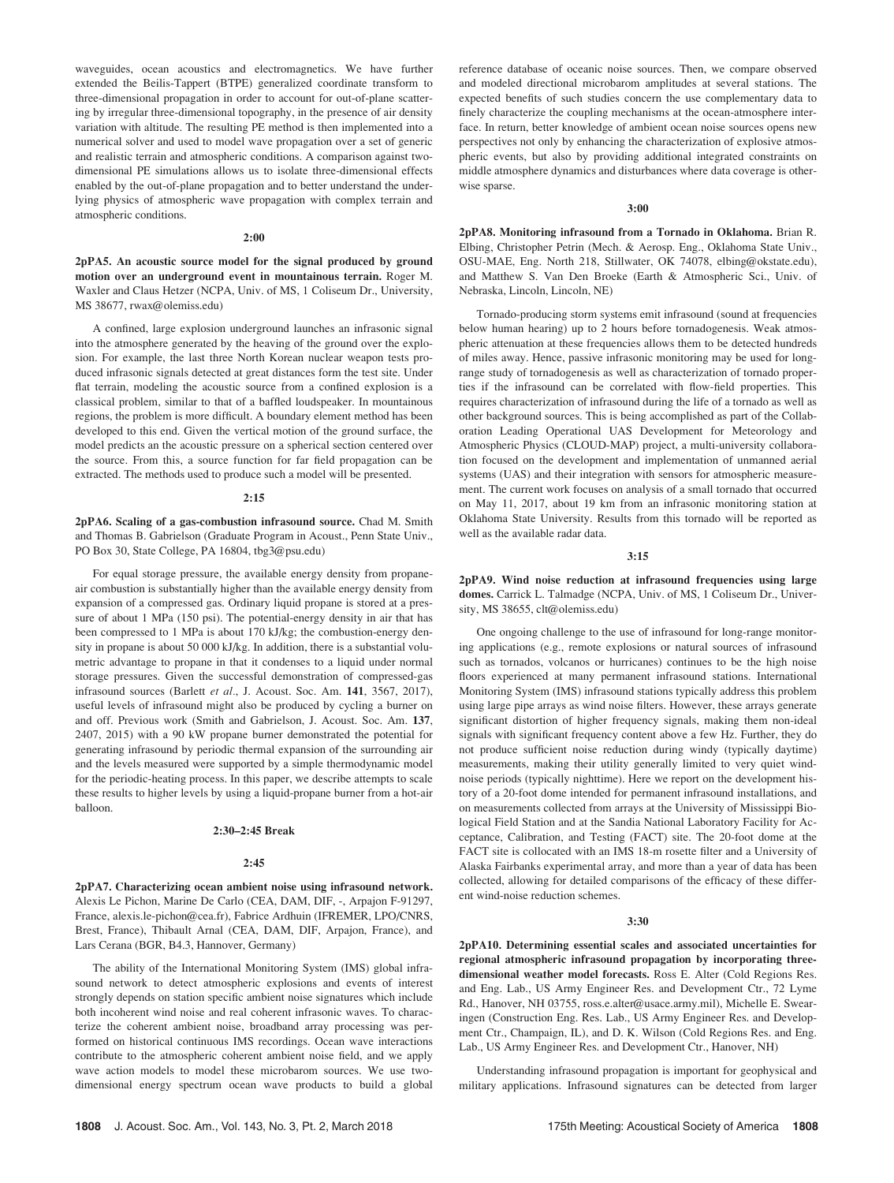waveguides, ocean acoustics and electromagnetics. We have further extended the Beilis-Tappert (BTPE) generalized coordinate transform to three-dimensional propagation in order to account for out-of-plane scattering by irregular three-dimensional topography, in the presence of air density variation with altitude. The resulting PE method is then implemented into a numerical solver and used to model wave propagation over a set of generic and realistic terrain and atmospheric conditions. A comparison against two-dimensional PE simulations allows us to isolate three-dimensional effects enabled by the out-of-plane propagation and to better understand the underlying physics of atmospheric wave propagation with complex terrain and atmospheric conditions.

**2:00**

**2pPA5. An acoustic source model for the signal produced by ground motion over an underground event in mountainous terrain.** Roger M. Waxler and Claus Hetzer (NCPA, Univ. of MS, 1 Coliseum Dr., University, MS 38677, rwax@olemiss.edu)

A confined, large explosion underground launches an infrasonic signal into the atmosphere generated by the heaving of the ground over the explosion. For example, the last three North Korean nuclear weapon tests produced infrasonic signals detected at great distances form the test site. Under flat terrain, modeling the acoustic source from a confined explosion is a classical problem, similar to that of a baffled loudspeaker. In mountainous regions, the problem is more difficult. A boundary element method has been developed to this end. Given the vertical motion of the ground surface, the model predicts an the acoustic pressure on a spherical section centered over the source. From this, a source function for far field propagation can be extracted. The methods used to produce such a model will be presented.

**2:15**

**2pPA6. Scaling of a gas-combustion infrasound source.** Chad M. Smith and Thomas B. Gabrielson (Graduate Program in Acoust., Penn State Univ., PO Box 30, State College, PA 16804, tbg3@psu.edu)

For equal storage pressure, the available energy density from propane-air combustion is substantially higher than the available energy density from expansion of a compressed gas. Ordinary liquid propane is stored at a pressure of about 1 MPa (150 psi). The potential-energy density in air that has been compressed to 1 MPa is about 170 kJ/kg; the combustion-energy density in propane is about 50 000 kJ/kg. In addition, there is a substantial volumetric advantage to propane in that it condenses to a liquid under normal storage pressures. Given the successful demonstration of compressed-gas infrasound sources (Barlett *et al*., J. Acoust. Soc. Am. **141**, 3567, 2017), useful levels of infrasound might also be produced by cycling a burner on and off. Previous work (Smith and Gabrielson, J. Acoust. Soc. Am. **137**, 2407, 2015) with a 90 kW propane burner demonstrated the potential for generating infrasound by periodic thermal expansion of the surrounding air and the levels measured were supported by a simple thermodynamic model for the periodic-heating process. In this paper, we describe attempts to scale these results to higher levels by using a liquid-propane burner from a hot-air balloon.

**2:30–2:45 Break**

**2:45**

**2pPA7. Characterizing ocean ambient noise using infrasound network.** Alexis Le Pichon, Marine De Carlo (CEA, DAM, DIF, -, Arpajon F-91297, France, alexis.le-pichon@cea.fr), Fabrice Ardhuin (IFREMER, LPO/CNRS, Brest, France), Thibault Arnal (CEA, DAM, DIF, Arpajon, France), and Lars Cerana (BGR, B4.3, Hannover, Germany)

The ability of the International Monitoring System (IMS) global infrasound network to detect atmospheric explosions and events of interest strongly depends on station specific ambient noise signatures which include both incoherent wind noise and real coherent infrasonic waves. To characterize the coherent ambient noise, broadband array processing was performed on historical continuous IMS recordings. Ocean wave interactions contribute to the atmospheric coherent ambient noise field, and we apply wave action models to model these microbarom sources. We use two-dimensional energy spectrum ocean wave products to build a global reference database of oceanic noise sources. Then, we compare observed and modeled directional microbarom amplitudes at several stations. The expected benefits of such studies concern the use complementary data to finely characterize the coupling mechanisms at the ocean-atmosphere interface. In return, better knowledge of ambient ocean noise sources opens new perspectives not only by enhancing the characterization of explosive atmospheric events, but also by providing additional integrated constraints on middle atmosphere dynamics and disturbances where data coverage is otherwise sparse.

**3:00**

**2pPA8. Monitoring infrasound from a Tornado in Oklahoma.** Brian R. Elbing, Christopher Petrin (Mech. & Aerosp. Eng., Oklahoma State Univ., OSU-MAE, Eng. North 218, Stillwater, OK 74078, elbing@okstate.edu), and Matthew S. Van Den Broeke (Earth & Atmospheric Sci., Univ. of Nebraska, Lincoln, Lincoln, NE)

Tornado-producing storm systems emit infrasound (sound at frequencies below human hearing) up to 2 hours before tornadogenesis. Weak atmospheric attenuation at these frequencies allows them to be detected hundreds of miles away. Hence, passive infrasonic monitoring may be used for long-range study of tornadogenesis as well as characterization of tornado properties if the infrasound can be correlated with flow-field properties. This requires characterization of infrasound during the life of a tornado as well as other background sources. This is being accomplished as part of the Collaboration Leading Operational UAS Development for Meteorology and Atmospheric Physics (CLOUD-MAP) project, a multi-university collaboration focused on the development and implementation of unmanned aerial systems (UAS) and their integration with sensors for atmospheric measurement. The current work focuses on analysis of a small tornado that occurred on May 11, 2017, about 19 km from an infrasonic monitoring station at Oklahoma State University. Results from this tornado will be reported as well as the available radar data.

**3:15**

**2pPA9. Wind noise reduction at infrasound frequencies using large domes.** Carrick L. Talmadge (NCPA, Univ. of MS, 1 Coliseum Dr., University, MS 38655, clt@olemiss.edu)

One ongoing challenge to the use of infrasound for long-range monitoring applications (e.g., remote explosions or natural sources of infrasound such as tornados, volcanos or hurricanes) continues to be the high noise floors experienced at many permanent infrasound stations. International Monitoring System (IMS) infrasound stations typically address this problem using large pipe arrays as wind noise filters. However, these arrays generate significant distortion of higher frequency signals, making them non-ideal signals with significant frequency content above a few Hz. Further, they do not produce sufficient noise reduction during windy (typically daytime) measurements, making their utility generally limited to very quiet wind-noise periods (typically nighttime). Here we report on the development history of a 20-foot dome intended for permanent infrasound installations, and on measurements collected from arrays at the University of Mississippi Biological Field Station and at the Sandia National Laboratory Facility for Acceptance, Calibration, and Testing (FACT) site. The 20-foot dome at the FACT site is collocated with an IMS 18-m rosette filter and a University of Alaska Fairbanks experimental array, and more than a year of data has been collected, allowing for detailed comparisons of the efficacy of these different wind-noise reduction schemes.

**3:30**

**2pPA10. Determining essential scales and associated uncertainties for regional atmospheric infrasound propagation by incorporating three-dimensional weather model forecasts.** Ross E. Alter (Cold Regions Res. and Eng. Lab., US Army Engineer Res. and Development Ctr., 72 Lyme Rd., Hanover, NH 03755, ross.e.alter@usace.army.mil), Michelle E. Swearingen (Construction Eng. Res. Lab., US Army Engineer Res. and Development Ctr., Champaign, IL), and D. K. Wilson (Cold Regions Res. and Eng. Lab., US Army Engineer Res. and Development Ctr., Hanover, NH)

Understanding infrasound propagation is important for geophysical and military applications. Infrasound signatures can be detected from larger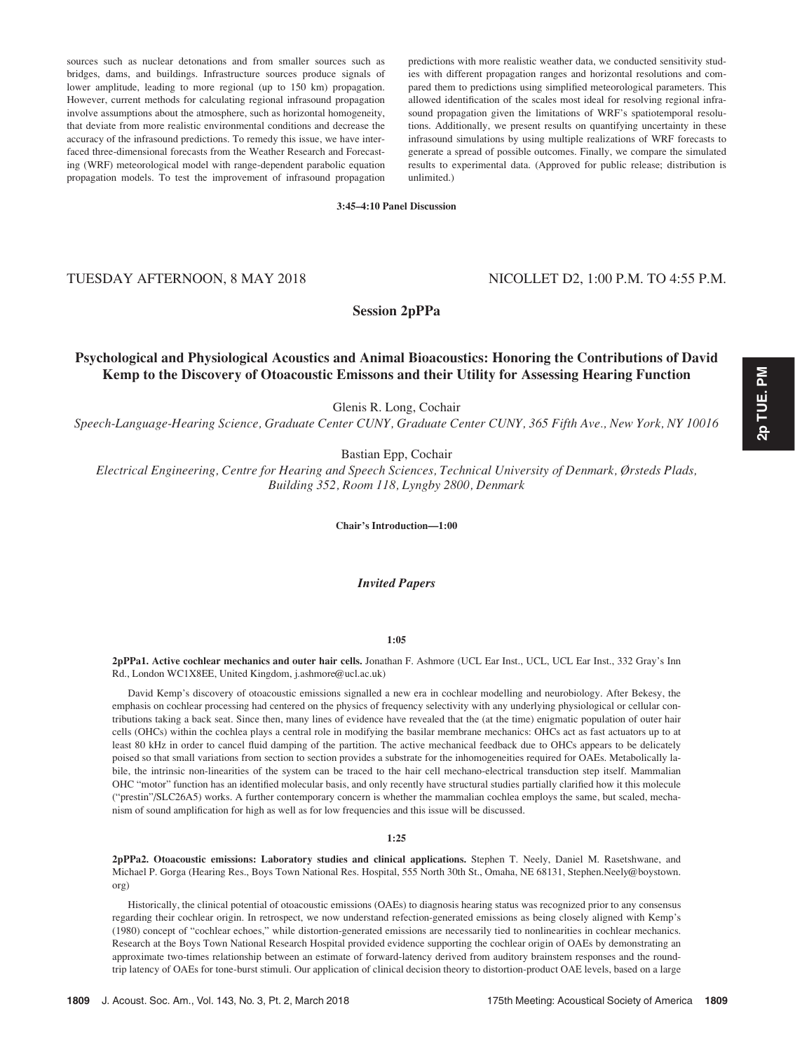sources such as nuclear detonations and from smaller sources such as bridges, dams, and buildings. Infrastructure sources produce signals of lower amplitude, leading to more regional (up to 150 km) propagation. However, current methods for calculating regional infrasound propagation involve assumptions about the atmosphere, such as horizontal homogeneity, that deviate from more realistic environmental conditions and decrease the accuracy of the infrasound predictions. To remedy this issue, we have interfaced three-dimensional forecasts from the Weather Research and Forecasting (WRF) meteorological model with range-dependent parabolic equation propagation models. To test the improvement of infrasound propagation predictions with more realistic weather data, we conducted sensitivity studies with different propagation ranges and horizontal resolutions and compared them to predictions using simplified meteorological parameters. This allowed identification of the scales most ideal for resolving regional infrasound propagation given the limitations of WRF's spatiotemporal resolutions. Additionally, we present results on quantifying uncertainty in these infrasound simulations by using multiple realizations of WRF forecasts to generate a spread of possible outcomes. Finally, we compare the simulated results to experimental data. (Approved for public release; distribution is unlimited.)

**3:45–4:10 Panel Discussion**

TUESDAY AFTERNOON, 8 MAY 2018 NICOLLET D2, 1:00 P.M. TO 4:55 P.M.

## Session 2pPPa

### Psychological and Physiological Acoustics and Animal Bioacoustics: Honoring the Contributions of David Kemp to the Discovery of Otoacoustic Emissons and their Utility for Assessing Hearing Function

Glenis R. Long, Cochair

*Speech-Language-Hearing Science, Graduate Center CUNY, Graduate Center CUNY, 365 Fifth Ave., New York, NY 10016*

Bastian Epp, Cochair

*Electrical Engineering, Centre for Hearing and Speech Sciences, Technical University of Denmark, Ørsteds Plads, Building 352, Room 118, Lyngby 2800, Denmark*

**Chair's Introduction—1:00**

### *Invited Papers*

**1:05**

**2pPPa1. Active cochlear mechanics and outer hair cells.** Jonathan F. Ashmore (UCL Ear Inst., UCL, UCL Ear Inst., 332 Gray's Inn Rd., London WC1X8EE, United Kingdom, j.ashmore@ucl.ac.uk)

David Kemp's discovery of otoacoustic emissions signalled a new era in cochlear modelling and neurobiology. After Bekesy, the emphasis on cochlear processing had centered on the physics of frequency selectivity with any underlying physiological or cellular contributions taking a back seat. Since then, many lines of evidence have revealed that the (at the time) enigmatic population of outer hair cells (OHCs) within the cochlea plays a central role in modifying the basilar membrane mechanics: OHCs act as fast actuators up to at least 80 kHz in order to cancel fluid damping of the partition. The active mechanical feedback due to OHCs appears to be delicately poised so that small variations from section to section provides a substrate for the inhomogeneities required for OAEs. Metabolically labile, the intrinsic non-linearities of the system can be traced to the hair cell mechano-electrical transduction step itself. Mammalian OHC "motor" function has an identified molecular basis, and only recently have structural studies partially clarified how it this molecule ("prestin"/SLC26A5) works. A further contemporary concern is whether the mammalian cochlea employs the same, but scaled, mechanism of sound amplification for high as well as for low frequencies and this issue will be discussed.

**1:25**

**2pPPa2. Otoacoustic emissions: Laboratory studies and clinical applications.** Stephen T. Neely, Daniel M. Rasetshwane, and Michael P. Gorga (Hearing Res., Boys Town National Res. Hospital, 555 North 30th St., Omaha, NE 68131, Stephen.Neely@boystown.org)

Historically, the clinical potential of otoacoustic emissions (OAEs) to diagnosis hearing status was recognized prior to any consensus regarding their cochlear origin. In retrospect, we now understand refection-generated emissions as being closely aligned with Kemp's (1980) concept of "cochlear echoes," while distortion-generated emissions are necessarily tied to nonlinearities in cochlear mechanics. Research at the Boys Town National Research Hospital provided evidence supporting the cochlear origin of OAEs by demonstrating an approximate two-times relationship between an estimate of forward-latency derived from auditory brainstem responses and the round-trip latency of OAEs for tone-burst stimuli. Our application of clinical decision theory to distortion-product OAE levels, based on a large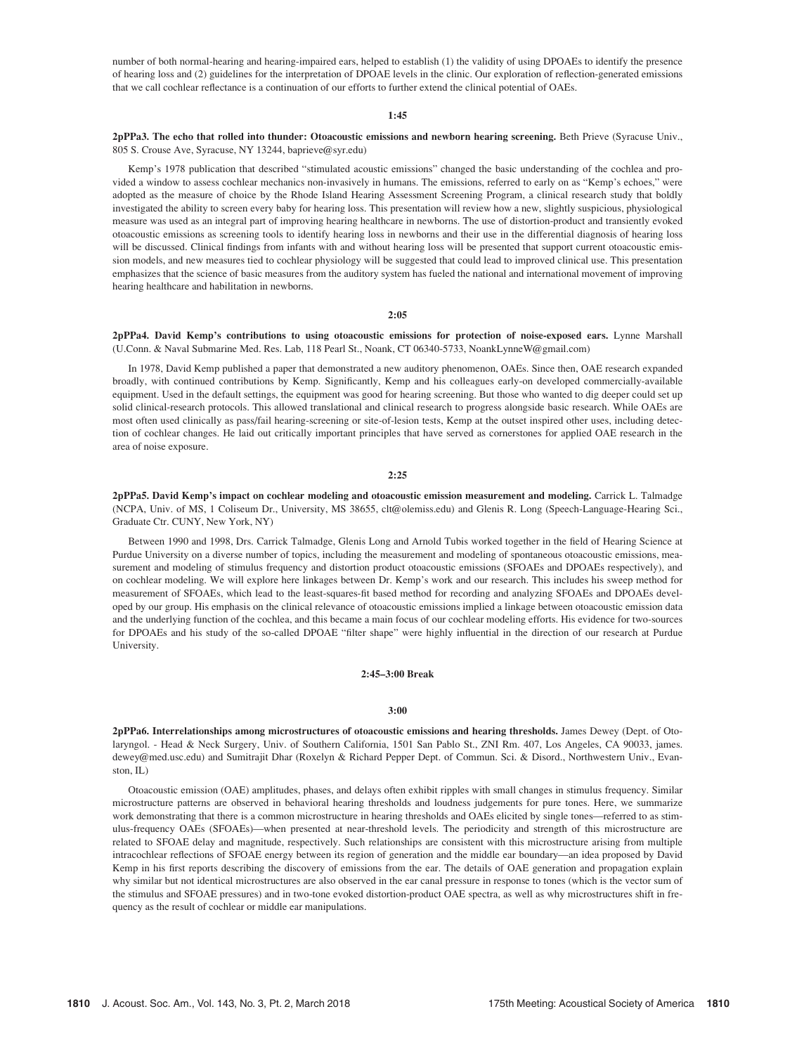number of both normal-hearing and hearing-impaired ears, helped to establish (1) the validity of using DPOAEs to identify the presence of hearing loss and (2) guidelines for the interpretation of DPOAE levels in the clinic. Our exploration of reflection-generated emissions that we call cochlear reflectance is a continuation of our efforts to further extend the clinical potential of OAEs.

**1:45**

**2pPPa3. The echo that rolled into thunder: Otoacoustic emissions and newborn hearing screening.** Beth Prieve (Syracuse Univ., 805 S. Crouse Ave, Syracuse, NY 13244, baprieve@syr.edu)

Kemp's 1978 publication that described "stimulated acoustic emissions" changed the basic understanding of the cochlea and provided a window to assess cochlear mechanics non-invasively in humans. The emissions, referred to early on as "Kemp's echoes," were adopted as the measure of choice by the Rhode Island Hearing Assessment Screening Program, a clinical research study that boldly investigated the ability to screen every baby for hearing loss. This presentation will review how a new, slightly suspicious, physiological measure was used as an integral part of improving hearing healthcare in newborns. The use of distortion-product and transiently evoked otoacoustic emissions as screening tools to identify hearing loss in newborns and their use in the differential diagnosis of hearing loss will be discussed. Clinical findings from infants with and without hearing loss will be presented that support current otoacoustic emission models, and new measures tied to cochlear physiology will be suggested that could lead to improved clinical use. This presentation emphasizes that the science of basic measures from the auditory system has fueled the national and international movement of improving hearing healthcare and habilitation in newborns.

**2:05**

**2pPPa4. David Kemp's contributions to using otoacoustic emissions for protection of noise-exposed ears.** Lynne Marshall (U.Conn. & Naval Submarine Med. Res. Lab, 118 Pearl St., Noank, CT 06340-5733, NoankLynneW@gmail.com)

In 1978, David Kemp published a paper that demonstrated a new auditory phenomenon, OAEs. Since then, OAE research expanded broadly, with continued contributions by Kemp. Significantly, Kemp and his colleagues early-on developed commercially-available equipment. Used in the default settings, the equipment was good for hearing screening. But those who wanted to dig deeper could set up solid clinical-research protocols. This allowed translational and clinical research to progress alongside basic research. While OAEs are most often used clinically as pass/fail hearing-screening or site-of-lesion tests, Kemp at the outset inspired other uses, including detection of cochlear changes. He laid out critically important principles that have served as cornerstones for applied OAE research in the area of noise exposure.

**2:25**

**2pPPa5. David Kemp's impact on cochlear modeling and otoacoustic emission measurement and modeling.** Carrick L. Talmadge (NCPA, Univ. of MS, 1 Coliseum Dr., University, MS 38655, clt@olemiss.edu) and Glenis R. Long (Speech-Language-Hearing Sci., Graduate Ctr. CUNY, New York, NY)

Between 1990 and 1998, Drs. Carrick Talmadge, Glenis Long and Arnold Tubis worked together in the field of Hearing Science at Purdue University on a diverse number of topics, including the measurement and modeling of spontaneous otoacoustic emissions, measurement and modeling of stimulus frequency and distortion product otoacoustic emissions (SFOAEs and DPOAEs respectively), and on cochlear modeling. We will explore here linkages between Dr. Kemp's work and our research. This includes his sweep method for measurement of SFOAEs, which lead to the least-squares-fit based method for recording and analyzing SFOAEs and DPOAEs developed by our group. His emphasis on the clinical relevance of otoacoustic emissions implied a linkage between otoacoustic emission data and the underlying function of the cochlea, and this became a main focus of our cochlear modeling efforts. His evidence for two-sources for DPOAEs and his study of the so-called DPOAE "filter shape" were highly influential in the direction of our research at Purdue University.

**2:45–3:00 Break**

**3:00**

**2pPPa6. Interrelationships among microstructures of otoacoustic emissions and hearing thresholds.** James Dewey (Dept. of Otolaryngol. - Head & Neck Surgery, Univ. of Southern California, 1501 San Pablo St., ZNI Rm. 407, Los Angeles, CA 90033, james.dewey@med.usc.edu) and Sumitrajit Dhar (Roxelyn & Richard Pepper Dept. of Commun. Sci. & Disord., Northwestern Univ., Evanston, IL)

Otoacoustic emission (OAE) amplitudes, phases, and delays often exhibit ripples with small changes in stimulus frequency. Similar microstructure patterns are observed in behavioral hearing thresholds and loudness judgements for pure tones. Here, we summarize work demonstrating that there is a common microstructure in hearing thresholds and OAEs elicited by single tones—referred to as stimulus-frequency OAEs (SFOAEs)—when presented at near-threshold levels. The periodicity and strength of this microstructure are related to SFOAE delay and magnitude, respectively. Such relationships are consistent with this microstructure arising from multiple intracochlear reflections of SFOAE energy between its region of generation and the middle ear boundary—an idea proposed by David Kemp in his first reports describing the discovery of emissions from the ear. The details of OAE generation and propagation explain why similar but not identical microstructures are also observed in the ear canal pressure in response to tones (which is the vector sum of the stimulus and SFOAE pressures) and in two-tone evoked distortion-product OAE spectra, as well as why microstructures shift in frequency as the result of cochlear or middle ear manipulations.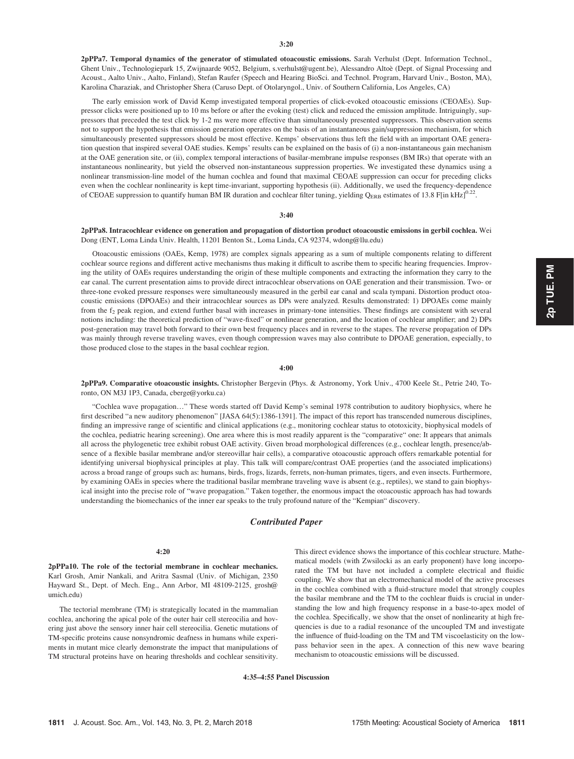**3:20**

**2pPPa7. Temporal dynamics of the generator of stimulated otoacoustic emissions.** Sarah Verhulst (Dept. Information Technol., Ghent Univ., Technologiepark 15, Zwijnaarde 9052, Belgium, s.verhulst@ugent.be), Alessandro Altoè (Dept. of Signal Processing and Acoust., Aalto Univ., Aalto, Finland), Stefan Raufer (Speech and Hearing BioSci. and Technol. Program, Harvard Univ., Boston, MA), Karolina Charaziak, and Christopher Shera (Caruso Dept. of Otolaryngol., Univ. of Southern California, Los Angeles, CA)

The early emission work of David Kemp investigated temporal properties of click-evoked otoacoustic emissions (CEOAEs). Suppressor clicks were positioned up to 10 ms before or after the evoking (test) click and reduced the emission amplitude. Intriguingly, suppressors that preceded the test click by 1-2 ms were more effective than simultaneously presented suppressors. This observation seems not to support the hypothesis that emission generation operates on the basis of an instantaneous gain/suppression mechanism, for which simultaneously presented suppressors should be most effective. Kemps' observations thus left the field with an important OAE generation question that inspired several OAE studies. Kemps' results can be explained on the basis of (i) a non-instantaneous gain mechanism at the OAE generation site, or (ii), complex temporal interactions of basilar-membrane impulse responses (BM IRs) that operate with an instantaneous nonlinearity, but yield the observed non-instantaneous suppression properties. We investigated these dynamics using a nonlinear transmission-line model of the human cochlea and found that maximal CEOAE suppression can occur for preceding clicks even when the cochlear nonlinearity is kept time-invariant, supporting hypothesis (ii). Additionally, we used the frequency-dependence of CEOAE suppression to quantify human BM IR duration and cochlear filter tuning, yielding $Q_{ERB}$ estimates of 13.8 F[in kHz]$^{0.22}$.

**3:40**

**2pPPa8. Intracochlear evidence on generation and propagation of distortion product otoacoustic emissions in gerbil cochlea.** Wei Dong (ENT, Loma Linda Univ. Health, 11201 Benton St., Loma Linda, CA 92374, wdong@llu.edu)

Otoacoustic emissions (OAEs, Kemp, 1978) are complex signals appearing as a sum of multiple components relating to different cochlear source regions and different active mechanisms thus making it difficult to ascribe them to specific hearing frequencies. Improving the utility of OAEs requires understanding the origin of these multiple components and extracting the information they carry to the ear canal. The current presentation aims to provide direct intracochlear observations on OAE generation and their transmission. Two- or three-tone evoked pressure responses were simultaneously measured in the gerbil ear canal and scala tympani. Distortion product otoacoustic emissions (DPOAEs) and their intracochlear sources as DPs were analyzed. Results demonstrated: 1) DPOAEs come mainly from the $f_2$ peak region, and extend further basal with increases in primary-tone intensities. These findings are consistent with several notions including: the theoretical prediction of "wave-fixed" or nonlinear generation, and the location of cochlear amplifier; and 2) DPs post-generation may travel both forward to their own best frequency places and in reverse to the stapes. The reverse propagation of DPs was mainly through reverse traveling waves, even though compression waves may also contribute to DPOAE generation, especially, to those produced close to the stapes in the basal cochlear region.

**4:00**

**2pPPa9. Comparative otoacoustic insights.** Christopher Bergevin (Phys. & Astronomy, York Univ., 4700 Keele St., Petrie 240, Toronto, ON M3J 1P3, Canada, cberge@yorku.ca)

"Cochlea wave propagation…" These words started off David Kemp's seminal 1978 contribution to auditory biophysics, where he first described "a new auditory phenomenon" [JASA 64(5):1386-1391]. The impact of this report has transcended numerous disciplines, finding an impressive range of scientific and clinical applications (e.g., monitoring cochlear status to ototoxicity, biophysical models of the cochlea, pediatric hearing screening). One area where this is most readily apparent is the "comparative" one: It appears that animals all across the phylogenetic tree exhibit robust OAE activity. Given broad morphological differences (e.g., cochlear length, presence/absence of a flexible basilar membrane and/or stereovillar hair cells), a comparative otoacoustic approach offers remarkable potential for identifying universal biophysical principles at play. This talk will compare/contrast OAE properties (and the associated implications) across a broad range of groups such as: humans, birds, frogs, lizards, ferrets, non-human primates, tigers, and even insects. Furthermore, by examining OAEs in species where the traditional basilar membrane traveling wave is absent (e.g., reptiles), we stand to gain biophysical insight into the precise role of "wave propagation." Taken together, the enormous impact the otoacoustic approach has had towards understanding the biomechanics of the inner ear speaks to the truly profound nature of the "Kempian" discovery.

## *Contributed Paper*

**4:20**

**2pPPa10. The role of the tectorial membrane in cochlear mechanics.** Karl Grosh, Amir Nankali, and Aritra Sasmal (Univ. of Michigan, 2350 Hayward St., Dept. of Mech. Eng., Ann Arbor, MI 48109-2125, grosh@umich.edu)

The tectorial membrane (TM) is strategically located in the mammalian cochlea, anchoring the apical pole of the outer hair cell stereocilia and hovering just above the sensory inner hair cell stereocilia. Genetic mutations of TM-specific proteins cause nonsyndromic deafness in humans while experiments in mutant mice clearly demonstrate the impact that manipulations of TM structural proteins have on hearing thresholds and cochlear sensitivity. This direct evidence shows the importance of this cochlear structure. Mathematical models (with Zwsilocki as an early proponent) have long incorporated the TM but have not included a complete electrical and fluidic coupling. We show that an electromechanical model of the active processes in the cochlea combined with a fluid-structure model that strongly couples the basilar membrane and the TM to the cochlear fluids is crucial in understanding the low and high frequency response in a base-to-apex model of the cochlea. Specifically, we show that the onset of nonlinearity at high frequencies is due to a radial resonance of the uncoupled TM and investigate the influence of fluid-loading on the TM and TM viscoelasticity on the low-pass behavior seen in the apex. A connection of this new wave bearing mechanism to otoacoustic emissions will be discussed.

**4:35–4:55 Panel Discussion**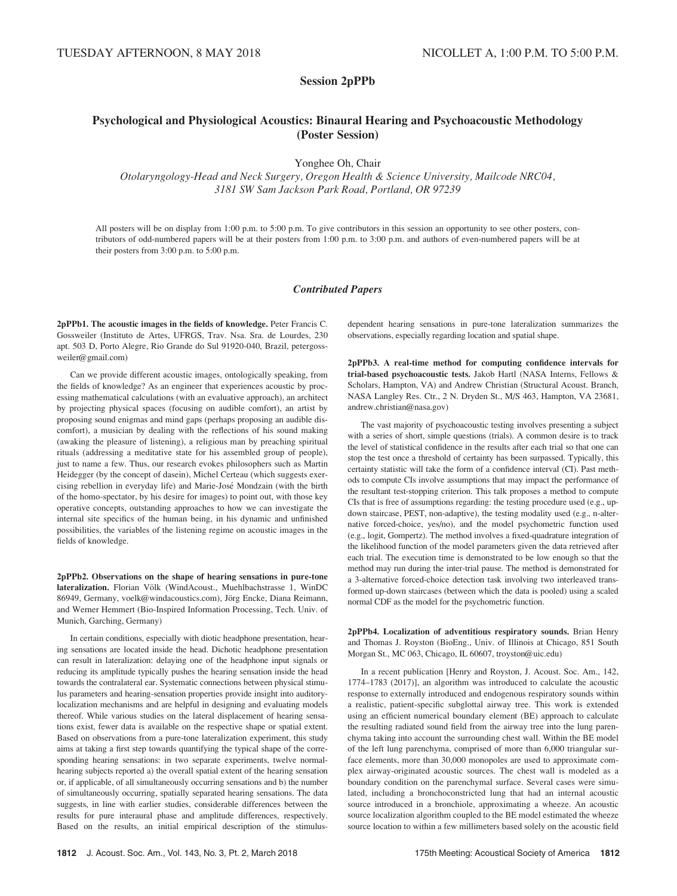TUESDAY AFTERNOON, 8 MAY 2018 NICOLLET A, 1:00 P.M. TO 5:00 P.M.

## Session 2pPPb

## Psychological and Physiological Acoustics: Binaural Hearing and Psychoacoustic Methodology (Poster Session)

Yonghee Oh, Chair

*Otolaryngology-Head and Neck Surgery, Oregon Health & Science University, Mailcode NRC04, 3181 SW Sam Jackson Park Road, Portland, OR 97239*

All posters will be on display from 1:00 p.m. to 5:00 p.m. To give contributors in this session an opportunity to see other posters, contributors of odd-numbered papers will be at their posters from 1:00 p.m. to 3:00 p.m. and authors of even-numbered papers will be at their posters from 3:00 p.m. to 5:00 p.m.

### *Contributed Papers*

**2pPPb1. The acoustic images in the fields of knowledge.** Peter Francis C. Gossweiler (Instituto de Artes, UFRGS, Trav. Nsa. Sra. de Lourdes, 230 apt. 503 D, Porto Alegre, Rio Grande do Sul 91920-040, Brazil, petergossweiler@gmail.com)

Can we provide different acoustic images, ontologically speaking, from the fields of knowledge? As an engineer that experiences acoustic by processing mathematical calculations (with an evaluative approach), an architect by projecting physical spaces (focusing on audible comfort), an artist by proposing sound enigmas and mind gaps (perhaps proposing an audible discomfort), a musician by dealing with the reflections of his sound making (awaking the pleasure of listening), a religious man by preaching spiritual rituals (addressing a meditative state for his assembled group of people), just to name a few. Thus, our research evokes philosophers such as Martin Heidegger (by the concept of dasein), Michel Certeau (which suggests exercising rebellion in everyday life) and Marie-José Mondzain (with the birth of the homo-spectator, by his desire for images) to point out, with those key operative concepts, outstanding approaches to how we can investigate the internal site specifics of the human being, in his dynamic and unfinished possibilities, the variables of the listening regime on acoustic images in the fields of knowledge.

**2pPPb2. Observations on the shape of hearing sensations in pure-tone lateralization.** Florian Völk (WindAcoust., Muehlbachstrasse 1, WinDC 86949, Germany, voelk@windacoustics.com), Jörg Encke, Diana Reimann, and Werner Hemmert (Bio-Inspired Information Processing, Tech. Univ. of Munich, Garching, Germany)

In certain conditions, especially with diotic headphone presentation, hearing sensations are located inside the head. Dichotic headphone presentation can result in lateralization: delaying one of the headphone input signals or reducing its amplitude typically pushes the hearing sensation inside the head towards the contralateral ear. Systematic connections between physical stimulus parameters and hearing-sensation properties provide insight into auditory-localization mechanisms and are helpful in designing and evaluating models thereof. While various studies on the lateral displacement of hearing sensations exist, fewer data is available on the respective shape or spatial extent. Based on observations from a pure-tone lateralization experiment, this study aims at taking a first step towards quantifying the typical shape of the corresponding hearing sensations: in two separate experiments, twelve normal-hearing subjects reported a) the overall spatial extent of the hearing sensation or, if applicable, of all simultaneously occurring sensations and b) the number of simultaneously occurring, spatially separated hearing sensations. The data suggests, in line with earlier studies, considerable differences between the results for pure interaural phase and amplitude differences, respectively. Based on the results, an initial empirical description of the stimulus-dependent hearing sensations in pure-tone lateralization summarizes the observations, especially regarding location and spatial shape.

**2pPPb3. A real-time method for computing confidence intervals for trial-based psychoacoustic tests.** Jakob Hartl (NASA Interns, Fellows & Scholars, Hampton, VA) and Andrew Christian (Structural Acoust. Branch, NASA Langley Res. Ctr., 2 N. Dryden St., M/S 463, Hampton, VA 23681, andrew.christian@nasa.gov)

The vast majority of psychoacoustic testing involves presenting a subject with a series of short, simple questions (trials). A common desire is to track the level of statistical confidence in the results after each trial so that one can stop the test once a threshold of certainty has been surpassed. Typically, this certainty statistic will take the form of a confidence interval (CI). Past methods to compute CIs involve assumptions that may impact the performance of the resultant test-stopping criterion. This talk proposes a method to compute CIs that is free of assumptions regarding: the testing procedure used (e.g., up-down staircase, PEST, non-adaptive), the testing modality used (e.g., n-alternative forced-choice, yes/no), and the model psychometric function used (e.g., logit, Gompertz). The method involves a fixed-quadrature integration of the likelihood function of the model parameters given the data retrieved after each trial. The execution time is demonstrated to be low enough so that the method may run during the inter-trial pause. The method is demonstrated for a 3-alternative forced-choice detection task involving two interleaved transformed up-down staircases (between which the data is pooled) using a scaled normal CDF as the model for the psychometric function.

**2pPPb4. Localization of adventitious respiratory sounds.** Brian Henry and Thomas J. Royston (BioEng., Univ. of Illinois at Chicago, 851 South Morgan St., MC 063, Chicago, IL 60607, troyston@uic.edu)

In a recent publication [Henry and Royston, J. Acoust. Soc. Am., 142, 1774–1783 (2017)], an algorithm was introduced to calculate the acoustic response to externally introduced and endogenous respiratory sounds within a realistic, patient-specific subglottal airway tree. This work is extended using an efficient numerical boundary element (BE) approach to calculate the resulting radiated sound field from the airway tree into the lung parenchyma taking into account the surrounding chest wall. Within the BE model of the left lung parenchyma, comprised of more than 6,000 triangular surface elements, more than 30,000 monopoles are used to approximate complex airway-originated acoustic sources. The chest wall is modeled as a boundary condition on the parenchymal surface. Several cases were simulated, including a bronchoconstricted lung that had an internal acoustic source introduced in a bronchiole, approximating a wheeze. An acoustic source localization algorithm coupled to the BE model estimated the wheeze source location to within a few millimeters based solely on the acoustic field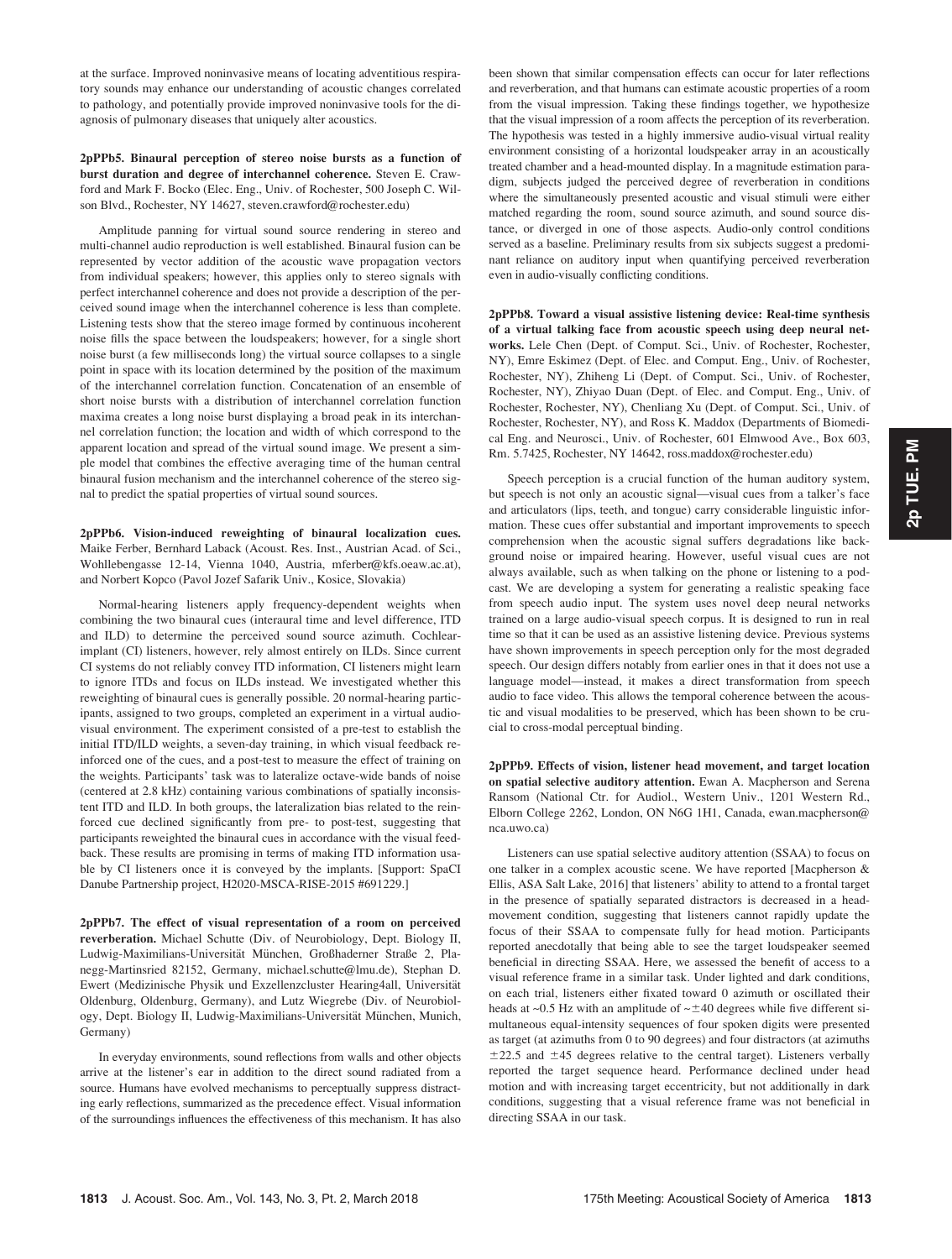at the surface. Improved noninvasive means of locating adventitious respiratory sounds may enhance our understanding of acoustic changes correlated to pathology, and potentially provide improved noninvasive tools for the diagnosis of pulmonary diseases that uniquely alter acoustics.

**2pPPb5. Binaural perception of stereo noise bursts as a function of burst duration and degree of interchannel coherence.** Steven E. Crawford and Mark F. Bocko (Elec. Eng., Univ. of Rochester, 500 Joseph C. Wilson Blvd., Rochester, NY 14627, steven.crawford@rochester.edu)

Amplitude panning for virtual sound source rendering in stereo and multi-channel audio reproduction is well established. Binaural fusion can be represented by vector addition of the acoustic wave propagation vectors from individual speakers; however, this applies only to stereo signals with perfect interchannel coherence and does not provide a description of the perceived sound image when the interchannel coherence is less than complete. Listening tests show that the stereo image formed by continuous incoherent noise fills the space between the loudspeakers; however, for a single short noise burst (a few milliseconds long) the virtual source collapses to a single point in space with its location determined by the position of the maximum of the interchannel correlation function. Concatenation of an ensemble of short noise bursts with a distribution of interchannel correlation function maxima creates a long noise burst displaying a broad peak in its interchannel correlation function; the location and width of which correspond to the apparent location and spread of the virtual sound image. We present a simple model that combines the effective averaging time of the human central binaural fusion mechanism and the interchannel coherence of the stereo signal to predict the spatial properties of virtual sound sources.

**2pPPb6. Vision-induced reweighting of binaural localization cues.** Maike Ferber, Bernhard Laback (Acoust. Res. Inst., Austrian Acad. of Sci., Wohllebengasse 12-14, Vienna 1040, Austria, mferber@kfs.oeaw.ac.at), and Norbert Kopco (Pavol Jozef Safarik Univ., Kosice, Slovakia)

Normal-hearing listeners apply frequency-dependent weights when combining the two binaural cues (interaural time and level difference, ITD and ILD) to determine the perceived sound source azimuth. Cochlear-implant (CI) listeners, however, rely almost entirely on ILDs. Since current CI systems do not reliably convey ITD information, CI listeners might learn to ignore ITDs and focus on ILDs instead. We investigated whether this reweighting of binaural cues is generally possible. 20 normal-hearing participants, assigned to two groups, completed an experiment in a virtual audio-visual environment. The experiment consisted of a pre-test to establish the initial ITD/ILD weights, a seven-day training, in which visual feedback reinforced one of the cues, and a post-test to measure the effect of training on the weights. Participants' task was to lateralize octave-wide bands of noise (centered at 2.8 kHz) containing various combinations of spatially inconsistent ITD and ILD. In both groups, the lateralization bias related to the reinforced cue declined significantly from pre- to post-test, suggesting that participants reweighted the binaural cues in accordance with the visual feedback. These results are promising in terms of making ITD information usable by CI listeners once it is conveyed by the implants. [Support: SpaCI Danube Partnership project, H2020-MSCA-RISE-2015 #691229.]

**2pPPb7. The effect of visual representation of a room on perceived reverberation.** Michael Schutte (Div. of Neurobiology, Dept. Biology II, Ludwig-Maximilians-Universität München, Großhaderner Straße 2, Planegg-Martinsried 82152, Germany, michael.schutte@lmu.de), Stephan D. Ewert (Medizinische Physik und Exzellenzcluster Hearing4all, Universität Oldenburg, Oldenburg, Germany), and Lutz Wiegrebe (Div. of Neurobiology, Dept. Biology II, Ludwig-Maximilians-Universität München, Munich, Germany)

In everyday environments, sound reflections from walls and other objects arrive at the listener's ear in addition to the direct sound radiated from a source. Humans have evolved mechanisms to perceptually suppress distracting early reflections, summarized as the precedence effect. Visual information of the surroundings influences the effectiveness of this mechanism. It has also been shown that similar compensation effects can occur for later reflections and reverberation, and that humans can estimate acoustic properties of a room from the visual impression. Taking these findings together, we hypothesize that the visual impression of a room affects the perception of its reverberation. The hypothesis was tested in a highly immersive audio-visual virtual reality environment consisting of a horizontal loudspeaker array in an acoustically treated chamber and a head-mounted display. In a magnitude estimation paradigm, subjects judged the perceived degree of reverberation in conditions where the simultaneously presented acoustic and visual stimuli were either matched regarding the room, sound source azimuth, and sound source distance, or diverged in one of those aspects. Audio-only control conditions served as a baseline. Preliminary results from six subjects suggest a predominant reliance on auditory input when quantifying perceived reverberation even in audio-visually conflicting conditions.

**2pPPb8. Toward a visual assistive listening device: Real-time synthesis of a virtual talking face from acoustic speech using deep neural networks.** Lele Chen (Dept. of Comput. Sci., Univ. of Rochester, Rochester, NY), Emre Eskimez (Dept. of Elec. and Comput. Eng., Univ. of Rochester, Rochester, NY), Zhiheng Li (Dept. of Comput. Sci., Univ. of Rochester, Rochester, NY), Zhiyao Duan (Dept. of Elec. and Comput. Eng., Univ. of Rochester, Rochester, NY), Chenliang Xu (Dept. of Comput. Sci., Univ. of Rochester, Rochester, NY), and Ross K. Maddox (Departments of Biomedical Eng. and Neurosci., Univ. of Rochester, 601 Elmwood Ave., Box 603, Rm. 5.7425, Rochester, NY 14642, ross.maddox@rochester.edu)

Speech perception is a crucial function of the human auditory system, but speech is not only an acoustic signal—visual cues from a talker's face and articulators (lips, teeth, and tongue) carry considerable linguistic information. These cues offer substantial and important improvements to speech comprehension when the acoustic signal suffers degradations like background noise or impaired hearing. However, useful visual cues are not always available, such as when talking on the phone or listening to a podcast. We are developing a system for generating a realistic speaking face from speech audio input. The system uses novel deep neural networks trained on a large audio-visual speech corpus. It is designed to run in real time so that it can be used as an assistive listening device. Previous systems have shown improvements in speech perception only for the most degraded speech. Our design differs notably from earlier ones in that it does not use a language model—instead, it makes a direct transformation from speech audio to face video. This allows the temporal coherence between the acoustic and visual modalities to be preserved, which has been shown to be crucial to cross-modal perceptual binding.

**2pPPb9. Effects of vision, listener head movement, and target location on spatial selective auditory attention.** Ewan A. Macpherson and Serena Ransom (National Ctr. for Audiol., Western Univ., 1201 Western Rd., Elborn College 2262, London, ON N6G 1H1, Canada, ewan.macpherson@nca.uwo.ca)

Listeners can use spatial selective auditory attention (SSAA) to focus on one talker in a complex acoustic scene. We have reported [Macpherson & Ellis, ASA Salt Lake, 2016] that listeners' ability to attend to a frontal target in the presence of spatially separated distractors is decreased in a head-movement condition, suggesting that listeners cannot rapidly update the focus of their SSAA to compensate fully for head motion. Participants reported anecdotally that being able to see the target loudspeaker seemed beneficial in directing SSAA. Here, we assessed the benefit of access to a visual reference frame in a similar task. Under lighted and dark conditions, on each trial, listeners either fixated toward 0 azimuth or oscillated their heads at ~0.5 Hz with an amplitude of ~±40 degrees while five different simultaneous equal-intensity sequences of four spoken digits were presented as target (at azimuths from 0 to 90 degrees) and four distractors (at azimuths ±22.5 and ±45 degrees relative to the central target). Listeners verbally reported the target sequence heard. Performance declined under head motion and with increasing target eccentricity, but not additionally in dark conditions, suggesting that a visual reference frame was not beneficial in directing SSAA in our task.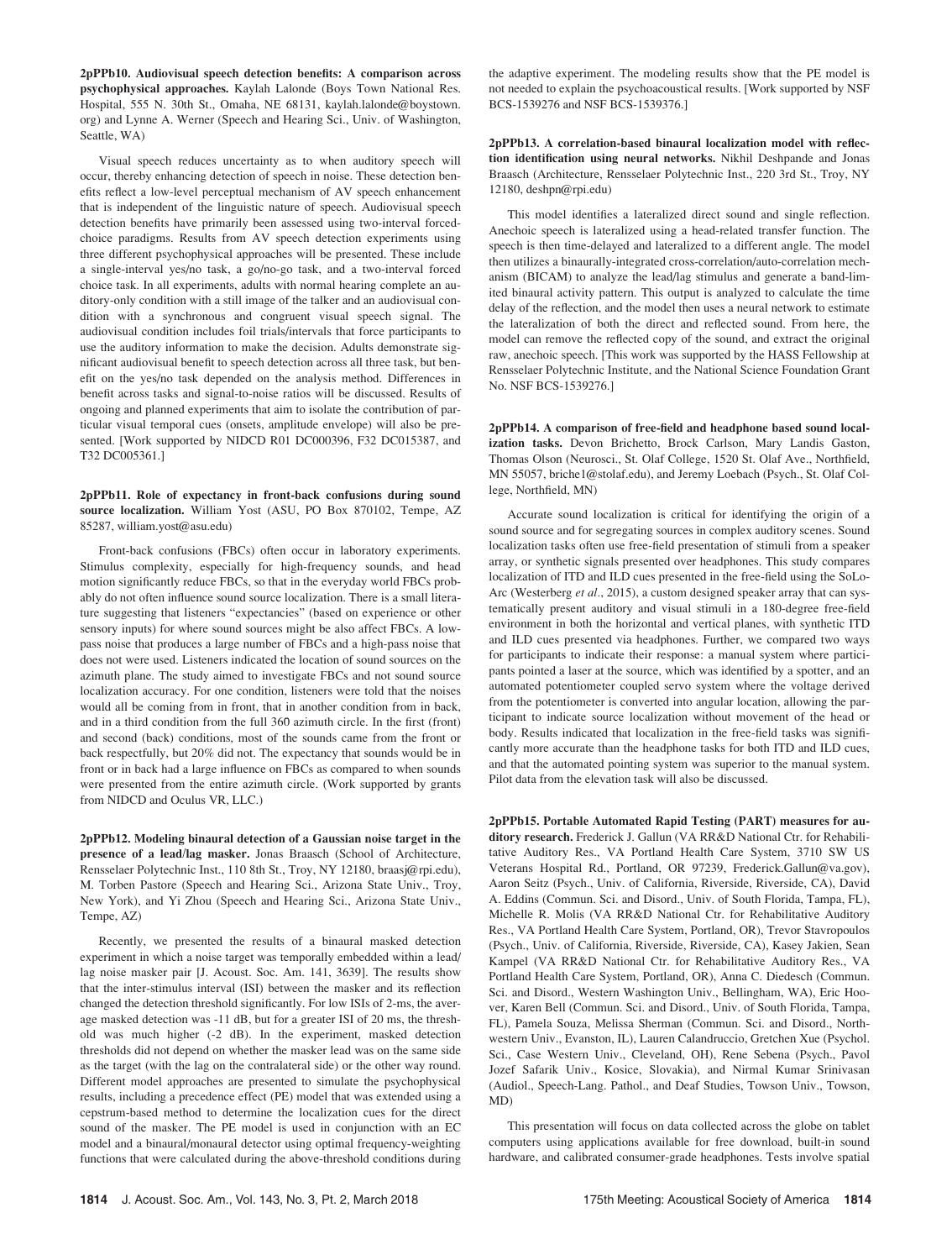**2pPPb10. Audiovisual speech detection benefits: A comparison across psychophysical approaches.** Kaylah Lalonde (Boys Town National Res. Hospital, 555 N. 30th St., Omaha, NE 68131, kaylah.lalonde@boystown.org) and Lynne A. Werner (Speech and Hearing Sci., Univ. of Washington, Seattle, WA)

Visual speech reduces uncertainty as to when auditory speech will occur, thereby enhancing detection of speech in noise. These detection benefits reflect a low-level perceptual mechanism of AV speech enhancement that is independent of the linguistic nature of speech. Audiovisual speech detection benefits have primarily been assessed using two-interval forced-choice paradigms. Results from AV speech detection experiments using three different psychophysical approaches will be presented. These include a single-interval yes/no task, a go/no-go task, and a two-interval forced choice task. In all experiments, adults with normal hearing complete an auditory-only condition with a still image of the talker and an audiovisual condition with a synchronous and congruent visual speech signal. The audiovisual condition includes foil trials/intervals that force participants to use the auditory information to make the decision. Adults demonstrate significant audiovisual benefit to speech detection across all three task, but benefit on the yes/no task depended on the analysis method. Differences in benefit across tasks and signal-to-noise ratios will be discussed. Results of ongoing and planned experiments that aim to isolate the contribution of particular visual temporal cues (onsets, amplitude envelope) will also be presented. [Work supported by NIDCD R01 DC000396, F32 DC015387, and T32 DC005361.]

**2pPPb11. Role of expectancy in front-back confusions during sound source localization.** William Yost (ASU, PO Box 870102, Tempe, AZ 85287, william.yost@asu.edu)

Front-back confusions (FBCs) often occur in laboratory experiments. Stimulus complexity, especially for high-frequency sounds, and head motion significantly reduce FBCs, so that in the everyday world FBCs probably do not often influence sound source localization. There is a small literature suggesting that listeners "expectancies" (based on experience or other sensory inputs) for where sound sources might be also affect FBCs. A low-pass noise that produces a large number of FBCs and a high-pass noise that does not were used. Listeners indicated the location of sound sources on the azimuth plane. The study aimed to investigate FBCs and not sound source localization accuracy. For one condition, listeners were told that the noises would all be coming from in front, that in another condition from in back, and in a third condition from the full 360 azimuth circle. In the first (front) and second (back) conditions, most of the sounds came from the front or back respectfully, but 20% did not. The expectancy that sounds would be in front or in back had a large influence on FBCs as compared to when sounds were presented from the entire azimuth circle. (Work supported by grants from NIDCD and Oculus VR, LLC.)

**2pPPb12. Modeling binaural detection of a Gaussian noise target in the presence of a lead/lag masker.** Jonas Braasch (School of Architecture, Rensselaer Polytechnic Inst., 110 8th St., Troy, NY 12180, braasj@rpi.edu), M. Torben Pastore (Speech and Hearing Sci., Arizona State Univ., Troy, New York), and Yi Zhou (Speech and Hearing Sci., Arizona State Univ., Tempe, AZ)

Recently, we presented the results of a binaural masked detection experiment in which a noise target was temporally embedded within a lead/lag noise masker pair [J. Acoust. Soc. Am. 141, 3639]. The results show that the inter-stimulus interval (ISI) between the masker and its reflection changed the detection threshold significantly. For low ISIs of 2-ms, the average masked detection was -11 dB, but for a greater ISI of 20 ms, the threshold was much higher (-2 dB). In the experiment, masked detection thresholds did not depend on whether the masker lead was on the same side as the target (with the lag on the contralateral side) or the other way round. Different model approaches are presented to simulate the psychophysical results, including a precedence effect (PE) model that was extended using a cepstrum-based method to determine the localization cues for the direct sound of the masker. The PE model is used in conjunction with an EC model and a binaural/monaural detector using optimal frequency-weighting functions that were calculated during the above-threshold conditions during the adaptive experiment. The modeling results show that the PE model is not needed to explain the psychoacoustical results. [Work supported by NSF BCS-1539276 and NSF BCS-1539376.]

**2pPPb13. A correlation-based binaural localization model with reflection identification using neural networks.** Nikhil Deshpande and Jonas Braasch (Architecture, Rensselaer Polytechnic Inst., 220 3rd St., Troy, NY 12180, deshpn@rpi.edu)

This model identifies a lateralized direct sound and single reflection. Anechoic speech is lateralized using a head-related transfer function. The speech is then time-delayed and lateralized to a different angle. The model then utilizes a binaurally-integrated cross-correlation/auto-correlation mechanism (BICAM) to analyze the lead/lag stimulus and generate a band-limited binaural activity pattern. This output is analyzed to calculate the time delay of the reflection, and the model then uses a neural network to estimate the lateralization of both the direct and reflected sound. From here, the model can remove the reflected copy of the sound, and extract the original raw, anechoic speech. [This work was supported by the HASS Fellowship at Rensselaer Polytechnic Institute, and the National Science Foundation Grant No. NSF BCS-1539276.]

**2pPPb14. A comparison of free-field and headphone based sound localization tasks.** Devon Brichetto, Brock Carlson, Mary Landis Gaston, Thomas Olson (Neurosci., St. Olaf College, 1520 St. Olaf Ave., Northfield, MN 55057, briche1@stolaf.edu), and Jeremy Loebach (Psych., St. Olaf College, Northfield, MN)

Accurate sound localization is critical for identifying the origin of a sound source and for segregating sources in complex auditory scenes. Sound localization tasks often use free-field presentation of stimuli from a speaker array, or synthetic signals presented over headphones. This study compares localization of ITD and ILD cues presented in the free-field using the SoLo-Arc (Westerberg *et al*., 2015), a custom designed speaker array that can systematically present auditory and visual stimuli in a 180-degree free-field environment in both the horizontal and vertical planes, with synthetic ITD and ILD cues presented via headphones. Further, we compared two ways for participants to indicate their response: a manual system where participants pointed a laser at the source, which was identified by a spotter, and an automated potentiometer coupled servo system where the voltage derived from the potentiometer is converted into angular location, allowing the participant to indicate source localization without movement of the head or body. Results indicated that localization in the free-field tasks was significantly more accurate than the headphone tasks for both ITD and ILD cues, and that the automated pointing system was superior to the manual system. Pilot data from the elevation task will also be discussed.

**2pPPb15. Portable Automated Rapid Testing (PART) measures for auditory research.** Frederick J. Gallun (VA RR&D National Ctr. for Rehabilitative Auditory Res., VA Portland Health Care System, 3710 SW US Veterans Hospital Rd., Portland, OR 97239, Frederick.Gallun@va.gov), Aaron Seitz (Psych., Univ. of California, Riverside, Riverside, CA), David A. Eddins (Commun. Sci. and Disord., Univ. of South Florida, Tampa, FL), Michelle R. Molis (VA RR&D National Ctr. for Rehabilitative Auditory Res., VA Portland Health Care System, Portland, OR), Trevor Stavropoulos (Psych., Univ. of California, Riverside, Riverside, CA), Kasey Jakien, Sean Kampel (VA RR&D National Ctr. for Rehabilitative Auditory Res., VA Portland Health Care System, Portland, OR), Anna C. Diedesch (Commun. Sci. and Disord., Western Washington Univ., Bellingham, WA), Eric Hoover, Karen Bell (Commun. Sci. and Disord., Univ. of South Florida, Tampa, FL), Pamela Souza, Melissa Sherman (Commun. Sci. and Disord., Northwestern Univ., Evanston, IL), Lauren Calandruccio, Gretchen Xue (Psychol. Sci., Case Western Univ., Cleveland, OH), Rene Sebena (Psych., Pavol Jozef Safarik Univ., Kosice, Slovakia), and Nirmal Kumar Srinivasan (Audiol., Speech-Lang. Pathol., and Deaf Studies, Towson Univ., Towson, MD)

This presentation will focus on data collected across the globe on tablet computers using applications available for free download, built-in sound hardware, and calibrated consumer-grade headphones. Tests involve spatial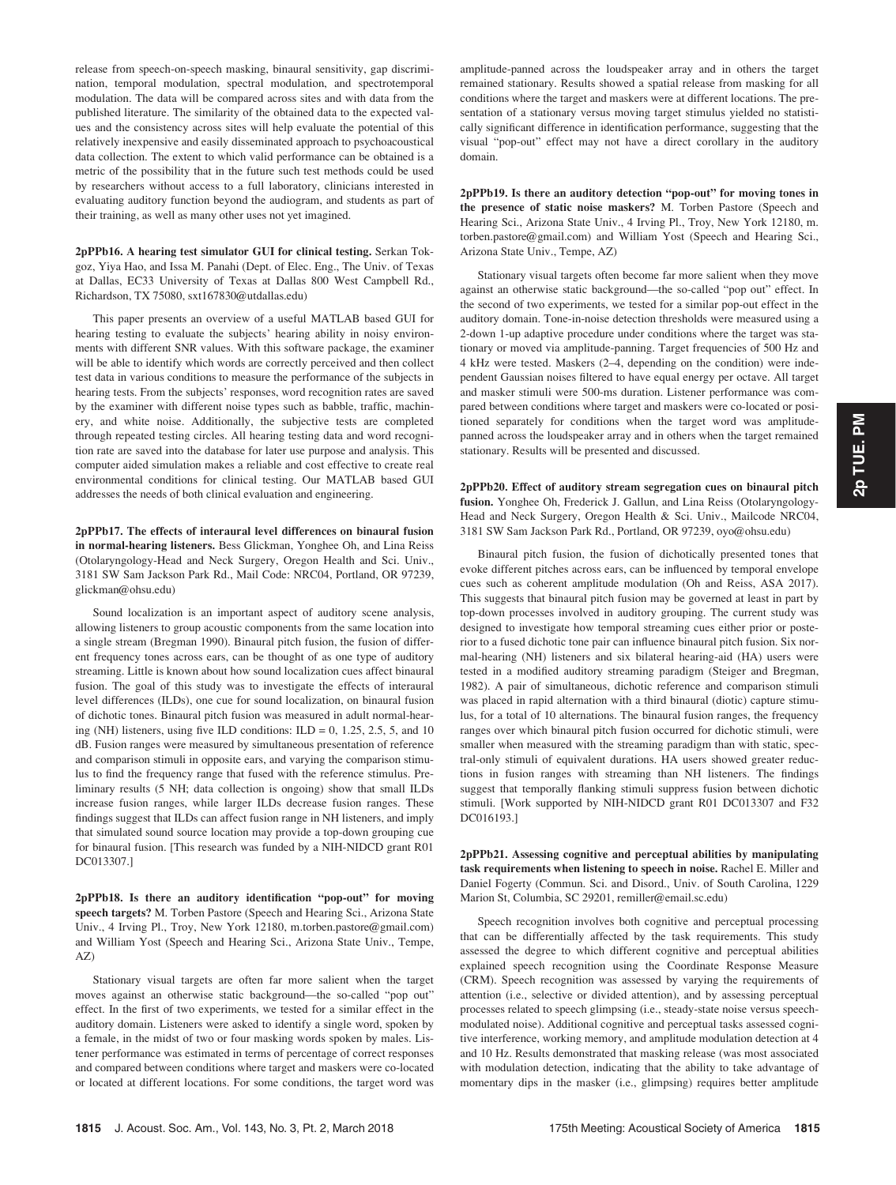release from speech-on-speech masking, binaural sensitivity, gap discrimination, temporal modulation, spectral modulation, and spectrotemporal modulation. The data will be compared across sites and with data from the published literature. The similarity of the obtained data to the expected values and the consistency across sites will help evaluate the potential of this relatively inexpensive and easily disseminated approach to psychoacoustical data collection. The extent to which valid performance can be obtained is a metric of the possibility that in the future such test methods could be used by researchers without access to a full laboratory, clinicians interested in evaluating auditory function beyond the audiogram, and students as part of their training, as well as many other uses not yet imagined.

**2pPPb16. A hearing test simulator GUI for clinical testing.** Serkan Tokgoz, Yiya Hao, and Issa M. Panahi (Dept. of Elec. Eng., The Univ. of Texas at Dallas, EC33 University of Texas at Dallas 800 West Campbell Rd., Richardson, TX 75080, sxt167830@utdallas.edu)

This paper presents an overview of a useful MATLAB based GUI for hearing testing to evaluate the subjects' hearing ability in noisy environments with different SNR values. With this software package, the examiner will be able to identify which words are correctly perceived and then collect test data in various conditions to measure the performance of the subjects in hearing tests. From the subjects' responses, word recognition rates are saved by the examiner with different noise types such as babble, traffic, machinery, and white noise. Additionally, the subjective tests are completed through repeated testing circles. All hearing testing data and word recognition rate are saved into the database for later use purpose and analysis. This computer aided simulation makes a reliable and cost effective to create real environmental conditions for clinical testing. Our MATLAB based GUI addresses the needs of both clinical evaluation and engineering.

**2pPPb17. The effects of interaural level differences on binaural fusion in normal-hearing listeners.** Bess Glickman, Yonghee Oh, and Lina Reiss (Otolaryngology-Head and Neck Surgery, Oregon Health and Sci. Univ., 3181 SW Sam Jackson Park Rd., Mail Code: NRC04, Portland, OR 97239, glickman@ohsu.edu)

Sound localization is an important aspect of auditory scene analysis, allowing listeners to group acoustic components from the same location into a single stream (Bregman 1990). Binaural pitch fusion, the fusion of different frequency tones across ears, can be thought of as one type of auditory streaming. Little is known about how sound localization cues affect binaural fusion. The goal of this study was to investigate the effects of interaural level differences (ILDs), one cue for sound localization, on binaural fusion of dichotic tones. Binaural pitch fusion was measured in adult normal-hearing (NH) listeners, using five ILD conditions: ILD = 0, 1.25, 2.5, 5, and 10 dB. Fusion ranges were measured by simultaneous presentation of reference and comparison stimuli in opposite ears, and varying the comparison stimulus to find the frequency range that fused with the reference stimulus. Preliminary results (5 NH; data collection is ongoing) show that small ILDs increase fusion ranges, while larger ILDs decrease fusion ranges. These findings suggest that ILDs can affect fusion range in NH listeners, and imply that simulated sound source location may provide a top-down grouping cue for binaural fusion. [This research was funded by a NIH-NIDCD grant R01 DC013307.]

**2pPPb18. Is there an auditory identification "pop-out" for moving speech targets?** M. Torben Pastore (Speech and Hearing Sci., Arizona State Univ., 4 Irving Pl., Troy, New York 12180, m.torben.pastore@gmail.com) and William Yost (Speech and Hearing Sci., Arizona State Univ., Tempe, AZ)

Stationary visual targets are often far more salient when the target moves against an otherwise static background—the so-called "pop out" effect. In the first of two experiments, we tested for a similar effect in the auditory domain. Listeners were asked to identify a single word, spoken by a female, in the midst of two or four masking words spoken by males. Listener performance was estimated in terms of percentage of correct responses and compared between conditions where target and maskers were co-located or located at different locations. For some conditions, the target word was amplitude-panned across the loudspeaker array and in others the target remained stationary. Results showed a spatial release from masking for all conditions where the target and maskers were at different locations. The presentation of a stationary versus moving target stimulus yielded no statistically significant difference in identification performance, suggesting that the visual "pop-out" effect may not have a direct corollary in the auditory domain.

**2pPPb19. Is there an auditory detection "pop-out" for moving tones in the presence of static noise maskers?** M. Torben Pastore (Speech and Hearing Sci., Arizona State Univ., 4 Irving Pl., Troy, New York 12180, m.torben.pastore@gmail.com) and William Yost (Speech and Hearing Sci., Arizona State Univ., Tempe, AZ)

Stationary visual targets often become far more salient when they move against an otherwise static background—the so-called "pop out" effect. In the second of two experiments, we tested for a similar pop-out effect in the auditory domain. Tone-in-noise detection thresholds were measured using a 2-down 1-up adaptive procedure under conditions where the target was stationary or moved via amplitude-panning. Target frequencies of 500 Hz and 4 kHz were tested. Maskers (2–4, depending on the condition) were independent Gaussian noises filtered to have equal energy per octave. All target and masker stimuli were 500-ms duration. Listener performance was compared between conditions where target and maskers were co-located or positioned separately for conditions when the target word was amplitude-panned across the loudspeaker array and in others when the target remained stationary. Results will be presented and discussed.

**2pPPb20. Effect of auditory stream segregation cues on binaural pitch fusion.** Yonghee Oh, Frederick J. Gallun, and Lina Reiss (Otolaryngology-Head and Neck Surgery, Oregon Health & Sci. Univ., Mailcode NRC04, 3181 SW Sam Jackson Park Rd., Portland, OR 97239, oyo@ohsu.edu)

Binaural pitch fusion, the fusion of dichotically presented tones that evoke different pitches across ears, can be influenced by temporal envelope cues such as coherent amplitude modulation (Oh and Reiss, ASA 2017). This suggests that binaural pitch fusion may be governed at least in part by top-down processes involved in auditory grouping. The current study was designed to investigate how temporal streaming cues either prior or posterior to a fused dichotic tone pair can influence binaural pitch fusion. Six normal-hearing (NH) listeners and six bilateral hearing-aid (HA) users were tested in a modified auditory streaming paradigm (Steiger and Bregman, 1982). A pair of simultaneous, dichotic reference and comparison stimuli was placed in rapid alternation with a third binaural (diotic) capture stimulus, for a total of 10 alternations. The binaural fusion ranges, the frequency ranges over which binaural pitch fusion occurred for dichotic stimuli, were smaller when measured with the streaming paradigm than with static, spectral-only stimuli of equivalent durations. HA users showed greater reductions in fusion ranges with streaming than NH listeners. The findings suggest that temporally flanking stimuli suppress fusion between dichotic stimuli. [Work supported by NIH-NIDCD grant R01 DC013307 and F32 DC016193.]

**2pPPb21. Assessing cognitive and perceptual abilities by manipulating task requirements when listening to speech in noise.** Rachel E. Miller and Daniel Fogerty (Commun. Sci. and Disord., Univ. of South Carolina, 1229 Marion St, Columbia, SC 29201, remiller@email.sc.edu)

Speech recognition involves both cognitive and perceptual processing that can be differentially affected by the task requirements. This study assessed the degree to which different cognitive and perceptual abilities explained speech recognition using the Coordinate Response Measure (CRM). Speech recognition was assessed by varying the requirements of attention (i.e., selective or divided attention), and by assessing perceptual processes related to speech glimpsing (i.e., steady-state noise versus speech-modulated noise). Additional cognitive and perceptual tasks assessed cognitive interference, working memory, and amplitude modulation detection at 4 and 10 Hz. Results demonstrated that masking release (was most associated with modulation detection, indicating that the ability to take advantage of momentary dips in the masker (i.e., glimpsing) requires better amplitude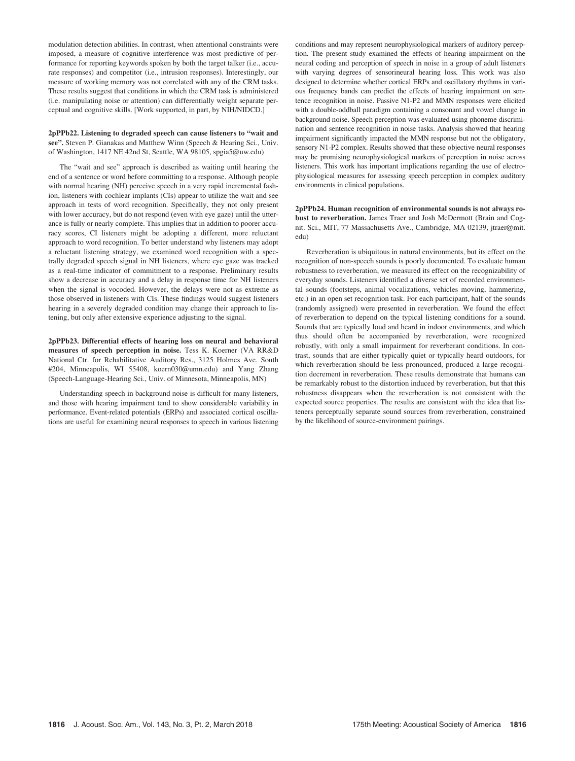modulation detection abilities. In contrast, when attentional constraints were imposed, a measure of cognitive interference was most predictive of performance for reporting keywords spoken by both the target talker (i.e., accurate responses) and competitor (i.e., intrusion responses). Interestingly, our measure of working memory was not correlated with any of the CRM tasks. These results suggest that conditions in which the CRM task is administered (i.e. manipulating noise or attention) can differentially weight separate perceptual and cognitive skills. [Work supported, in part, by NIH/NIDCD.]

**2pPPb22. Listening to degraded speech can cause listeners to "wait and see".** Steven P. Gianakas and Matthew Winn (Speech & Hearing Sci., Univ. of Washington, 1417 NE 42nd St, Seattle, WA 98105, spgia5@uw.edu)

The "wait and see" approach is described as waiting until hearing the end of a sentence or word before committing to a response. Although people with normal hearing (NH) perceive speech in a very rapid incremental fashion, listeners with cochlear implants (CIs) appear to utilize the wait and see approach in tests of word recognition. Specifically, they not only present with lower accuracy, but do not respond (even with eye gaze) until the utterance is fully or nearly complete. This implies that in addition to poorer accuracy scores, CI listeners might be adopting a different, more reluctant approach to word recognition. To better understand why listeners may adopt a reluctant listening strategy, we examined word recognition with a spectrally degraded speech signal in NH listeners, where eye gaze was tracked as a real-time indicator of commitment to a response. Preliminary results show a decrease in accuracy and a delay in response time for NH listeners when the signal is vocoded. However, the delays were not as extreme as those observed in listeners with CIs. These findings would suggest listeners hearing in a severely degraded condition may change their approach to listening, but only after extensive experience adjusting to the signal.

**2pPPb23. Differential effects of hearing loss on neural and behavioral measures of speech perception in noise.** Tess K. Koerner (VA RR&D National Ctr. for Rehabilitative Auditory Res., 3125 Holmes Ave. South #204, Minneapolis, WI 55408, koern030@umn.edu) and Yang Zhang (Speech-Language-Hearing Sci., Univ. of Minnesota, Minneapolis, MN)

Understanding speech in background noise is difficult for many listeners, and those with hearing impairment tend to show considerable variability in performance. Event-related potentials (ERPs) and associated cortical oscillations are useful for examining neural responses to speech in various listening conditions and may represent neurophysiological markers of auditory perception. The present study examined the effects of hearing impairment on the neural coding and perception of speech in noise in a group of adult listeners with varying degrees of sensorineural hearing loss. This work was also designed to determine whether cortical ERPs and oscillatory rhythms in various frequency bands can predict the effects of hearing impairment on sentence recognition in noise. Passive N1-P2 and MMN responses were elicited with a double-oddball paradigm containing a consonant and vowel change in background noise. Speech perception was evaluated using phoneme discrimination and sentence recognition in noise tasks. Analysis showed that hearing impairment significantly impacted the MMN response but not the obligatory, sensory N1-P2 complex. Results showed that these objective neural responses may be promising neurophysiological markers of perception in noise across listeners. This work has important implications regarding the use of electrophysiological measures for assessing speech perception in complex auditory environments in clinical populations.

**2pPPb24. Human recognition of environmental sounds is not always robust to reverberation.** James Traer and Josh McDermott (Brain and Cognit. Sci., MIT, 77 Massachusetts Ave., Cambridge, MA 02139, jtraer@mit.edu)

Reverberation is ubiquitous in natural environments, but its effect on the recognition of non-speech sounds is poorly documented. To evaluate human robustness to reverberation, we measured its effect on the recognizability of everyday sounds. Listeners identified a diverse set of recorded environmental sounds (footsteps, animal vocalizations, vehicles moving, hammering, etc.) in an open set recognition task. For each participant, half of the sounds (randomly assigned) were presented in reverberation. We found the effect of reverberation to depend on the typical listening conditions for a sound. Sounds that are typically loud and heard in indoor environments, and which thus should often be accompanied by reverberation, were recognized robustly, with only a small impairment for reverberant conditions. In contrast, sounds that are either typically quiet or typically heard outdoors, for which reverberation should be less pronounced, produced a large recognition decrement in reverberation. These results demonstrate that humans can be remarkably robust to the distortion induced by reverberation, but that this robustness disappears when the reverberation is not consistent with the expected source properties. The results are consistent with the idea that listeners perceptually separate sound sources from reverberation, constrained by the likelihood of source-environment pairings.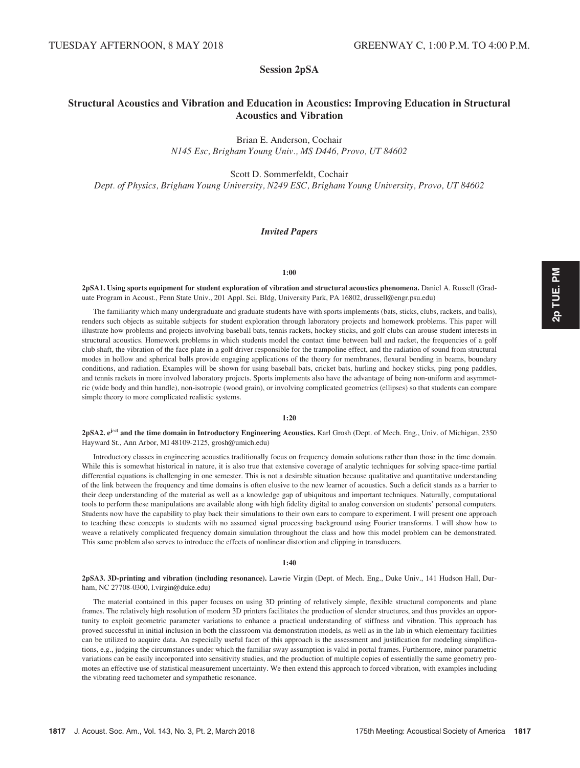TUESDAY AFTERNOON, 8 MAY 2018 GREENWAY C, 1:00 P.M. TO 4:00 P.M.

## Session 2pSA

## Structural Acoustics and Vibration and Education in Acoustics: Improving Education in Structural Acoustics and Vibration

Brian E. Anderson, Cochair
*N145 Esc, Brigham Young Univ., MS D446, Provo, UT 84602*

Scott D. Sommerfeldt, Cochair
*Dept. of Physics, Brigham Young University, N249 ESC, Brigham Young University, Provo, UT 84602*

### *Invited Papers*

**1:00**

**2pSA1. Using sports equipment for student exploration of vibration and structural acoustics phenomena.** Daniel A. Russell (Graduate Program in Acoust., Penn State Univ., 201 Appl. Sci. Bldg, University Park, PA 16802, drussell@engr.psu.edu)

The familiarity which many undergraduate and graduate students have with sports implements (bats, sticks, clubs, rackets, and balls), renders such objects as suitable subjects for student exploration through laboratory projects and homework problems. This paper will illustrate how problems and projects involving baseball bats, tennis rackets, hockey sticks, and golf clubs can arouse student interests in structural acoustics. Homework problems in which students model the contact time between ball and racket, the frequencies of a golf club shaft, the vibration of the face plate in a golf driver responsible for the trampoline effect, and the radiation of sound from structural modes in hollow and spherical balls provide engaging applications of the theory for membranes, flexural bending in beams, boundary conditions, and radiation. Examples will be shown for using baseball bats, cricket bats, hurling and hockey sticks, ping pong paddles, and tennis rackets in more involved laboratory projects. Sports implements also have the advantage of being non-uniform and asymmetric (wide body and thin handle), non-isotropic (wood grain), or involving complicated geometrics (ellipses) so that students can compare simple theory to more complicated realistic systems.

**1:20**

**2pSA2. $e^{j\omega t}$ and the time domain in Introductory Engineering Acoustics.** Karl Grosh (Dept. of Mech. Eng., Univ. of Michigan, 2350 Hayward St., Ann Arbor, MI 48109-2125, grosh@umich.edu)

Introductory classes in engineering acoustics traditionally focus on frequency domain solutions rather than those in the time domain. While this is somewhat historical in nature, it is also true that extensive coverage of analytic techniques for solving space-time partial differential equations is challenging in one semester. This is not a desirable situation because qualitative and quantitative understanding of the link between the frequency and time domains is often elusive to the new learner of acoustics. Such a deficit stands as a barrier to their deep understanding of the material as well as a knowledge gap of ubiquitous and important techniques. Naturally, computational tools to perform these manipulations are available along with high fidelity digital to analog conversion on students' personal computers. Students now have the capability to play back their simulations to their own ears to compare to experiment. I will present one approach to teaching these concepts to students with no assumed signal processing background using Fourier transforms. I will show how to weave a relatively complicated frequency domain simulation throughout the class and how this model problem can be demonstrated. This same problem also serves to introduce the effects of nonlinear distortion and clipping in transducers.

**1:40**

**2pSA3. 3D-printing and vibration (including resonance).** Lawrie Virgin (Dept. of Mech. Eng., Duke Univ., 141 Hudson Hall, Durham, NC 27708-0300, l.virgin@duke.edu)

The material contained in this paper focuses on using 3D printing of relatively simple, flexible structural components and plane frames. The relatively high resolution of modern 3D printers facilitates the production of slender structures, and thus provides an opportunity to exploit geometric parameter variations to enhance a practical understanding of stiffness and vibration. This approach has proved successful in initial inclusion in both the classroom via demonstration models, as well as in the lab in which elementary facilities can be utilized to acquire data. An especially useful facet of this approach is the assessment and justification for modeling simplifications, e.g., judging the circumstances under which the familiar sway assumption is valid in portal frames. Furthermore, minor parametric variations can be easily incorporated into sensitivity studies, and the production of multiple copies of essentially the same geometry promotes an effective use of statistical measurement uncertainty. We then extend this approach to forced vibration, with examples including the vibrating reed tachometer and sympathetic resonance.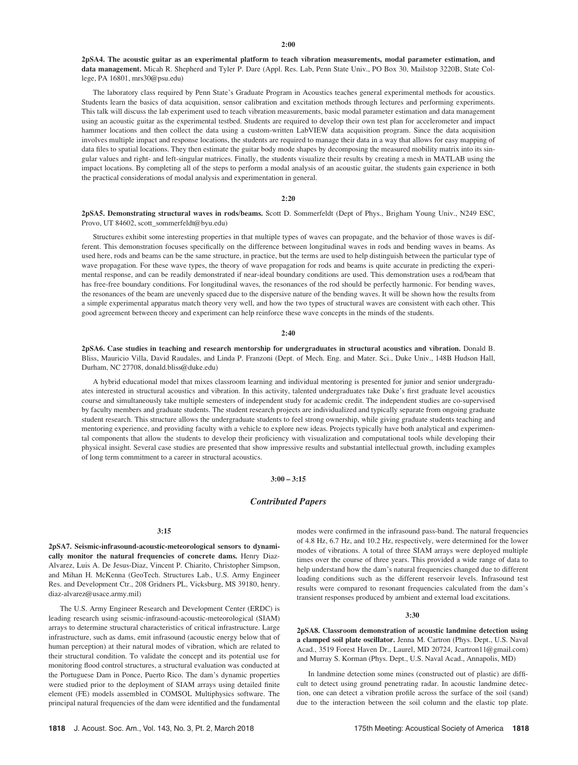**2:00**

**2pSA4. The acoustic guitar as an experimental platform to teach vibration measurements, modal parameter estimation, and data management.** Micah R. Shepherd and Tyler P. Dare (Appl. Res. Lab, Penn State Univ., PO Box 30, Mailstop 3220B, State College, PA 16801, mrs30@psu.edu)

The laboratory class required by Penn State's Graduate Program in Acoustics teaches general experimental methods for acoustics. Students learn the basics of data acquisition, sensor calibration and excitation methods through lectures and performing experiments. This talk will discuss the lab experiment used to teach vibration measurements, basic modal parameter estimation and data management using an acoustic guitar as the experimental testbed. Students are required to develop their own test plan for accelerometer and impact hammer locations and then collect the data using a custom-written LabVIEW data acquisition program. Since the data acquisition involves multiple impact and response locations, the students are required to manage their data in a way that allows for easy mapping of data files to spatial locations. They then estimate the guitar body mode shapes by decomposing the measured mobility matrix into its singular values and right- and left-singular matrices. Finally, the students visualize their results by creating a mesh in MATLAB using the impact locations. By completing all of the steps to perform a modal analysis of an acoustic guitar, the students gain experience in both the practical considerations of modal analysis and experimentation in general.

**2:20**

**2pSA5. Demonstrating structural waves in rods/beams.** Scott D. Sommerfeldt (Dept of Phys., Brigham Young Univ., N249 ESC, Provo, UT 84602, scott_sommerfeldt@byu.edu)

Structures exhibit some interesting properties in that multiple types of waves can propagate, and the behavior of those waves is different. This demonstration focuses specifically on the difference between longitudinal waves in rods and bending waves in beams. As used here, rods and beams can be the same structure, in practice, but the terms are used to help distinguish between the particular type of wave propagation. For these wave types, the theory of wave propagation for rods and beams is quite accurate in predicting the experimental response, and can be readily demonstrated if near-ideal boundary conditions are used. This demonstration uses a rod/beam that has free-free boundary conditions. For longitudinal waves, the resonances of the rod should be perfectly harmonic. For bending waves, the resonances of the beam are unevenly spaced due to the dispersive nature of the bending waves. It will be shown how the results from a simple experimental apparatus match theory very well, and how the two types of structural waves are consistent with each other. This good agreement between theory and experiment can help reinforce these wave concepts in the minds of the students.

**2:40**

**2pSA6. Case studies in teaching and research mentorship for undergraduates in structural acoustics and vibration.** Donald B. Bliss, Mauricio Villa, David Raudales, and Linda P. Franzoni (Dept. of Mech. Eng. and Mater. Sci., Duke Univ., 148B Hudson Hall, Durham, NC 27708, donald.bliss@duke.edu)

A hybrid educational model that mixes classroom learning and individual mentoring is presented for junior and senior undergraduates interested in structural acoustics and vibration. In this activity, talented undergraduates take Duke's first graduate level acoustics course and simultaneously take multiple semesters of independent study for academic credit. The independent studies are co-supervised by faculty members and graduate students. The student research projects are individualized and typically separate from ongoing graduate student research. This structure allows the undergraduate students to feel strong ownership, while giving graduate students teaching and mentoring experience, and providing faculty with a vehicle to explore new ideas. Projects typically have both analytical and experimental components that allow the students to develop their proficiency with visualization and computational tools while developing their physical insight. Several case studies are presented that show impressive results and substantial intellectual growth, including examples of long term commitment to a career in structural acoustics.

**3:00 – 3:15**

## *Contributed Papers*

**3:15**

**2pSA7. Seismic-infrasound-acoustic-meteorological sensors to dynamically monitor the natural frequencies of concrete dams.** Henry Diaz-Alvarez, Luis A. De Jesus-Diaz, Vincent P. Chiarito, Christopher Simpson, and Mihan H. McKenna (GeoTech. Structures Lab., U.S. Army Engineer Res. and Development Ctr., 208 Gridners PL, Vicksburg, MS 39180, henry.diaz-alvarez@usace.army.mil)

The U.S. Army Engineer Research and Development Center (ERDC) is leading research using seismic-infrasound-acoustic-meteorological (SIAM) arrays to determine structural characteristics of critical infrastructure. Large infrastructure, such as dams, emit infrasound (acoustic energy below that of human perception) at their natural modes of vibration, which are related to their structural condition. To validate the concept and its potential use for monitoring flood control structures, a structural evaluation was conducted at the Portuguese Dam in Ponce, Puerto Rico. The dam's dynamic properties were studied prior to the deployment of SIAM arrays using detailed finite element (FE) models assembled in COMSOL Multiphysics software. The principal natural frequencies of the dam were identified and the fundamental modes were confirmed in the infrasound pass-band. The natural frequencies of 4.8 Hz, 6.7 Hz, and 10.2 Hz, respectively, were determined for the lower modes of vibrations. A total of three SIAM arrays were deployed multiple times over the course of three years. This provided a wide range of data to help understand how the dam's natural frequencies changed due to different loading conditions such as the different reservoir levels. Infrasound test results were compared to resonant frequencies calculated from the dam's transient responses produced by ambient and external load excitations.

**3:30**

**2pSA8. Classroom demonstration of acoustic landmine detection using a clamped soil plate oscillator.** Jenna M. Cartron (Phys. Dept., U.S. Naval Acad., 3519 Forest Haven Dr., Laurel, MD 20724, Jcartron11@gmail.com) and Murray S. Korman (Phys. Dept., U.S. Naval Acad., Annapolis, MD)

In landmine detection some mines (constructed out of plastic) are difficult to detect using ground penetrating radar. In acoustic landmine detection, one can detect a vibration profile across the surface of the soil (sand) due to the interaction between the soil column and the elastic top plate.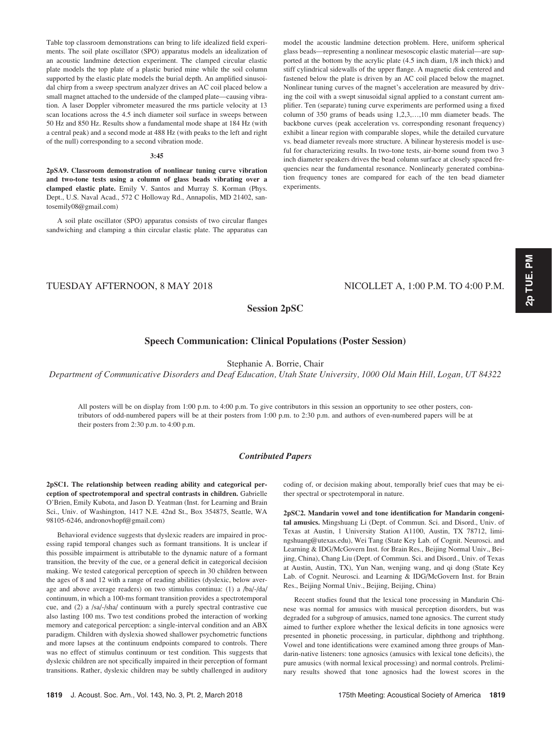Table top classroom demonstrations can bring to life idealized field experiments. The soil plate oscillator (SPO) apparatus models an idealization of an acoustic landmine detection experiment. The clamped circular elastic plate models the top plate of a plastic buried mine while the soil column supported by the elastic plate models the burial depth. An amplified sinusoidal chirp from a sweep spectrum analyzer drives an AC coil placed below a small magnet attached to the underside of the clamped plate—causing vibration. A laser Doppler vibrometer measured the rms particle velocity at 13 scan locations across the 4.5 inch diameter soil surface in sweeps between 50 Hz and 850 Hz. Results show a fundamental mode shape at 184 Hz (with a central peak) and a second mode at 488 Hz (with peaks to the left and right of the null) corresponding to a second vibration mode.

**3:45**

**2pSA9. Classroom demonstration of nonlinear tuning curve vibration and two-tone tests using a column of glass beads vibrating over a clamped elastic plate.** Emily V. Santos and Murray S. Korman (Phys. Dept., U.S. Naval Acad., 572 C Holloway Rd., Annapolis, MD 21402, santosemily08@gmail.com)

A soil plate oscillator (SPO) apparatus consists of two circular flanges sandwiching and clamping a thin circular elastic plate. The apparatus can model the acoustic landmine detection problem. Here, uniform spherical glass beads—representing a nonlinear mesoscopic elastic material—are supported at the bottom by the acrylic plate (4.5 inch diam, 1/8 inch thick) and stiff cylindrical sidewalls of the upper flange. A magnetic disk centered and fastened below the plate is driven by an AC coil placed below the magnet. Nonlinear tuning curves of the magnet's acceleration are measured by driving the coil with a swept sinusoidal signal applied to a constant current amplifier. Ten (separate) tuning curve experiments are performed using a fixed column of 350 grams of beads using 1,2,3,…,10 mm diameter beads. The backbone curves (peak acceleration vs. corresponding resonant frequency) exhibit a linear region with comparable slopes, while the detailed curvature vs. bead diameter reveals more structure. A bilinear hysteresis model is useful for characterizing results. In two-tone tests, air-borne sound from two 3 inch diameter speakers drives the bead column surface at closely spaced frequencies near the fundamental resonance. Nonlinearly generated combination frequency tones are compared for each of the ten bead diameter experiments.

TUESDAY AFTERNOON, 8 MAY 2018 — NICOLLET A, 1:00 P.M. TO 4:00 P.M.

## Session 2pSC

## Speech Communication: Clinical Populations (Poster Session)

Stephanie A. Borrie, Chair

*Department of Communicative Disorders and Deaf Education, Utah State University, 1000 Old Main Hill, Logan, UT 84322*

All posters will be on display from 1:00 p.m. to 4:00 p.m. To give contributors in this session an opportunity to see other posters, contributors of odd-numbered papers will be at their posters from 1:00 p.m. to 2:30 p.m. and authors of even-numbered papers will be at their posters from 2:30 p.m. to 4:00 p.m.

### *Contributed Papers*

**2pSC1. The relationship between reading ability and categorical perception of spectrotemporal and spectral contrasts in children.** Gabrielle O'Brien, Emily Kubota, and Jason D. Yeatman (Inst. for Learning and Brain Sci., Univ. of Washington, 1417 N.E. 42nd St., Box 354875, Seattle, WA 98105-6246, andronovhopf@gmail.com)

Behavioral evidence suggests that dyslexic readers are impaired in processing rapid temporal changes such as formant transitions. It is unclear if this possible impairment is attributable to the dynamic nature of a formant transition, the brevity of the cue, or a general deficit in categorical decision making. We tested categorical perception of speech in 30 children between the ages of 8 and 12 with a range of reading abilities (dyslexic, below average and above average readers) on two stimulus continua: (1) a /ba/-/da/ continuum, in which a 100-ms formant transition provides a spectrotemporal cue, and (2) a /sa/-/sha/ continuum with a purely spectral contrastive cue also lasting 100 ms. Two test conditions probed the interaction of working memory and categorical perception: a single-interval condition and an ABX paradigm. Children with dyslexia showed shallower psychometric functions and more lapses at the continuum endpoints compared to controls. There was no effect of stimulus continuum or test condition. This suggests that dyslexic children are not specifically impaired in their perception of formant transitions. Rather, dyslexic children may be subtly challenged in auditory coding of, or decision making about, temporally brief cues that may be either spectral or spectrotemporal in nature.

**2pSC2. Mandarin vowel and tone identification for Mandarin congenital amusics.** Mingshuang Li (Dept. of Commun. Sci. and Disord., Univ. of Texas at Austin, 1 University Station A1100, Austin, TX 78712, limingshuang@utexas.edu), Wei Tang (State Key Lab. of Cognit. Neurosci. and Learning & IDG/McGovern Inst. for Brain Res., Beijing Normal Univ., Beijing, China), Chang Liu (Dept. of Commun. Sci. and Disord., Univ. of Texas at Austin, Austin, TX), Yun Nan, wenjing wang, and qi dong (State Key Lab. of Cognit. Neurosci. and Learning & IDG/McGovern Inst. for Brain Res., Beijing Normal Univ., Beijing, Beijing, China)

Recent studies found that the lexical tone processing in Mandarin Chinese was normal for amusics with musical perception disorders, but was degraded for a subgroup of amusics, named tone agnosics. The current study aimed to further explore whether the lexical deficits in tone agnosics were presented in phonetic processing, in particular, diphthong and triphthong. Vowel and tone identifications were examined among three groups of Mandarin-native listeners: tone agnosics (amusics with lexical tone deficits), the pure amusics (with normal lexical processing) and normal controls. Preliminary results showed that tone agnosics had the lowest scores in the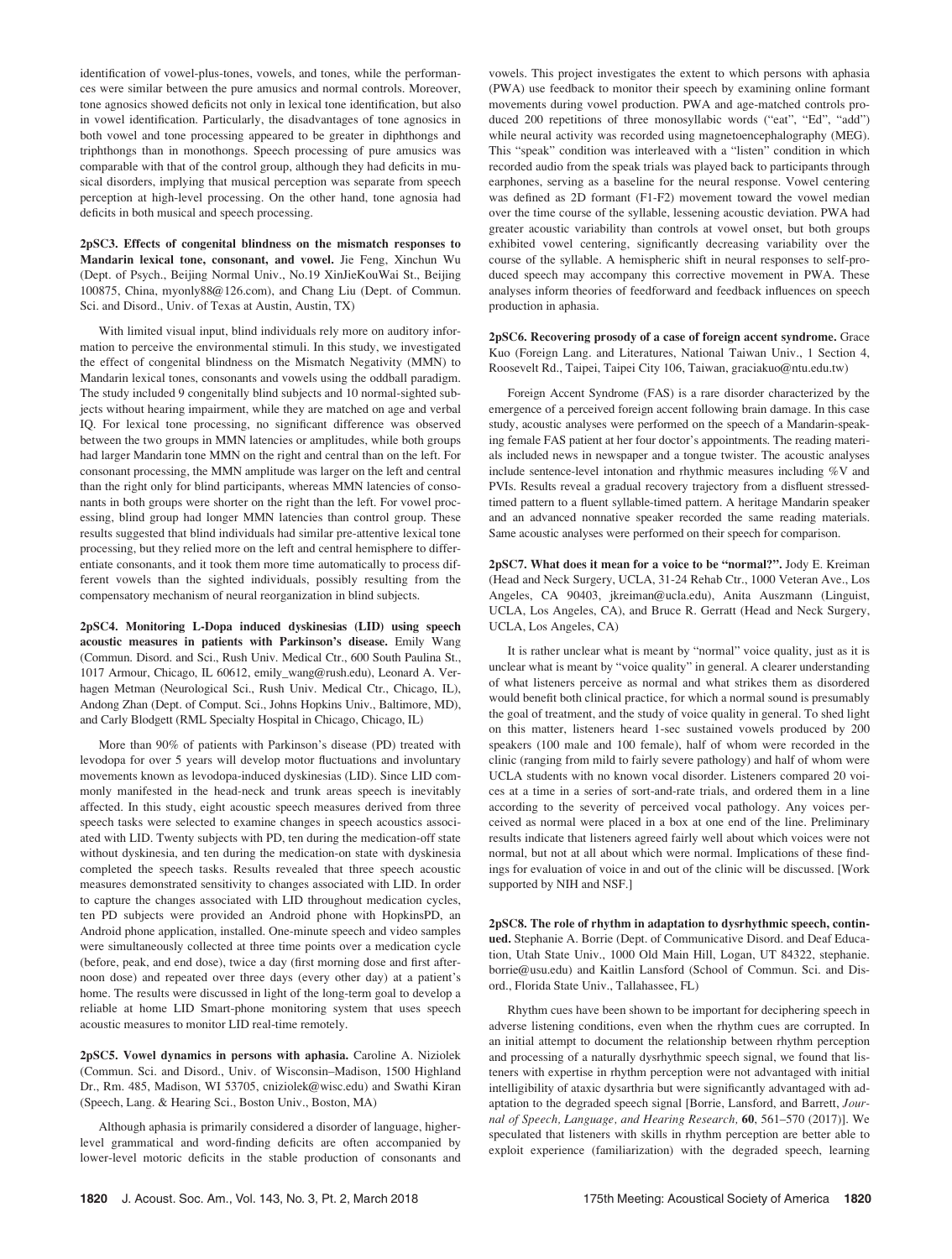identification of vowel-plus-tones, vowels, and tones, while the performances were similar between the pure amusics and normal controls. Moreover, tone agnosics showed deficits not only in lexical tone identification, but also in vowel identification. Particularly, the disadvantages of tone agnosics in both vowel and tone processing appeared to be greater in diphthongs and triphthongs than in monothongs. Speech processing of pure amusics was comparable with that of the control group, although they had deficits in musical disorders, implying that musical perception was separate from speech perception at high-level processing. On the other hand, tone agnosia had deficits in both musical and speech processing.

**2pSC3. Effects of congenital blindness on the mismatch responses to Mandarin lexical tone, consonant, and vowel.** Jie Feng, Xinchun Wu (Dept. of Psych., Beijing Normal Univ., No.19 XinJieKouWai St., Beijing 100875, China, myonly88@126.com), and Chang Liu (Dept. of Commun. Sci. and Disord., Univ. of Texas at Austin, Austin, TX)

With limited visual input, blind individuals rely more on auditory information to perceive the environmental stimuli. In this study, we investigated the effect of congenital blindness on the Mismatch Negativity (MMN) to Mandarin lexical tones, consonants and vowels using the oddball paradigm. The study included 9 congenitally blind subjects and 10 normal-sighted subjects without hearing impairment, while they are matched on age and verbal IQ. For lexical tone processing, no significant difference was observed between the two groups in MMN latencies or amplitudes, while both groups had larger Mandarin tone MMN on the right and central than on the left. For consonant processing, the MMN amplitude was larger on the left and central than the right only for blind participants, whereas MMN latencies of consonants in both groups were shorter on the right than the left. For vowel processing, blind group had longer MMN latencies than control group. These results suggested that blind individuals had similar pre-attentive lexical tone processing, but they relied more on the left and central hemisphere to differentiate consonants, and it took them more time automatically to process different vowels than the sighted individuals, possibly resulting from the compensatory mechanism of neural reorganization in blind subjects.

**2pSC4. Monitoring L-Dopa induced dyskinesias (LID) using speech acoustic measures in patients with Parkinson's disease.** Emily Wang (Commun. Disord. and Sci., Rush Univ. Medical Ctr., 600 South Paulina St., 1017 Armour, Chicago, IL 60612, emily_wang@rush.edu), Leonard A. Verhagen Metman (Neurological Sci., Rush Univ. Medical Ctr., Chicago, IL), Andong Zhan (Dept. of Comput. Sci., Johns Hopkins Univ., Baltimore, MD), and Carly Blodgett (RML Specialty Hospital in Chicago, Chicago, IL)

More than 90% of patients with Parkinson's disease (PD) treated with levodopa for over 5 years will develop motor fluctuations and involuntary movements known as levodopa-induced dyskinesias (LID). Since LID commonly manifested in the head-neck and trunk areas speech is inevitably affected. In this study, eight acoustic speech measures derived from three speech tasks were selected to examine changes in speech acoustics associated with LID. Twenty subjects with PD, ten during the medication-off state without dyskinesia, and ten during the medication-on state with dyskinesia completed the speech tasks. Results revealed that three speech acoustic measures demonstrated sensitivity to changes associated with LID. In order to capture the changes associated with LID throughout medication cycles, ten PD subjects were provided an Android phone with HopkinsPD, an Android phone application, installed. One-minute speech and video samples were simultaneously collected at three time points over a medication cycle (before, peak, and end dose), twice a day (first morning dose and first afternoon dose) and repeated over three days (every other day) at a patient's home. The results were discussed in light of the long-term goal to develop a reliable at home LID Smart-phone monitoring system that uses speech acoustic measures to monitor LID real-time remotely.

**2pSC5. Vowel dynamics in persons with aphasia.** Caroline A. Niziolek (Commun. Sci. and Disord., Univ. of Wisconsin–Madison, 1500 Highland Dr., Rm. 485, Madison, WI 53705, cniziolek@wisc.edu) and Swathi Kiran (Speech, Lang. & Hearing Sci., Boston Univ., Boston, MA)

Although aphasia is primarily considered a disorder of language, higher-level grammatical and word-finding deficits are often accompanied by lower-level motoric deficits in the stable production of consonants and vowels. This project investigates the extent to which persons with aphasia (PWA) use feedback to monitor their speech by examining online formant movements during vowel production. PWA and age-matched controls produced 200 repetitions of three monosyllabic words ("eat", "Ed", "add") while neural activity was recorded using magnetoencephalography (MEG). This "speak" condition was interleaved with a "listen" condition in which recorded audio from the speak trials was played back to participants through earphones, serving as a baseline for the neural response. Vowel centering was defined as 2D formant (F1-F2) movement toward the vowel median over the time course of the syllable, lessening acoustic deviation. PWA had greater acoustic variability than controls at vowel onset, but both groups exhibited vowel centering, significantly decreasing variability over the course of the syllable. A hemispheric shift in neural responses to self-produced speech may accompany this corrective movement in PWA. These analyses inform theories of feedforward and feedback influences on speech production in aphasia.

**2pSC6. Recovering prosody of a case of foreign accent syndrome.** Grace Kuo (Foreign Lang. and Literatures, National Taiwan Univ., 1 Section 4, Roosevelt Rd., Taipei, Taipei City 106, Taiwan, graciakuo@ntu.edu.tw)

Foreign Accent Syndrome (FAS) is a rare disorder characterized by the emergence of a perceived foreign accent following brain damage. In this case study, acoustic analyses were performed on the speech of a Mandarin-speaking female FAS patient at her four doctor's appointments. The reading materials included news in newspaper and a tongue twister. The acoustic analyses include sentence-level intonation and rhythmic measures including %V and PVIs. Results reveal a gradual recovery trajectory from a disfluent stressed-timed pattern to a fluent syllable-timed pattern. A heritage Mandarin speaker and an advanced nonnative speaker recorded the same reading materials. Same acoustic analyses were performed on their speech for comparison.

**2pSC7. What does it mean for a voice to be "normal?".** Jody E. Kreiman (Head and Neck Surgery, UCLA, 31-24 Rehab Ctr., 1000 Veteran Ave., Los Angeles, CA 90403, jkreiman@ucla.edu), Anita Auszmann (Linguist, UCLA, Los Angeles, CA), and Bruce R. Gerratt (Head and Neck Surgery, UCLA, Los Angeles, CA)

It is rather unclear what is meant by "normal" voice quality, just as it is unclear what is meant by "voice quality" in general. A clearer understanding of what listeners perceive as normal and what strikes them as disordered would benefit both clinical practice, for which a normal sound is presumably the goal of treatment, and the study of voice quality in general. To shed light on this matter, listeners heard 1-sec sustained vowels produced by 200 speakers (100 male and 100 female), half of whom were recorded in the clinic (ranging from mild to fairly severe pathology) and half of whom were UCLA students with no known vocal disorder. Listeners compared 20 voices at a time in a series of sort-and-rate trials, and ordered them in a line according to the severity of perceived vocal pathology. Any voices perceived as normal were placed in a box at one end of the line. Preliminary results indicate that listeners agreed fairly well about which voices were not normal, but not at all about which were normal. Implications of these findings for evaluation of voice in and out of the clinic will be discussed. [Work supported by NIH and NSF.]

**2pSC8. The role of rhythm in adaptation to dysrhythmic speech, continued.** Stephanie A. Borrie (Dept. of Communicative Disord. and Deaf Education, Utah State Univ., 1000 Old Main Hill, Logan, UT 84322, stephanie.borrie@usu.edu) and Kaitlin Lansford (School of Commun. Sci. and Disord., Florida State Univ., Tallahassee, FL)

Rhythm cues have been shown to be important for deciphering speech in adverse listening conditions, even when the rhythm cues are corrupted. In an initial attempt to document the relationship between rhythm perception and processing of a naturally dysrhythmic speech signal, we found that listeners with expertise in rhythm perception were not advantaged with initial intelligibility of ataxic dysarthria but were significantly advantaged with adaptation to the degraded speech signal [Borrie, Lansford, and Barrett, *Journal of Speech, Language, and Hearing Research,* **60**, 561–570 (2017)]. We speculated that listeners with skills in rhythm perception are better able to exploit experience (familiarization) with the degraded speech, learning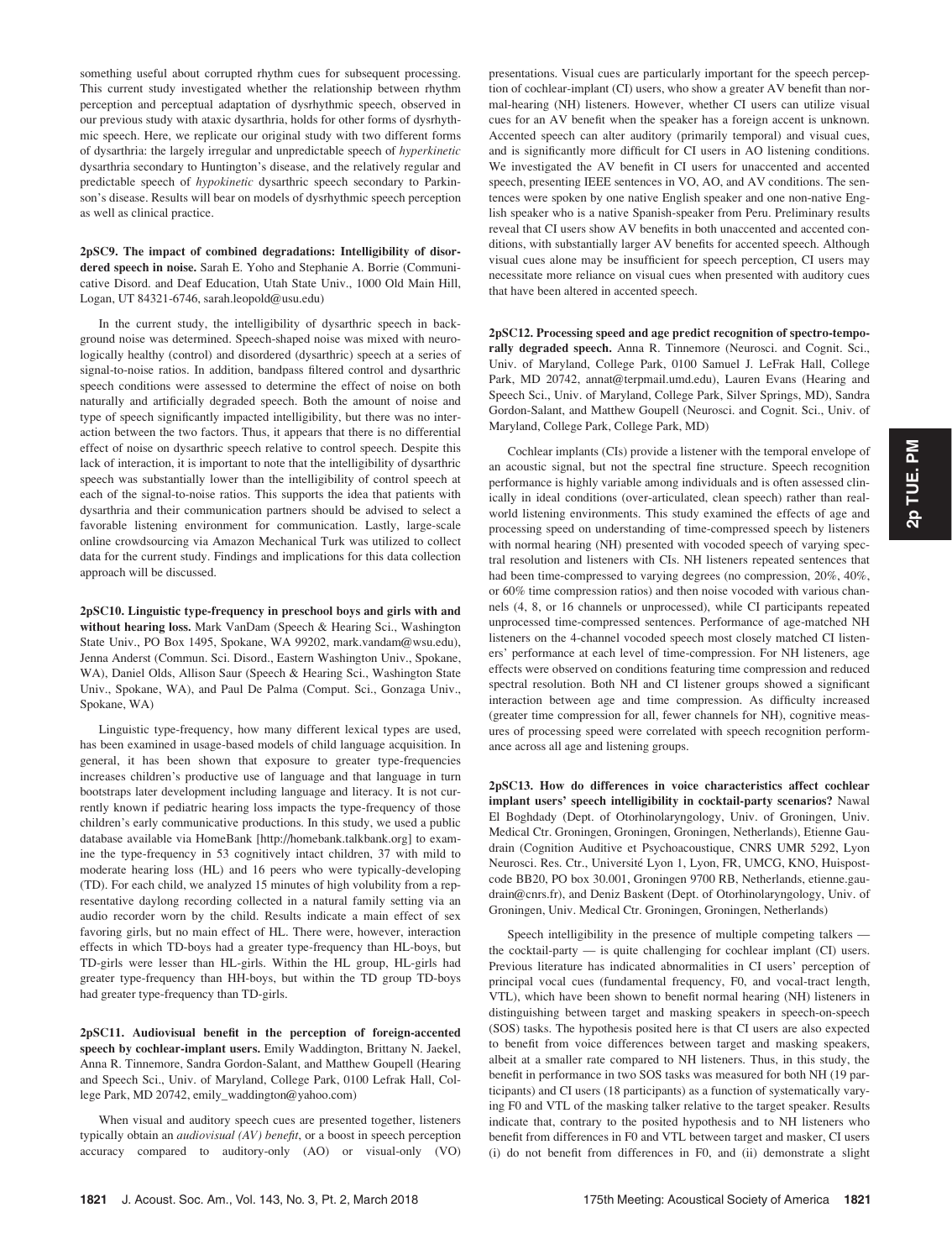something useful about corrupted rhythm cues for subsequent processing. This current study investigated whether the relationship between rhythm perception and perceptual adaptation of dysrhythmic speech, observed in our previous study with ataxic dysarthria, holds for other forms of dysrhythmic speech. Here, we replicate our original study with two different forms of dysarthria: the largely irregular and unpredictable speech of *hyperkinetic* dysarthria secondary to Huntington's disease, and the relatively regular and predictable speech of *hypokinetic* dysarthric speech secondary to Parkinson's disease. Results will bear on models of dysrhythmic speech perception as well as clinical practice.

**2pSC9. The impact of combined degradations: Intelligibility of disordered speech in noise.** Sarah E. Yoho and Stephanie A. Borrie (Communicative Disord. and Deaf Education, Utah State Univ., 1000 Old Main Hill, Logan, UT 84321-6746, sarah.leopold@usu.edu)

In the current study, the intelligibility of dysarthric speech in background noise was determined. Speech-shaped noise was mixed with neurologically healthy (control) and disordered (dysarthric) speech at a series of signal-to-noise ratios. In addition, bandpass filtered control and dysarthric speech conditions were assessed to determine the effect of noise on both naturally and artificially degraded speech. Both the amount of noise and type of speech significantly impacted intelligibility, but there was no interaction between the two factors. Thus, it appears that there is no differential effect of noise on dysarthric speech relative to control speech. Despite this lack of interaction, it is important to note that the intelligibility of dysarthric speech was substantially lower than the intelligibility of control speech at each of the signal-to-noise ratios. This supports the idea that patients with dysarthria and their communication partners should be advised to select a favorable listening environment for communication. Lastly, large-scale online crowdsourcing via Amazon Mechanical Turk was utilized to collect data for the current study. Findings and implications for this data collection approach will be discussed.

**2pSC10. Linguistic type-frequency in preschool boys and girls with and without hearing loss.** Mark VanDam (Speech & Hearing Sci., Washington State Univ., PO Box 1495, Spokane, WA 99202, mark.vandam@wsu.edu), Jenna Anderst (Commun. Sci. Disord., Eastern Washington Univ., Spokane, WA), Daniel Olds, Allison Saur (Speech & Hearing Sci., Washington State Univ., Spokane, WA), and Paul De Palma (Comput. Sci., Gonzaga Univ., Spokane, WA)

Linguistic type-frequency, how many different lexical types are used, has been examined in usage-based models of child language acquisition. In general, it has been shown that exposure to greater type-frequencies increases children's productive use of language and that language in turn bootstraps later development including language and literacy. It is not currently known if pediatric hearing loss impacts the type-frequency of those children's early communicative productions. In this study, we used a public database available via HomeBank [http://homebank.talkbank.org] to examine the type-frequency in 53 cognitively intact children, 37 with mild to moderate hearing loss (HL) and 16 peers who were typically-developing (TD). For each child, we analyzed 15 minutes of high volubility from a representative daylong recording collected in a natural family setting via an audio recorder worn by the child. Results indicate a main effect of sex favoring girls, but no main effect of HL. There were, however, interaction effects in which TD-boys had a greater type-frequency than HL-boys, but TD-girls were lesser than HL-girls. Within the HL group, HL-girls had greater type-frequency than HH-boys, but within the TD group TD-boys had greater type-frequency than TD-girls.

**2pSC11. Audiovisual benefit in the perception of foreign-accented speech by cochlear-implant users.** Emily Waddington, Brittany N. Jaekel, Anna R. Tinnemore, Sandra Gordon-Salant, and Matthew Goupell (Hearing and Speech Sci., Univ. of Maryland, College Park, 0100 Lefrak Hall, College Park, MD 20742, emily_waddington@yahoo.com)

When visual and auditory speech cues are presented together, listeners typically obtain an *audiovisual (AV) benefit*, or a boost in speech perception accuracy compared to auditory-only (AO) or visual-only (VO) presentations. Visual cues are particularly important for the speech perception of cochlear-implant (CI) users, who show a greater AV benefit than normal-hearing (NH) listeners. However, whether CI users can utilize visual cues for an AV benefit when the speaker has a foreign accent is unknown. Accented speech can alter auditory (primarily temporal) and visual cues, and is significantly more difficult for CI users in AO listening conditions. We investigated the AV benefit in CI users for unaccented and accented speech, presenting IEEE sentences in VO, AO, and AV conditions. The sentences were spoken by one native English speaker and one non-native English speaker who is a native Spanish-speaker from Peru. Preliminary results reveal that CI users show AV benefits in both unaccented and accented conditions, with substantially larger AV benefits for accented speech. Although visual cues alone may be insufficient for speech perception, CI users may necessitate more reliance on visual cues when presented with auditory cues that have been altered in accented speech.

**2pSC12. Processing speed and age predict recognition of spectro-temporally degraded speech.** Anna R. Tinnemore (Neurosci. and Cognit. Sci., Univ. of Maryland, College Park, 0100 Samuel J. LeFrak Hall, College Park, MD 20742, annat@terpmail.umd.edu), Lauren Evans (Hearing and Speech Sci., Univ. of Maryland, College Park, Silver Springs, MD), Sandra Gordon-Salant, and Matthew Goupell (Neurosci. and Cognit. Sci., Univ. of Maryland, College Park, College Park, MD)

Cochlear implants (CIs) provide a listener with the temporal envelope of an acoustic signal, but not the spectral fine structure. Speech recognition performance is highly variable among individuals and is often assessed clinically in ideal conditions (over-articulated, clean speech) rather than real-world listening environments. This study examined the effects of age and processing speed on understanding of time-compressed speech by listeners with normal hearing (NH) presented with vocoded speech of varying spectral resolution and listeners with CIs. NH listeners repeated sentences that had been time-compressed to varying degrees (no compression, 20%, 40%, or 60% time compression ratios) and then noise vocoded with various channels (4, 8, or 16 channels or unprocessed), while CI participants repeated unprocessed time-compressed sentences. Performance of age-matched NH listeners on the 4-channel vocoded speech most closely matched CI listeners' performance at each level of time-compression. For NH listeners, age effects were observed on conditions featuring time compression and reduced spectral resolution. Both NH and CI listener groups showed a significant interaction between age and time compression. As difficulty increased (greater time compression for all, fewer channels for NH), cognitive measures of processing speed were correlated with speech recognition performance across all age and listening groups.

**2pSC13. How do differences in voice characteristics affect cochlear implant users' speech intelligibility in cocktail-party scenarios?** Nawal El Boghdady (Dept. of Otorhinolaryngology, Univ. of Groningen, Univ. Medical Ctr. Groningen, Groningen, Groningen, Netherlands), Etienne Gaudrain (Cognition Auditive et Psychoacoustique, CNRS UMR 5292, Lyon Neurosci. Res. Ctr., Université Lyon 1, Lyon, FR, UMCG, KNO, Huispostcode BB20, PO box 30.001, Groningen 9700 RB, Netherlands, etienne.gaudrain@cnrs.fr), and Deniz Baskent (Dept. of Otorhinolaryngology, Univ. of Groningen, Univ. Medical Ctr. Groningen, Groningen, Netherlands)

Speech intelligibility in the presence of multiple competing talkers — the cocktail-party — is quite challenging for cochlear implant (CI) users. Previous literature has indicated abnormalities in CI users' perception of principal vocal cues (fundamental frequency, F0, and vocal-tract length, VTL), which have been shown to benefit normal hearing (NH) listeners in distinguishing between target and masking speakers in speech-on-speech (SOS) tasks. The hypothesis posited here is that CI users are also expected to benefit from voice differences between target and masking speakers, albeit at a smaller rate compared to NH listeners. Thus, in this study, the benefit in performance in two SOS tasks was measured for both NH (19 participants) and CI users (18 participants) as a function of systematically varying F0 and VTL of the masking talker relative to the target speaker. Results indicate that, contrary to the posited hypothesis and to NH listeners who benefit from differences in F0 and VTL between target and masker, CI users (i) do not benefit from differences in F0, and (ii) demonstrate a slight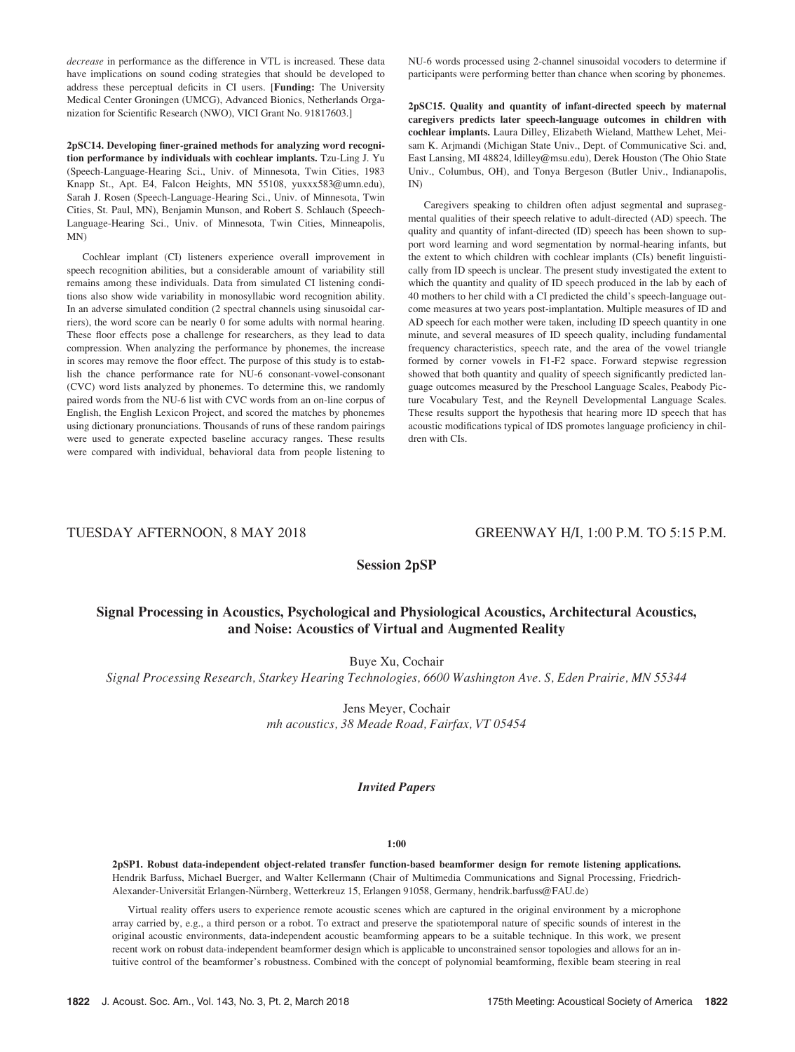*decrease* in performance as the difference in VTL is increased. These data have implications on sound coding strategies that should be developed to address these perceptual deficits in CI users. [**Funding:** The University Medical Center Groningen (UMCG), Advanced Bionics, Netherlands Organization for Scientific Research (NWO), VICI Grant No. 91817603.]

**2pSC14. Developing finer-grained methods for analyzing word recognition performance by individuals with cochlear implants.** Tzu-Ling J. Yu (Speech-Language-Hearing Sci., Univ. of Minnesota, Twin Cities, 1983 Knapp St., Apt. E4, Falcon Heights, MN 55108, yuxxx583@umn.edu), Sarah J. Rosen (Speech-Language-Hearing Sci., Univ. of Minnesota, Twin Cities, St. Paul, MN), Benjamin Munson, and Robert S. Schlauch (Speech-Language-Hearing Sci., Univ. of Minnesota, Twin Cities, Minneapolis, MN)

Cochlear implant (CI) listeners experience overall improvement in speech recognition abilities, but a considerable amount of variability still remains among these individuals. Data from simulated CI listening conditions also show wide variability in monosyllabic word recognition ability. In an adverse simulated condition (2 spectral channels using sinusoidal carriers), the word score can be nearly 0 for some adults with normal hearing. These floor effects pose a challenge for researchers, as they lead to data compression. When analyzing the performance by phonemes, the increase in scores may remove the floor effect. The purpose of this study is to establish the chance performance rate for NU-6 consonant-vowel-consonant (CVC) word lists analyzed by phonemes. To determine this, we randomly paired words from the NU-6 list with CVC words from an on-line corpus of English, the English Lexicon Project, and scored the matches by phonemes using dictionary pronunciations. Thousands of runs of these random pairings were used to generate expected baseline accuracy ranges. These results were compared with individual, behavioral data from people listening to NU-6 words processed using 2-channel sinusoidal vocoders to determine if participants were performing better than chance when scoring by phonemes.

**2pSC15. Quality and quantity of infant-directed speech by maternal caregivers predicts later speech-language outcomes in children with cochlear implants.** Laura Dilley, Elizabeth Wieland, Matthew Lehet, Meisam K. Arjmandi (Michigan State Univ., Dept. of Communicative Sci. and, East Lansing, MI 48824, ldilley@msu.edu), Derek Houston (The Ohio State Univ., Columbus, OH), and Tonya Bergeson (Butler Univ., Indianapolis, IN)

Caregivers speaking to children often adjust segmental and suprasegmental qualities of their speech relative to adult-directed (AD) speech. The quality and quantity of infant-directed (ID) speech has been shown to support word learning and word segmentation by normal-hearing infants, but the extent to which children with cochlear implants (CIs) benefit linguistically from ID speech is unclear. The present study investigated the extent to which the quantity and quality of ID speech produced in the lab by each of 40 mothers to her child with a CI predicted the child's speech-language outcome measures at two years post-implantation. Multiple measures of ID and AD speech for each mother were taken, including ID speech quantity in one minute, and several measures of ID speech quality, including fundamental frequency characteristics, speech rate, and the area of the vowel triangle formed by corner vowels in F1-F2 space. Forward stepwise regression showed that both quantity and quality of speech significantly predicted language outcomes measured by the Preschool Language Scales, Peabody Picture Vocabulary Test, and the Reynell Developmental Language Scales. These results support the hypothesis that hearing more ID speech that has acoustic modifications typical of IDS promotes language proficiency in children with CIs.

TUESDAY AFTERNOON, 8 MAY 2018 — GREENWAY H/I, 1:00 P.M. TO 5:15 P.M.

## Session 2pSP

## Signal Processing in Acoustics, Psychological and Physiological Acoustics, Architectural Acoustics, and Noise: Acoustics of Virtual and Augmented Reality

Buye Xu, Cochair
*Signal Processing Research, Starkey Hearing Technologies, 6600 Washington Ave. S, Eden Prairie, MN 55344*

Jens Meyer, Cochair
*mh acoustics, 38 Meade Road, Fairfax, VT 05454*

### *Invited Papers*

**1:00**

**2pSP1. Robust data-independent object-related transfer function-based beamformer design for remote listening applications.** Hendrik Barfuss, Michael Buerger, and Walter Kellermann (Chair of Multimedia Communications and Signal Processing, Friedrich-Alexander-Universität Erlangen-Nürnberg, Wetterkreuz 15, Erlangen 91058, Germany, hendrik.barfuss@FAU.de)

Virtual reality offers users to experience remote acoustic scenes which are captured in the original environment by a microphone array carried by, e.g., a third person or a robot. To extract and preserve the spatiotemporal nature of specific sounds of interest in the original acoustic environments, data-independent acoustic beamforming appears to be a suitable technique. In this work, we present recent work on robust data-independent beamformer design which is applicable to unconstrained sensor topologies and allows for an intuitive control of the beamformer's robustness. Combined with the concept of polynomial beamforming, flexible beam steering in real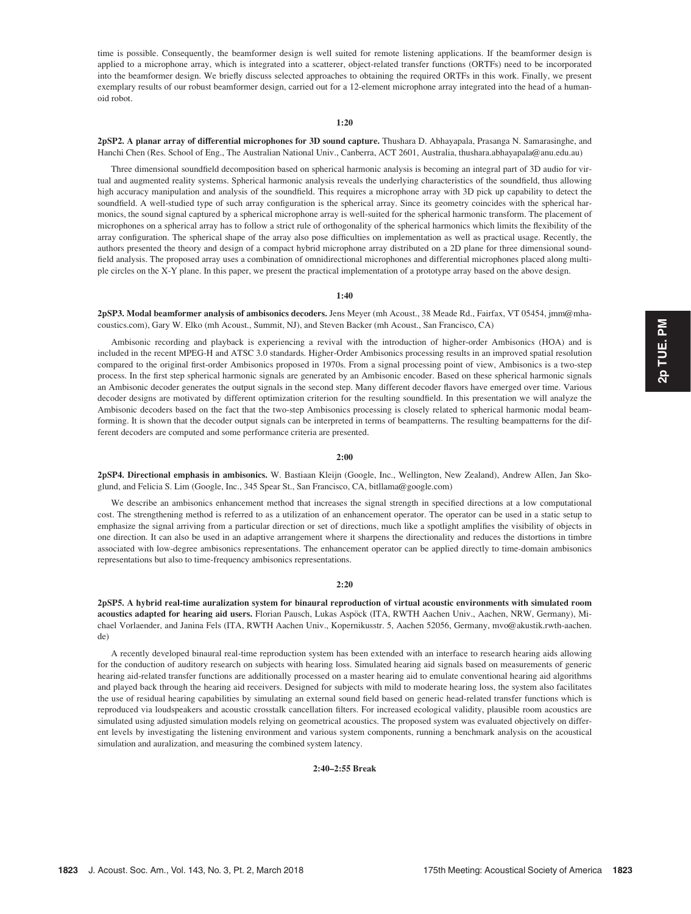time is possible. Consequently, the beamformer design is well suited for remote listening applications. If the beamformer design is applied to a microphone array, which is integrated into a scatterer, object-related transfer functions (ORTFs) need to be incorporated into the beamformer design. We briefly discuss selected approaches to obtaining the required ORTFs in this work. Finally, we present exemplary results of our robust beamformer design, carried out for a 12-element microphone array integrated into the head of a humanoid robot.

**1:20**

**2pSP2. A planar array of differential microphones for 3D sound capture.** Thushara D. Abhayapala, Prasanga N. Samarasinghe, and Hanchi Chen (Res. School of Eng., The Australian National Univ., Canberra, ACT 2601, Australia, thushara.abhayapala@anu.edu.au)

Three dimensional soundfield decomposition based on spherical harmonic analysis is becoming an integral part of 3D audio for virtual and augmented reality systems. Spherical harmonic analysis reveals the underlying characteristics of the soundfield, thus allowing high accuracy manipulation and analysis of the soundfield. This requires a microphone array with 3D pick up capability to detect the soundfield. A well-studied type of such array configuration is the spherical array. Since its geometry coincides with the spherical harmonics, the sound signal captured by a spherical microphone array is well-suited for the spherical harmonic transform. The placement of microphones on a spherical array has to follow a strict rule of orthogonality of the spherical harmonics which limits the flexibility of the array configuration. The spherical shape of the array also pose difficulties on implementation as well as practical usage. Recently, the authors presented the theory and design of a compact hybrid microphone array distributed on a 2D plane for three dimensional soundfield analysis. The proposed array uses a combination of omnidirectional microphones and differential microphones placed along multiple circles on the X-Y plane. In this paper, we present the practical implementation of a prototype array based on the above design.

**1:40**

**2pSP3. Modal beamformer analysis of ambisonics decoders.** Jens Meyer (mh Acoust., 38 Meade Rd., Fairfax, VT 05454, jmm@mhacoustics.com), Gary W. Elko (mh Acoust., Summit, NJ), and Steven Backer (mh Acoust., San Francisco, CA)

Ambisonic recording and playback is experiencing a revival with the introduction of higher-order Ambisonics (HOA) and is included in the recent MPEG-H and ATSC 3.0 standards. Higher-Order Ambisonics processing results in an improved spatial resolution compared to the original first-order Ambisonics proposed in 1970s. From a signal processing point of view, Ambisonics is a two-step process. In the first step spherical harmonic signals are generated by an Ambisonic encoder. Based on these spherical harmonic signals an Ambisonic decoder generates the output signals in the second step. Many different decoder flavors have emerged over time. Various decoder designs are motivated by different optimization criterion for the resulting soundfield. In this presentation we will analyze the Ambisonic decoders based on the fact that the two-step Ambisonics processing is closely related to spherical harmonic modal beamforming. It is shown that the decoder output signals can be interpreted in terms of beampatterns. The resulting beampatterns for the different decoders are computed and some performance criteria are presented.

**2:00**

**2pSP4. Directional emphasis in ambisonics.** W. Bastiaan Kleijn (Google, Inc., Wellington, New Zealand), Andrew Allen, Jan Skoglund, and Felicia S. Lim (Google, Inc., 345 Spear St., San Francisco, CA, bitllama@google.com)

We describe an ambisonics enhancement method that increases the signal strength in specified directions at a low computational cost. The strengthening method is referred to as a utilization of an enhancement operator. The operator can be used in a static setup to emphasize the signal arriving from a particular direction or set of directions, much like a spotlight amplifies the visibility of objects in one direction. It can also be used in an adaptive arrangement where it sharpens the directionality and reduces the distortions in timbre associated with low-degree ambisonics representations. The enhancement operator can be applied directly to time-domain ambisonics representations but also to time-frequency ambisonics representations.

**2:20**

**2pSP5. A hybrid real-time auralization system for binaural reproduction of virtual acoustic environments with simulated room acoustics adapted for hearing aid users.** Florian Pausch, Lukas Aspöck (ITA, RWTH Aachen Univ., Aachen, NRW, Germany), Michael Vorlaender, and Janina Fels (ITA, RWTH Aachen Univ., Kopernikusstr. 5, Aachen 52056, Germany, mvo@akustik.rwth-aachen.de)

A recently developed binaural real-time reproduction system has been extended with an interface to research hearing aids allowing for the conduction of auditory research on subjects with hearing loss. Simulated hearing aid signals based on measurements of generic hearing aid-related transfer functions are additionally processed on a master hearing aid to emulate conventional hearing aid algorithms and played back through the hearing aid receivers. Designed for subjects with mild to moderate hearing loss, the system also facilitates the use of residual hearing capabilities by simulating an external sound field based on generic head-related transfer functions which is reproduced via loudspeakers and acoustic crosstalk cancellation filters. For increased ecological validity, plausible room acoustics are simulated using adjusted simulation models relying on geometrical acoustics. The proposed system was evaluated objectively on different levels by investigating the listening environment and various system components, running a benchmark analysis on the acoustical simulation and auralization, and measuring the combined system latency.

**2:40–2:55 Break**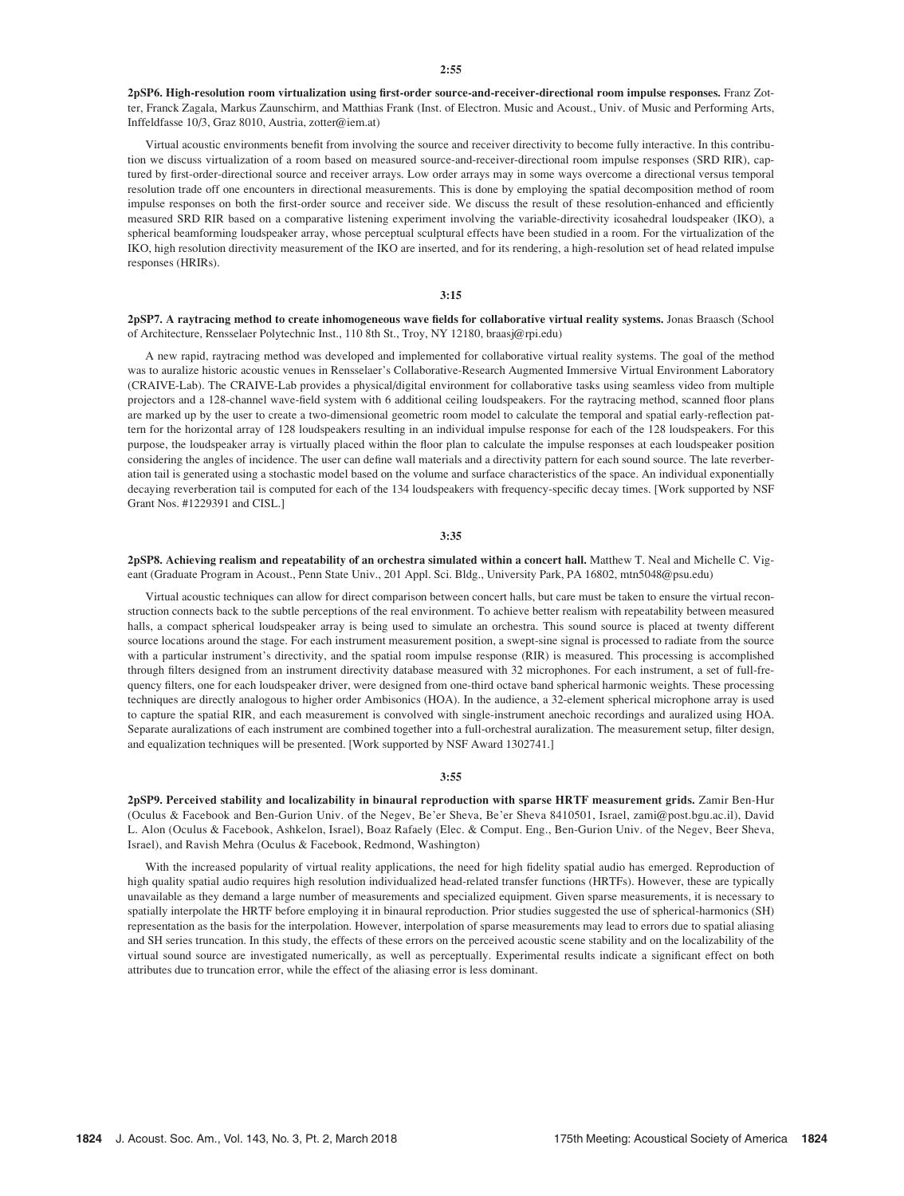**2:55**

**2pSP6. High-resolution room virtualization using first-order source-and-receiver-directional room impulse responses.** Franz Zotter, Franck Zagala, Markus Zaunschirm, and Matthias Frank (Inst. of Electron. Music and Acoust., Univ. of Music and Performing Arts, Inffeldfasse 10/3, Graz 8010, Austria, zotter@iem.at)

Virtual acoustic environments benefit from involving the source and receiver directivity to become fully interactive. In this contribution we discuss virtualization of a room based on measured source-and-receiver-directional room impulse responses (SRD RIR), captured by first-order-directional source and receiver arrays. Low order arrays may in some ways overcome a directional versus temporal resolution trade off one encounters in directional measurements. This is done by employing the spatial decomposition method of room impulse responses on both the first-order source and receiver side. We discuss the result of these resolution-enhanced and efficiently measured SRD RIR based on a comparative listening experiment involving the variable-directivity icosahedral loudspeaker (IKO), a spherical beamforming loudspeaker array, whose perceptual sculptural effects have been studied in a room. For the virtualization of the IKO, high resolution directivity measurement of the IKO are inserted, and for its rendering, a high-resolution set of head related impulse responses (HRIRs).

**3:15**

**2pSP7. A raytracing method to create inhomogeneous wave fields for collaborative virtual reality systems.** Jonas Braasch (School of Architecture, Rensselaer Polytechnic Inst., 110 8th St., Troy, NY 12180, braasj@rpi.edu)

A new rapid, raytracing method was developed and implemented for collaborative virtual reality systems. The goal of the method was to auralize historic acoustic venues in Rensselaer's Collaborative-Research Augmented Immersive Virtual Environment Laboratory (CRAIVE-Lab). The CRAIVE-Lab provides a physical/digital environment for collaborative tasks using seamless video from multiple projectors and a 128-channel wave-field system with 6 additional ceiling loudspeakers. For the raytracing method, scanned floor plans are marked up by the user to create a two-dimensional geometric room model to calculate the temporal and spatial early-reflection pattern for the horizontal array of 128 loudspeakers resulting in an individual impulse response for each of the 128 loudspeakers. For this purpose, the loudspeaker array is virtually placed within the floor plan to calculate the impulse responses at each loudspeaker position considering the angles of incidence. The user can define wall materials and a directivity pattern for each sound source. The late reverberation tail is generated using a stochastic model based on the volume and surface characteristics of the space. An individual exponentially decaying reverberation tail is computed for each of the 134 loudspeakers with frequency-specific decay times. [Work supported by NSF Grant Nos. #1229391 and CISL.]

**3:35**

**2pSP8. Achieving realism and repeatability of an orchestra simulated within a concert hall.** Matthew T. Neal and Michelle C. Vigeant (Graduate Program in Acoust., Penn State Univ., 201 Appl. Sci. Bldg., University Park, PA 16802, mtn5048@psu.edu)

Virtual acoustic techniques can allow for direct comparison between concert halls, but care must be taken to ensure the virtual reconstruction connects back to the subtle perceptions of the real environment. To achieve better realism with repeatability between measured halls, a compact spherical loudspeaker array is being used to simulate an orchestra. This sound source is placed at twenty different source locations around the stage. For each instrument measurement position, a swept-sine signal is processed to radiate from the source with a particular instrument's directivity, and the spatial room impulse response (RIR) is measured. This processing is accomplished through filters designed from an instrument directivity database measured with 32 microphones. For each instrument, a set of full-frequency filters, one for each loudspeaker driver, were designed from one-third octave band spherical harmonic weights. These processing techniques are directly analogous to higher order Ambisonics (HOA). In the audience, a 32-element spherical microphone array is used to capture the spatial RIR, and each measurement is convolved with single-instrument anechoic recordings and auralized using HOA. Separate auralizations of each instrument are combined together into a full-orchestral auralization. The measurement setup, filter design, and equalization techniques will be presented. [Work supported by NSF Award 1302741.]

**3:55**

**2pSP9. Perceived stability and localizability in binaural reproduction with sparse HRTF measurement grids.** Zamir Ben-Hur (Oculus & Facebook and Ben-Gurion Univ. of the Negev, Be'er Sheva, Be'er Sheva 8410501, Israel, zami@post.bgu.ac.il), David L. Alon (Oculus & Facebook, Ashkelon, Israel), Boaz Rafaely (Elec. & Comput. Eng., Ben-Gurion Univ. of the Negev, Beer Sheva, Israel), and Ravish Mehra (Oculus & Facebook, Redmond, Washington)

With the increased popularity of virtual reality applications, the need for high fidelity spatial audio has emerged. Reproduction of high quality spatial audio requires high resolution individualized head-related transfer functions (HRTFs). However, these are typically unavailable as they demand a large number of measurements and specialized equipment. Given sparse measurements, it is necessary to spatially interpolate the HRTF before employing it in binaural reproduction. Prior studies suggested the use of spherical-harmonics (SH) representation as the basis for the interpolation. However, interpolation of sparse measurements may lead to errors due to spatial aliasing and SH series truncation. In this study, the effects of these errors on the perceived acoustic scene stability and on the localizability of the virtual sound source are investigated numerically, as well as perceptually. Experimental results indicate a significant effect on both attributes due to truncation error, while the effect of the aliasing error is less dominant.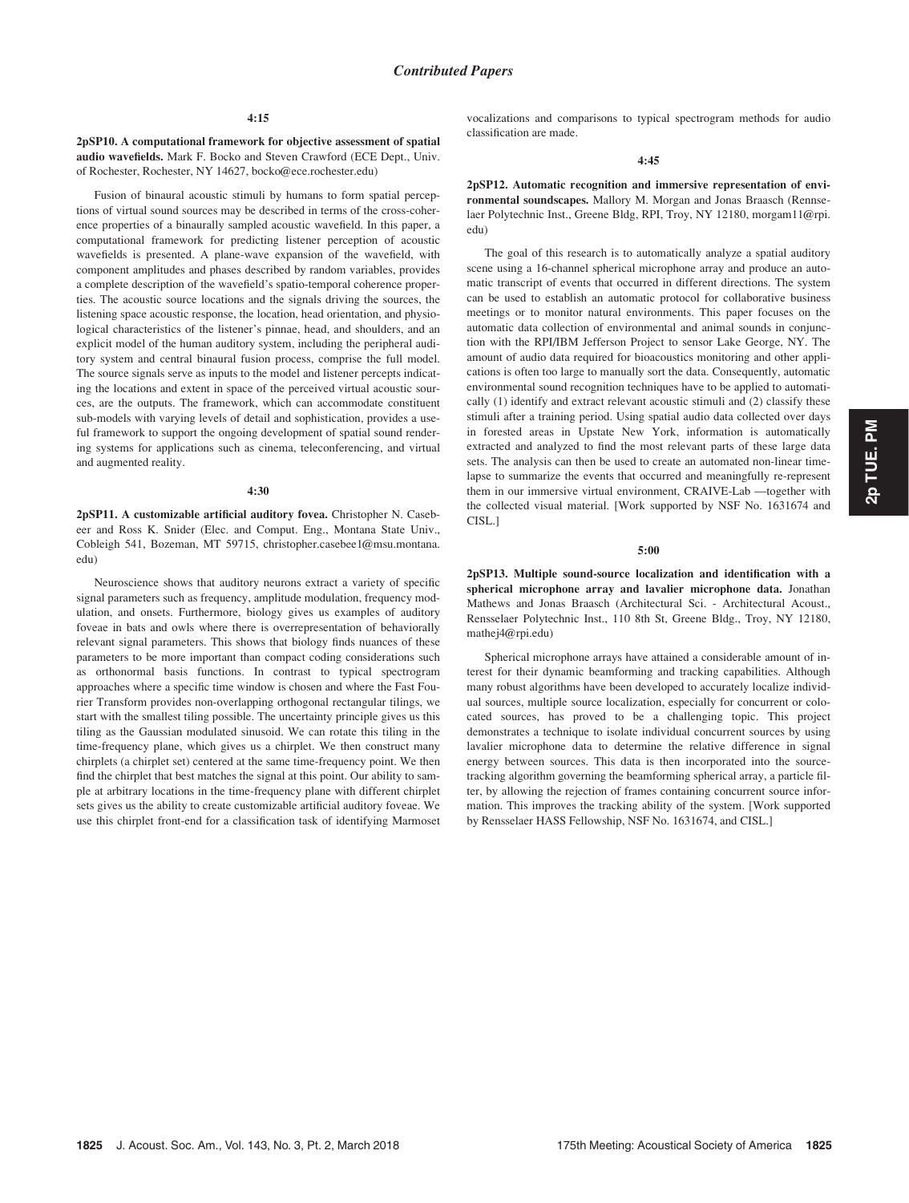## Contributed Papers

**4:15**

**2pSP10. A computational framework for objective assessment of spatial audio wavefields.** Mark F. Bocko and Steven Crawford (ECE Dept., Univ. of Rochester, Rochester, NY 14627, bocko@ece.rochester.edu)

Fusion of binaural acoustic stimuli by humans to form spatial perceptions of virtual sound sources may be described in terms of the cross-coherence properties of a binaurally sampled acoustic wavefield. In this paper, a computational framework for predicting listener perception of acoustic wavefields is presented. A plane-wave expansion of the wavefield, with component amplitudes and phases described by random variables, provides a complete description of the wavefield's spatio-temporal coherence properties. The acoustic source locations and the signals driving the sources, the listening space acoustic response, the location, head orientation, and physiological characteristics of the listener's pinnae, head, and shoulders, and an explicit model of the human auditory system, including the peripheral auditory system and central binaural fusion process, comprise the full model. The source signals serve as inputs to the model and listener percepts indicating the locations and extent in space of the perceived virtual acoustic sources, are the outputs. The framework, which can accommodate constituent sub-models with varying levels of detail and sophistication, provides a useful framework to support the ongoing development of spatial sound rendering systems for applications such as cinema, teleconferencing, and virtual and augmented reality.

**4:30**

**2pSP11. A customizable artificial auditory fovea.** Christopher N. Casebeer and Ross K. Snider (Elec. and Comput. Eng., Montana State Univ., Cobleigh 541, Bozeman, MT 59715, christopher.casebee1@msu.montana.edu)

Neuroscience shows that auditory neurons extract a variety of specific signal parameters such as frequency, amplitude modulation, frequency modulation, and onsets. Furthermore, biology gives us examples of auditory foveae in bats and owls where there is overrepresentation of behaviorally relevant signal parameters. This shows that biology finds nuances of these parameters to be more important than compact coding considerations such as orthonormal basis functions. In contrast to typical spectrogram approaches where a specific time window is chosen and where the Fast Fourier Transform provides non-overlapping orthogonal rectangular tilings, we start with the smallest tiling possible. The uncertainty principle gives us this tiling as the Gaussian modulated sinusoid. We can rotate this tiling in the time-frequency plane, which gives us a chirplet. We then construct many chirplets (a chirplet set) centered at the same time-frequency point. We then find the chirplet that best matches the signal at this point. Our ability to sample at arbitrary locations in the time-frequency plane with different chirplet sets gives us the ability to create customizable artificial auditory foveae. We use this chirplet front-end for a classification task of identifying Marmoset vocalizations and comparisons to typical spectrogram methods for audio classification are made.

**4:45**

**2pSP12. Automatic recognition and immersive representation of environmental soundscapes.** Mallory M. Morgan and Jonas Braasch (Rensselaer Polytechnic Inst., Greene Bldg, RPI, Troy, NY 12180, morgam11@rpi.edu)

The goal of this research is to automatically analyze a spatial auditory scene using a 16-channel spherical microphone array and produce an automatic transcript of events that occurred in different directions. The system can be used to establish an automatic protocol for collaborative business meetings or to monitor natural environments. This paper focuses on the automatic data collection of environmental and animal sounds in conjunction with the RPI/IBM Jefferson Project to sensor Lake George, NY. The amount of audio data required for bioacoustics monitoring and other applications is often too large to manually sort the data. Consequently, automatic environmental sound recognition techniques have to be applied to automatically (1) identify and extract relevant acoustic stimuli and (2) classify these stimuli after a training period. Using spatial audio data collected over days in forested areas in Upstate New York, information is automatically extracted and analyzed to find the most relevant parts of these large data sets. The analysis can then be used to create an automated non-linear time-lapse to summarize the events that occurred and meaningfully re-represent them in our immersive virtual environment, CRAIVE-Lab —together with the collected visual material. [Work supported by NSF No. 1631674 and CISL.]

**5:00**

**2pSP13. Multiple sound-source localization and identification with a spherical microphone array and lavalier microphone data.** Jonathan Mathews and Jonas Braasch (Architectural Sci. - Architectural Acoust., Rensselaer Polytechnic Inst., 110 8th St, Greene Bldg., Troy, NY 12180, mathej4@rpi.edu)

Spherical microphone arrays have attained a considerable amount of interest for their dynamic beamforming and tracking capabilities. Although many robust algorithms have been developed to accurately localize individual sources, multiple source localization, especially for concurrent or colocated sources, has proved to be a challenging topic. This project demonstrates a technique to isolate individual concurrent sources by using lavalier microphone data to determine the relative difference in signal energy between sources. This data is then incorporated into the source-tracking algorithm governing the beamforming spherical array, a particle filter, by allowing the rejection of frames containing concurrent source information. This improves the tracking ability of the system. [Work supported by Rensselaer HASS Fellowship, NSF No. 1631674, and CISL.]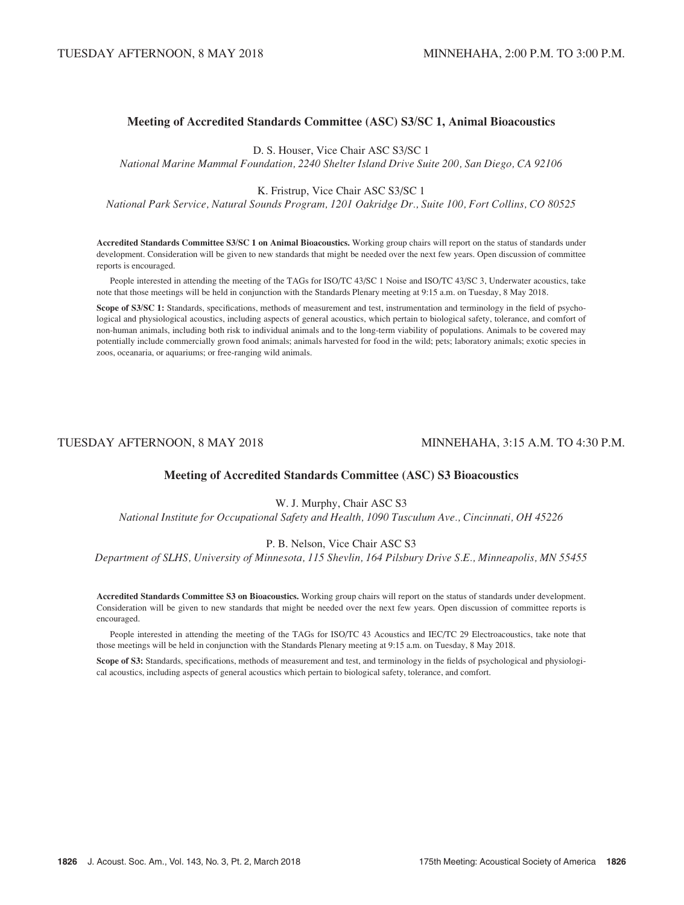TUESDAY AFTERNOON, 8 MAY 2018 MINNEHAHA, 2:00 P.M. TO 3:00 P.M.

## Meeting of Accredited Standards Committee (ASC) S3/SC 1, Animal Bioacoustics

D. S. Houser, Vice Chair ASC S3/SC 1

*National Marine Mammal Foundation, 2240 Shelter Island Drive Suite 200, San Diego, CA 92106*

K. Fristrup, Vice Chair ASC S3/SC 1

*National Park Service, Natural Sounds Program, 1201 Oakridge Dr., Suite 100, Fort Collins, CO 80525*

**Accredited Standards Committee S3/SC 1 on Animal Bioacoustics.** Working group chairs will report on the status of standards under development. Consideration will be given to new standards that might be needed over the next few years. Open discussion of committee reports is encouraged.

People interested in attending the meeting of the TAGs for ISO/TC 43/SC 1 Noise and ISO/TC 43/SC 3, Underwater acoustics, take note that those meetings will be held in conjunction with the Standards Plenary meeting at 9:15 a.m. on Tuesday, 8 May 2018.

**Scope of S3/SC 1:** Standards, specifications, methods of measurement and test, instrumentation and terminology in the field of psychological and physiological acoustics, including aspects of general acoustics, which pertain to biological safety, tolerance, and comfort of non-human animals, including both risk to individual animals and to the long-term viability of populations. Animals to be covered may potentially include commercially grown food animals; animals harvested for food in the wild; pets; laboratory animals; exotic species in zoos, oceanaria, or aquariums; or free-ranging wild animals.

TUESDAY AFTERNOON, 8 MAY 2018 MINNEHAHA, 3:15 A.M. TO 4:30 P.M.

## Meeting of Accredited Standards Committee (ASC) S3 Bioacoustics

W. J. Murphy, Chair ASC S3

*National Institute for Occupational Safety and Health, 1090 Tusculum Ave., Cincinnati, OH 45226*

P. B. Nelson, Vice Chair ASC S3

*Department of SLHS, University of Minnesota, 115 Shevlin, 164 Pilsbury Drive S.E., Minneapolis, MN 55455*

**Accredited Standards Committee S3 on Bioacoustics.** Working group chairs will report on the status of standards under development. Consideration will be given to new standards that might be needed over the next few years. Open discussion of committee reports is encouraged.

People interested in attending the meeting of the TAGs for ISO/TC 43 Acoustics and IEC/TC 29 Electroacoustics, take note that those meetings will be held in conjunction with the Standards Plenary meeting at 9:15 a.m. on Tuesday, 8 May 2018.

**Scope of S3:** Standards, specifications, methods of measurement and test, and terminology in the fields of psychological and physiological acoustics, including aspects of general acoustics which pertain to biological safety, tolerance, and comfort.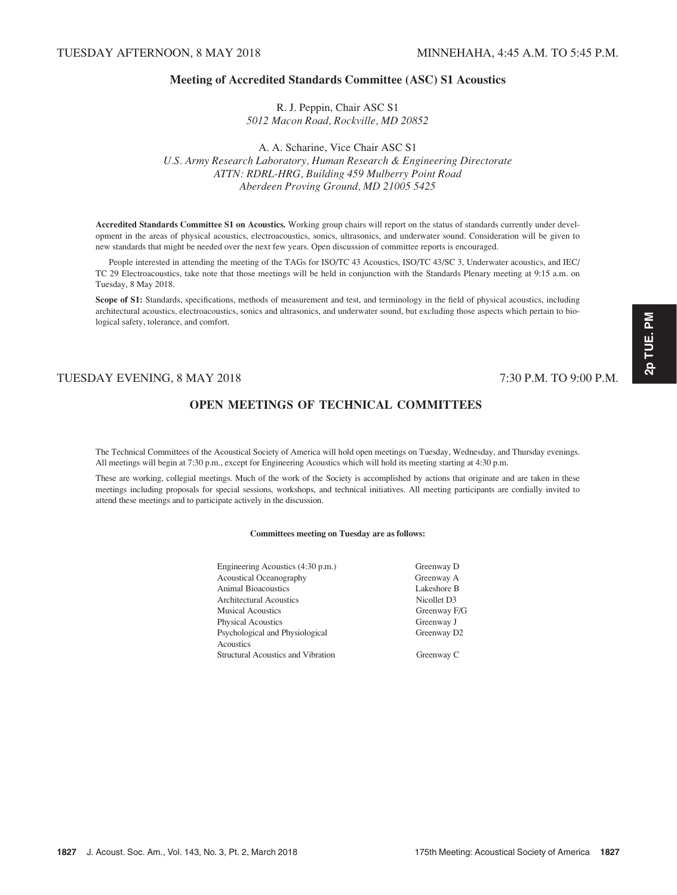TUESDAY AFTERNOON, 8 MAY 2018 MINNEHAHA, 4:45 A.M. TO 5:45 P.M.

## Meeting of Accredited Standards Committee (ASC) S1 Acoustics

R. J. Peppin, Chair ASC S1
*5012 Macon Road, Rockville, MD 20852*

A. A. Scharine, Vice Chair ASC S1
*U.S. Army Research Laboratory, Human Research & Engineering Directorate*
*ATTN: RDRL-HRG, Building 459 Mulberry Point Road*
*Aberdeen Proving Ground, MD 21005 5425*

**Accredited Standards Committee S1 on Acoustics.** Working group chairs will report on the status of standards currently under development in the areas of physical acoustics, electroacoustics, sonics, ultrasonics, and underwater sound. Consideration will be given to new standards that might be needed over the next few years. Open discussion of committee reports is encouraged.

People interested in attending the meeting of the TAGs for ISO/TC 43 Acoustics, ISO/TC 43/SC 3, Underwater acoustics, and IEC/TC 29 Electroacoustics, take note that those meetings will be held in conjunction with the Standards Plenary meeting at 9:15 a.m. on Tuesday, 8 May 2018.

**Scope of S1:** Standards, specifications, methods of measurement and test, and terminology in the field of physical acoustics, including architectural acoustics, electroacoustics, sonics and ultrasonics, and underwater sound, but excluding those aspects which pertain to biological safety, tolerance, and comfort.

TUESDAY EVENING, 8 MAY 2018 7:30 P.M. TO 9:00 P.M.

## OPEN MEETINGS OF TECHNICAL COMMITTEES

The Technical Committees of the Acoustical Society of America will hold open meetings on Tuesday, Wednesday, and Thursday evenings. All meetings will begin at 7:30 p.m., except for Engineering Acoustics which will hold its meeting starting at 4:30 p.m.

These are working, collegial meetings. Much of the work of the Society is accomplished by actions that originate and are taken in these meetings including proposals for special sessions, workshops, and technical initiatives. All meeting participants are cordially invited to attend these meetings and to participate actively in the discussion.

**Committees meeting on Tuesday are as follows:**

| | |
|---|---|
| Engineering Acoustics (4:30 p.m.) | Greenway D |
| Acoustical Oceanography | Greenway A |
| Animal Bioacoustics | Lakeshore B |
| Architectural Acoustics | Nicollet D3 |
| Musical Acoustics | Greenway F/G |
| Physical Acoustics | Greenway J |
| Psychological and Physiological Acoustics | Greenway D2 |
| Structural Acoustics and Vibration | Greenway C |